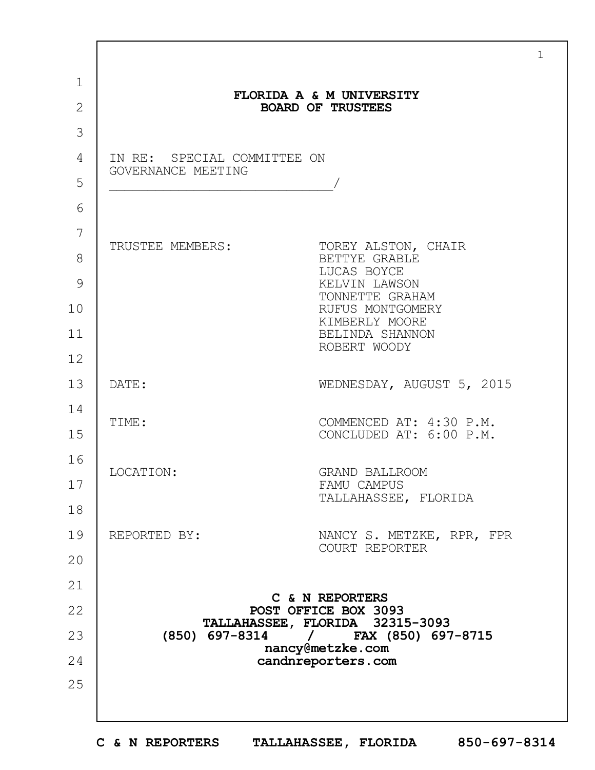**FLORIDA A & M UNIVERSITY**
**BOARD OF TRUSTEES**

IN RE: SPECIAL COMMITTEE ON GOVERNANCE MEETING
_____________________________/

TRUSTEE MEMBERS:
TOREY ALSTON, CHAIR
BETTYE GRABLE
LUCAS BOYCE
KELVIN LAWSON
TONNETTE GRAHAM
RUFUS MONTGOMERY
KIMBERLY MOORE
BELINDA SHANNON
ROBERT WOODY

DATE: WEDNESDAY, AUGUST 5, 2015

TIME: COMMENCED AT: 4:30 P.M.
CONCLUDED AT: 6:00 P.M.

LOCATION: GRAND BALLROOM
FAMU CAMPUS
TALLAHASSEE, FLORIDA

REPORTED BY: NANCY S. METZKE, RPR, FPR
COURT REPORTER

**C & N REPORTERS**
**POST OFFICE BOX 3093**
**TALLAHASSEE, FLORIDA 32315-3093**
**(850) 697-8314 / FAX (850) 697-8715**
**nancy@metzke.com**
**candnreporters.com**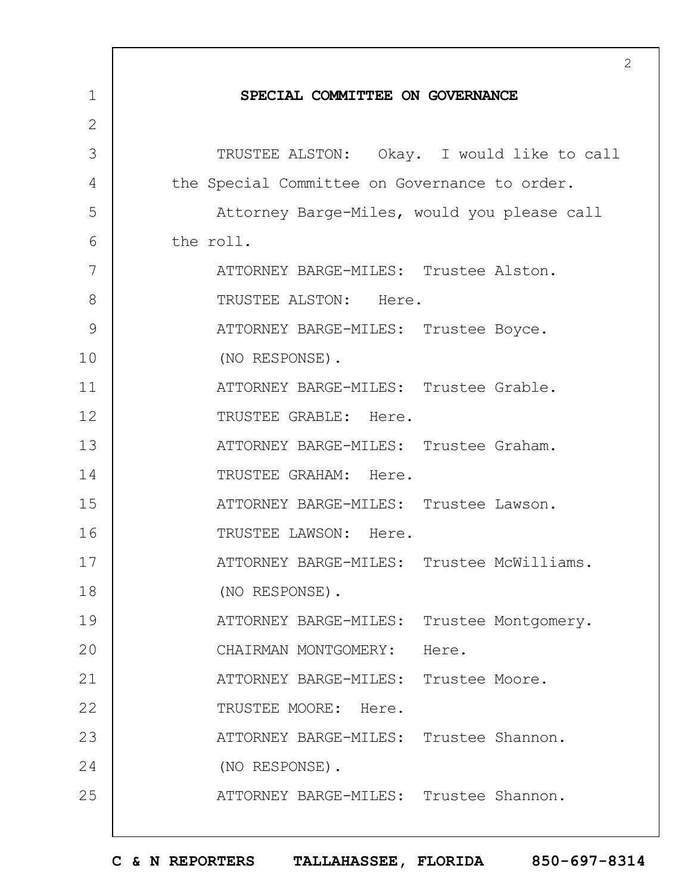## SPECIAL COMMITTEE ON GOVERNANCE

TRUSTEE ALSTON: Okay. I would like to call the Special Committee on Governance to order.

Attorney Barge-Miles, would you please call the roll.

ATTORNEY BARGE-MILES: Trustee Alston.

TRUSTEE ALSTON: Here.

ATTORNEY BARGE-MILES: Trustee Boyce.

(NO RESPONSE).

ATTORNEY BARGE-MILES: Trustee Grable.

TRUSTEE GRABLE: Here.

ATTORNEY BARGE-MILES: Trustee Graham.

TRUSTEE GRAHAM: Here.

ATTORNEY BARGE-MILES: Trustee Lawson.

TRUSTEE LAWSON: Here.

ATTORNEY BARGE-MILES: Trustee McWilliams.

(NO RESPONSE).

ATTORNEY BARGE-MILES: Trustee Montgomery.

CHAIRMAN MONTGOMERY: Here.

ATTORNEY BARGE-MILES: Trustee Moore.

TRUSTEE MOORE: Here.

ATTORNEY BARGE-MILES: Trustee Shannon.

(NO RESPONSE).

ATTORNEY BARGE-MILES: Trustee Shannon.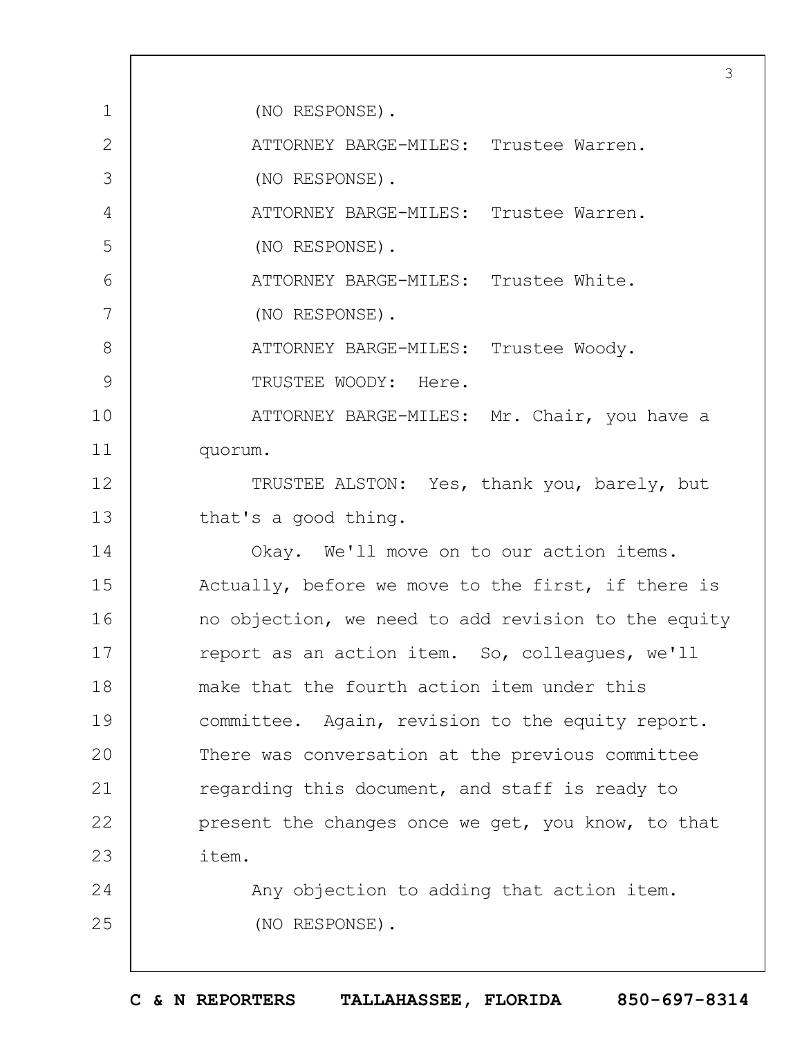(NO RESPONSE).

ATTORNEY BARGE-MILES: Trustee Warren.

(NO RESPONSE).

ATTORNEY BARGE-MILES: Trustee Warren.

(NO RESPONSE).

ATTORNEY BARGE-MILES: Trustee White.

(NO RESPONSE).

ATTORNEY BARGE-MILES: Trustee Woody.

TRUSTEE WOODY: Here.

ATTORNEY BARGE-MILES: Mr. Chair, you have a quorum.

TRUSTEE ALSTON: Yes, thank you, barely, but that's a good thing.

Okay. We'll move on to our action items. Actually, before we move to the first, if there is no objection, we need to add revision to the equity report as an action item. So, colleagues, we'll make that the fourth action item under this committee. Again, revision to the equity report. There was conversation at the previous committee regarding this document, and staff is ready to present the changes once we get, you know, to that item.

Any objection to adding that action item.

(NO RESPONSE).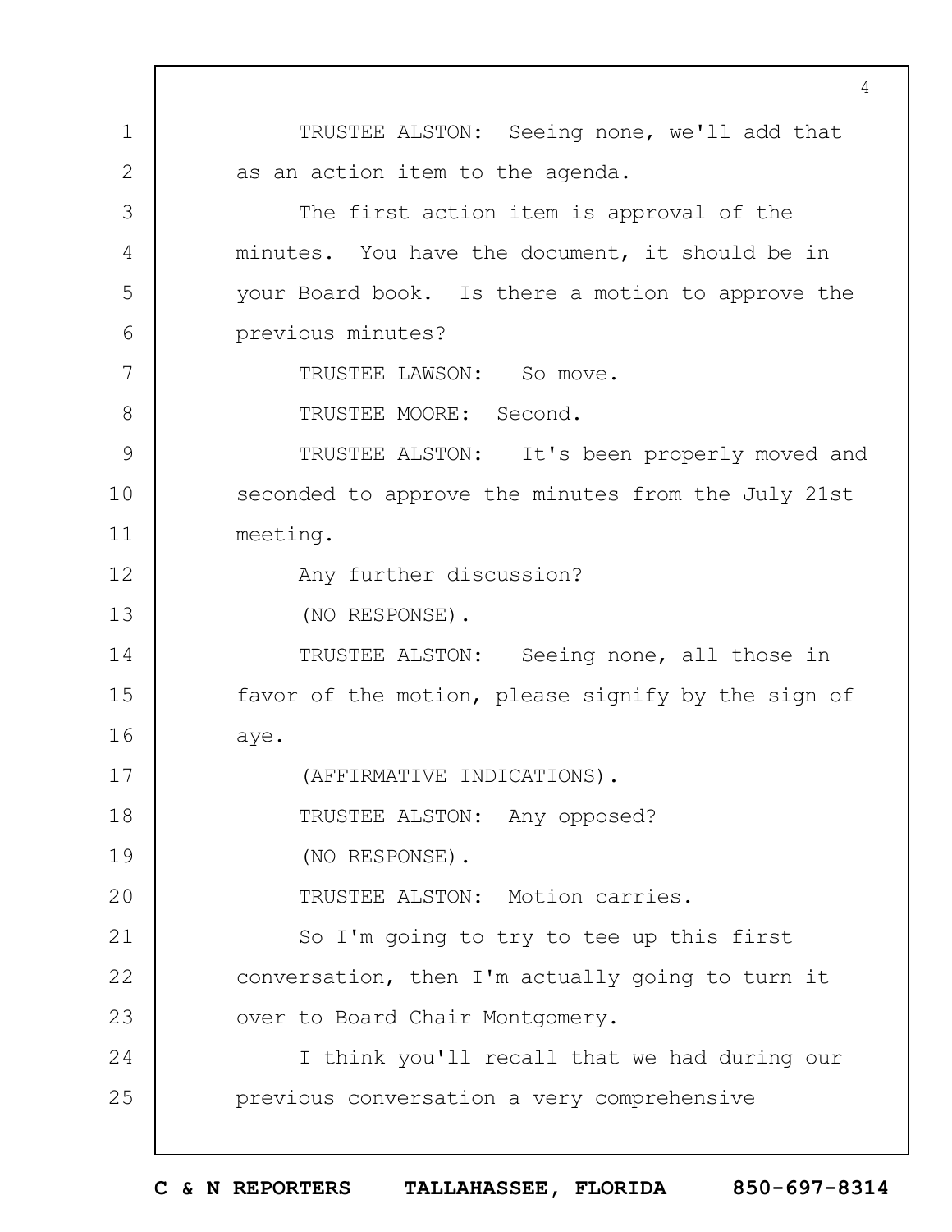TRUSTEE ALSTON: Seeing none, we'll add that as an action item to the agenda.

The first action item is approval of the minutes. You have the document, it should be in your Board book. Is there a motion to approve the previous minutes?

TRUSTEE LAWSON: So move.

TRUSTEE MOORE: Second.

TRUSTEE ALSTON: It's been properly moved and seconded to approve the minutes from the July 21st meeting.

Any further discussion?

(NO RESPONSE).

TRUSTEE ALSTON: Seeing none, all those in favor of the motion, please signify by the sign of aye.

(AFFIRMATIVE INDICATIONS).

TRUSTEE ALSTON: Any opposed?

(NO RESPONSE).

TRUSTEE ALSTON: Motion carries.

So I'm going to try to tee up this first conversation, then I'm actually going to turn it over to Board Chair Montgomery.

I think you'll recall that we had during our previous conversation a very comprehensive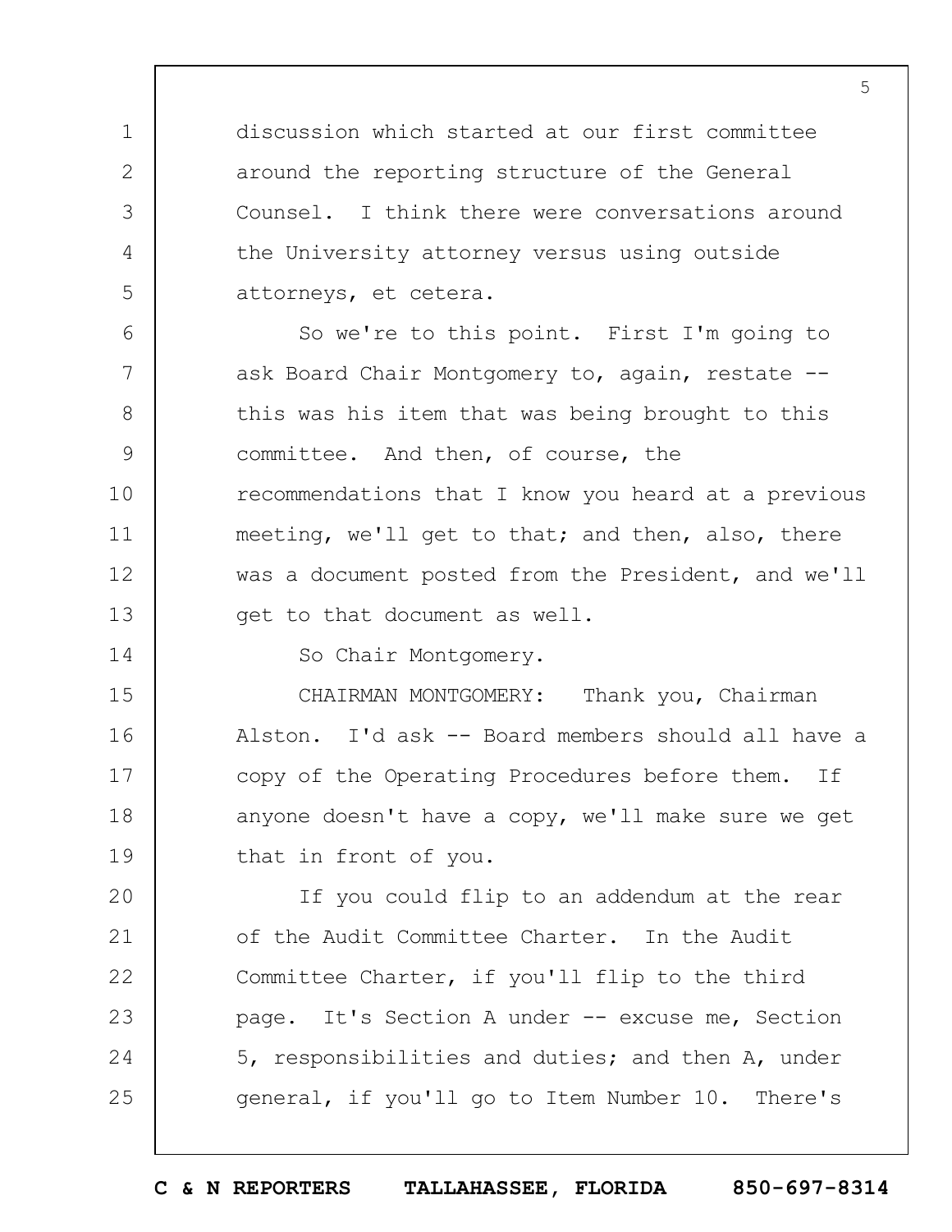discussion which started at our first committee around the reporting structure of the General Counsel. I think there were conversations around the University attorney versus using outside attorneys, et cetera.

So we're to this point. First I'm going to ask Board Chair Montgomery to, again, restate -- this was his item that was being brought to this committee. And then, of course, the recommendations that I know you heard at a previous meeting, we'll get to that; and then, also, there was a document posted from the President, and we'll get to that document as well.

So Chair Montgomery.

CHAIRMAN MONTGOMERY: Thank you, Chairman Alston. I'd ask -- Board members should all have a copy of the Operating Procedures before them. If anyone doesn't have a copy, we'll make sure we get that in front of you.

If you could flip to an addendum at the rear of the Audit Committee Charter. In the Audit Committee Charter, if you'll flip to the third page. It's Section A under -- excuse me, Section 5, responsibilities and duties; and then A, under general, if you'll go to Item Number 10. There's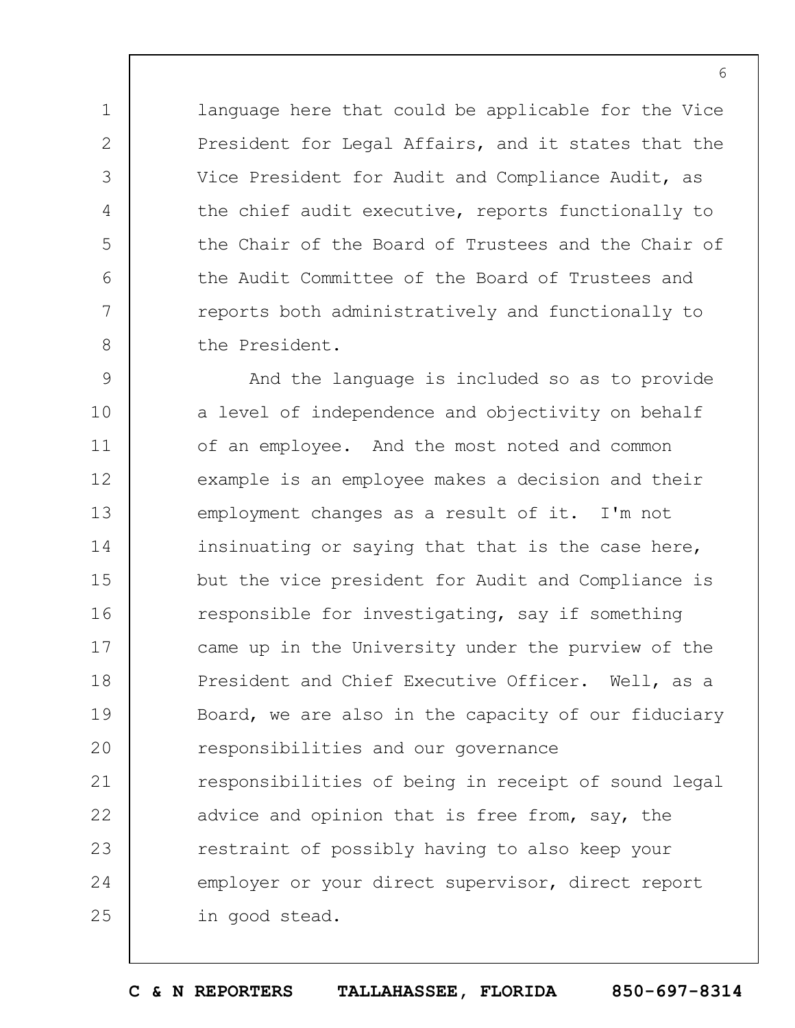language here that could be applicable for the Vice President for Legal Affairs, and it states that the Vice President for Audit and Compliance Audit, as the chief audit executive, reports functionally to the Chair of the Board of Trustees and the Chair of the Audit Committee of the Board of Trustees and reports both administratively and functionally to the President.

And the language is included so as to provide a level of independence and objectivity on behalf of an employee. And the most noted and common example is an employee makes a decision and their employment changes as a result of it. I'm not insinuating or saying that that is the case here, but the vice president for Audit and Compliance is responsible for investigating, say if something came up in the University under the purview of the President and Chief Executive Officer. Well, as a Board, we are also in the capacity of our fiduciary responsibilities and our governance responsibilities of being in receipt of sound legal advice and opinion that is free from, say, the restraint of possibly having to also keep your employer or your direct supervisor, direct report in good stead.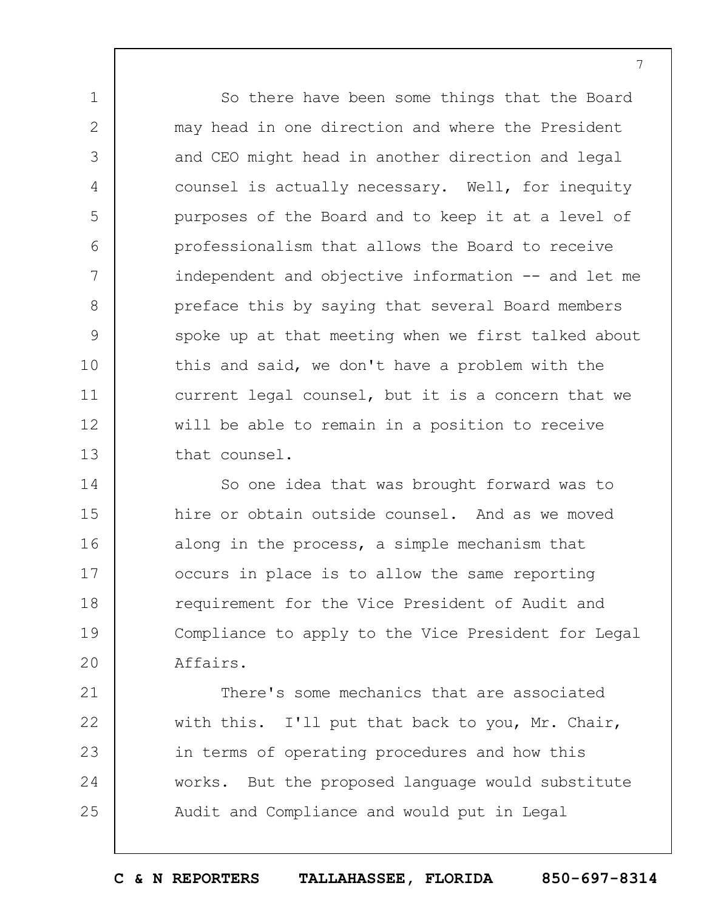So there have been some things that the Board may head in one direction and where the President and CEO might head in another direction and legal counsel is actually necessary. Well, for inequity purposes of the Board and to keep it at a level of professionalism that allows the Board to receive independent and objective information -- and let me preface this by saying that several Board members spoke up at that meeting when we first talked about this and said, we don't have a problem with the current legal counsel, but it is a concern that we will be able to remain in a position to receive that counsel.

So one idea that was brought forward was to hire or obtain outside counsel. And as we moved along in the process, a simple mechanism that occurs in place is to allow the same reporting requirement for the Vice President of Audit and Compliance to apply to the Vice President for Legal Affairs.

There's some mechanics that are associated with this. I'll put that back to you, Mr. Chair, in terms of operating procedures and how this works. But the proposed language would substitute Audit and Compliance and would put in Legal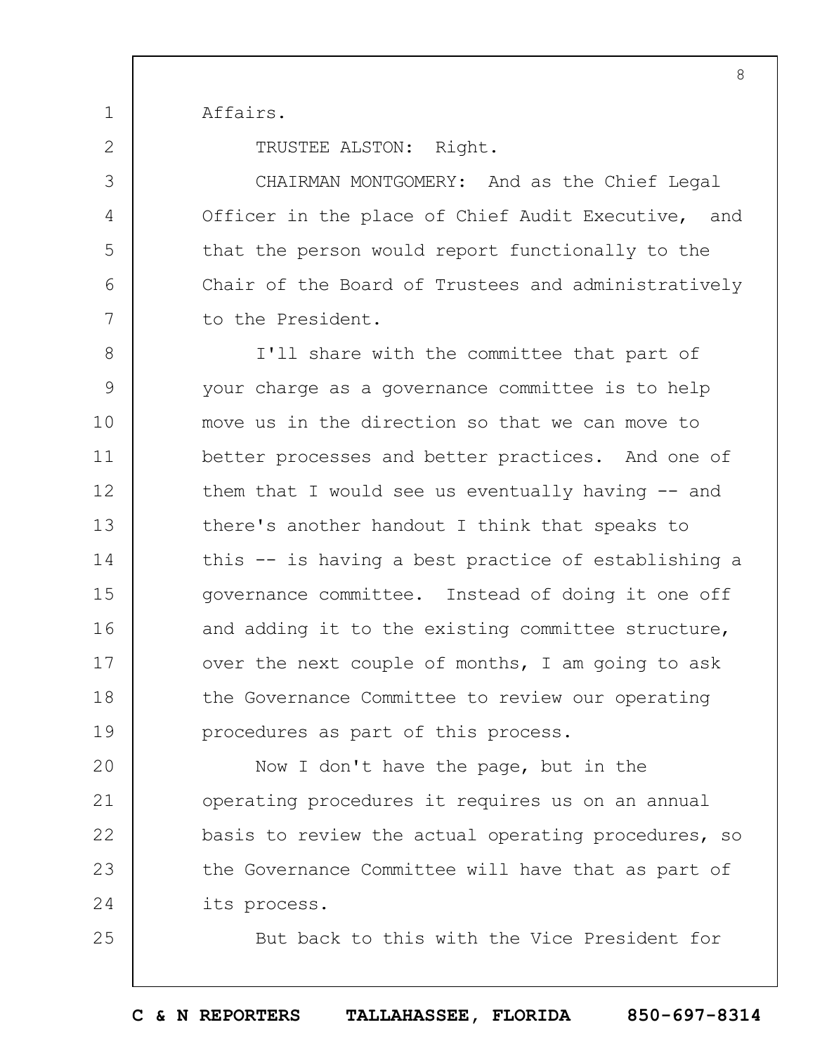Affairs.

TRUSTEE ALSTON: Right.

CHAIRMAN MONTGOMERY: And as the Chief Legal Officer in the place of Chief Audit Executive, and that the person would report functionally to the Chair of the Board of Trustees and administratively to the President.

I'll share with the committee that part of your charge as a governance committee is to help move us in the direction so that we can move to better processes and better practices. And one of them that I would see us eventually having -- and there's another handout I think that speaks to this -- is having a best practice of establishing a governance committee. Instead of doing it one off and adding it to the existing committee structure, over the next couple of months, I am going to ask the Governance Committee to review our operating procedures as part of this process.

Now I don't have the page, but in the operating procedures it requires us on an annual basis to review the actual operating procedures, so the Governance Committee will have that as part of its process.

But back to this with the Vice President for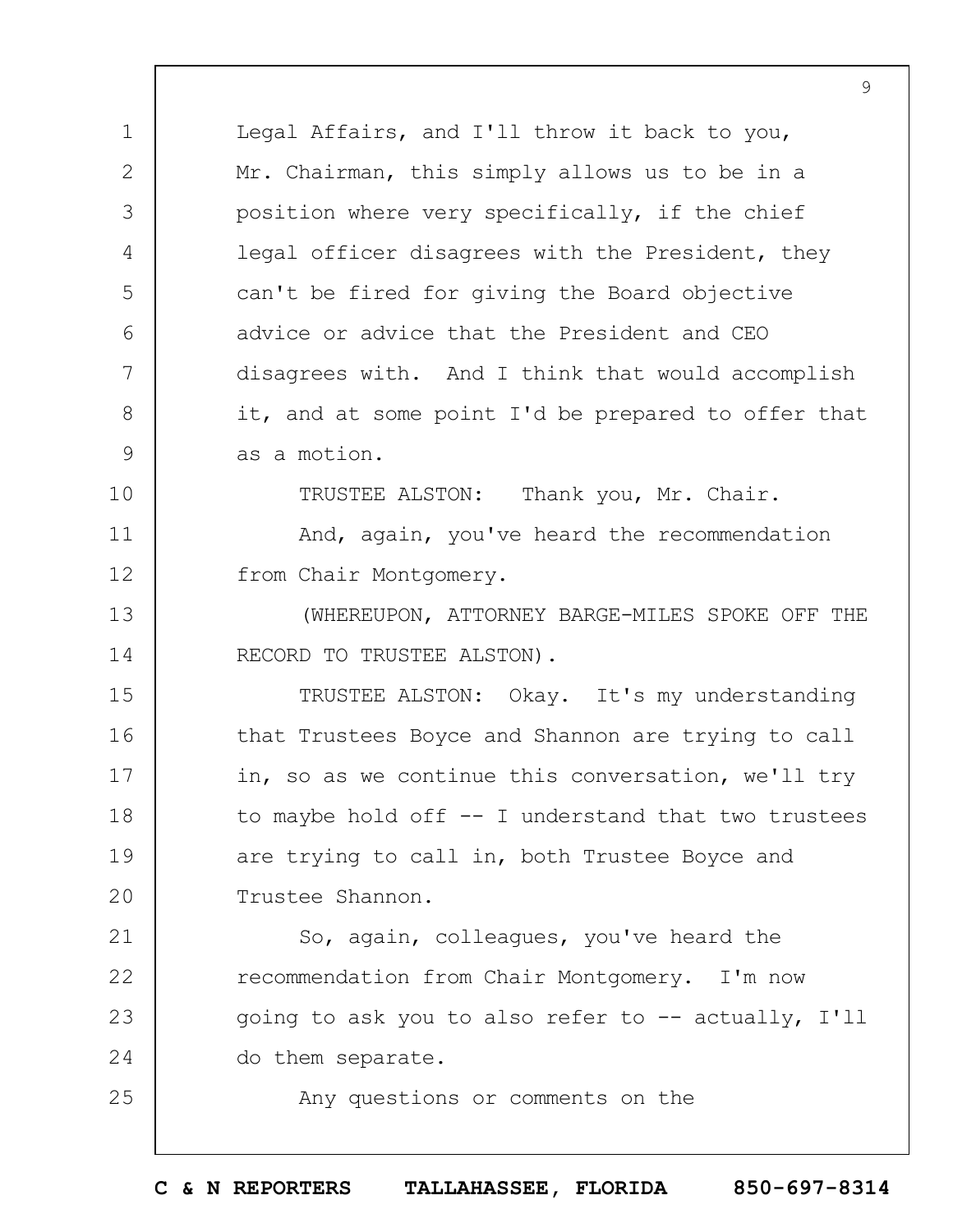Legal Affairs, and I'll throw it back to you, Mr. Chairman, this simply allows us to be in a position where very specifically, if the chief legal officer disagrees with the President, they can't be fired for giving the Board objective advice or advice that the President and CEO disagrees with. And I think that would accomplish it, and at some point I'd be prepared to offer that as a motion.

TRUSTEE ALSTON: Thank you, Mr. Chair.

And, again, you've heard the recommendation from Chair Montgomery.

(WHEREUPON, ATTORNEY BARGE-MILES SPOKE OFF THE RECORD TO TRUSTEE ALSTON).

TRUSTEE ALSTON: Okay. It's my understanding that Trustees Boyce and Shannon are trying to call in, so as we continue this conversation, we'll try to maybe hold off -- I understand that two trustees are trying to call in, both Trustee Boyce and Trustee Shannon.

So, again, colleagues, you've heard the recommendation from Chair Montgomery. I'm now going to ask you to also refer to -- actually, I'll do them separate.

Any questions or comments on the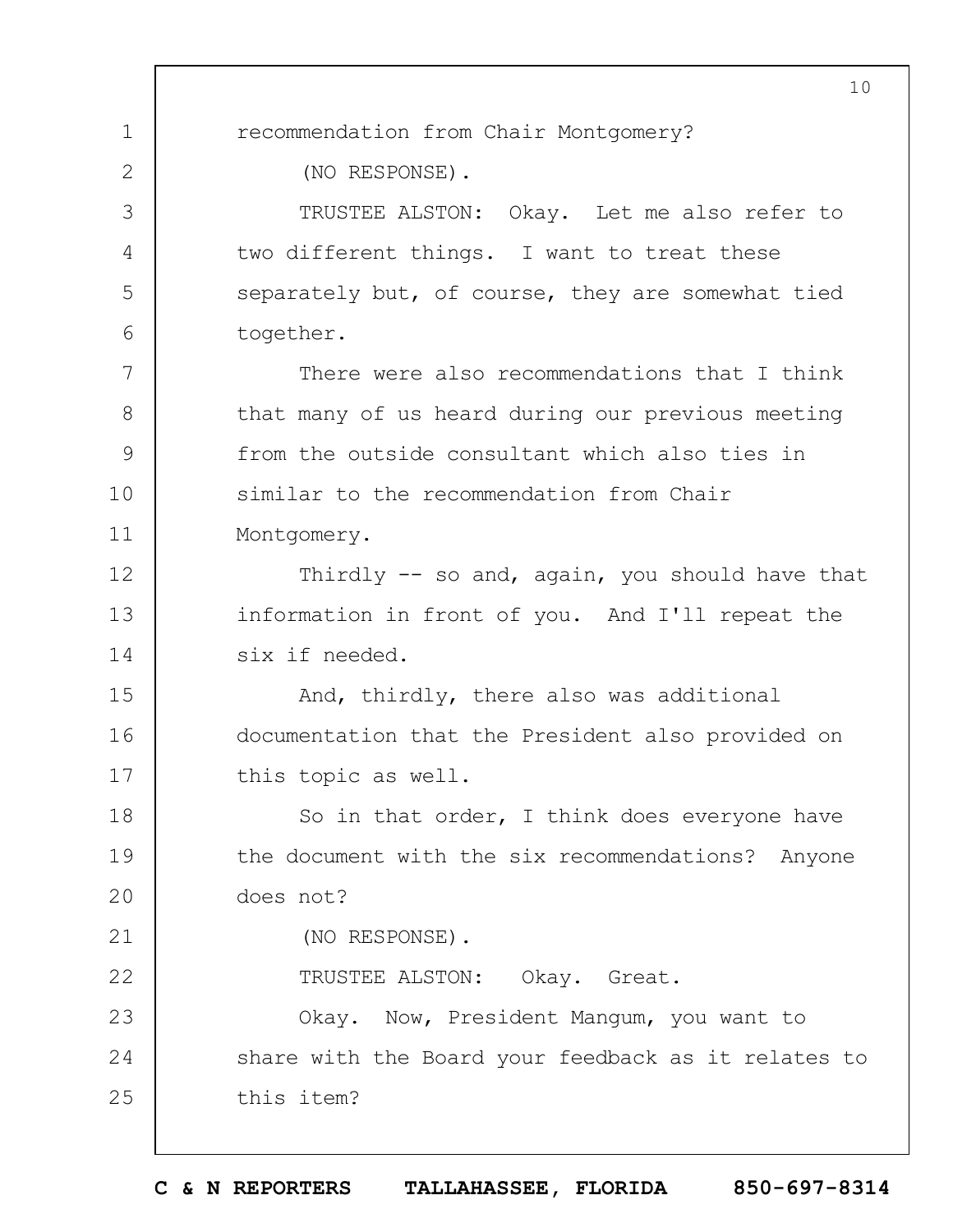recommendation from Chair Montgomery?

(NO RESPONSE).

TRUSTEE ALSTON: Okay. Let me also refer to two different things. I want to treat these separately but, of course, they are somewhat tied together.

There were also recommendations that I think that many of us heard during our previous meeting from the outside consultant which also ties in similar to the recommendation from Chair Montgomery.

Thirdly -- so and, again, you should have that information in front of you. And I'll repeat the six if needed.

And, thirdly, there also was additional documentation that the President also provided on this topic as well.

So in that order, I think does everyone have the document with the six recommendations? Anyone does not?

(NO RESPONSE).

TRUSTEE ALSTON: Okay. Great.

Okay. Now, President Mangum, you want to share with the Board your feedback as it relates to this item?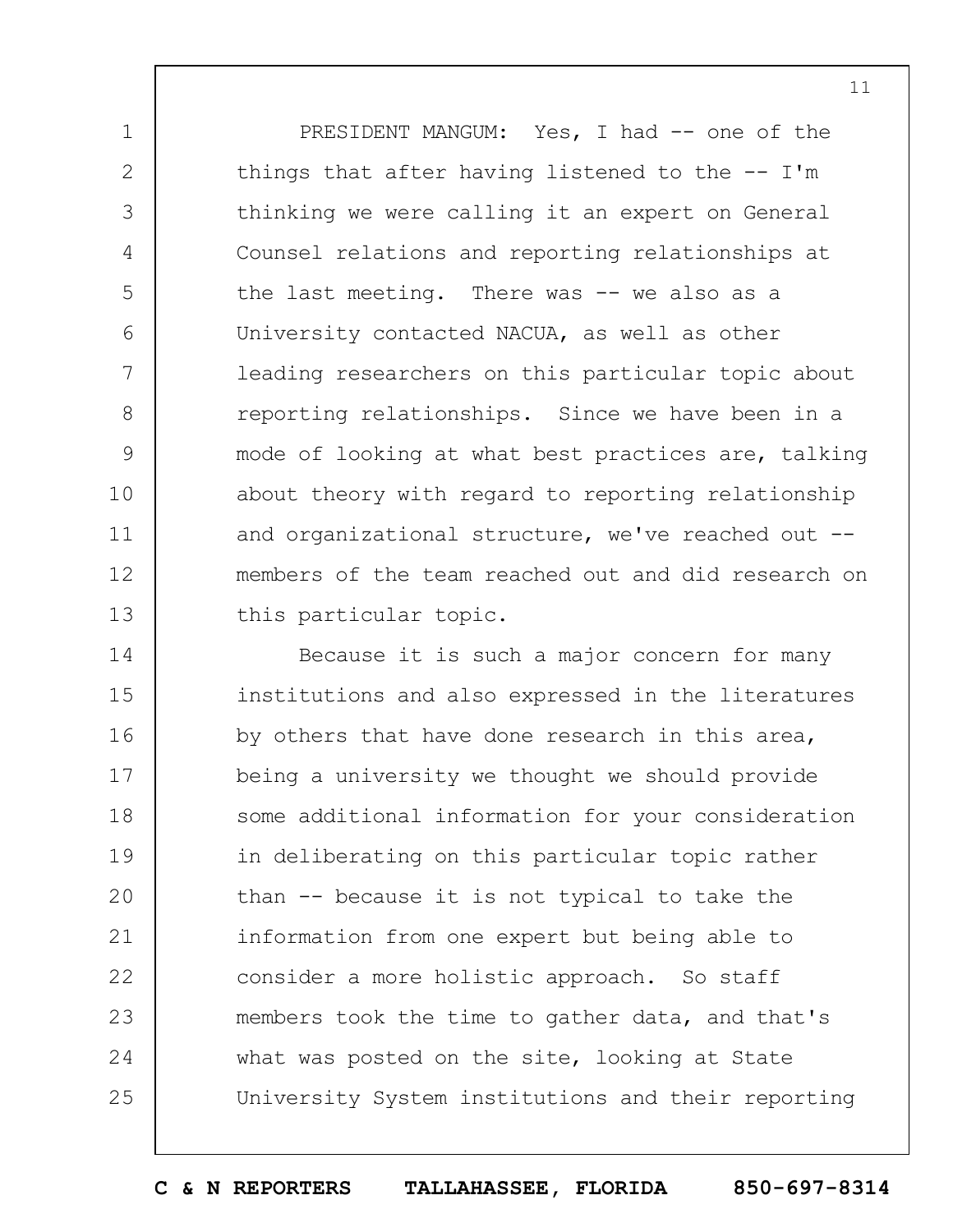PRESIDENT MANGUM: Yes, I had -- one of the things that after having listened to the -- I'm thinking we were calling it an expert on General Counsel relations and reporting relationships at the last meeting. There was -- we also as a University contacted NACUA, as well as other leading researchers on this particular topic about reporting relationships. Since we have been in a mode of looking at what best practices are, talking about theory with regard to reporting relationship and organizational structure, we've reached out -- members of the team reached out and did research on this particular topic.

Because it is such a major concern for many institutions and also expressed in the literatures by others that have done research in this area, being a university we thought we should provide some additional information for your consideration in deliberating on this particular topic rather than -- because it is not typical to take the information from one expert but being able to consider a more holistic approach. So staff members took the time to gather data, and that's what was posted on the site, looking at State University System institutions and their reporting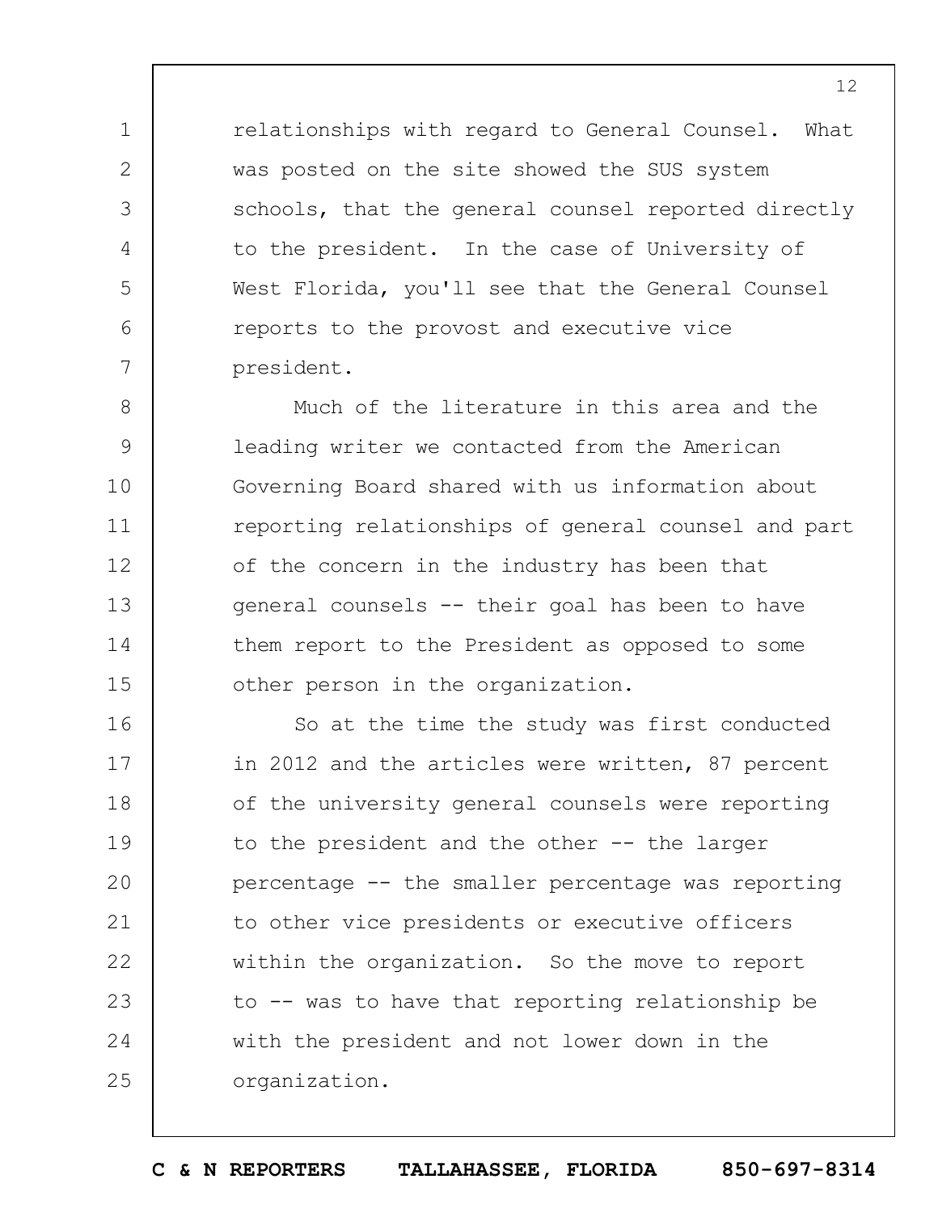relationships with regard to General Counsel. What was posted on the site showed the SUS system schools, that the general counsel reported directly to the president. In the case of University of West Florida, you'll see that the General Counsel reports to the provost and executive vice president.

Much of the literature in this area and the leading writer we contacted from the American Governing Board shared with us information about reporting relationships of general counsel and part of the concern in the industry has been that general counsels -- their goal has been to have them report to the President as opposed to some other person in the organization.

So at the time the study was first conducted in 2012 and the articles were written, 87 percent of the university general counsels were reporting to the president and the other -- the larger percentage -- the smaller percentage was reporting to other vice presidents or executive officers within the organization. So the move to report to -- was to have that reporting relationship be with the president and not lower down in the organization.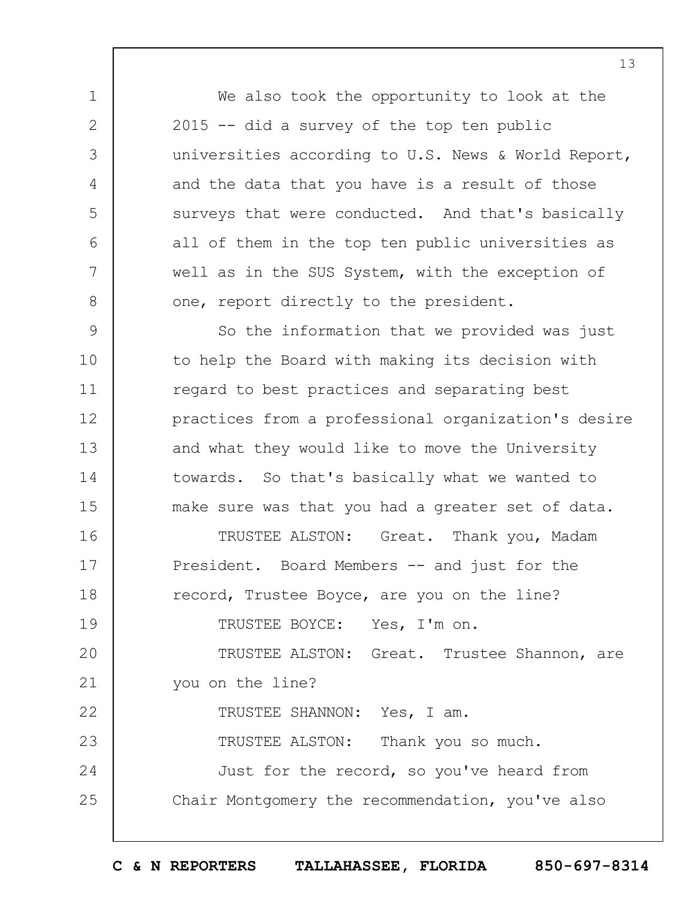We also took the opportunity to look at the 2015 -- did a survey of the top ten public universities according to U.S. News & World Report, and the data that you have is a result of those surveys that were conducted. And that's basically all of them in the top ten public universities as well as in the SUS System, with the exception of one, report directly to the president.

So the information that we provided was just to help the Board with making its decision with regard to best practices and separating best practices from a professional organization's desire and what they would like to move the University towards. So that's basically what we wanted to make sure was that you had a greater set of data.

TRUSTEE ALSTON: Great. Thank you, Madam President. Board Members -- and just for the record, Trustee Boyce, are you on the line?

TRUSTEE BOYCE: Yes, I'm on.

TRUSTEE ALSTON: Great. Trustee Shannon, are you on the line?

TRUSTEE SHANNON: Yes, I am.

TRUSTEE ALSTON: Thank you so much.

Just for the record, so you've heard from Chair Montgomery the recommendation, you've also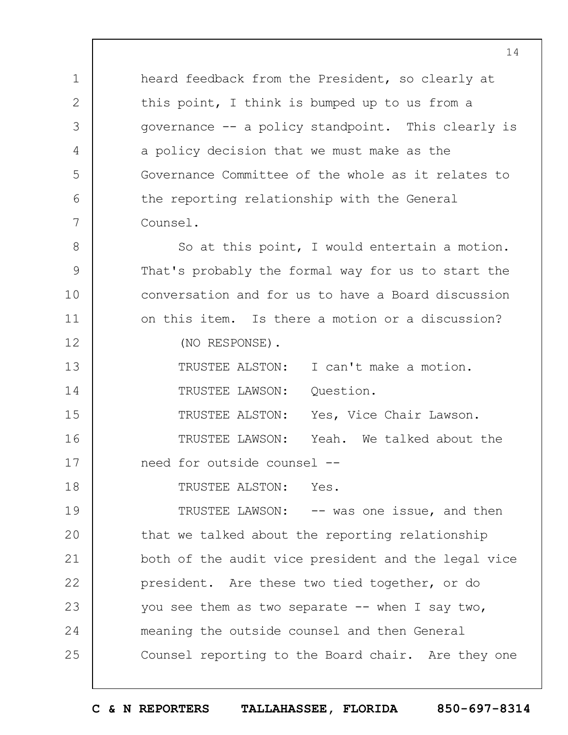heard feedback from the President, so clearly at this point, I think is bumped up to us from a governance -- a policy standpoint. This clearly is a policy decision that we must make as the Governance Committee of the whole as it relates to the reporting relationship with the General Counsel.

So at this point, I would entertain a motion. That's probably the formal way for us to start the conversation and for us to have a Board discussion on this item. Is there a motion or a discussion?

(NO RESPONSE).

TRUSTEE ALSTON: I can't make a motion.

TRUSTEE LAWSON: Question.

TRUSTEE ALSTON: Yes, Vice Chair Lawson.

TRUSTEE LAWSON: Yeah. We talked about the need for outside counsel --

TRUSTEE ALSTON: Yes.

TRUSTEE LAWSON: -- was one issue, and then that we talked about the reporting relationship both of the audit vice president and the legal vice president. Are these two tied together, or do you see them as two separate -- when I say two, meaning the outside counsel and then General Counsel reporting to the Board chair. Are they one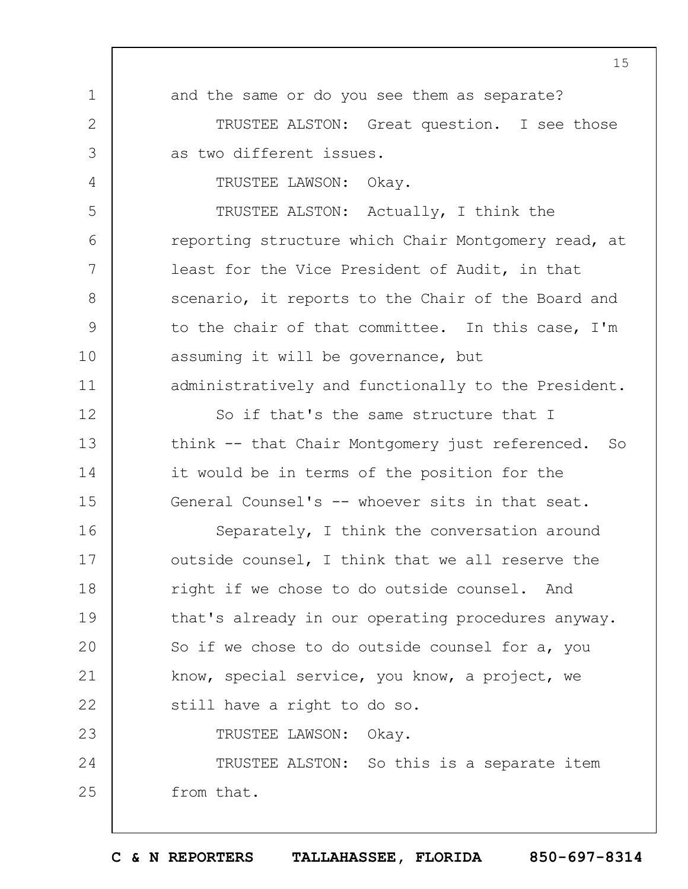and the same or do you see them as separate?

TRUSTEE ALSTON: Great question. I see those as two different issues.

TRUSTEE LAWSON: Okay.

TRUSTEE ALSTON: Actually, I think the reporting structure which Chair Montgomery read, at least for the Vice President of Audit, in that scenario, it reports to the Chair of the Board and to the chair of that committee. In this case, I'm assuming it will be governance, but administratively and functionally to the President.

So if that's the same structure that I think -- that Chair Montgomery just referenced. So it would be in terms of the position for the General Counsel's -- whoever sits in that seat.

Separately, I think the conversation around outside counsel, I think that we all reserve the right if we chose to do outside counsel. And that's already in our operating procedures anyway. So if we chose to do outside counsel for a, you know, special service, you know, a project, we still have a right to do so.

TRUSTEE LAWSON: Okay.

TRUSTEE ALSTON: So this is a separate item from that.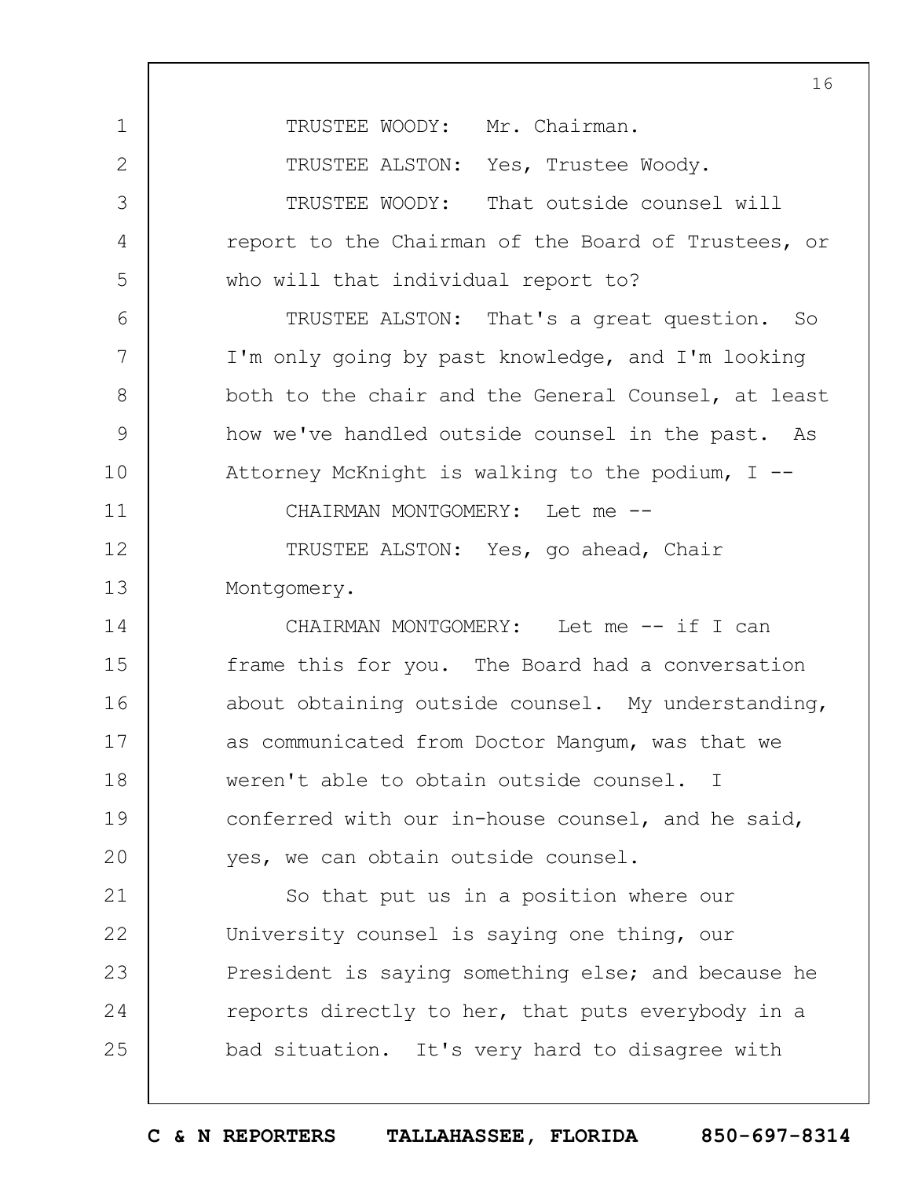TRUSTEE WOODY: Mr. Chairman.

TRUSTEE ALSTON: Yes, Trustee Woody.

TRUSTEE WOODY: That outside counsel will report to the Chairman of the Board of Trustees, or who will that individual report to?

TRUSTEE ALSTON: That's a great question. So I'm only going by past knowledge, and I'm looking both to the chair and the General Counsel, at least how we've handled outside counsel in the past. As Attorney McKnight is walking to the podium, I --

CHAIRMAN MONTGOMERY: Let me --

TRUSTEE ALSTON: Yes, go ahead, Chair Montgomery.

CHAIRMAN MONTGOMERY: Let me -- if I can frame this for you. The Board had a conversation about obtaining outside counsel. My understanding, as communicated from Doctor Mangum, was that we weren't able to obtain outside counsel. I conferred with our in-house counsel, and he said, yes, we can obtain outside counsel.

So that put us in a position where our University counsel is saying one thing, our President is saying something else; and because he reports directly to her, that puts everybody in a bad situation. It's very hard to disagree with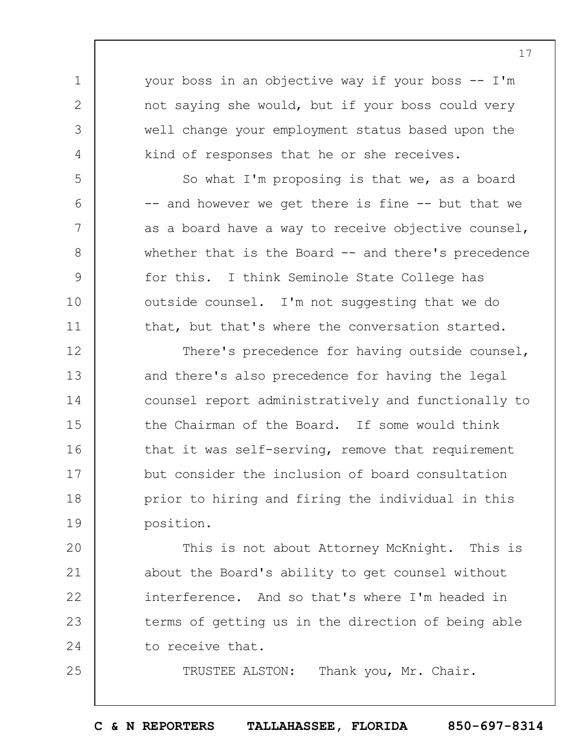your boss in an objective way if your boss -- I'm not saying she would, but if your boss could very well change your employment status based upon the kind of responses that he or she receives.

So what I'm proposing is that we, as a board -- and however we get there is fine -- but that we as a board have a way to receive objective counsel, whether that is the Board -- and there's precedence for this. I think Seminole State College has outside counsel. I'm not suggesting that we do that, but that's where the conversation started.

There's precedence for having outside counsel, and there's also precedence for having the legal counsel report administratively and functionally to the Chairman of the Board. If some would think that it was self-serving, remove that requirement but consider the inclusion of board consultation prior to hiring and firing the individual in this position.

This is not about Attorney McKnight. This is about the Board's ability to get counsel without interference. And so that's where I'm headed in terms of getting us in the direction of being able to receive that.

TRUSTEE ALSTON: Thank you, Mr. Chair.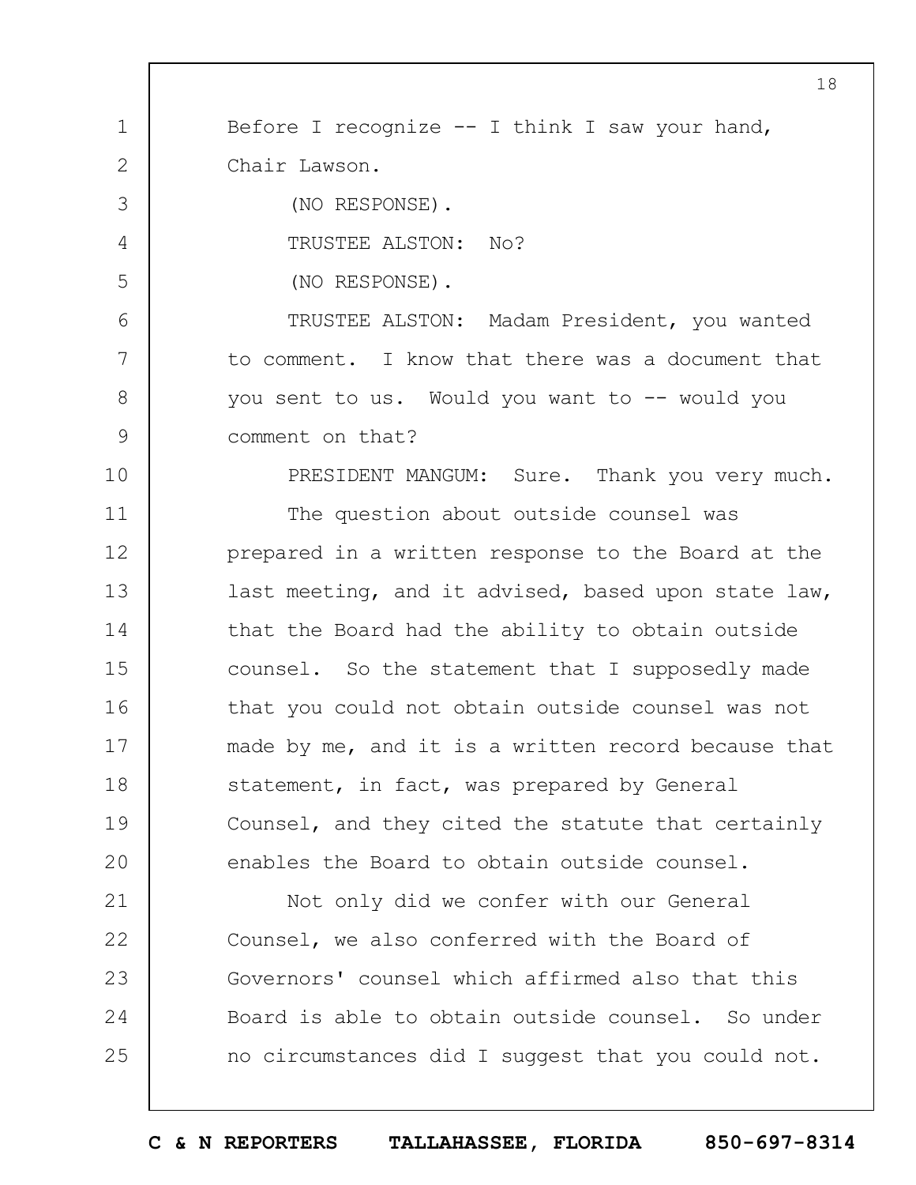Before I recognize -- I think I saw your hand, Chair Lawson.

(NO RESPONSE).

TRUSTEE ALSTON: No?

(NO RESPONSE).

TRUSTEE ALSTON: Madam President, you wanted to comment. I know that there was a document that you sent to us. Would you want to -- would you comment on that?

PRESIDENT MANGUM: Sure. Thank you very much.

The question about outside counsel was prepared in a written response to the Board at the last meeting, and it advised, based upon state law, that the Board had the ability to obtain outside counsel. So the statement that I supposedly made that you could not obtain outside counsel was not made by me, and it is a written record because that statement, in fact, was prepared by General Counsel, and they cited the statute that certainly enables the Board to obtain outside counsel.

Not only did we confer with our General Counsel, we also conferred with the Board of Governors' counsel which affirmed also that this Board is able to obtain outside counsel. So under no circumstances did I suggest that you could not.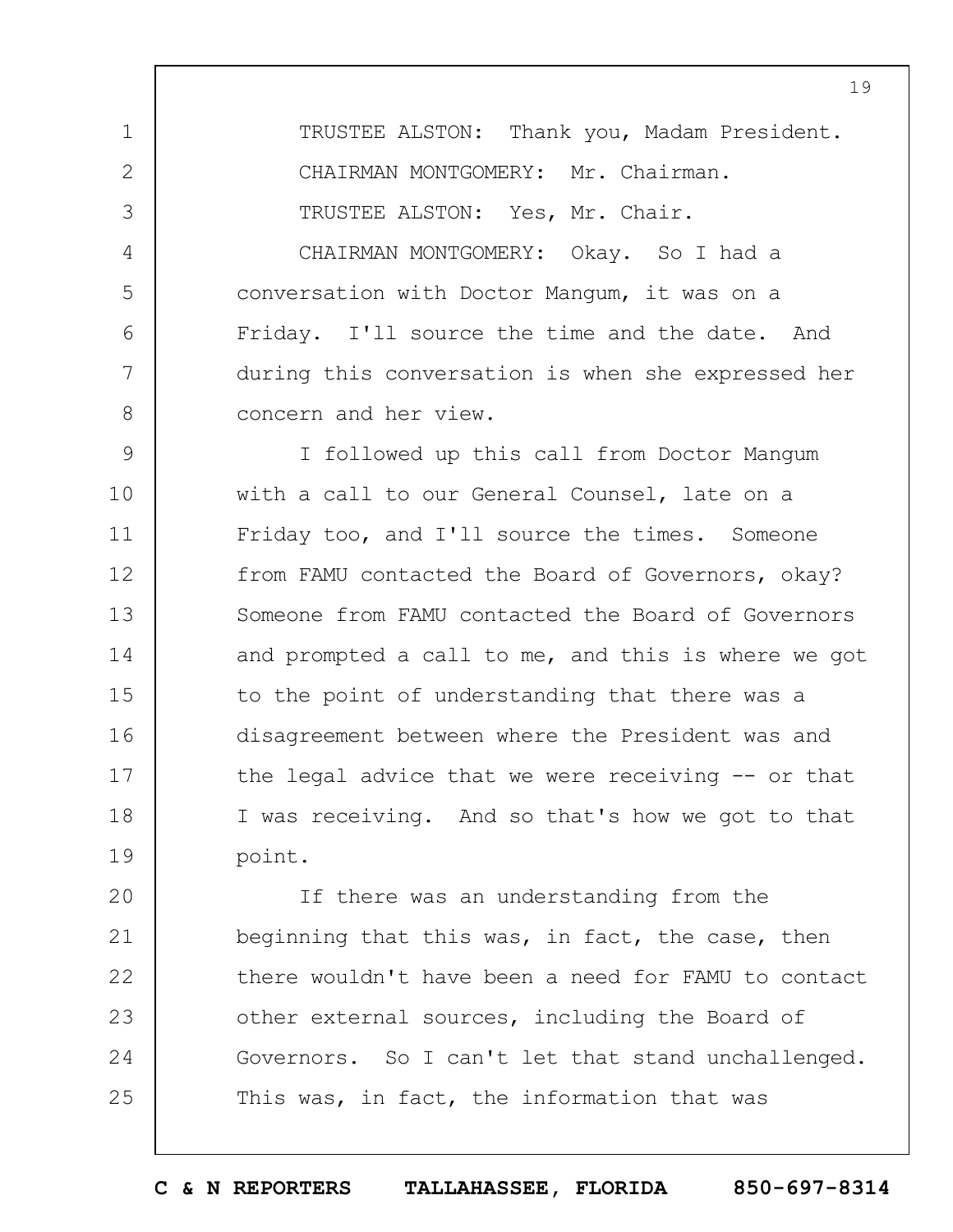TRUSTEE ALSTON: Thank you, Madam President.

CHAIRMAN MONTGOMERY: Mr. Chairman.

TRUSTEE ALSTON: Yes, Mr. Chair.

CHAIRMAN MONTGOMERY: Okay. So I had a conversation with Doctor Mangum, it was on a Friday. I'll source the time and the date. And during this conversation is when she expressed her concern and her view.

I followed up this call from Doctor Mangum with a call to our General Counsel, late on a Friday too, and I'll source the times. Someone from FAMU contacted the Board of Governors, okay? Someone from FAMU contacted the Board of Governors and prompted a call to me, and this is where we got to the point of understanding that there was a disagreement between where the President was and the legal advice that we were receiving -- or that I was receiving. And so that's how we got to that point.

If there was an understanding from the beginning that this was, in fact, the case, then there wouldn't have been a need for FAMU to contact other external sources, including the Board of Governors. So I can't let that stand unchallenged. This was, in fact, the information that was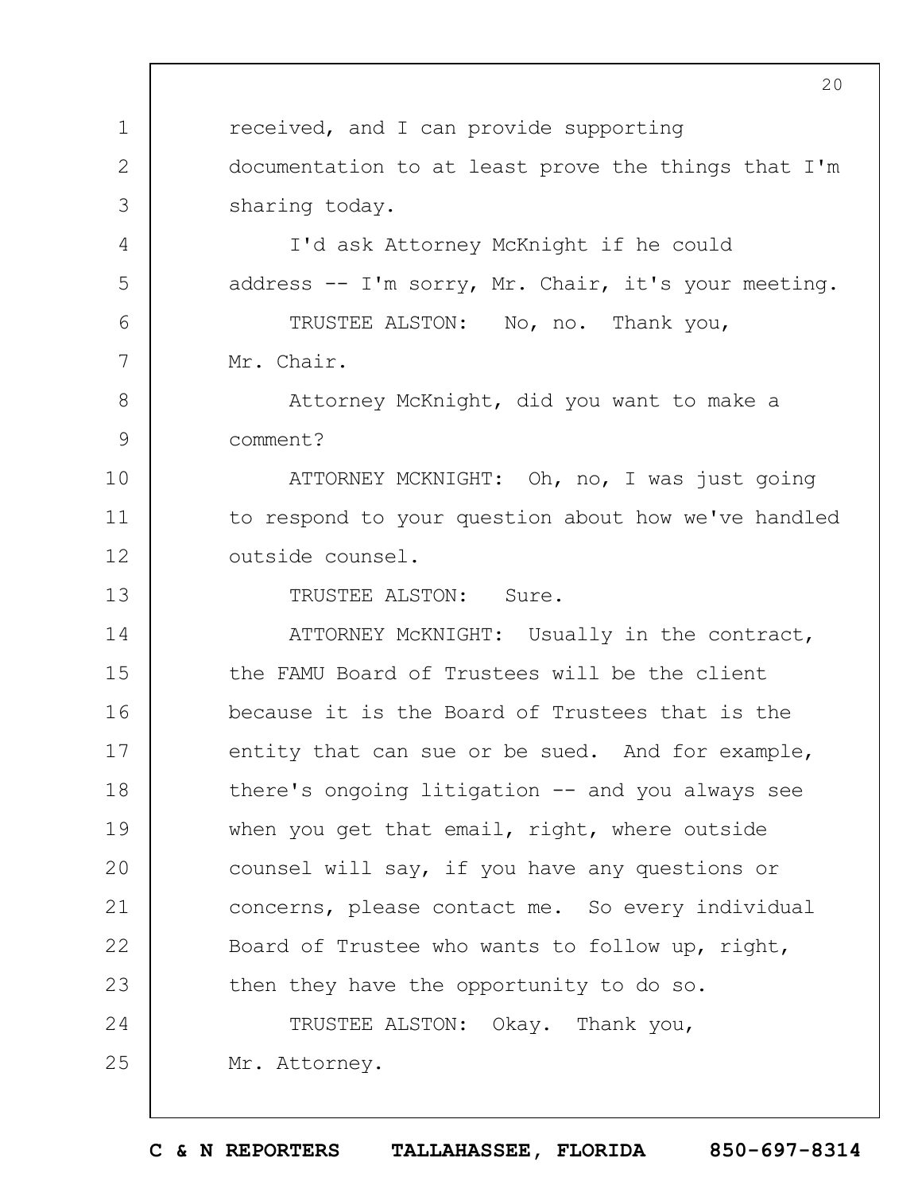received, and I can provide supporting documentation to at least prove the things that I'm sharing today.

I'd ask Attorney McKnight if he could address -- I'm sorry, Mr. Chair, it's your meeting.

TRUSTEE ALSTON: No, no. Thank you, Mr. Chair.

Attorney McKnight, did you want to make a comment?

ATTORNEY MCKNIGHT: Oh, no, I was just going to respond to your question about how we've handled outside counsel.

TRUSTEE ALSTON: Sure.

ATTORNEY McKNIGHT: Usually in the contract, the FAMU Board of Trustees will be the client because it is the Board of Trustees that is the entity that can sue or be sued. And for example, there's ongoing litigation -- and you always see when you get that email, right, where outside counsel will say, if you have any questions or concerns, please contact me. So every individual Board of Trustee who wants to follow up, right, then they have the opportunity to do so.

TRUSTEE ALSTON: Okay. Thank you, Mr. Attorney.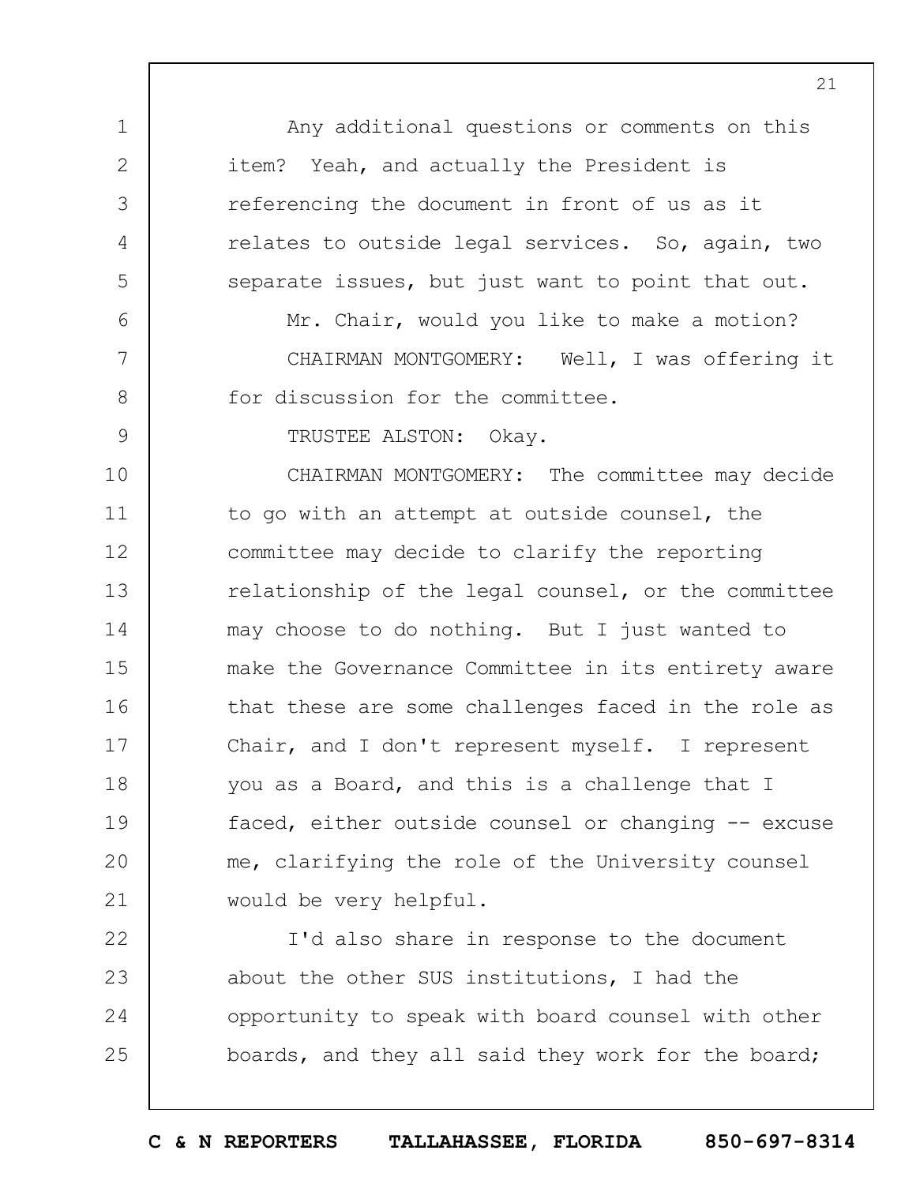Any additional questions or comments on this item? Yeah, and actually the President is referencing the document in front of us as it relates to outside legal services. So, again, two separate issues, but just want to point that out.

Mr. Chair, would you like to make a motion?

CHAIRMAN MONTGOMERY: Well, I was offering it for discussion for the committee.

TRUSTEE ALSTON: Okay.

CHAIRMAN MONTGOMERY: The committee may decide to go with an attempt at outside counsel, the committee may decide to clarify the reporting relationship of the legal counsel, or the committee may choose to do nothing. But I just wanted to make the Governance Committee in its entirety aware that these are some challenges faced in the role as Chair, and I don't represent myself. I represent you as a Board, and this is a challenge that I faced, either outside counsel or changing -- excuse me, clarifying the role of the University counsel would be very helpful.

I'd also share in response to the document about the other SUS institutions, I had the opportunity to speak with board counsel with other boards, and they all said they work for the board;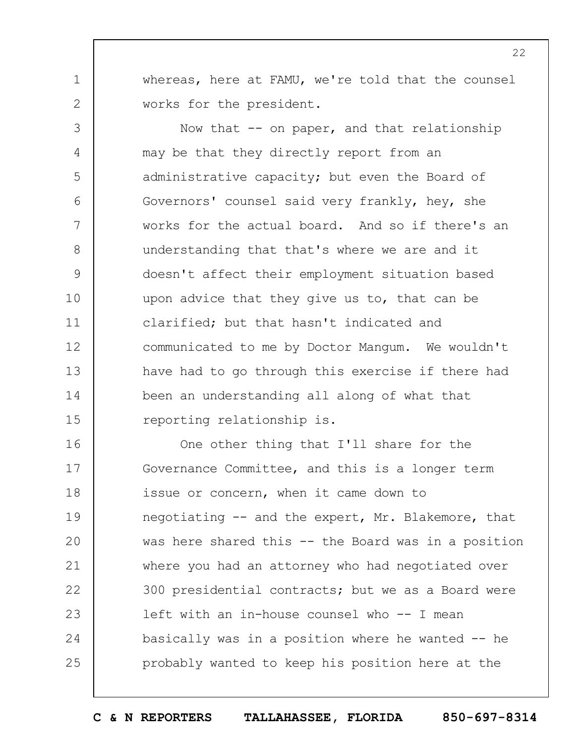whereas, here at FAMU, we're told that the counsel works for the president.

Now that -- on paper, and that relationship may be that they directly report from an administrative capacity; but even the Board of Governors' counsel said very frankly, hey, she works for the actual board. And so if there's an understanding that that's where we are and it doesn't affect their employment situation based upon advice that they give us to, that can be clarified; but that hasn't indicated and communicated to me by Doctor Mangum. We wouldn't have had to go through this exercise if there had been an understanding all along of what that reporting relationship is.

One other thing that I'll share for the Governance Committee, and this is a longer term issue or concern, when it came down to negotiating -- and the expert, Mr. Blakemore, that was here shared this -- the Board was in a position where you had an attorney who had negotiated over 300 presidential contracts; but we as a Board were left with an in-house counsel who -- I mean basically was in a position where he wanted -- he probably wanted to keep his position here at the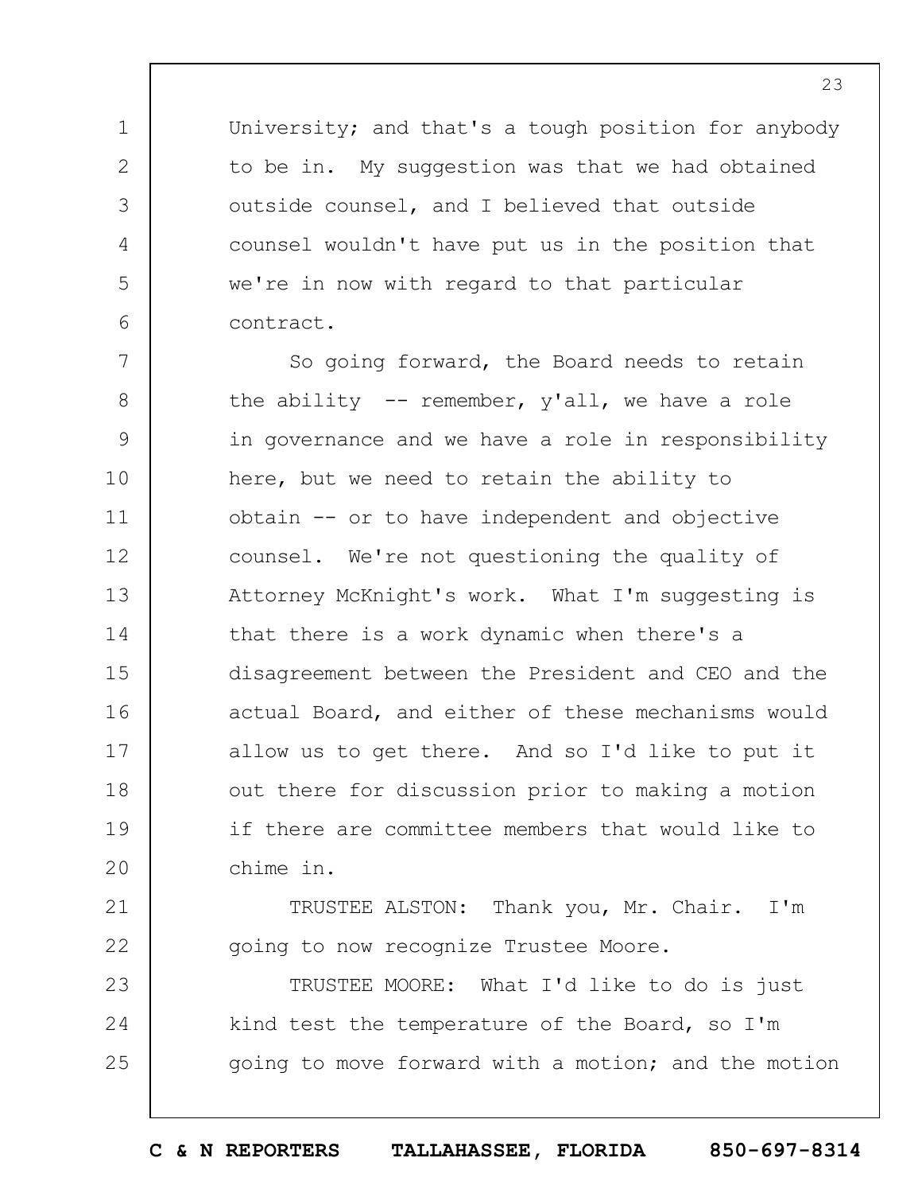University; and that's a tough position for anybody to be in. My suggestion was that we had obtained outside counsel, and I believed that outside counsel wouldn't have put us in the position that we're in now with regard to that particular contract.

So going forward, the Board needs to retain the ability -- remember, y'all, we have a role in governance and we have a role in responsibility here, but we need to retain the ability to obtain -- or to have independent and objective counsel. We're not questioning the quality of Attorney McKnight's work. What I'm suggesting is that there is a work dynamic when there's a disagreement between the President and CEO and the actual Board, and either of these mechanisms would allow us to get there. And so I'd like to put it out there for discussion prior to making a motion if there are committee members that would like to chime in.

TRUSTEE ALSTON: Thank you, Mr. Chair. I'm going to now recognize Trustee Moore.

TRUSTEE MOORE: What I'd like to do is just kind test the temperature of the Board, so I'm going to move forward with a motion; and the motion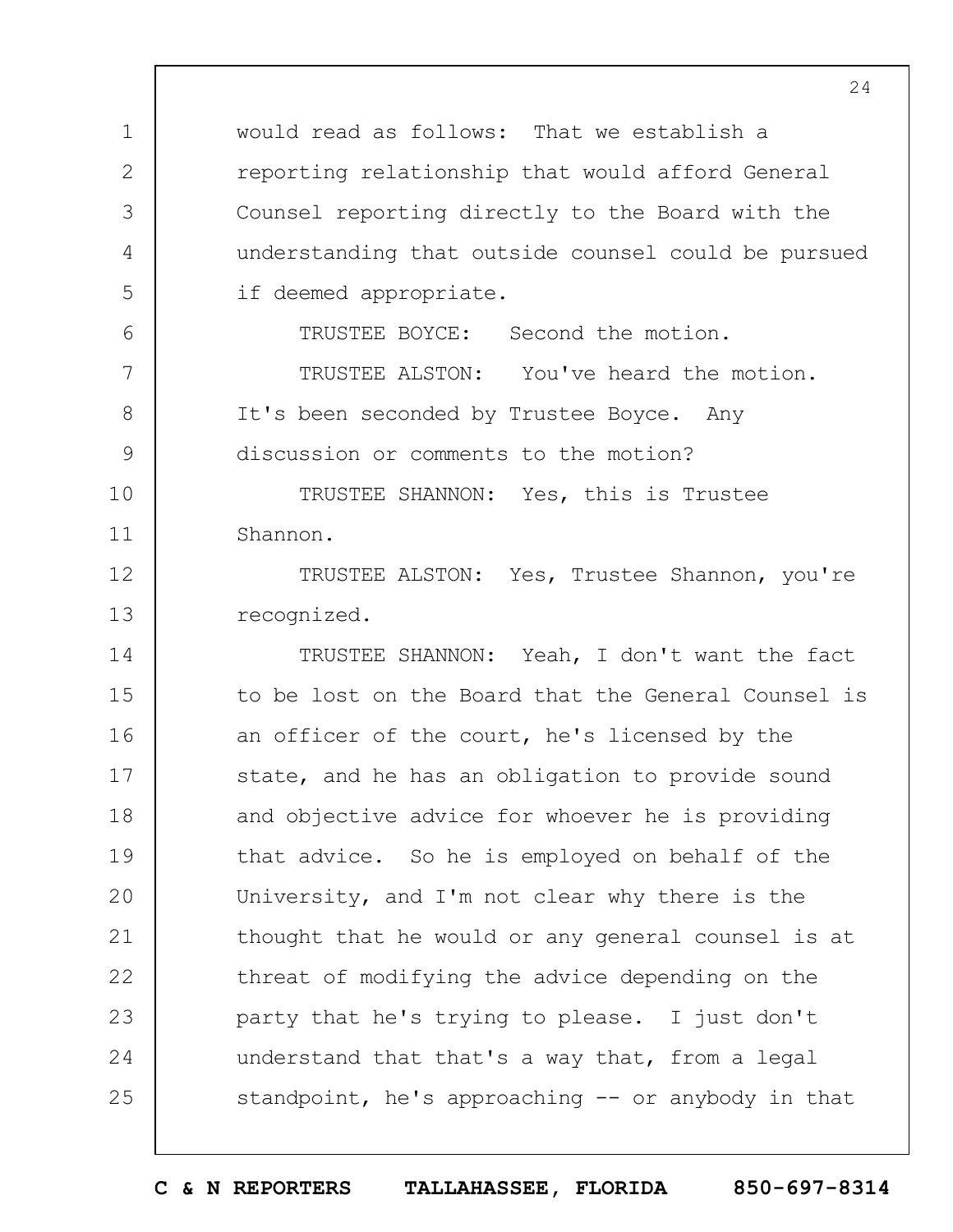would read as follows: That we establish a reporting relationship that would afford General Counsel reporting directly to the Board with the understanding that outside counsel could be pursued if deemed appropriate.

TRUSTEE BOYCE: Second the motion.

TRUSTEE ALSTON: You've heard the motion. It's been seconded by Trustee Boyce. Any discussion or comments to the motion?

TRUSTEE SHANNON: Yes, this is Trustee Shannon.

TRUSTEE ALSTON: Yes, Trustee Shannon, you're recognized.

TRUSTEE SHANNON: Yeah, I don't want the fact to be lost on the Board that the General Counsel is an officer of the court, he's licensed by the state, and he has an obligation to provide sound and objective advice for whoever he is providing that advice. So he is employed on behalf of the University, and I'm not clear why there is the thought that he would or any general counsel is at threat of modifying the advice depending on the party that he's trying to please. I just don't understand that that's a way that, from a legal standpoint, he's approaching -- or anybody in that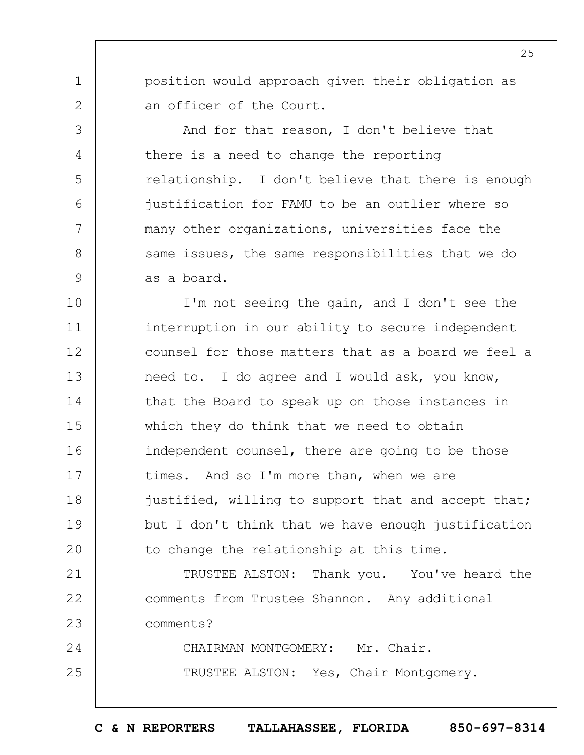position would approach given their obligation as an officer of the Court.

And for that reason, I don't believe that there is a need to change the reporting relationship. I don't believe that there is enough justification for FAMU to be an outlier where so many other organizations, universities face the same issues, the same responsibilities that we do as a board.

I'm not seeing the gain, and I don't see the interruption in our ability to secure independent counsel for those matters that as a board we feel a need to. I do agree and I would ask, you know, that the Board to speak up on those instances in which they do think that we need to obtain independent counsel, there are going to be those times. And so I'm more than, when we are justified, willing to support that and accept that; but I don't think that we have enough justification to change the relationship at this time.

TRUSTEE ALSTON: Thank you. You've heard the comments from Trustee Shannon. Any additional comments?

CHAIRMAN MONTGOMERY: Mr. Chair.

TRUSTEE ALSTON: Yes, Chair Montgomery.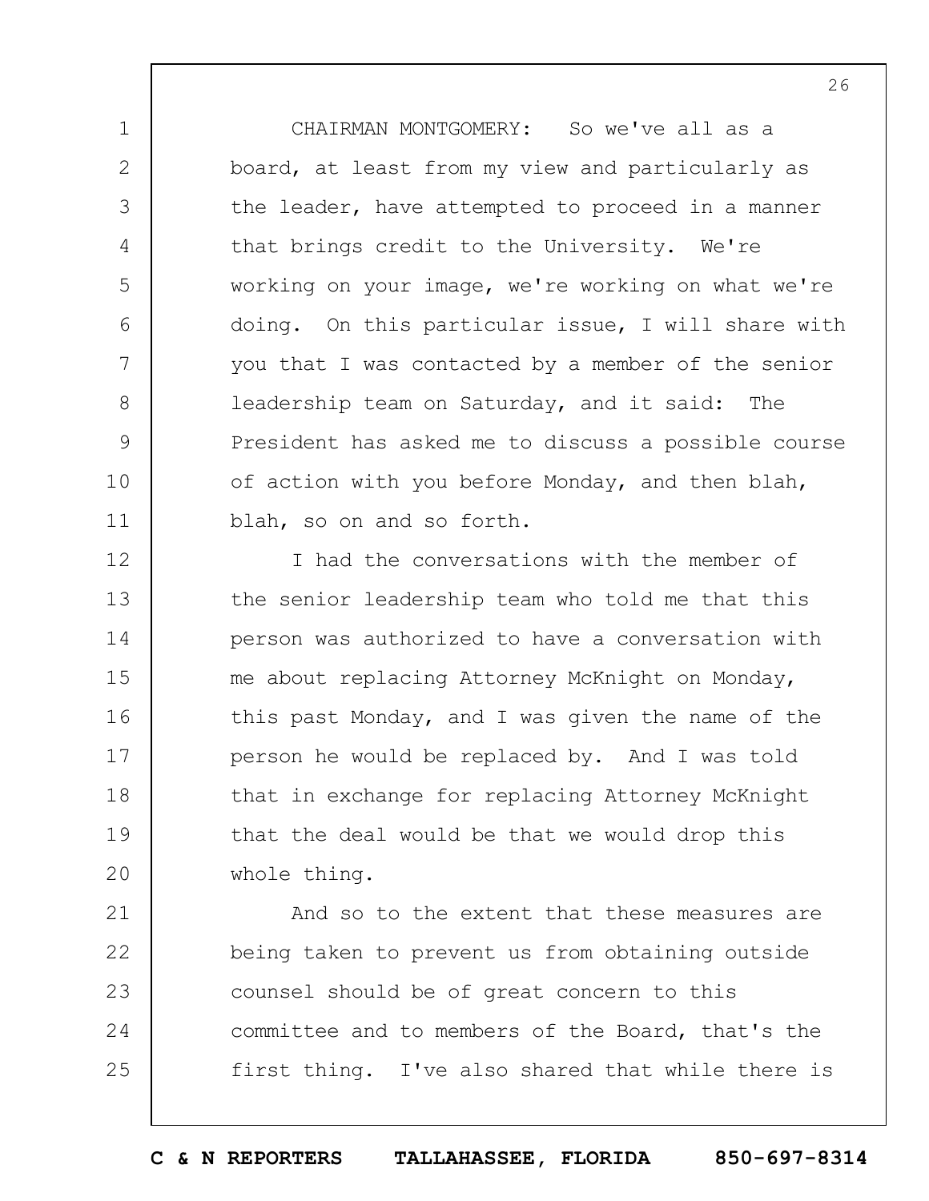CHAIRMAN MONTGOMERY: So we've all as a board, at least from my view and particularly as the leader, have attempted to proceed in a manner that brings credit to the University. We're working on your image, we're working on what we're doing. On this particular issue, I will share with you that I was contacted by a member of the senior leadership team on Saturday, and it said: The President has asked me to discuss a possible course of action with you before Monday, and then blah, blah, so on and so forth.

I had the conversations with the member of the senior leadership team who told me that this person was authorized to have a conversation with me about replacing Attorney McKnight on Monday, this past Monday, and I was given the name of the person he would be replaced by. And I was told that in exchange for replacing Attorney McKnight that the deal would be that we would drop this whole thing.

And so to the extent that these measures are being taken to prevent us from obtaining outside counsel should be of great concern to this committee and to members of the Board, that's the first thing. I've also shared that while there is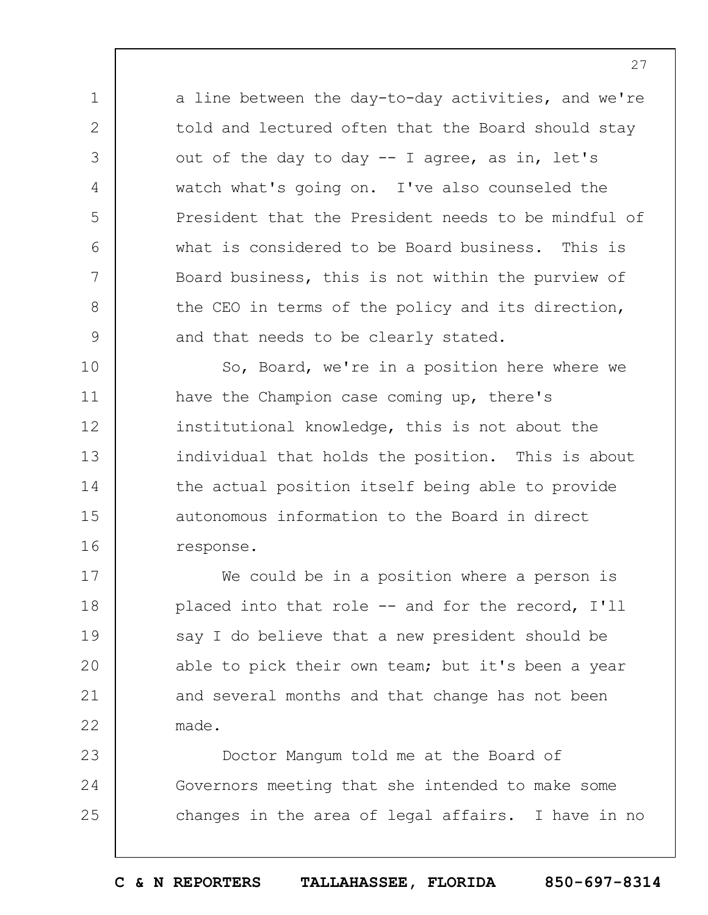a line between the day-to-day activities, and we're told and lectured often that the Board should stay out of the day to day -- I agree, as in, let's watch what's going on. I've also counseled the President that the President needs to be mindful of what is considered to be Board business. This is Board business, this is not within the purview of the CEO in terms of the policy and its direction, and that needs to be clearly stated.

So, Board, we're in a position here where we have the Champion case coming up, there's institutional knowledge, this is not about the individual that holds the position. This is about the actual position itself being able to provide autonomous information to the Board in direct response.

We could be in a position where a person is placed into that role -- and for the record, I'll say I do believe that a new president should be able to pick their own team; but it's been a year and several months and that change has not been made.

Doctor Mangum told me at the Board of Governors meeting that she intended to make some changes in the area of legal affairs. I have in no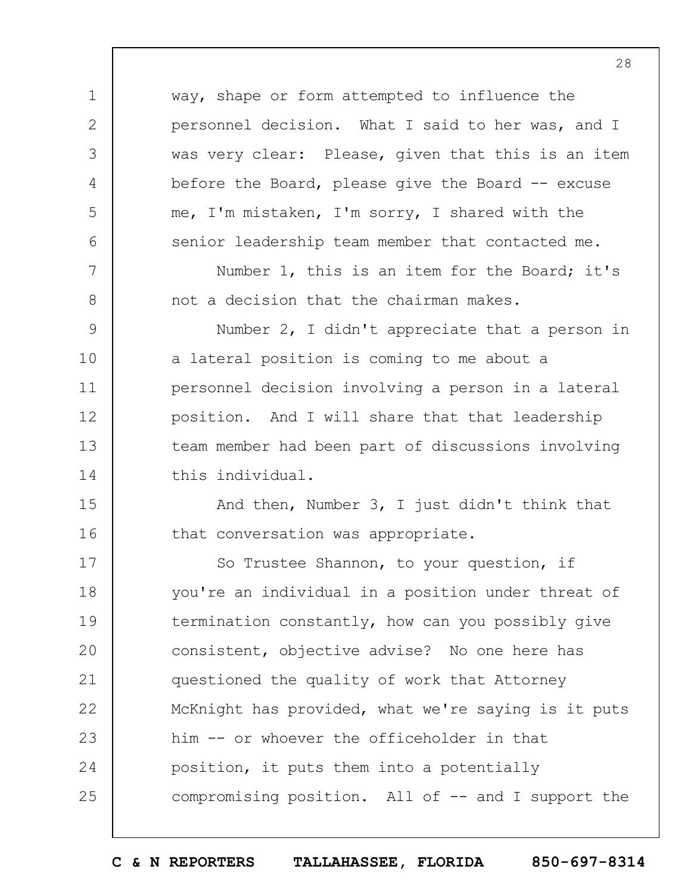way, shape or form attempted to influence the personnel decision. What I said to her was, and I was very clear: Please, given that this is an item before the Board, please give the Board -- excuse me, I'm mistaken, I'm sorry, I shared with the senior leadership team member that contacted me.

Number 1, this is an item for the Board; it's not a decision that the chairman makes.

Number 2, I didn't appreciate that a person in a lateral position is coming to me about a personnel decision involving a person in a lateral position. And I will share that that leadership team member had been part of discussions involving this individual.

And then, Number 3, I just didn't think that that conversation was appropriate.

So Trustee Shannon, to your question, if you're an individual in a position under threat of termination constantly, how can you possibly give consistent, objective advise? No one here has questioned the quality of work that Attorney McKnight has provided, what we're saying is it puts him -- or whoever the officeholder in that position, it puts them into a potentially compromising position. All of -- and I support the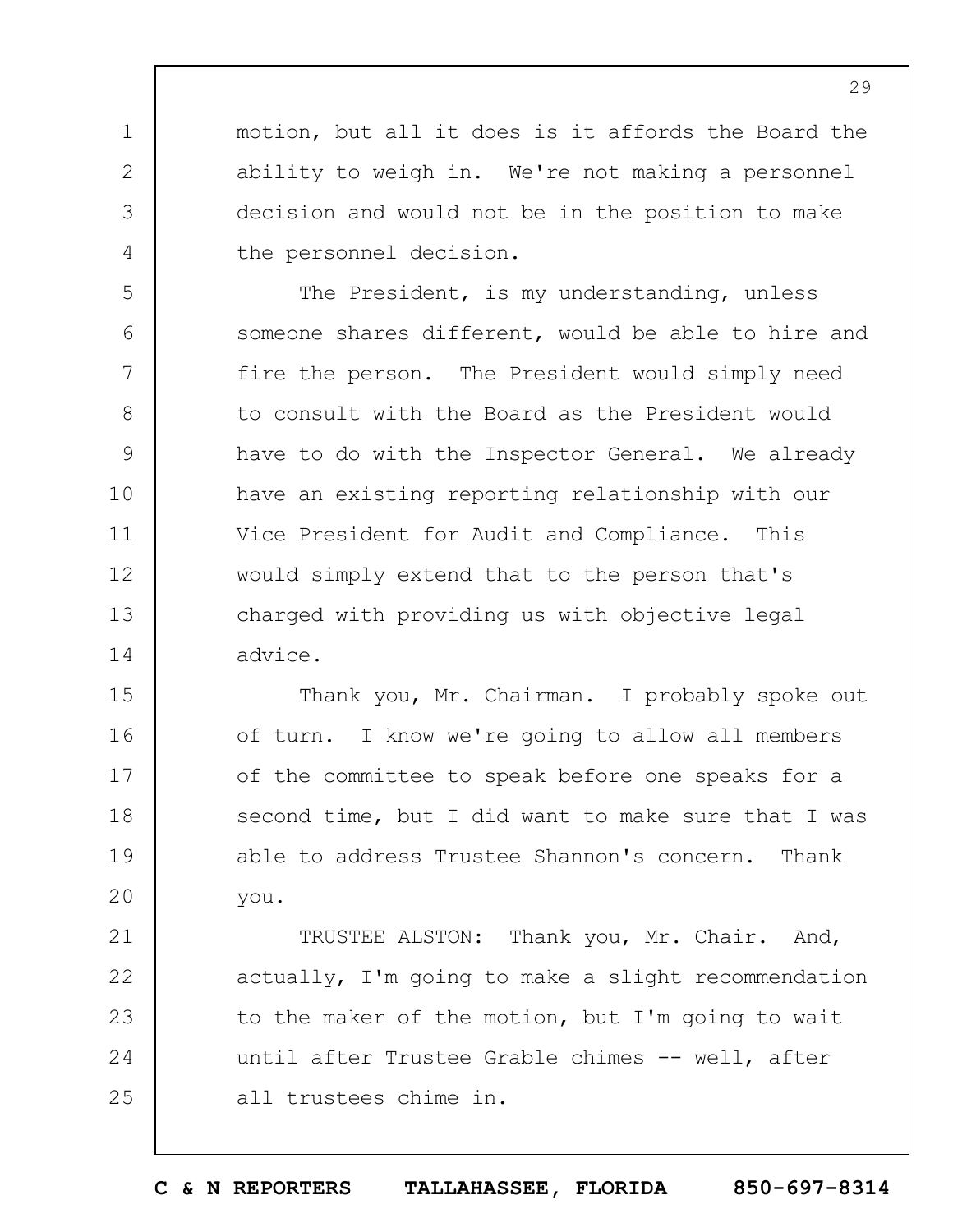motion, but all it does is it affords the Board the ability to weigh in. We're not making a personnel decision and would not be in the position to make the personnel decision.

The President, is my understanding, unless someone shares different, would be able to hire and fire the person. The President would simply need to consult with the Board as the President would have to do with the Inspector General. We already have an existing reporting relationship with our Vice President for Audit and Compliance. This would simply extend that to the person that's charged with providing us with objective legal advice.

Thank you, Mr. Chairman. I probably spoke out of turn. I know we're going to allow all members of the committee to speak before one speaks for a second time, but I did want to make sure that I was able to address Trustee Shannon's concern. Thank you.

TRUSTEE ALSTON: Thank you, Mr. Chair. And, actually, I'm going to make a slight recommendation to the maker of the motion, but I'm going to wait until after Trustee Grable chimes -- well, after all trustees chime in.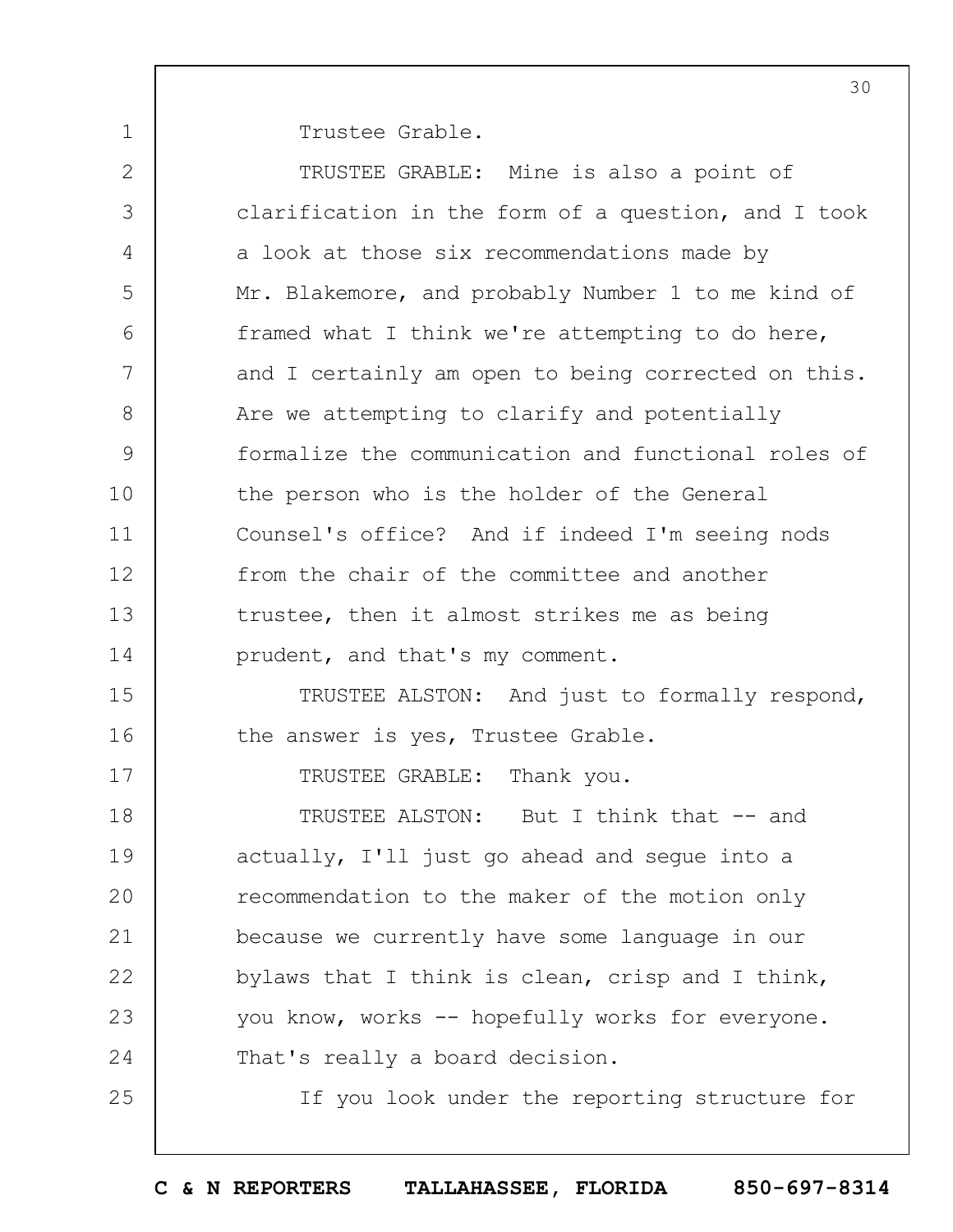Trustee Grable.

TRUSTEE GRABLE: Mine is also a point of clarification in the form of a question, and I took a look at those six recommendations made by Mr. Blakemore, and probably Number 1 to me kind of framed what I think we're attempting to do here, and I certainly am open to being corrected on this. Are we attempting to clarify and potentially formalize the communication and functional roles of the person who is the holder of the General Counsel's office? And if indeed I'm seeing nods from the chair of the committee and another trustee, then it almost strikes me as being prudent, and that's my comment.

TRUSTEE ALSTON: And just to formally respond, the answer is yes, Trustee Grable.

TRUSTEE GRABLE: Thank you.

TRUSTEE ALSTON: But I think that -- and actually, I'll just go ahead and segue into a recommendation to the maker of the motion only because we currently have some language in our bylaws that I think is clean, crisp and I think, you know, works -- hopefully works for everyone. That's really a board decision.

If you look under the reporting structure for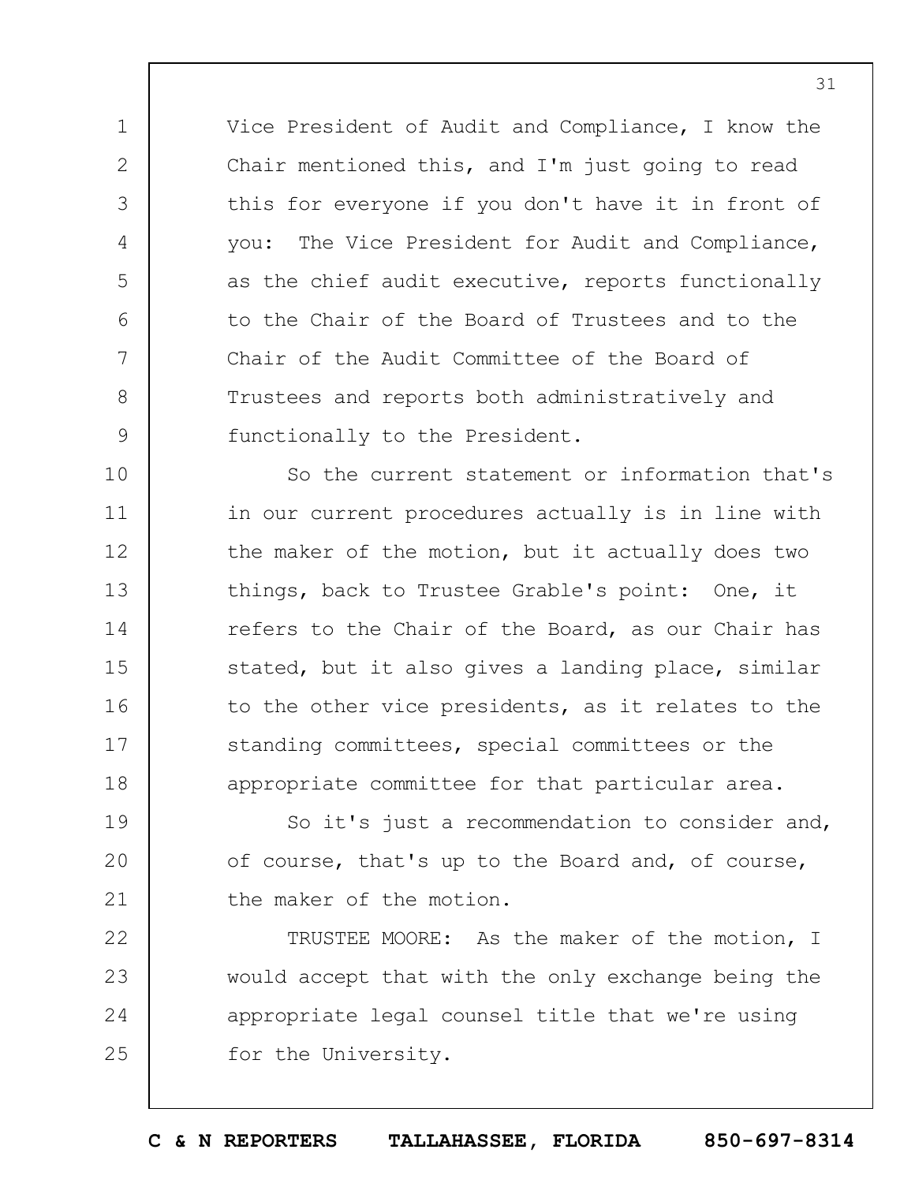Vice President of Audit and Compliance, I know the Chair mentioned this, and I'm just going to read this for everyone if you don't have it in front of you: The Vice President for Audit and Compliance, as the chief audit executive, reports functionally to the Chair of the Board of Trustees and to the Chair of the Audit Committee of the Board of Trustees and reports both administratively and functionally to the President.

So the current statement or information that's in our current procedures actually is in line with the maker of the motion, but it actually does two things, back to Trustee Grable's point: One, it refers to the Chair of the Board, as our Chair has stated, but it also gives a landing place, similar to the other vice presidents, as it relates to the standing committees, special committees or the appropriate committee for that particular area.

So it's just a recommendation to consider and, of course, that's up to the Board and, of course, the maker of the motion.

TRUSTEE MOORE: As the maker of the motion, I would accept that with the only exchange being the appropriate legal counsel title that we're using for the University.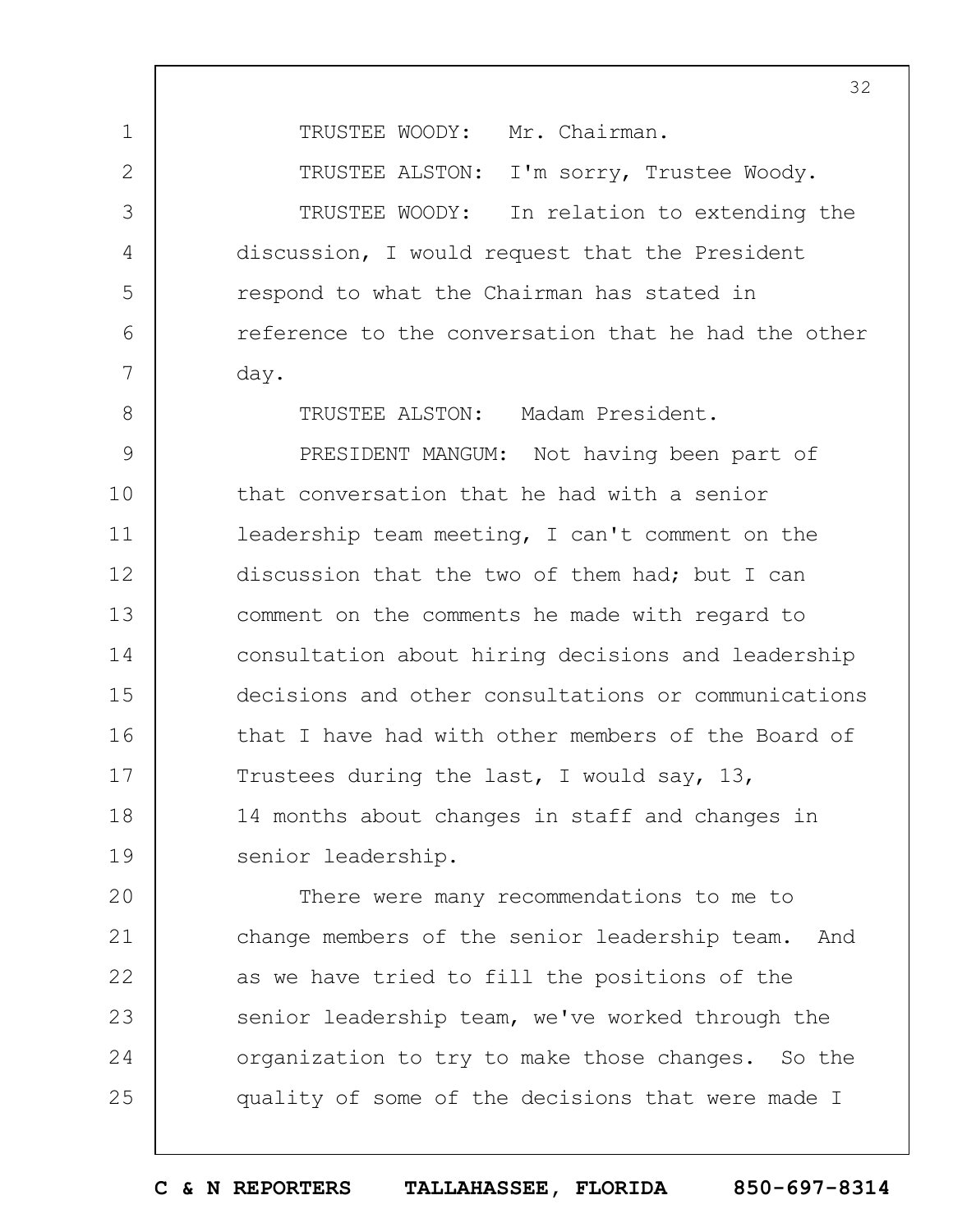TRUSTEE WOODY: Mr. Chairman.

TRUSTEE ALSTON: I'm sorry, Trustee Woody.

TRUSTEE WOODY: In relation to extending the discussion, I would request that the President respond to what the Chairman has stated in reference to the conversation that he had the other day.

TRUSTEE ALSTON: Madam President.

PRESIDENT MANGUM: Not having been part of that conversation that he had with a senior leadership team meeting, I can't comment on the discussion that the two of them had; but I can comment on the comments he made with regard to consultation about hiring decisions and leadership decisions and other consultations or communications that I have had with other members of the Board of Trustees during the last, I would say, 13, 14 months about changes in staff and changes in senior leadership.

There were many recommendations to me to change members of the senior leadership team. And as we have tried to fill the positions of the senior leadership team, we've worked through the organization to try to make those changes. So the quality of some of the decisions that were made I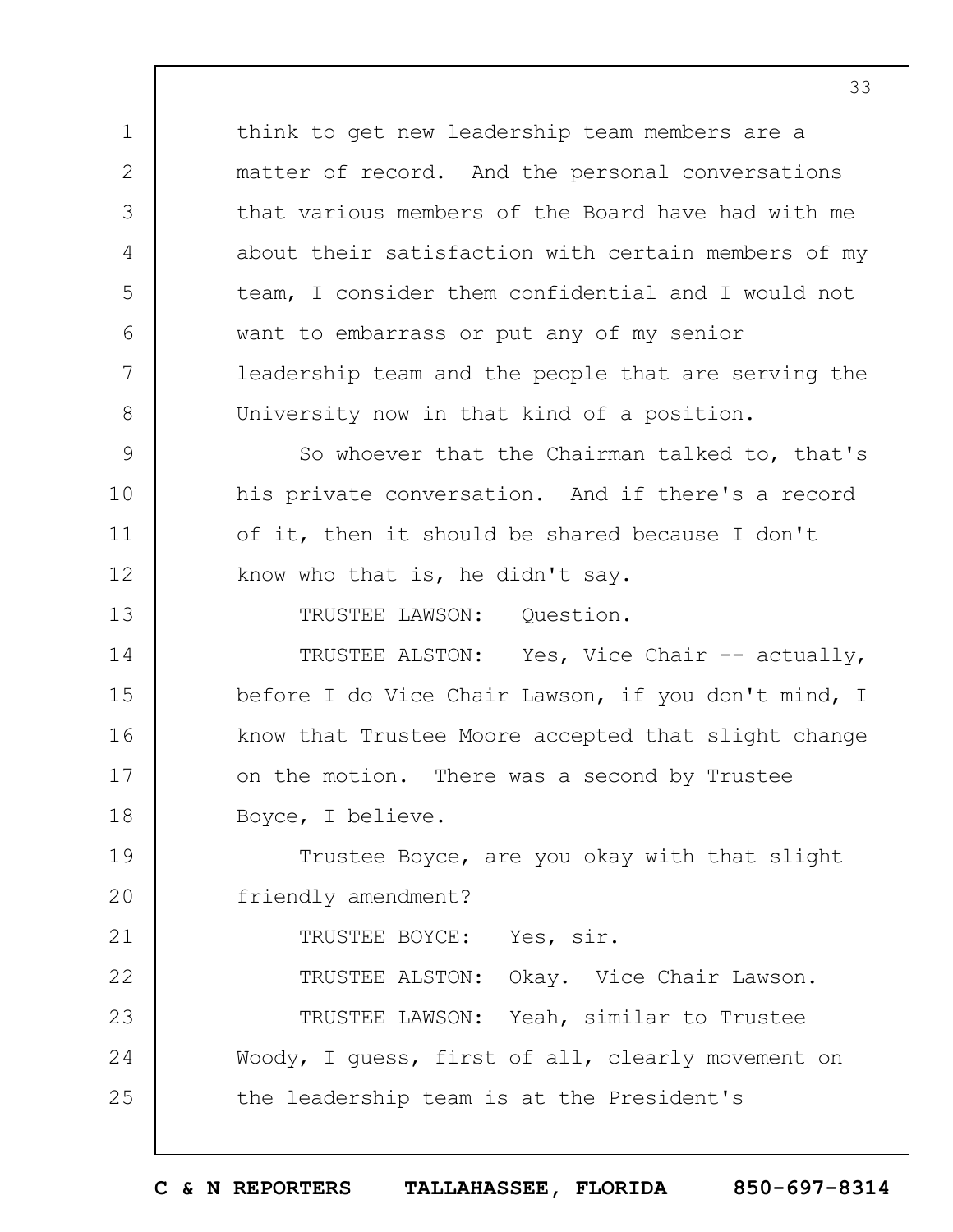think to get new leadership team members are a matter of record. And the personal conversations that various members of the Board have had with me about their satisfaction with certain members of my team, I consider them confidential and I would not want to embarrass or put any of my senior leadership team and the people that are serving the University now in that kind of a position.

So whoever that the Chairman talked to, that's his private conversation. And if there's a record of it, then it should be shared because I don't know who that is, he didn't say.

TRUSTEE LAWSON: Question.

TRUSTEE ALSTON: Yes, Vice Chair -- actually, before I do Vice Chair Lawson, if you don't mind, I know that Trustee Moore accepted that slight change on the motion. There was a second by Trustee Boyce, I believe.

Trustee Boyce, are you okay with that slight friendly amendment?

TRUSTEE BOYCE: Yes, sir.

TRUSTEE ALSTON: Okay. Vice Chair Lawson.

TRUSTEE LAWSON: Yeah, similar to Trustee Woody, I guess, first of all, clearly movement on the leadership team is at the President's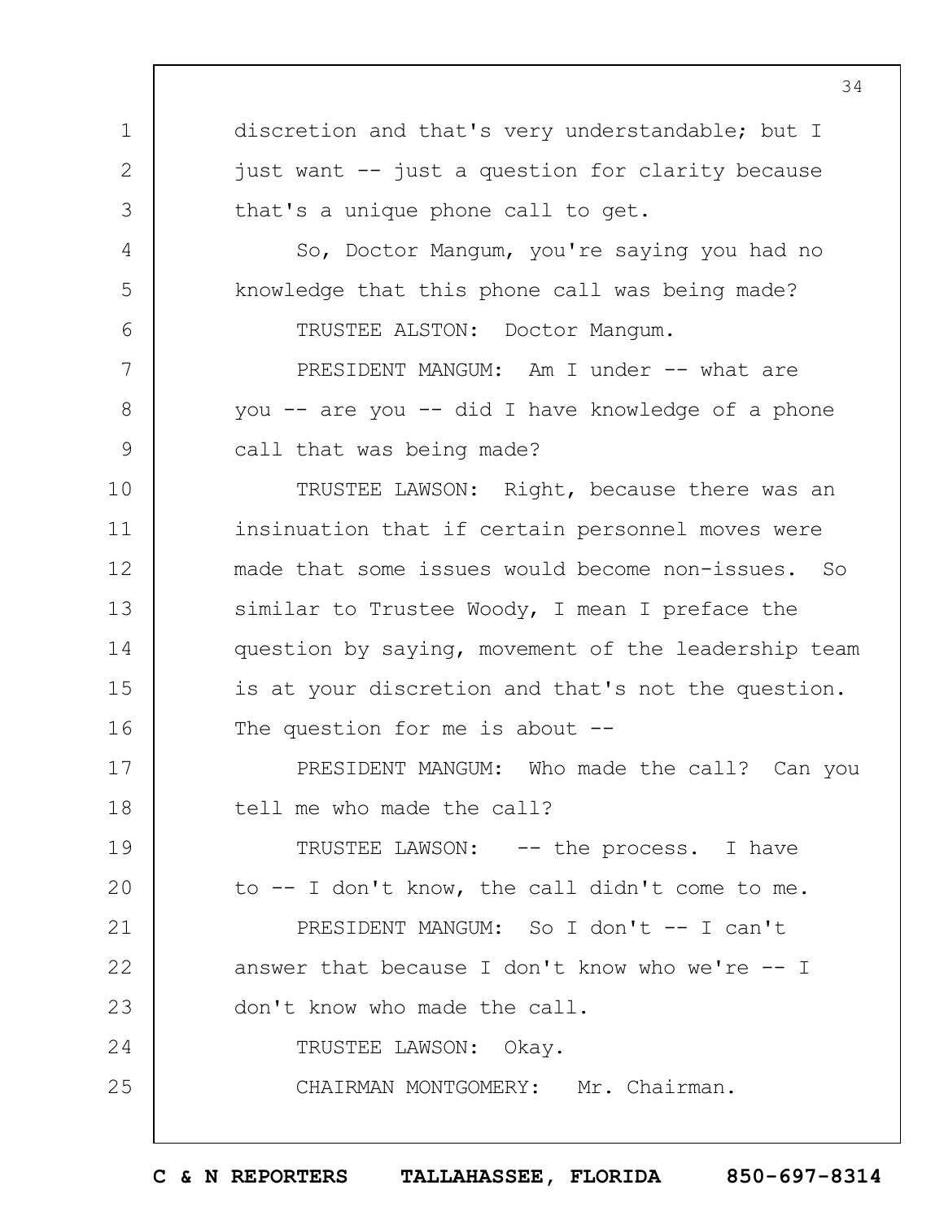discretion and that's very understandable; but I just want -- just a question for clarity because that's a unique phone call to get.

So, Doctor Mangum, you're saying you had no knowledge that this phone call was being made?

TRUSTEE ALSTON: Doctor Mangum.

PRESIDENT MANGUM: Am I under -- what are you -- are you -- did I have knowledge of a phone call that was being made?

TRUSTEE LAWSON: Right, because there was an insinuation that if certain personnel moves were made that some issues would become non-issues. So similar to Trustee Woody, I mean I preface the question by saying, movement of the leadership team is at your discretion and that's not the question. The question for me is about --

PRESIDENT MANGUM: Who made the call? Can you tell me who made the call?

TRUSTEE LAWSON: -- the process. I have to -- I don't know, the call didn't come to me.

PRESIDENT MANGUM: So I don't -- I can't answer that because I don't know who we're -- I don't know who made the call.

TRUSTEE LAWSON: Okay.

CHAIRMAN MONTGOMERY: Mr. Chairman.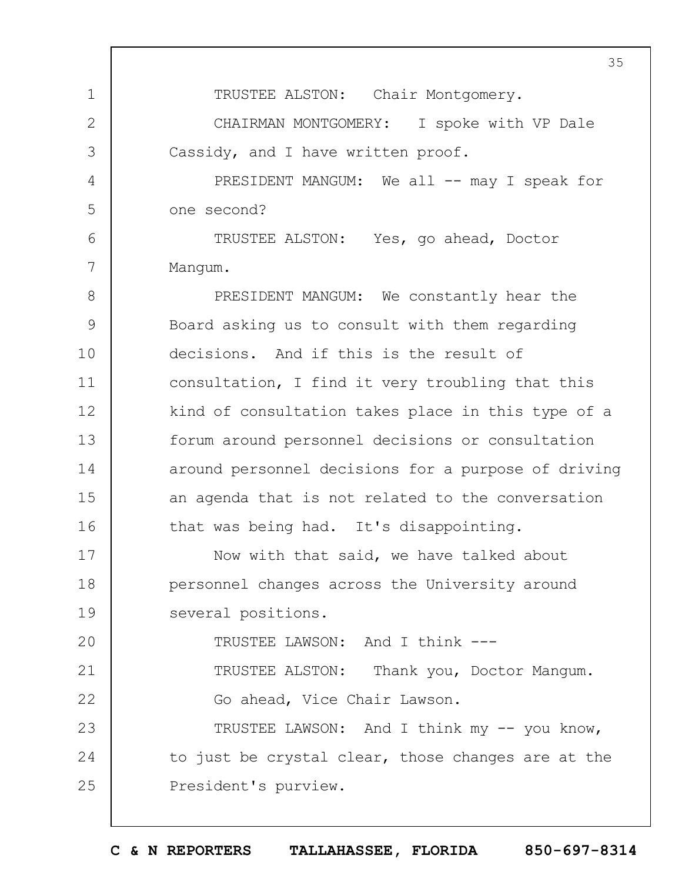TRUSTEE ALSTON: Chair Montgomery.

CHAIRMAN MONTGOMERY: I spoke with VP Dale Cassidy, and I have written proof.

PRESIDENT MANGUM: We all -- may I speak for one second?

TRUSTEE ALSTON: Yes, go ahead, Doctor Mangum.

PRESIDENT MANGUM: We constantly hear the Board asking us to consult with them regarding decisions. And if this is the result of consultation, I find it very troubling that this kind of consultation takes place in this type of a forum around personnel decisions or consultation around personnel decisions for a purpose of driving an agenda that is not related to the conversation that was being had. It's disappointing.

Now with that said, we have talked about personnel changes across the University around several positions.

TRUSTEE LAWSON: And I think ---

TRUSTEE ALSTON: Thank you, Doctor Mangum. Go ahead, Vice Chair Lawson.

TRUSTEE LAWSON: And I think my -- you know, to just be crystal clear, those changes are at the President's purview.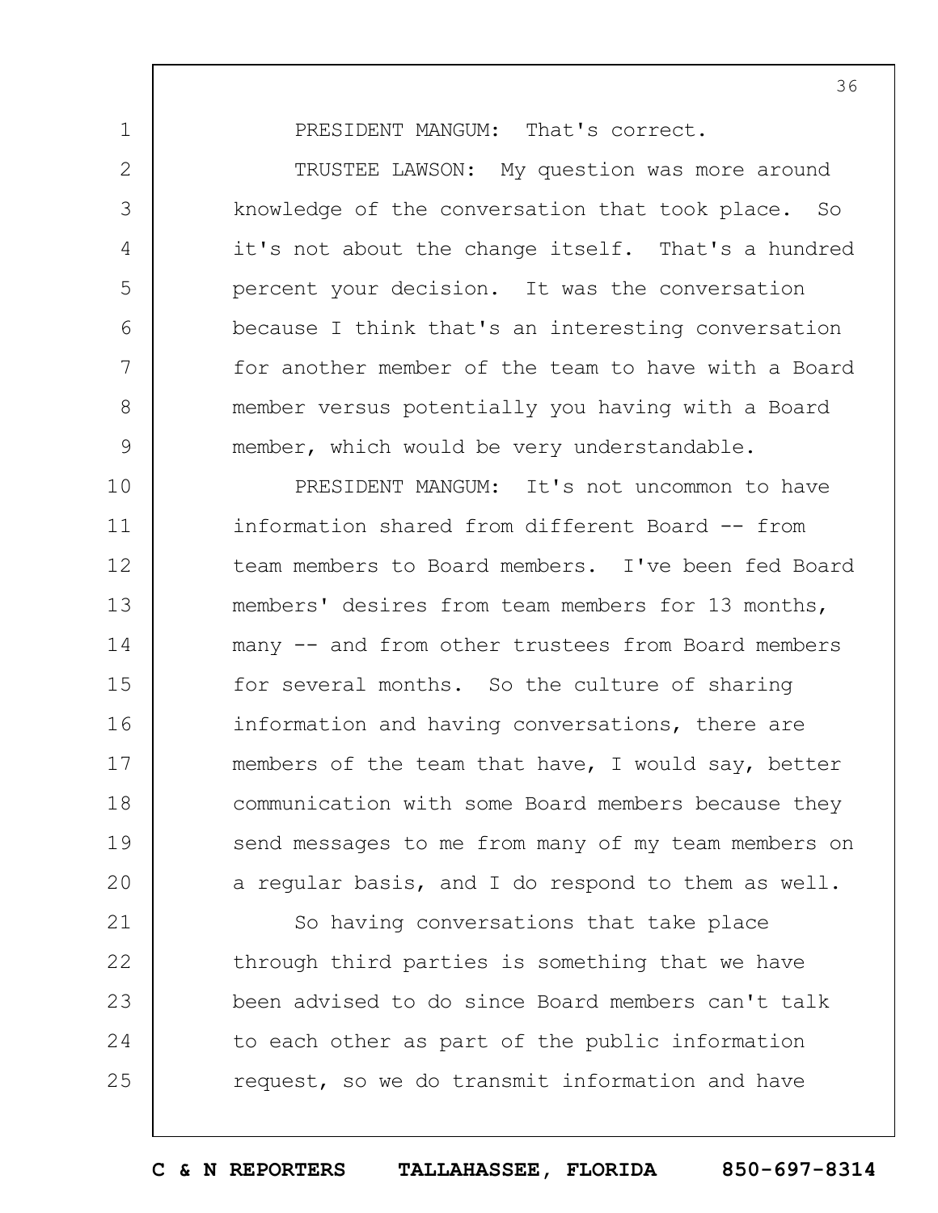PRESIDENT MANGUM: That's correct.

TRUSTEE LAWSON: My question was more around knowledge of the conversation that took place. So it's not about the change itself. That's a hundred percent your decision. It was the conversation because I think that's an interesting conversation for another member of the team to have with a Board member versus potentially you having with a Board member, which would be very understandable.

PRESIDENT MANGUM: It's not uncommon to have information shared from different Board -- from team members to Board members. I've been fed Board members' desires from team members for 13 months, many -- and from other trustees from Board members for several months. So the culture of sharing information and having conversations, there are members of the team that have, I would say, better communication with some Board members because they send messages to me from many of my team members on a regular basis, and I do respond to them as well.

So having conversations that take place through third parties is something that we have been advised to do since Board members can't talk to each other as part of the public information request, so we do transmit information and have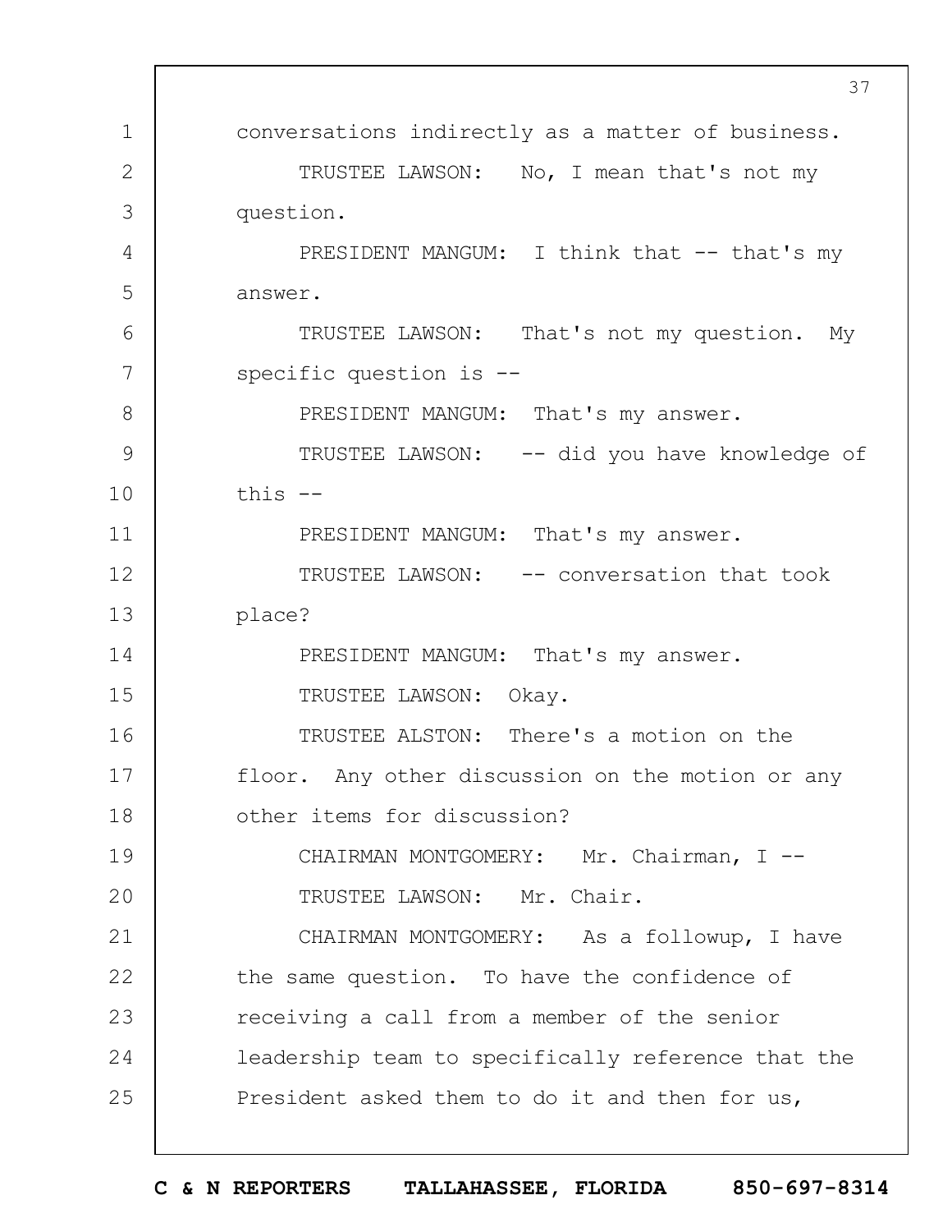conversations indirectly as a matter of business.

TRUSTEE LAWSON: No, I mean that's not my question.

PRESIDENT MANGUM: I think that -- that's my answer.

TRUSTEE LAWSON: That's not my question. My specific question is --

PRESIDENT MANGUM: That's my answer.

TRUSTEE LAWSON: -- did you have knowledge of this --

PRESIDENT MANGUM: That's my answer.

TRUSTEE LAWSON: -- conversation that took place?

PRESIDENT MANGUM: That's my answer.

TRUSTEE LAWSON: Okay.

TRUSTEE ALSTON: There's a motion on the floor. Any other discussion on the motion or any other items for discussion?

CHAIRMAN MONTGOMERY: Mr. Chairman, I --

TRUSTEE LAWSON: Mr. Chair.

CHAIRMAN MONTGOMERY: As a followup, I have the same question. To have the confidence of receiving a call from a member of the senior leadership team to specifically reference that the President asked them to do it and then for us,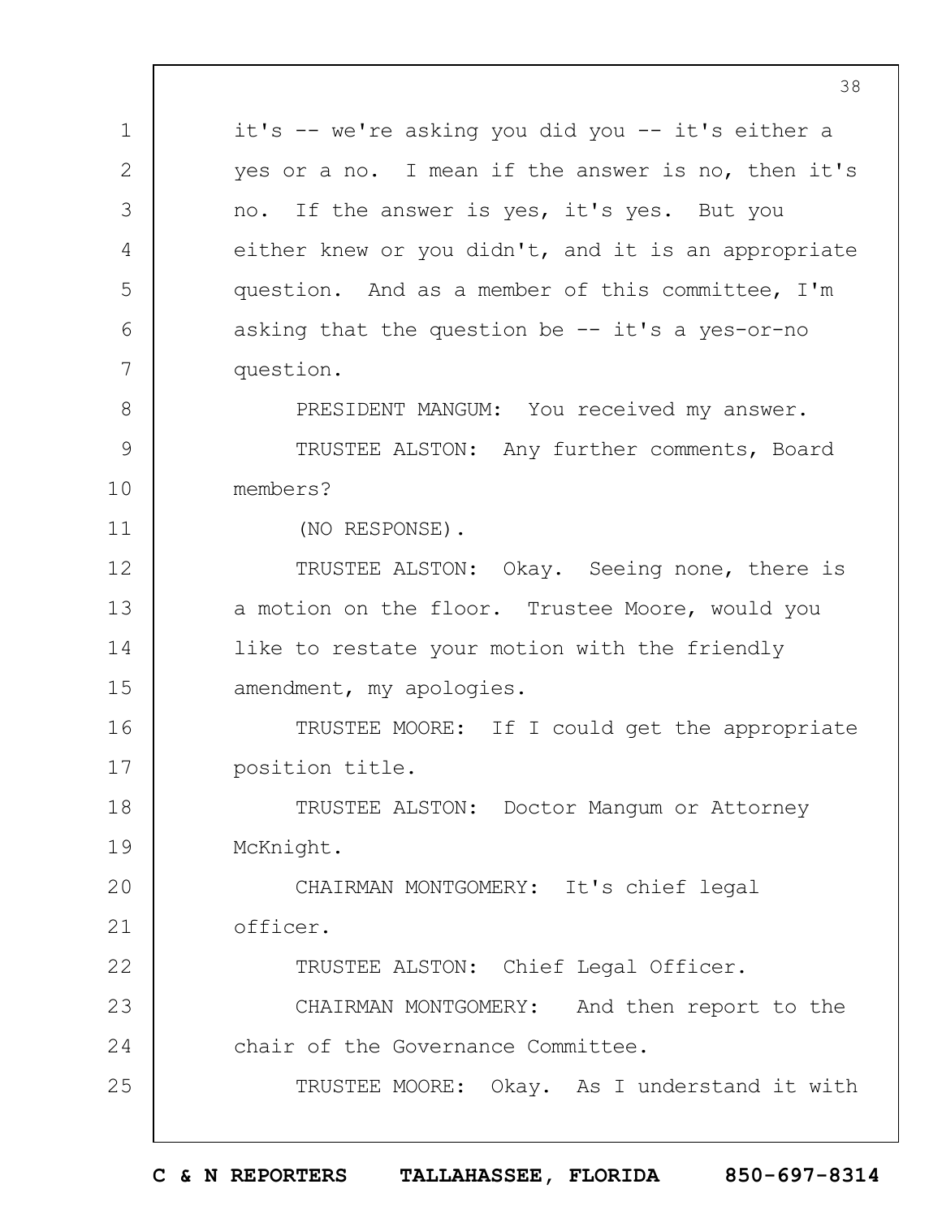it's -- we're asking you did you -- it's either a yes or a no. I mean if the answer is no, then it's no. If the answer is yes, it's yes. But you either knew or you didn't, and it is an appropriate question. And as a member of this committee, I'm asking that the question be -- it's a yes-or-no question.

PRESIDENT MANGUM: You received my answer.

TRUSTEE ALSTON: Any further comments, Board members?

(NO RESPONSE).

TRUSTEE ALSTON: Okay. Seeing none, there is a motion on the floor. Trustee Moore, would you like to restate your motion with the friendly amendment, my apologies.

TRUSTEE MOORE: If I could get the appropriate position title.

TRUSTEE ALSTON: Doctor Mangum or Attorney McKnight.

CHAIRMAN MONTGOMERY: It's chief legal officer.

TRUSTEE ALSTON: Chief Legal Officer.

CHAIRMAN MONTGOMERY: And then report to the chair of the Governance Committee.

TRUSTEE MOORE: Okay. As I understand it with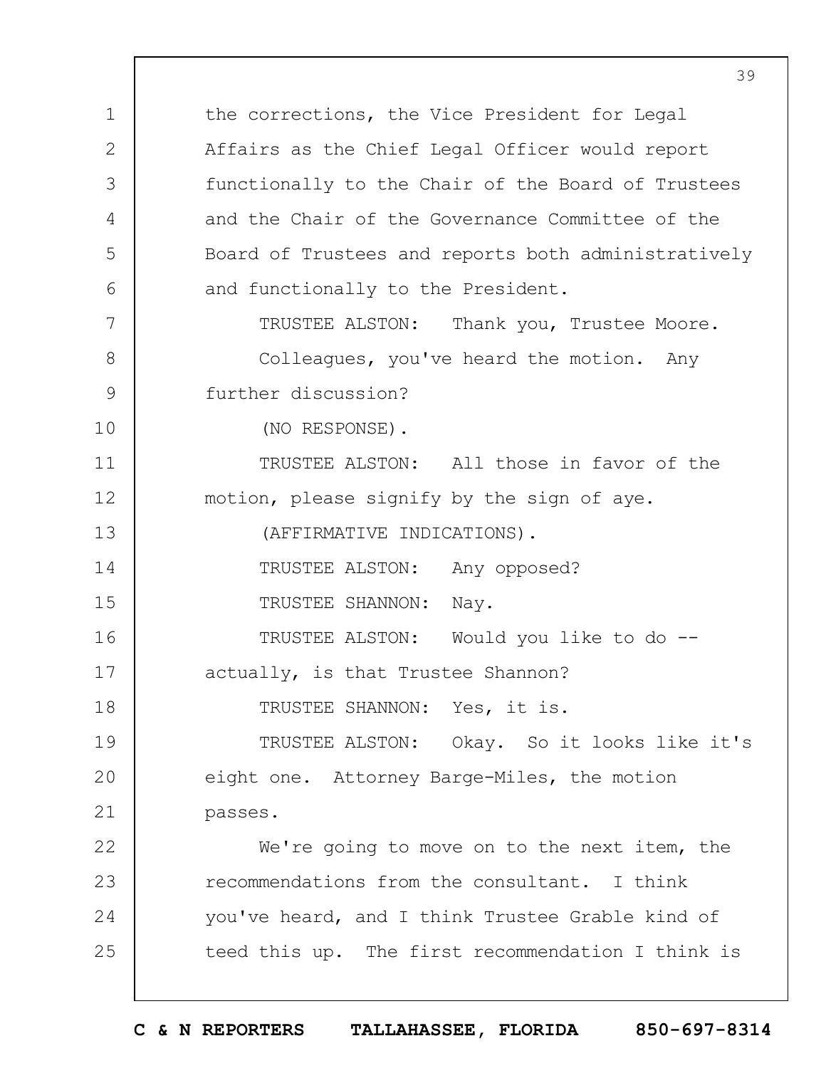the corrections, the Vice President for Legal Affairs as the Chief Legal Officer would report functionally to the Chair of the Board of Trustees and the Chair of the Governance Committee of the Board of Trustees and reports both administratively and functionally to the President.

TRUSTEE ALSTON: Thank you, Trustee Moore.

Colleagues, you've heard the motion. Any further discussion?

(NO RESPONSE).

TRUSTEE ALSTON: All those in favor of the motion, please signify by the sign of aye.

(AFFIRMATIVE INDICATIONS).

TRUSTEE ALSTON: Any opposed?

TRUSTEE SHANNON: Nay.

TRUSTEE ALSTON: Would you like to do -- actually, is that Trustee Shannon?

TRUSTEE SHANNON: Yes, it is.

TRUSTEE ALSTON: Okay. So it looks like it's eight one. Attorney Barge-Miles, the motion passes.

We're going to move on to the next item, the recommendations from the consultant. I think you've heard, and I think Trustee Grable kind of teed this up. The first recommendation I think is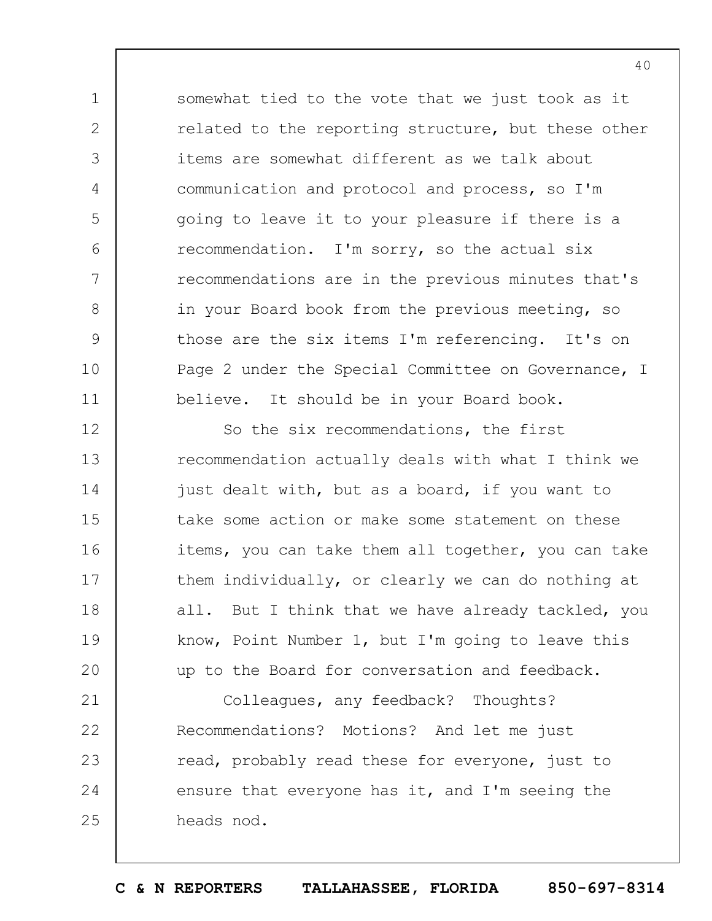somewhat tied to the vote that we just took as it related to the reporting structure, but these other items are somewhat different as we talk about communication and protocol and process, so I'm going to leave it to your pleasure if there is a recommendation. I'm sorry, so the actual six recommendations are in the previous minutes that's in your Board book from the previous meeting, so those are the six items I'm referencing. It's on Page 2 under the Special Committee on Governance, I believe. It should be in your Board book.

So the six recommendations, the first recommendation actually deals with what I think we just dealt with, but as a board, if you want to take some action or make some statement on these items, you can take them all together, you can take them individually, or clearly we can do nothing at all. But I think that we have already tackled, you know, Point Number 1, but I'm going to leave this up to the Board for conversation and feedback.

Colleagues, any feedback? Thoughts? Recommendations? Motions? And let me just read, probably read these for everyone, just to ensure that everyone has it, and I'm seeing the heads nod.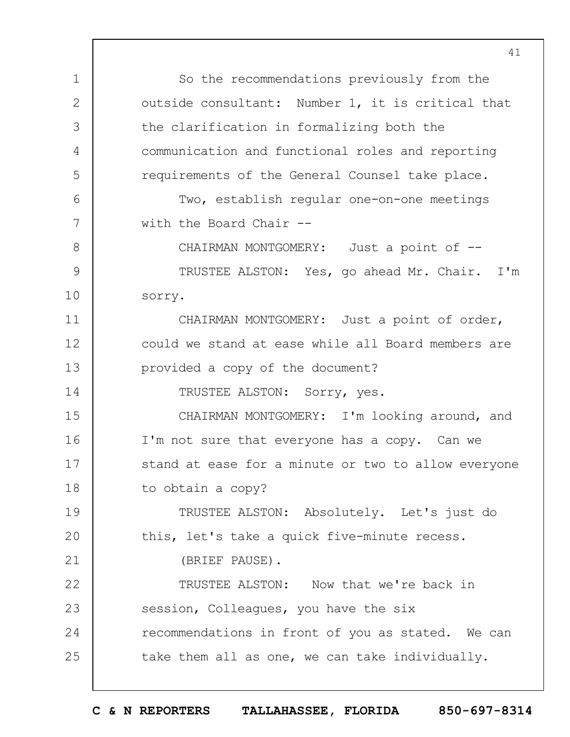So the recommendations previously from the outside consultant: Number 1, it is critical that the clarification in formalizing both the communication and functional roles and reporting requirements of the General Counsel take place.

Two, establish regular one-on-one meetings with the Board Chair --

CHAIRMAN MONTGOMERY: Just a point of --

TRUSTEE ALSTON: Yes, go ahead Mr. Chair. I'm sorry.

CHAIRMAN MONTGOMERY: Just a point of order, could we stand at ease while all Board members are provided a copy of the document?

TRUSTEE ALSTON: Sorry, yes.

CHAIRMAN MONTGOMERY: I'm looking around, and I'm not sure that everyone has a copy. Can we stand at ease for a minute or two to allow everyone to obtain a copy?

TRUSTEE ALSTON: Absolutely. Let's just do this, let's take a quick five-minute recess.

(BRIEF PAUSE).

TRUSTEE ALSTON: Now that we're back in session, Colleagues, you have the six recommendations in front of you as stated. We can take them all as one, we can take individually.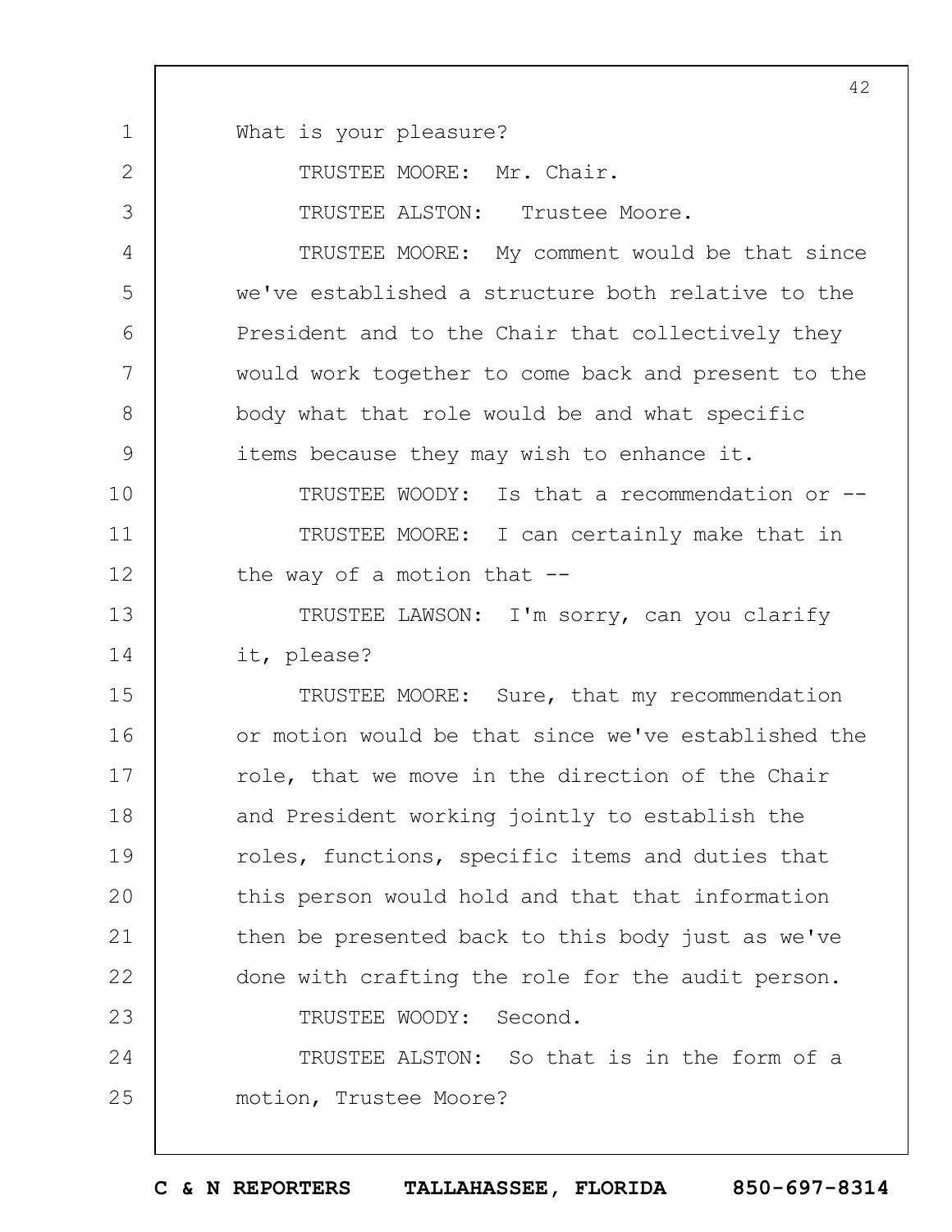What is your pleasure?

TRUSTEE MOORE: Mr. Chair.

TRUSTEE ALSTON: Trustee Moore.

TRUSTEE MOORE: My comment would be that since we've established a structure both relative to the President and to the Chair that collectively they would work together to come back and present to the body what that role would be and what specific items because they may wish to enhance it.

TRUSTEE WOODY: Is that a recommendation or --

TRUSTEE MOORE: I can certainly make that in the way of a motion that --

TRUSTEE LAWSON: I'm sorry, can you clarify it, please?

TRUSTEE MOORE: Sure, that my recommendation or motion would be that since we've established the role, that we move in the direction of the Chair and President working jointly to establish the roles, functions, specific items and duties that this person would hold and that that information then be presented back to this body just as we've done with crafting the role for the audit person.

TRUSTEE WOODY: Second.

TRUSTEE ALSTON: So that is in the form of a motion, Trustee Moore?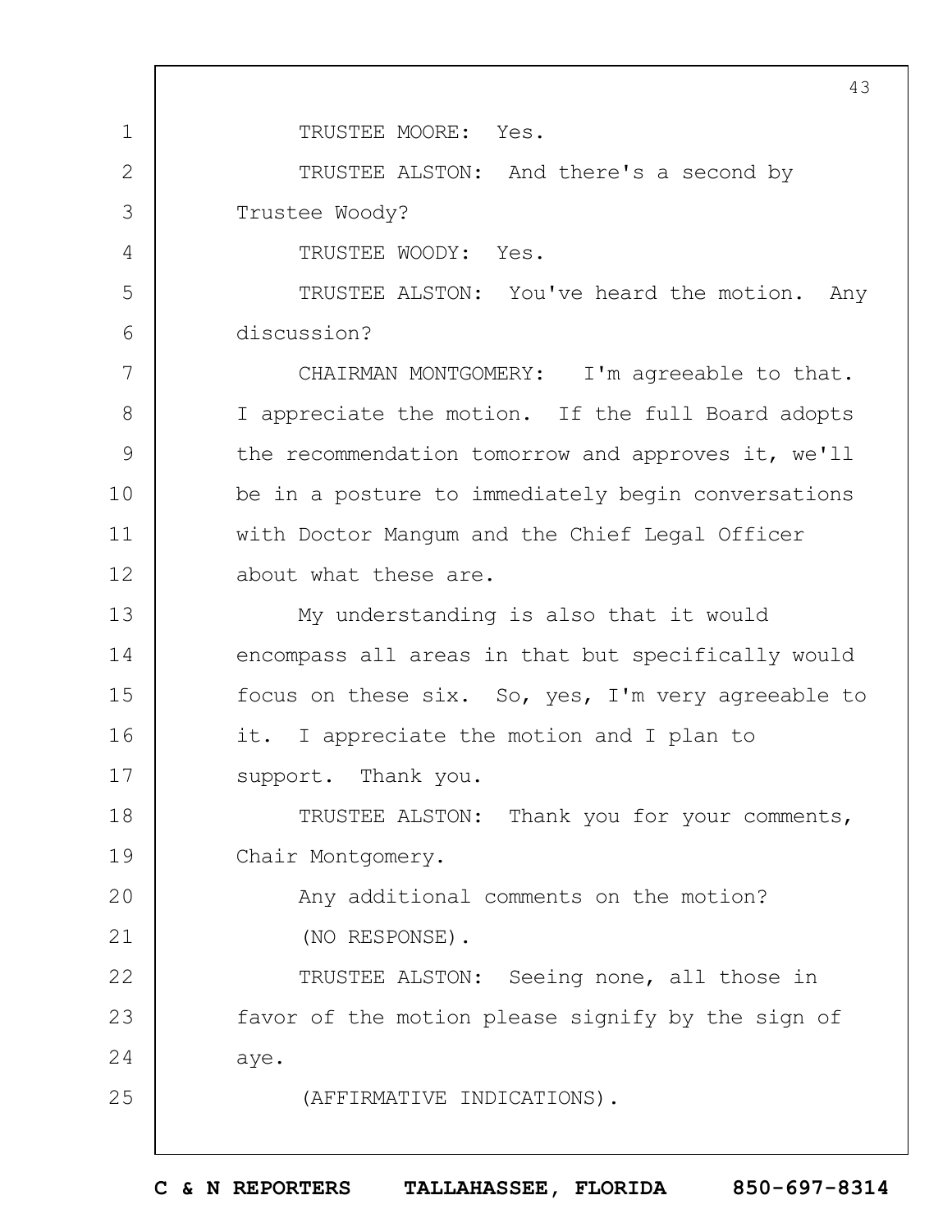TRUSTEE MOORE: Yes.

TRUSTEE ALSTON: And there's a second by Trustee Woody?

TRUSTEE WOODY: Yes.

TRUSTEE ALSTON: You've heard the motion. Any discussion?

CHAIRMAN MONTGOMERY: I'm agreeable to that. I appreciate the motion. If the full Board adopts the recommendation tomorrow and approves it, we'll be in a posture to immediately begin conversations with Doctor Mangum and the Chief Legal Officer about what these are.

My understanding is also that it would encompass all areas in that but specifically would focus on these six. So, yes, I'm very agreeable to it. I appreciate the motion and I plan to support. Thank you.

TRUSTEE ALSTON: Thank you for your comments, Chair Montgomery.

Any additional comments on the motion?

(NO RESPONSE).

TRUSTEE ALSTON: Seeing none, all those in favor of the motion please signify by the sign of aye.

(AFFIRMATIVE INDICATIONS).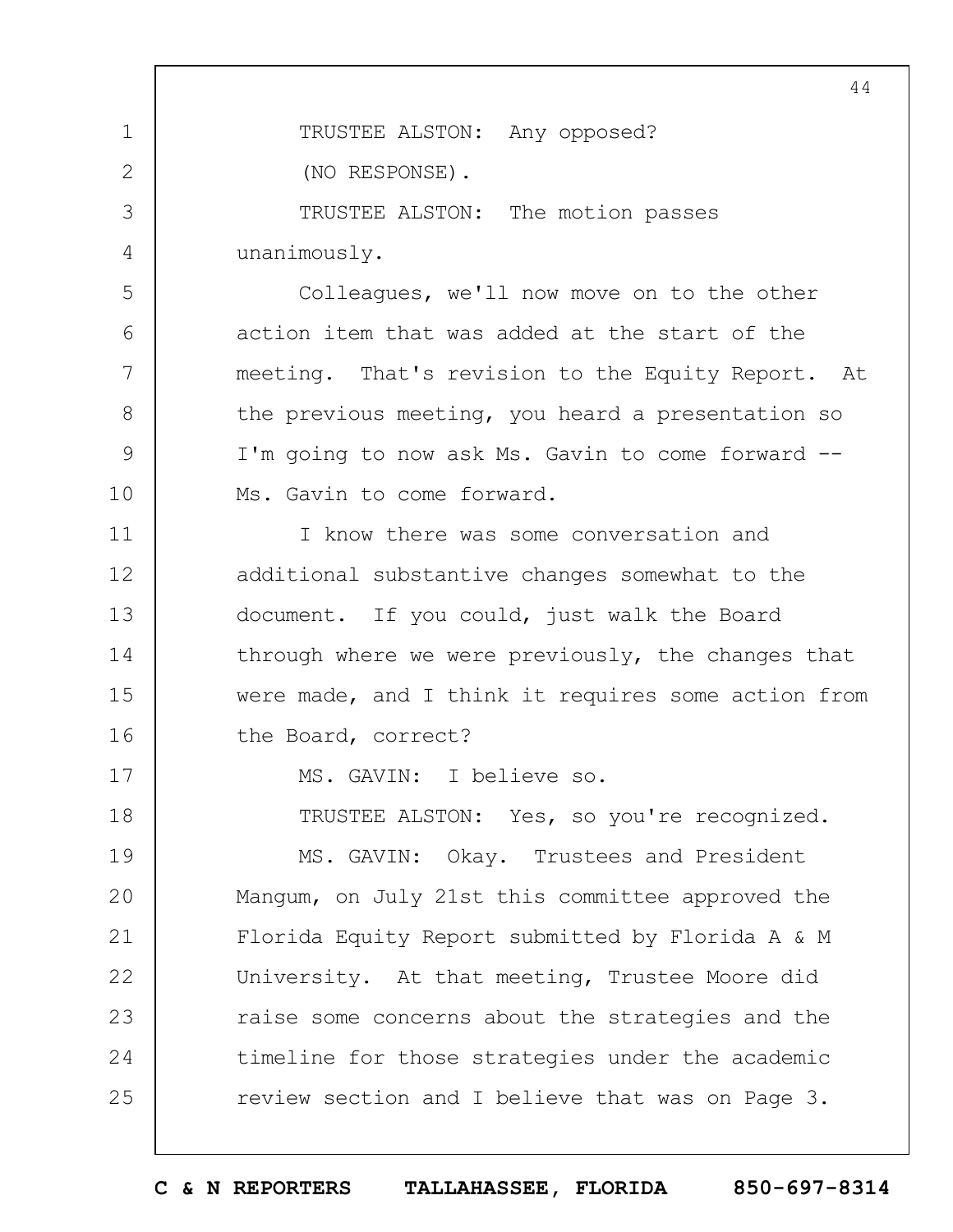TRUSTEE ALSTON: Any opposed?

(NO RESPONSE).

TRUSTEE ALSTON: The motion passes unanimously.

Colleagues, we'll now move on to the other action item that was added at the start of the meeting. That's revision to the Equity Report. At the previous meeting, you heard a presentation so I'm going to now ask Ms. Gavin to come forward -- Ms. Gavin to come forward.

I know there was some conversation and additional substantive changes somewhat to the document. If you could, just walk the Board through where we were previously, the changes that were made, and I think it requires some action from the Board, correct?

MS. GAVIN: I believe so.

TRUSTEE ALSTON: Yes, so you're recognized.

MS. GAVIN: Okay. Trustees and President Mangum, on July 21st this committee approved the Florida Equity Report submitted by Florida A & M University. At that meeting, Trustee Moore did raise some concerns about the strategies and the timeline for those strategies under the academic review section and I believe that was on Page 3.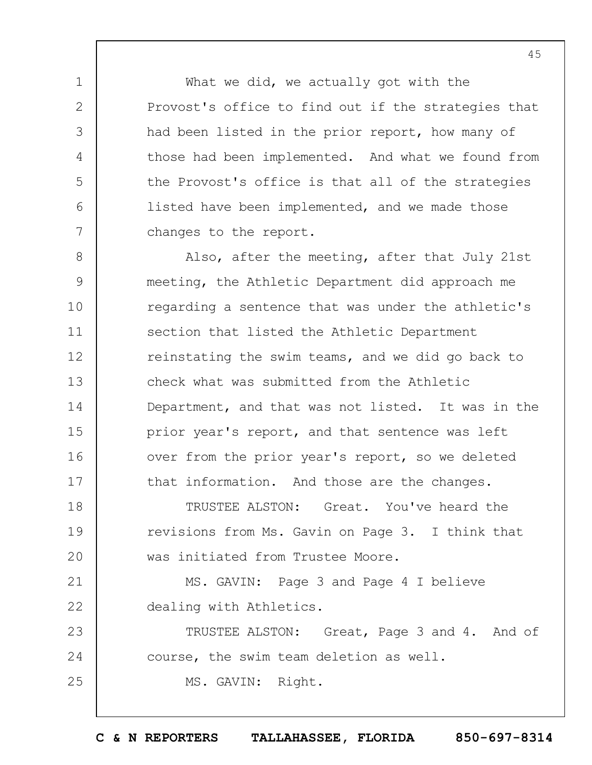What we did, we actually got with the Provost's office to find out if the strategies that had been listed in the prior report, how many of those had been implemented. And what we found from the Provost's office is that all of the strategies listed have been implemented, and we made those changes to the report.

Also, after the meeting, after that July 21st meeting, the Athletic Department did approach me regarding a sentence that was under the athletic's section that listed the Athletic Department reinstating the swim teams, and we did go back to check what was submitted from the Athletic Department, and that was not listed. It was in the prior year's report, and that sentence was left over from the prior year's report, so we deleted that information. And those are the changes.

TRUSTEE ALSTON: Great. You've heard the revisions from Ms. Gavin on Page 3. I think that was initiated from Trustee Moore.

MS. GAVIN: Page 3 and Page 4 I believe dealing with Athletics.

TRUSTEE ALSTON: Great, Page 3 and 4. And of course, the swim team deletion as well.

MS. GAVIN: Right.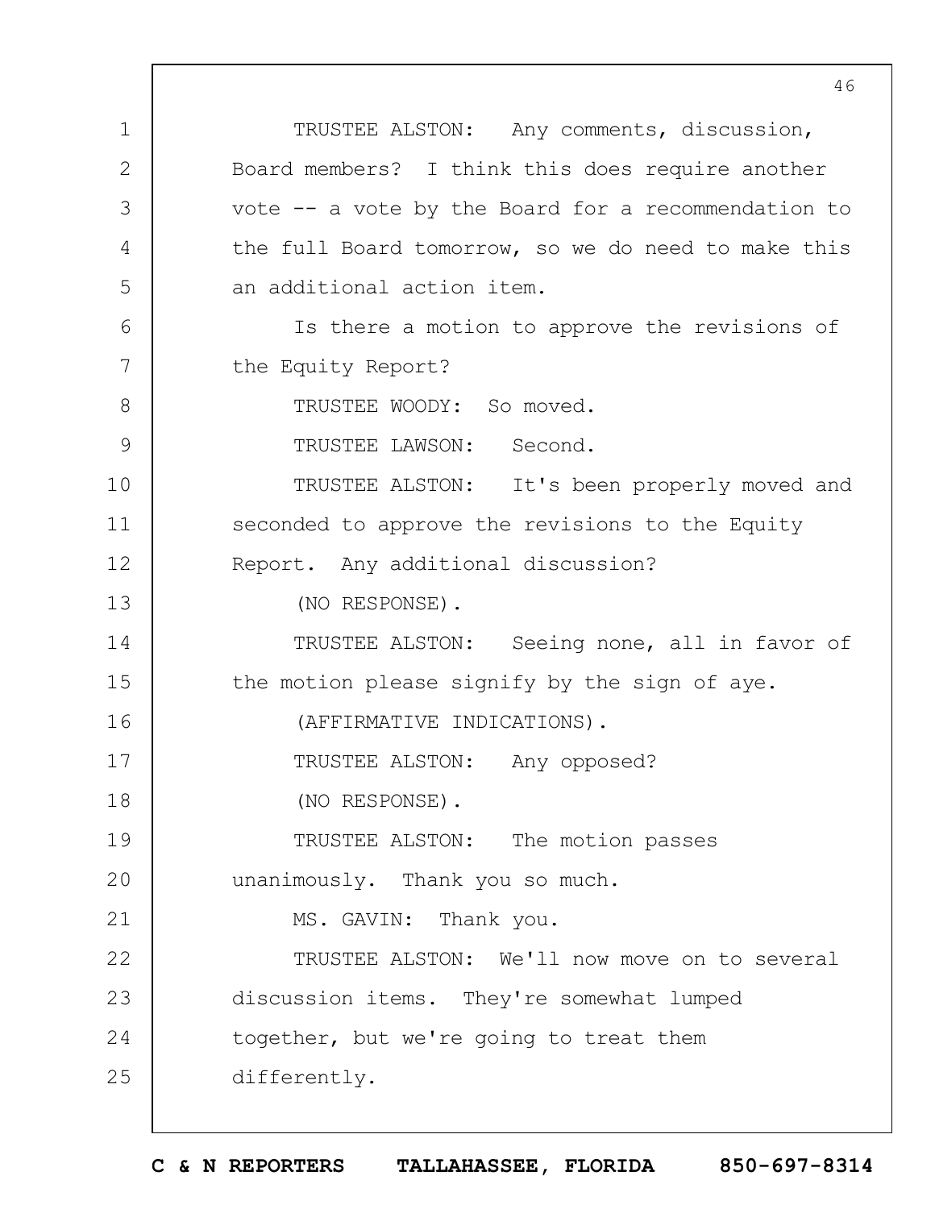TRUSTEE ALSTON: Any comments, discussion, Board members? I think this does require another vote -- a vote by the Board for a recommendation to the full Board tomorrow, so we do need to make this an additional action item.

Is there a motion to approve the revisions of the Equity Report?

TRUSTEE WOODY: So moved.

TRUSTEE LAWSON: Second.

TRUSTEE ALSTON: It's been properly moved and seconded to approve the revisions to the Equity Report. Any additional discussion?

(NO RESPONSE).

TRUSTEE ALSTON: Seeing none, all in favor of the motion please signify by the sign of aye.

(AFFIRMATIVE INDICATIONS).

TRUSTEE ALSTON: Any opposed?

(NO RESPONSE).

TRUSTEE ALSTON: The motion passes unanimously. Thank you so much.

MS. GAVIN: Thank you.

TRUSTEE ALSTON: We'll now move on to several discussion items. They're somewhat lumped together, but we're going to treat them differently.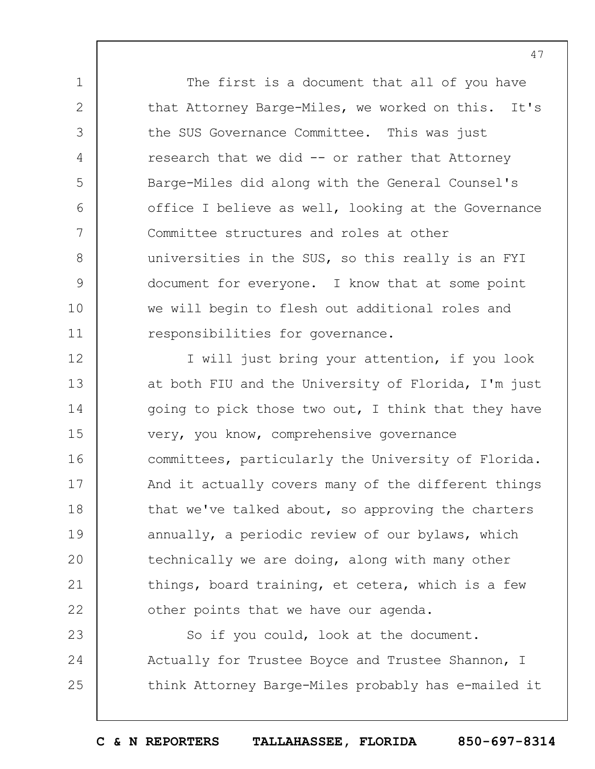The first is a document that all of you have that Attorney Barge-Miles, we worked on this. It's the SUS Governance Committee. This was just research that we did -- or rather that Attorney Barge-Miles did along with the General Counsel's office I believe as well, looking at the Governance Committee structures and roles at other universities in the SUS, so this really is an FYI document for everyone. I know that at some point we will begin to flesh out additional roles and responsibilities for governance.

I will just bring your attention, if you look at both FIU and the University of Florida, I'm just going to pick those two out, I think that they have very, you know, comprehensive governance committees, particularly the University of Florida. And it actually covers many of the different things that we've talked about, so approving the charters annually, a periodic review of our bylaws, which technically we are doing, along with many other things, board training, et cetera, which is a few other points that we have our agenda.

So if you could, look at the document. Actually for Trustee Boyce and Trustee Shannon, I think Attorney Barge-Miles probably has e-mailed it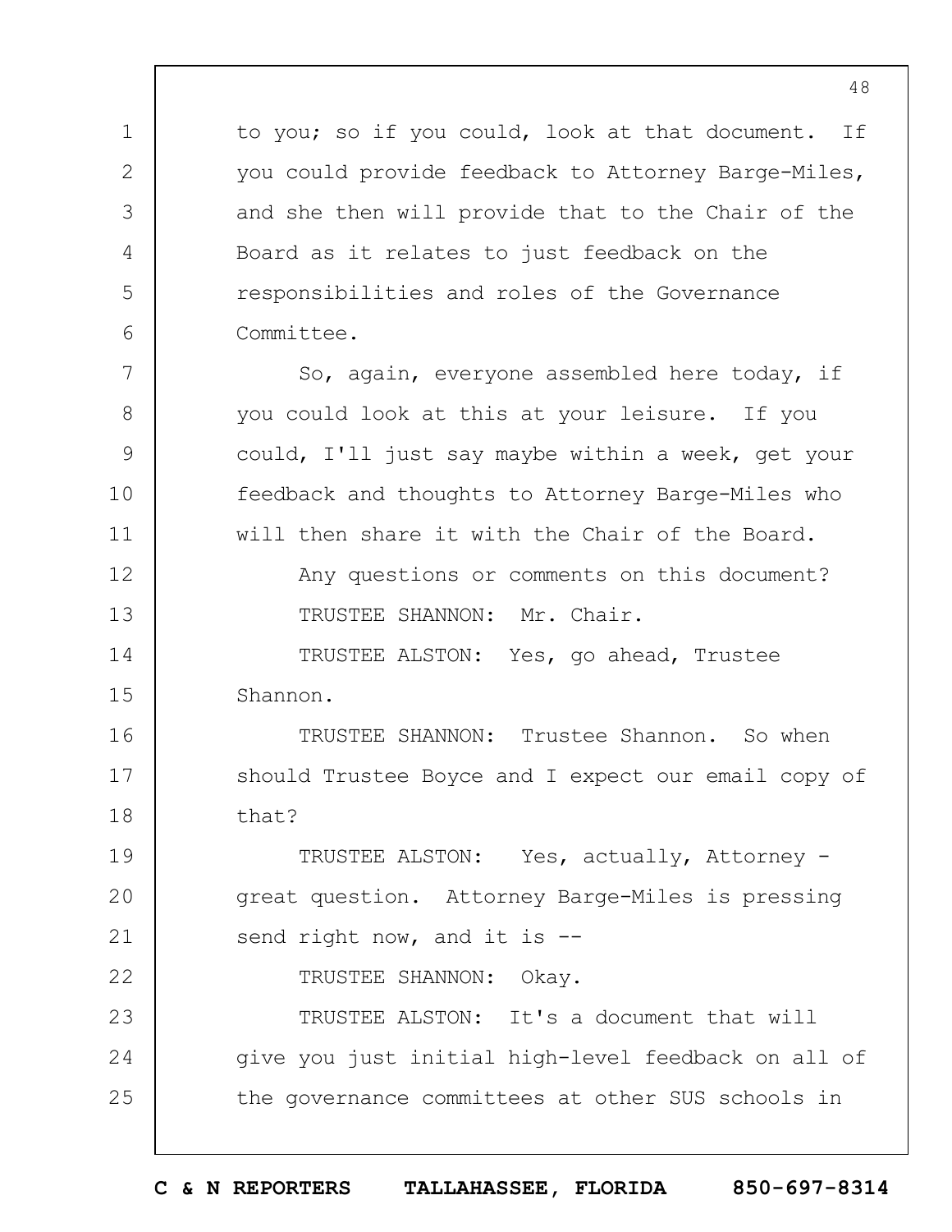to you; so if you could, look at that document. If you could provide feedback to Attorney Barge-Miles, and she then will provide that to the Chair of the Board as it relates to just feedback on the responsibilities and roles of the Governance Committee.

So, again, everyone assembled here today, if you could look at this at your leisure. If you could, I'll just say maybe within a week, get your feedback and thoughts to Attorney Barge-Miles who will then share it with the Chair of the Board.

Any questions or comments on this document?

TRUSTEE SHANNON: Mr. Chair.

TRUSTEE ALSTON: Yes, go ahead, Trustee Shannon.

TRUSTEE SHANNON: Trustee Shannon. So when should Trustee Boyce and I expect our email copy of that?

TRUSTEE ALSTON: Yes, actually, Attorney - great question. Attorney Barge-Miles is pressing send right now, and it is --

TRUSTEE SHANNON: Okay.

TRUSTEE ALSTON: It's a document that will give you just initial high-level feedback on all of the governance committees at other SUS schools in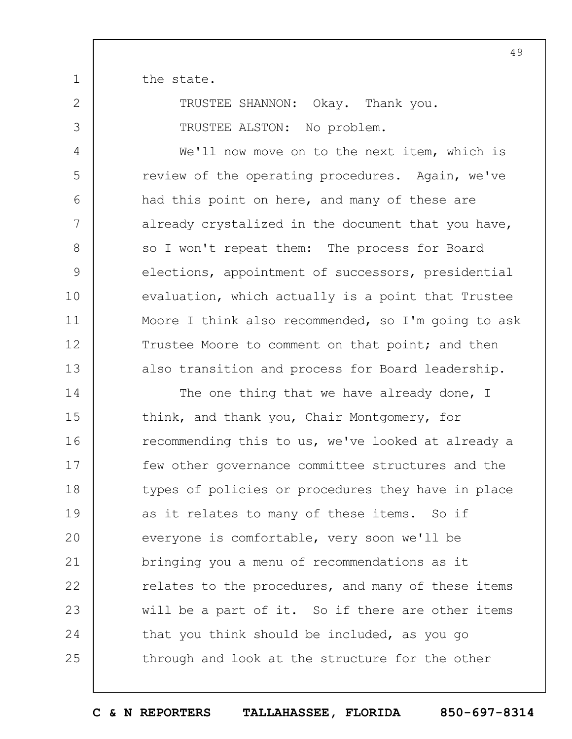the state.

TRUSTEE SHANNON: Okay. Thank you.

TRUSTEE ALSTON: No problem.

We'll now move on to the next item, which is review of the operating procedures. Again, we've had this point on here, and many of these are already crystalized in the document that you have, so I won't repeat them: The process for Board elections, appointment of successors, presidential evaluation, which actually is a point that Trustee Moore I think also recommended, so I'm going to ask Trustee Moore to comment on that point; and then also transition and process for Board leadership.

The one thing that we have already done, I think, and thank you, Chair Montgomery, for recommending this to us, we've looked at already a few other governance committee structures and the types of policies or procedures they have in place as it relates to many of these items. So if everyone is comfortable, very soon we'll be bringing you a menu of recommendations as it relates to the procedures, and many of these items will be a part of it. So if there are other items that you think should be included, as you go through and look at the structure for the other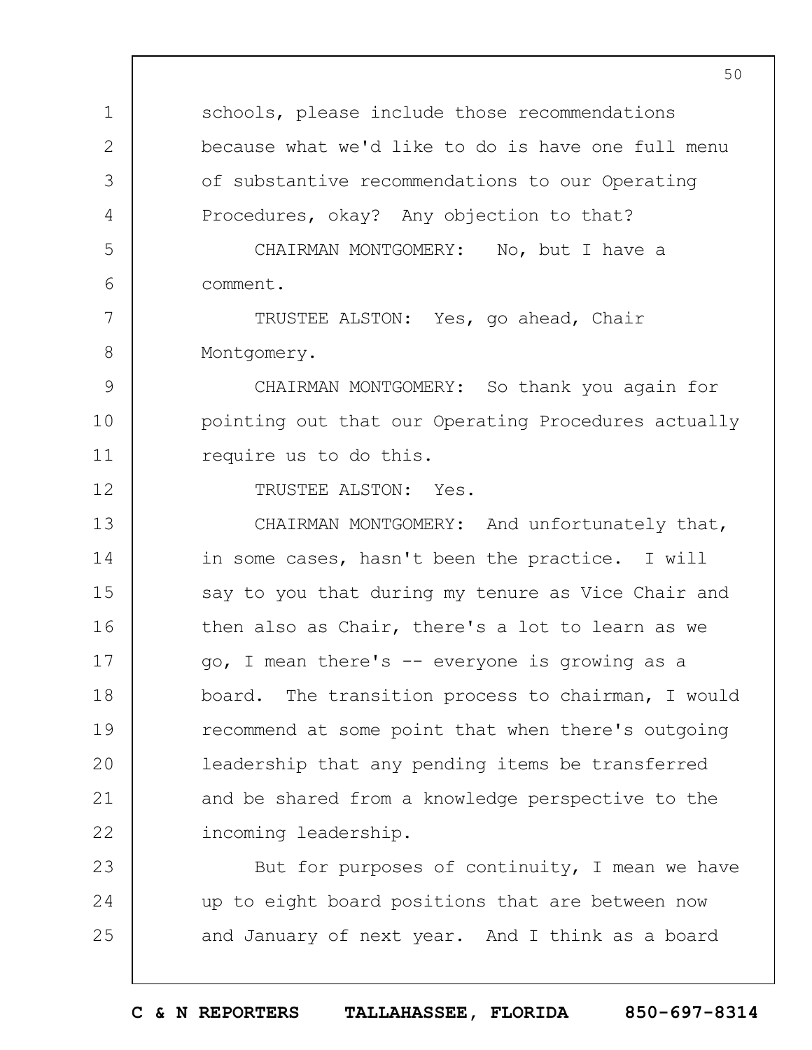schools, please include those recommendations because what we'd like to do is have one full menu of substantive recommendations to our Operating Procedures, okay? Any objection to that?

CHAIRMAN MONTGOMERY: No, but I have a comment.

TRUSTEE ALSTON: Yes, go ahead, Chair Montgomery.

CHAIRMAN MONTGOMERY: So thank you again for pointing out that our Operating Procedures actually require us to do this.

TRUSTEE ALSTON: Yes.

CHAIRMAN MONTGOMERY: And unfortunately that, in some cases, hasn't been the practice. I will say to you that during my tenure as Vice Chair and then also as Chair, there's a lot to learn as we go, I mean there's -- everyone is growing as a board. The transition process to chairman, I would recommend at some point that when there's outgoing leadership that any pending items be transferred and be shared from a knowledge perspective to the incoming leadership.

But for purposes of continuity, I mean we have up to eight board positions that are between now and January of next year. And I think as a board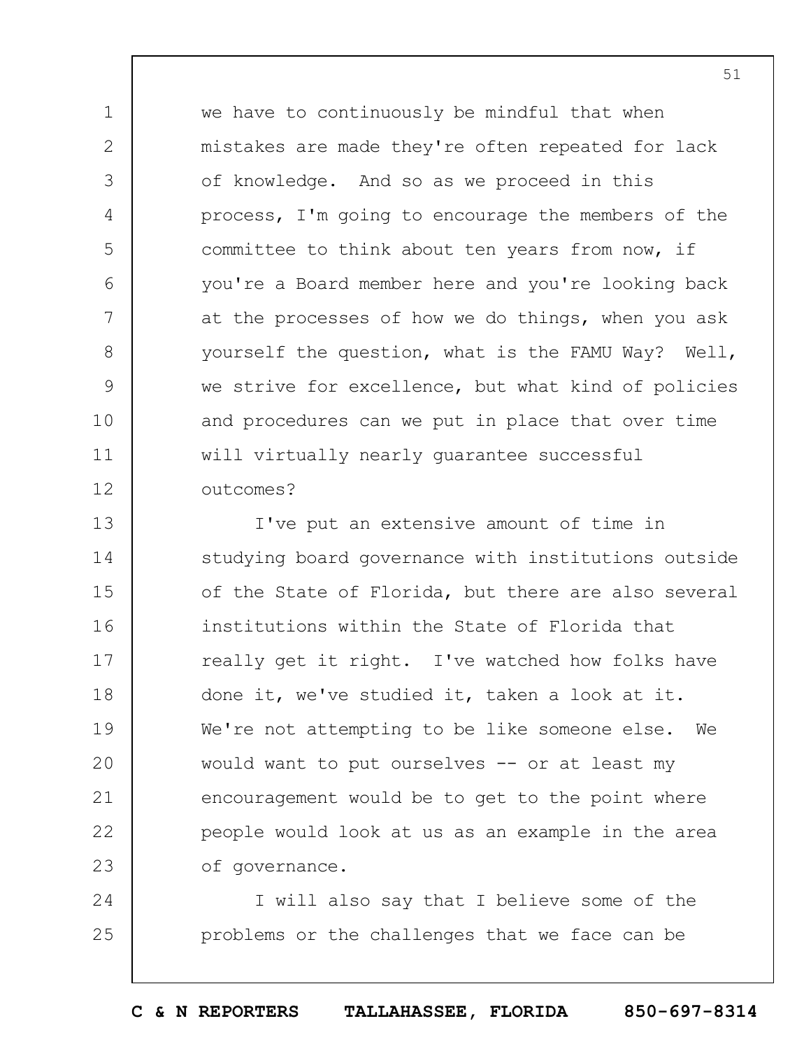we have to continuously be mindful that when mistakes are made they're often repeated for lack of knowledge. And so as we proceed in this process, I'm going to encourage the members of the committee to think about ten years from now, if you're a Board member here and you're looking back at the processes of how we do things, when you ask yourself the question, what is the FAMU Way? Well, we strive for excellence, but what kind of policies and procedures can we put in place that over time will virtually nearly guarantee successful outcomes?

I've put an extensive amount of time in studying board governance with institutions outside of the State of Florida, but there are also several institutions within the State of Florida that really get it right. I've watched how folks have done it, we've studied it, taken a look at it. We're not attempting to be like someone else. We would want to put ourselves -- or at least my encouragement would be to get to the point where people would look at us as an example in the area of governance.

I will also say that I believe some of the problems or the challenges that we face can be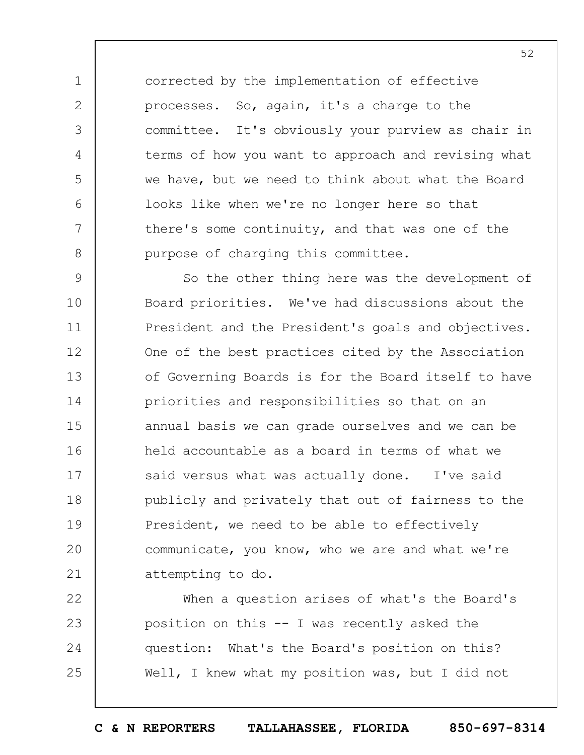corrected by the implementation of effective processes. So, again, it's a charge to the committee. It's obviously your purview as chair in terms of how you want to approach and revising what we have, but we need to think about what the Board looks like when we're no longer here so that there's some continuity, and that was one of the purpose of charging this committee.

So the other thing here was the development of Board priorities. We've had discussions about the President and the President's goals and objectives. One of the best practices cited by the Association of Governing Boards is for the Board itself to have priorities and responsibilities so that on an annual basis we can grade ourselves and we can be held accountable as a board in terms of what we said versus what was actually done. I've said publicly and privately that out of fairness to the President, we need to be able to effectively communicate, you know, who we are and what we're attempting to do.

When a question arises of what's the Board's position on this -- I was recently asked the question: What's the Board's position on this? Well, I knew what my position was, but I did not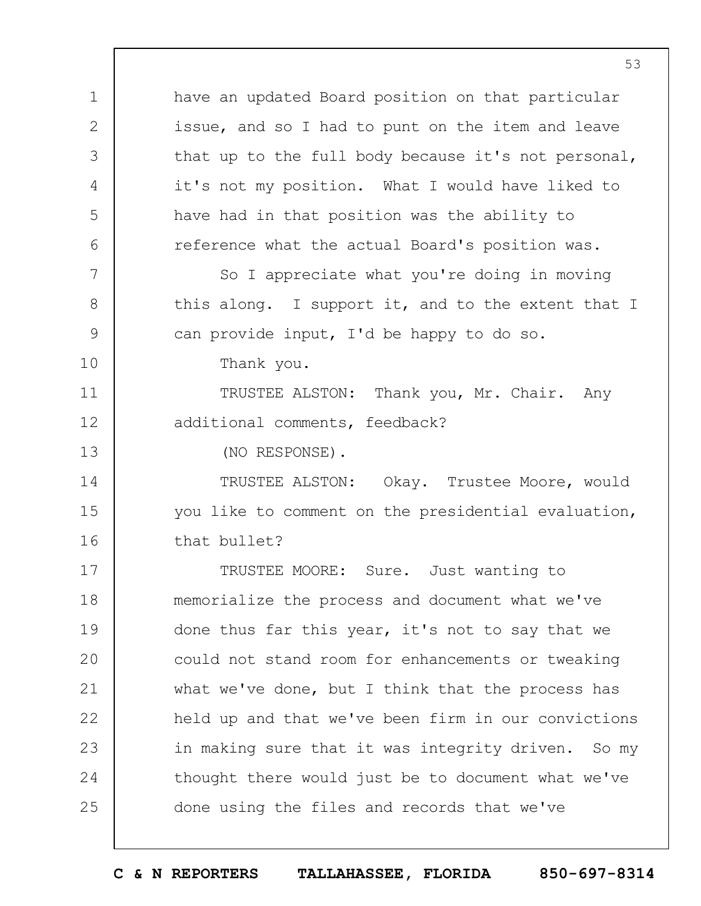have an updated Board position on that particular issue, and so I had to punt on the item and leave that up to the full body because it's not personal, it's not my position. What I would have liked to have had in that position was the ability to reference what the actual Board's position was.

So I appreciate what you're doing in moving this along. I support it, and to the extent that I can provide input, I'd be happy to do so.

Thank you.

TRUSTEE ALSTON: Thank you, Mr. Chair. Any additional comments, feedback?

(NO RESPONSE).

TRUSTEE ALSTON: Okay. Trustee Moore, would you like to comment on the presidential evaluation, that bullet?

TRUSTEE MOORE: Sure. Just wanting to memorialize the process and document what we've done thus far this year, it's not to say that we could not stand room for enhancements or tweaking what we've done, but I think that the process has held up and that we've been firm in our convictions in making sure that it was integrity driven. So my thought there would just be to document what we've done using the files and records that we've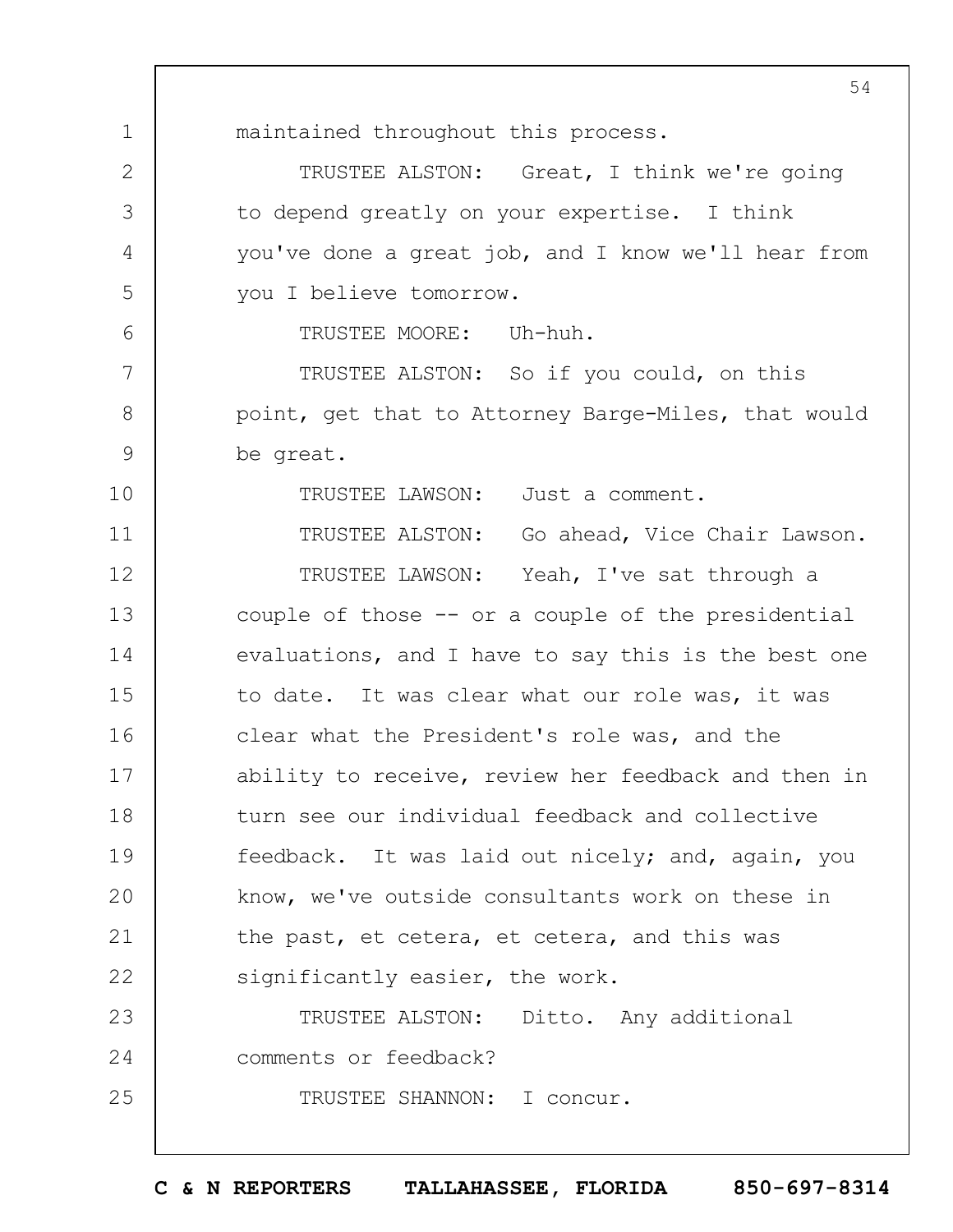maintained throughout this process.

TRUSTEE ALSTON: Great, I think we're going to depend greatly on your expertise. I think you've done a great job, and I know we'll hear from you I believe tomorrow.

TRUSTEE MOORE: Uh-huh.

TRUSTEE ALSTON: So if you could, on this point, get that to Attorney Barge-Miles, that would be great.

TRUSTEE LAWSON: Just a comment.

TRUSTEE ALSTON: Go ahead, Vice Chair Lawson.

TRUSTEE LAWSON: Yeah, I've sat through a couple of those -- or a couple of the presidential evaluations, and I have to say this is the best one to date. It was clear what our role was, it was clear what the President's role was, and the ability to receive, review her feedback and then in turn see our individual feedback and collective feedback. It was laid out nicely; and, again, you know, we've outside consultants work on these in the past, et cetera, et cetera, and this was significantly easier, the work.

TRUSTEE ALSTON: Ditto. Any additional comments or feedback?

TRUSTEE SHANNON: I concur.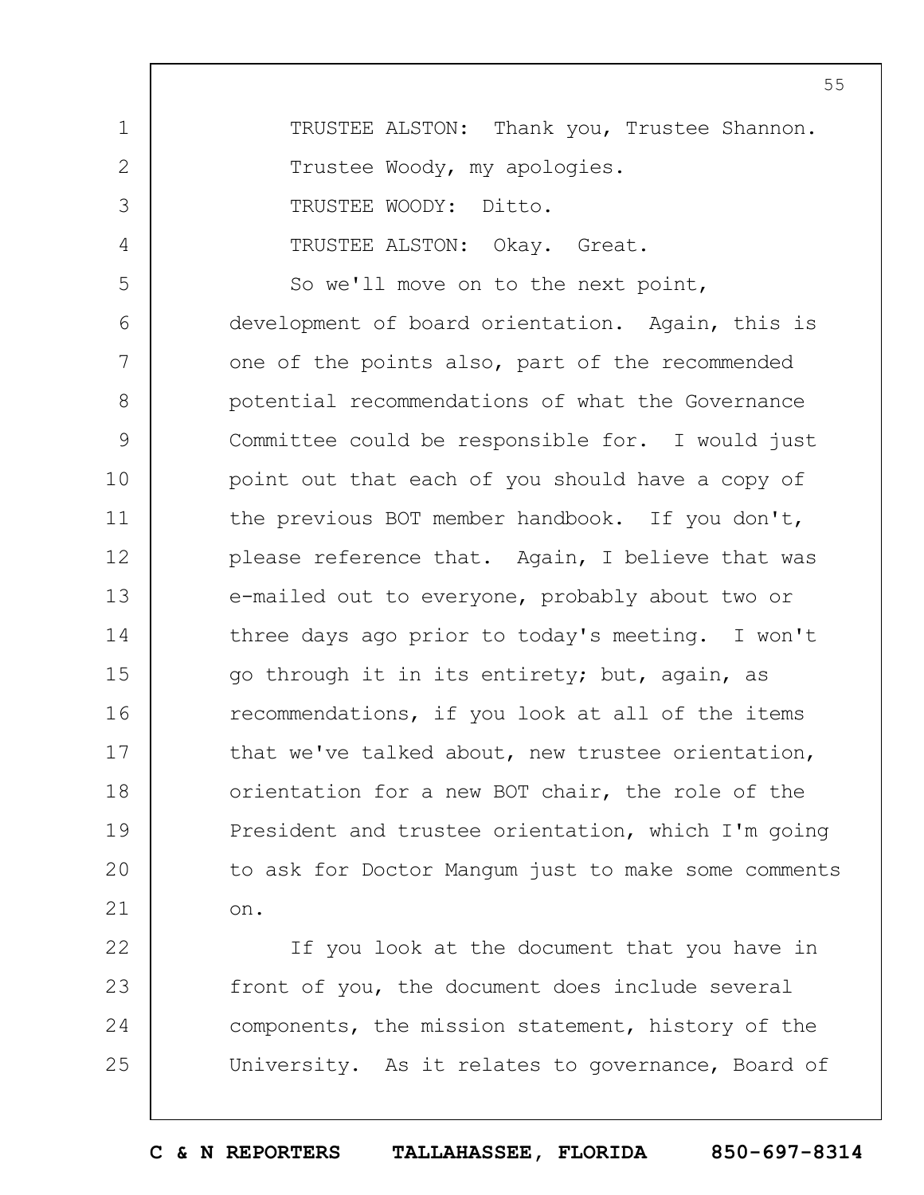TRUSTEE ALSTON: Thank you, Trustee Shannon. Trustee Woody, my apologies.

TRUSTEE WOODY: Ditto.

TRUSTEE ALSTON: Okay. Great.

So we'll move on to the next point, development of board orientation. Again, this is one of the points also, part of the recommended potential recommendations of what the Governance Committee could be responsible for. I would just point out that each of you should have a copy of the previous BOT member handbook. If you don't, please reference that. Again, I believe that was e-mailed out to everyone, probably about two or three days ago prior to today's meeting. I won't go through it in its entirety; but, again, as recommendations, if you look at all of the items that we've talked about, new trustee orientation, orientation for a new BOT chair, the role of the President and trustee orientation, which I'm going to ask for Doctor Mangum just to make some comments on.

If you look at the document that you have in front of you, the document does include several components, the mission statement, history of the University. As it relates to governance, Board of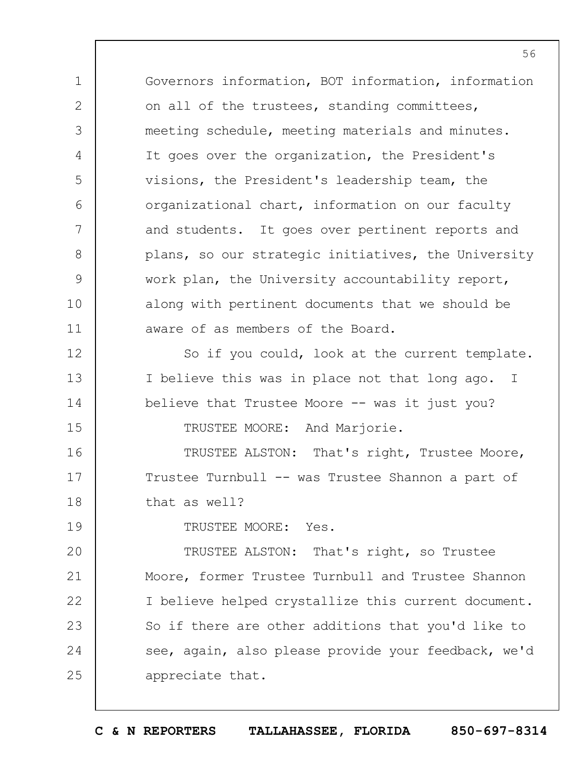Governors information, BOT information, information on all of the trustees, standing committees, meeting schedule, meeting materials and minutes. It goes over the organization, the President's visions, the President's leadership team, the organizational chart, information on our faculty and students. It goes over pertinent reports and plans, so our strategic initiatives, the University work plan, the University accountability report, along with pertinent documents that we should be aware of as members of the Board.

So if you could, look at the current template. I believe this was in place not that long ago. I believe that Trustee Moore -- was it just you?

TRUSTEE MOORE: And Marjorie.

TRUSTEE ALSTON: That's right, Trustee Moore, Trustee Turnbull -- was Trustee Shannon a part of that as well?

TRUSTEE MOORE: Yes.

TRUSTEE ALSTON: That's right, so Trustee Moore, former Trustee Turnbull and Trustee Shannon I believe helped crystallize this current document. So if there are other additions that you'd like to see, again, also please provide your feedback, we'd appreciate that.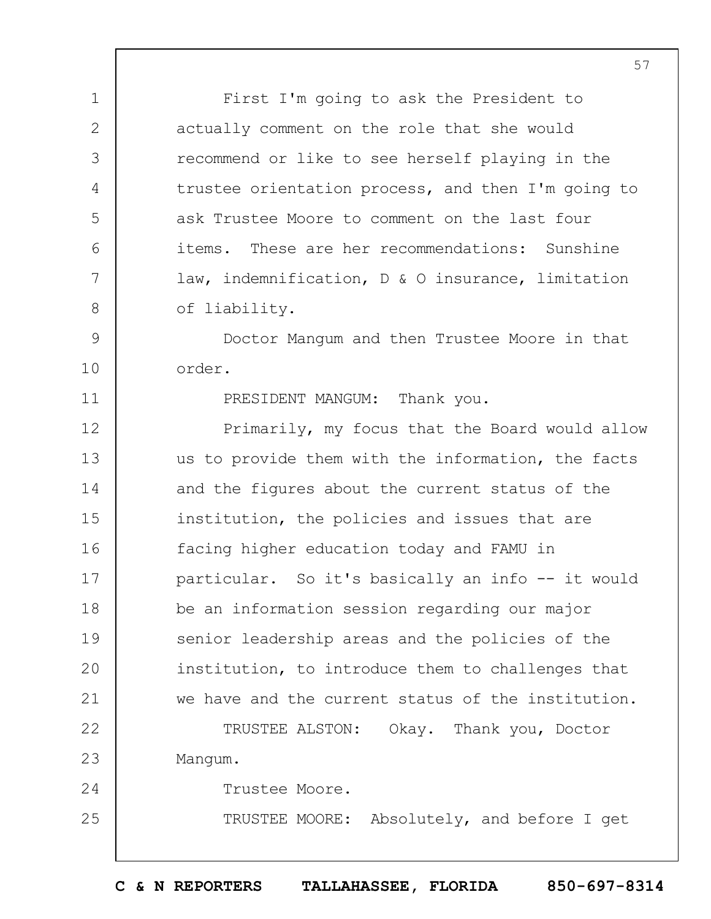First I'm going to ask the President to actually comment on the role that she would recommend or like to see herself playing in the trustee orientation process, and then I'm going to ask Trustee Moore to comment on the last four items. These are her recommendations: Sunshine law, indemnification, D & O insurance, limitation of liability.

Doctor Mangum and then Trustee Moore in that order.

PRESIDENT MANGUM: Thank you.

Primarily, my focus that the Board would allow us to provide them with the information, the facts and the figures about the current status of the institution, the policies and issues that are facing higher education today and FAMU in particular. So it's basically an info -- it would be an information session regarding our major senior leadership areas and the policies of the institution, to introduce them to challenges that we have and the current status of the institution.

TRUSTEE ALSTON: Okay. Thank you, Doctor Mangum.

Trustee Moore.

TRUSTEE MOORE: Absolutely, and before I get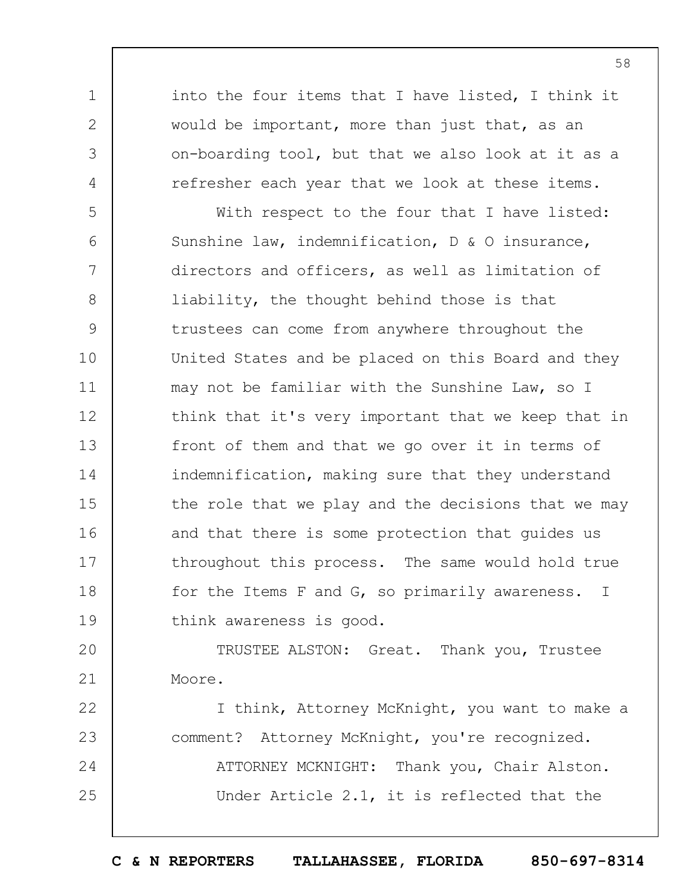into the four items that I have listed, I think it would be important, more than just that, as an on-boarding tool, but that we also look at it as a refresher each year that we look at these items.

With respect to the four that I have listed: Sunshine law, indemnification, D & O insurance, directors and officers, as well as limitation of liability, the thought behind those is that trustees can come from anywhere throughout the United States and be placed on this Board and they may not be familiar with the Sunshine Law, so I think that it's very important that we keep that in front of them and that we go over it in terms of indemnification, making sure that they understand the role that we play and the decisions that we may and that there is some protection that guides us throughout this process. The same would hold true for the Items F and G, so primarily awareness. I think awareness is good.

TRUSTEE ALSTON: Great. Thank you, Trustee Moore.

I think, Attorney McKnight, you want to make a comment? Attorney McKnight, you're recognized.

ATTORNEY MCKNIGHT: Thank you, Chair Alston.

Under Article 2.1, it is reflected that the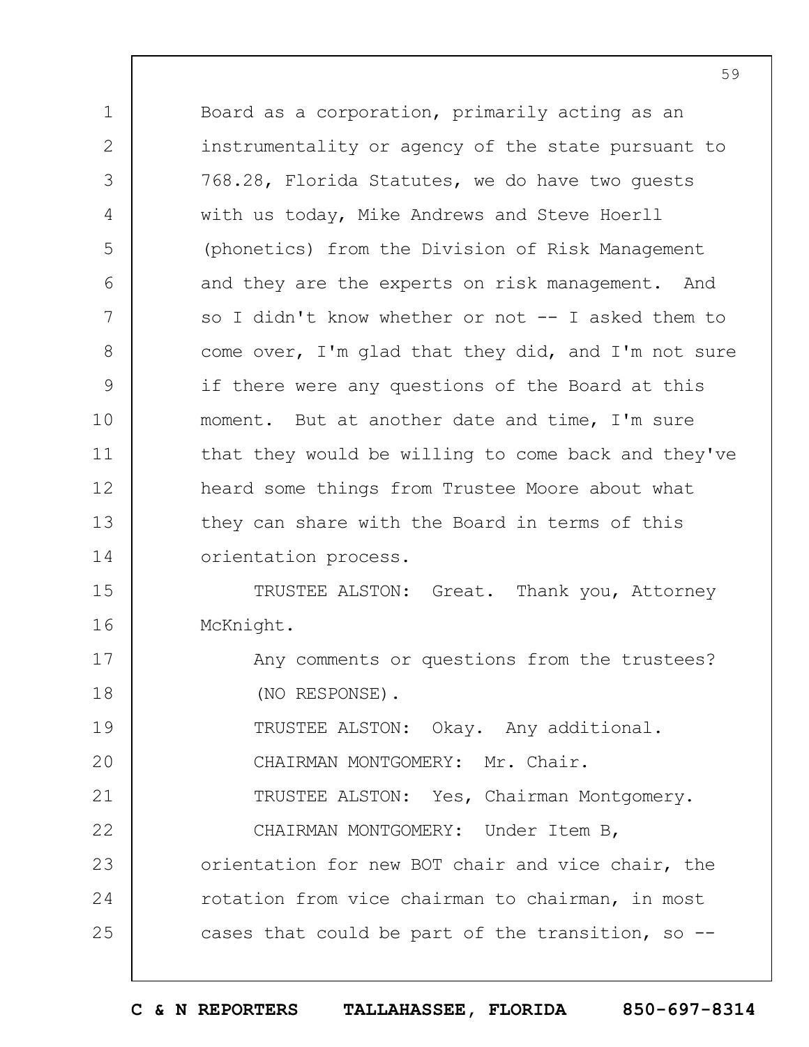Board as a corporation, primarily acting as an instrumentality or agency of the state pursuant to 768.28, Florida Statutes, we do have two guests with us today, Mike Andrews and Steve Hoerll (phonetics) from the Division of Risk Management and they are the experts on risk management. And so I didn't know whether or not -- I asked them to come over, I'm glad that they did, and I'm not sure if there were any questions of the Board at this moment. But at another date and time, I'm sure that they would be willing to come back and they've heard some things from Trustee Moore about what they can share with the Board in terms of this orientation process.

TRUSTEE ALSTON: Great. Thank you, Attorney McKnight.

Any comments or questions from the trustees?

(NO RESPONSE).

TRUSTEE ALSTON: Okay. Any additional.

CHAIRMAN MONTGOMERY: Mr. Chair.

TRUSTEE ALSTON: Yes, Chairman Montgomery.

CHAIRMAN MONTGOMERY: Under Item B, orientation for new BOT chair and vice chair, the rotation from vice chairman to chairman, in most cases that could be part of the transition, so --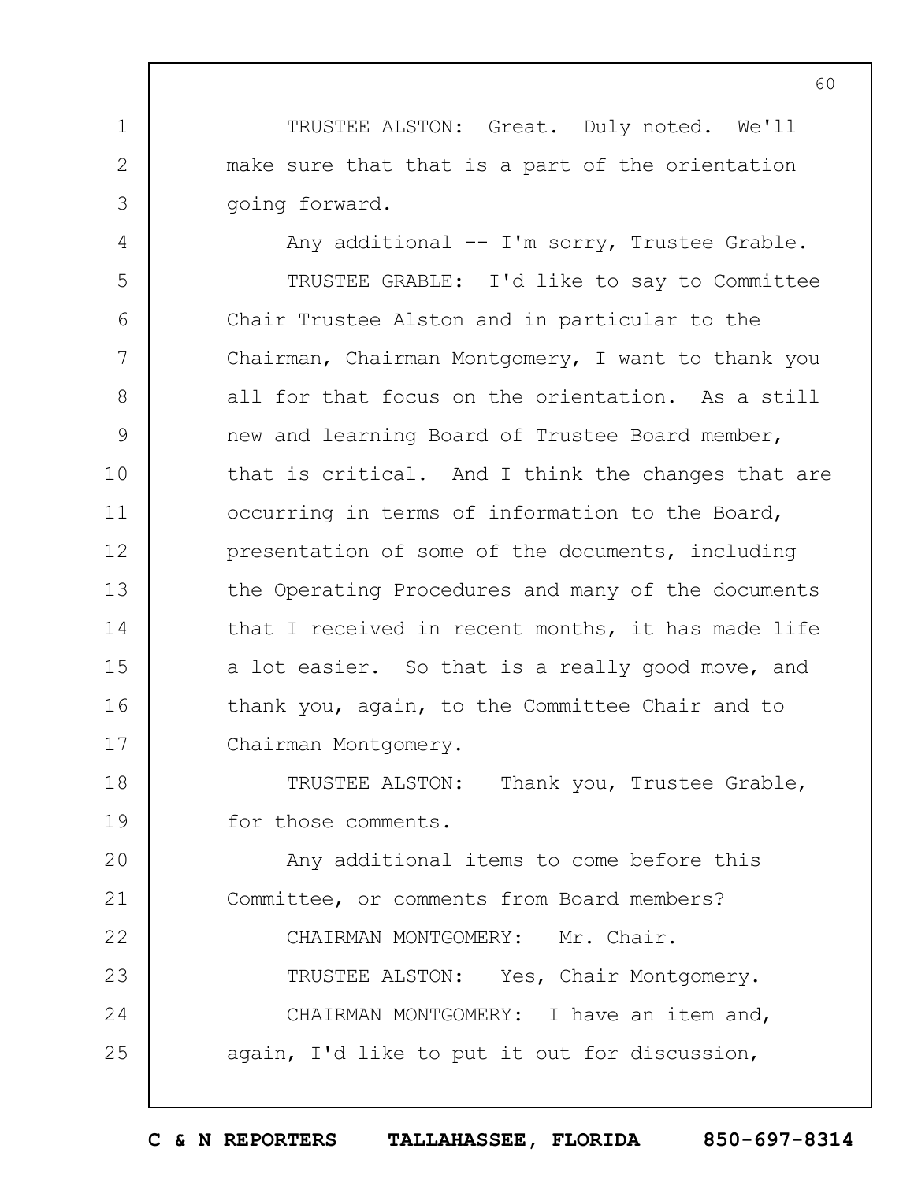TRUSTEE ALSTON: Great. Duly noted. We'll make sure that that is a part of the orientation going forward.

Any additional -- I'm sorry, Trustee Grable.

TRUSTEE GRABLE: I'd like to say to Committee Chair Trustee Alston and in particular to the Chairman, Chairman Montgomery, I want to thank you all for that focus on the orientation. As a still new and learning Board of Trustee Board member, that is critical. And I think the changes that are occurring in terms of information to the Board, presentation of some of the documents, including the Operating Procedures and many of the documents that I received in recent months, it has made life a lot easier. So that is a really good move, and thank you, again, to the Committee Chair and to Chairman Montgomery.

TRUSTEE ALSTON: Thank you, Trustee Grable, for those comments.

Any additional items to come before this Committee, or comments from Board members?

CHAIRMAN MONTGOMERY: Mr. Chair.

TRUSTEE ALSTON: Yes, Chair Montgomery.

CHAIRMAN MONTGOMERY: I have an item and, again, I'd like to put it out for discussion,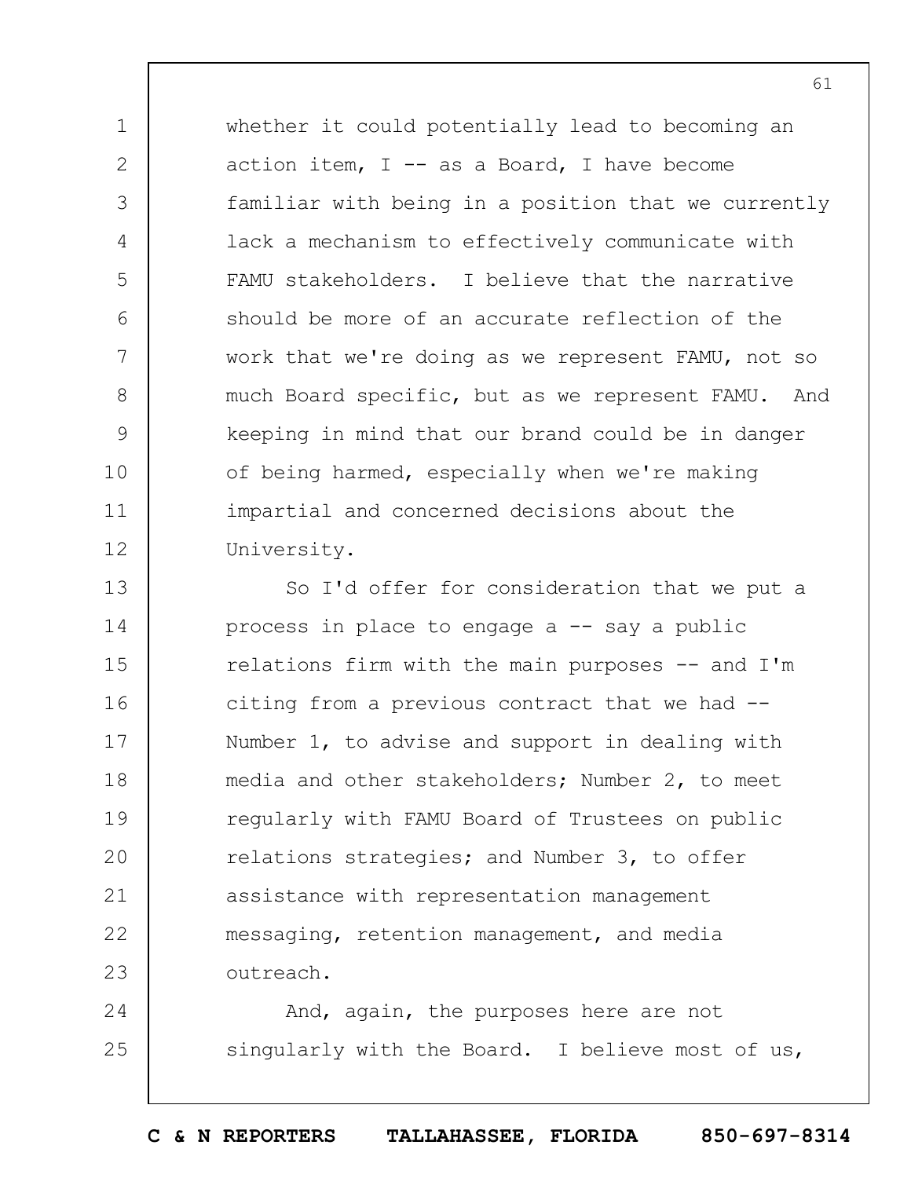whether it could potentially lead to becoming an action item, I -- as a Board, I have become familiar with being in a position that we currently lack a mechanism to effectively communicate with FAMU stakeholders. I believe that the narrative should be more of an accurate reflection of the work that we're doing as we represent FAMU, not so much Board specific, but as we represent FAMU. And keeping in mind that our brand could be in danger of being harmed, especially when we're making impartial and concerned decisions about the University.

So I'd offer for consideration that we put a process in place to engage a -- say a public relations firm with the main purposes -- and I'm citing from a previous contract that we had -- Number 1, to advise and support in dealing with media and other stakeholders; Number 2, to meet regularly with FAMU Board of Trustees on public relations strategies; and Number 3, to offer assistance with representation management messaging, retention management, and media outreach.

And, again, the purposes here are not singularly with the Board. I believe most of us,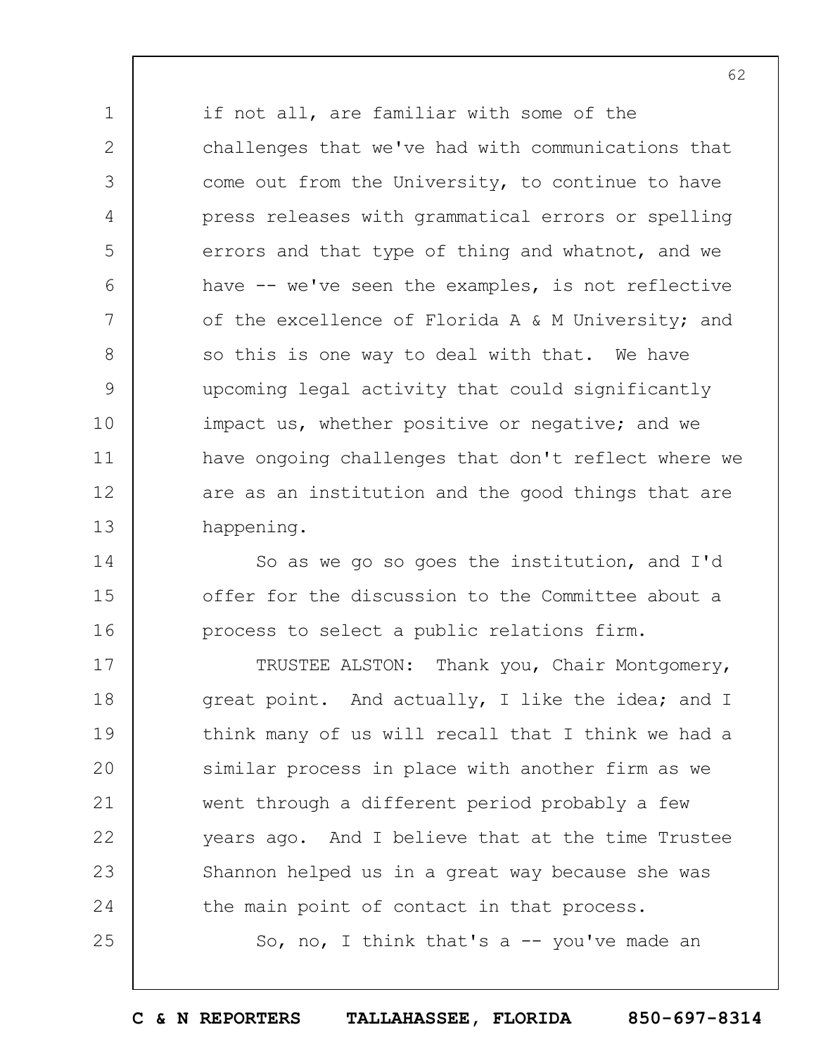if not all, are familiar with some of the challenges that we've had with communications that come out from the University, to continue to have press releases with grammatical errors or spelling errors and that type of thing and whatnot, and we have -- we've seen the examples, is not reflective of the excellence of Florida A & M University; and so this is one way to deal with that. We have upcoming legal activity that could significantly impact us, whether positive or negative; and we have ongoing challenges that don't reflect where we are as an institution and the good things that are happening.

So as we go so goes the institution, and I'd offer for the discussion to the Committee about a process to select a public relations firm.

TRUSTEE ALSTON: Thank you, Chair Montgomery, great point. And actually, I like the idea; and I think many of us will recall that I think we had a similar process in place with another firm as we went through a different period probably a few years ago. And I believe that at the time Trustee Shannon helped us in a great way because she was the main point of contact in that process.

So, no, I think that's a -- you've made an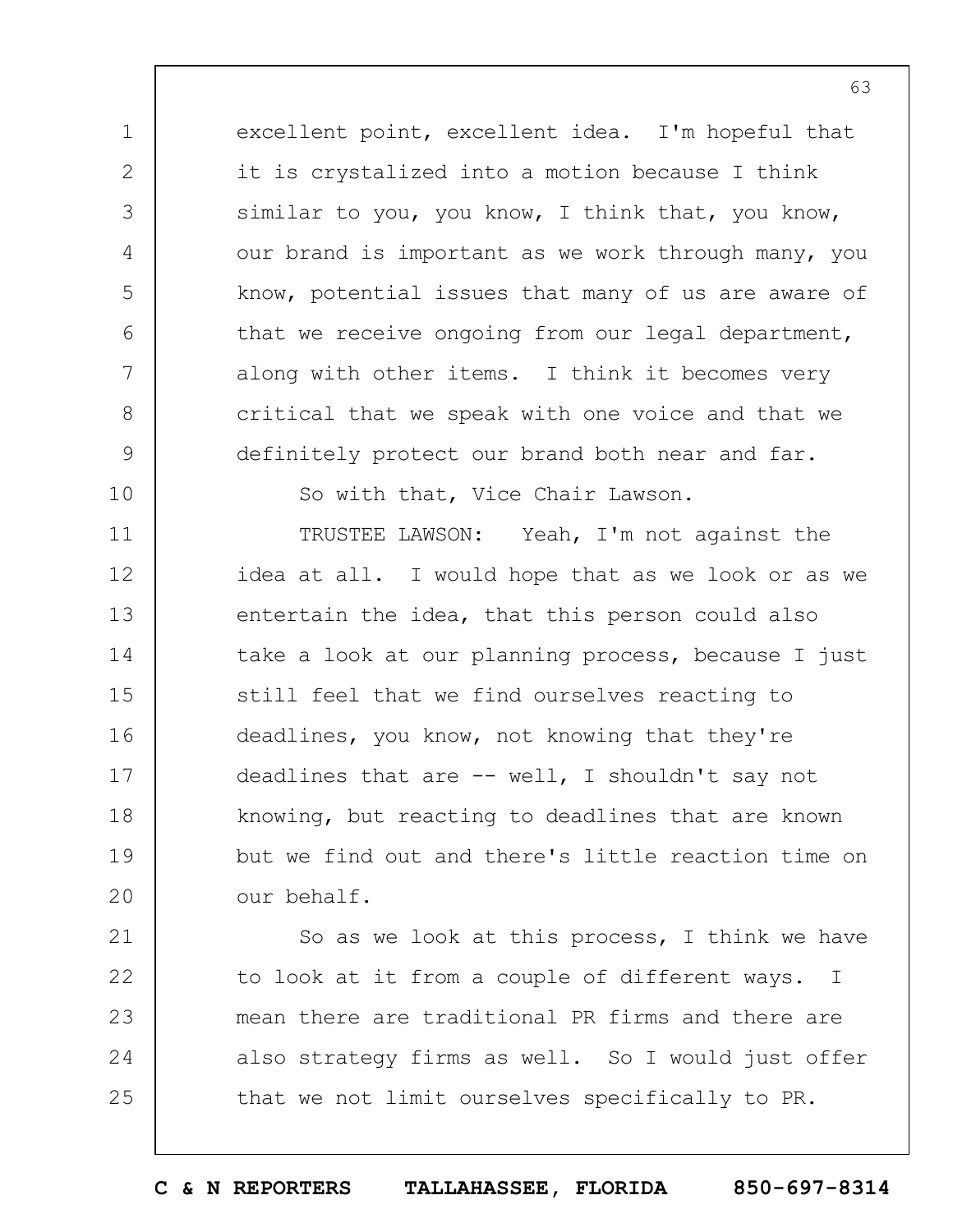excellent point, excellent idea. I'm hopeful that it is crystalized into a motion because I think similar to you, you know, I think that, you know, our brand is important as we work through many, you know, potential issues that many of us are aware of that we receive ongoing from our legal department, along with other items. I think it becomes very critical that we speak with one voice and that we definitely protect our brand both near and far.

So with that, Vice Chair Lawson.

TRUSTEE LAWSON: Yeah, I'm not against the idea at all. I would hope that as we look or as we entertain the idea, that this person could also take a look at our planning process, because I just still feel that we find ourselves reacting to deadlines, you know, not knowing that they're deadlines that are -- well, I shouldn't say not knowing, but reacting to deadlines that are known but we find out and there's little reaction time on our behalf.

So as we look at this process, I think we have to look at it from a couple of different ways. I mean there are traditional PR firms and there are also strategy firms as well. So I would just offer that we not limit ourselves specifically to PR.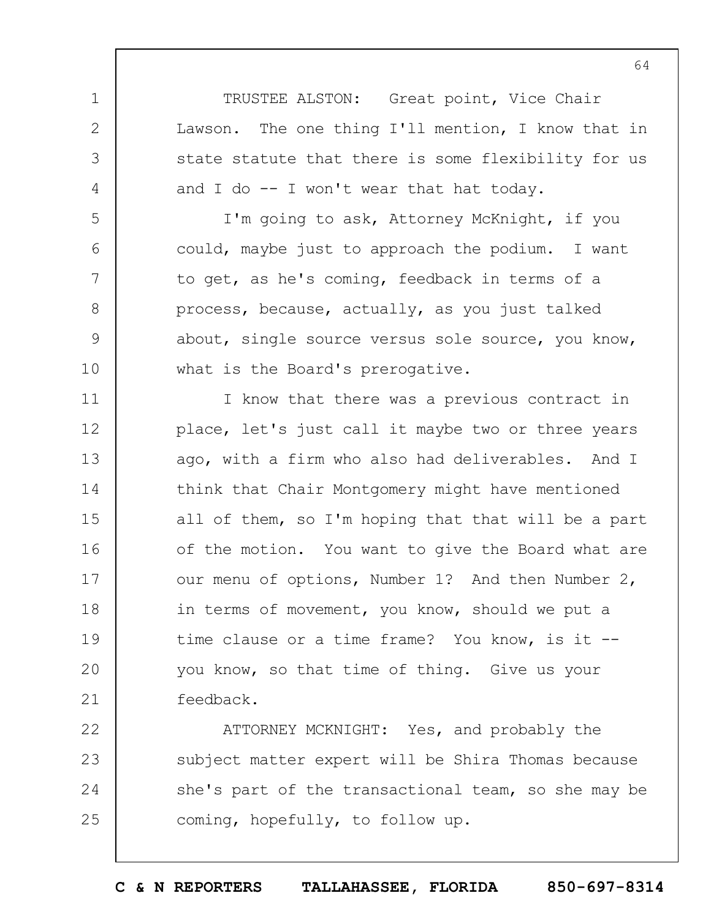TRUSTEE ALSTON: Great point, Vice Chair Lawson. The one thing I'll mention, I know that in state statute that there is some flexibility for us and I do -- I won't wear that hat today.

I'm going to ask, Attorney McKnight, if you could, maybe just to approach the podium. I want to get, as he's coming, feedback in terms of a process, because, actually, as you just talked about, single source versus sole source, you know, what is the Board's prerogative.

I know that there was a previous contract in place, let's just call it maybe two or three years ago, with a firm who also had deliverables. And I think that Chair Montgomery might have mentioned all of them, so I'm hoping that that will be a part of the motion. You want to give the Board what are our menu of options, Number 1? And then Number 2, in terms of movement, you know, should we put a time clause or a time frame? You know, is it -- you know, so that time of thing. Give us your feedback.

ATTORNEY MCKNIGHT: Yes, and probably the subject matter expert will be Shira Thomas because she's part of the transactional team, so she may be coming, hopefully, to follow up.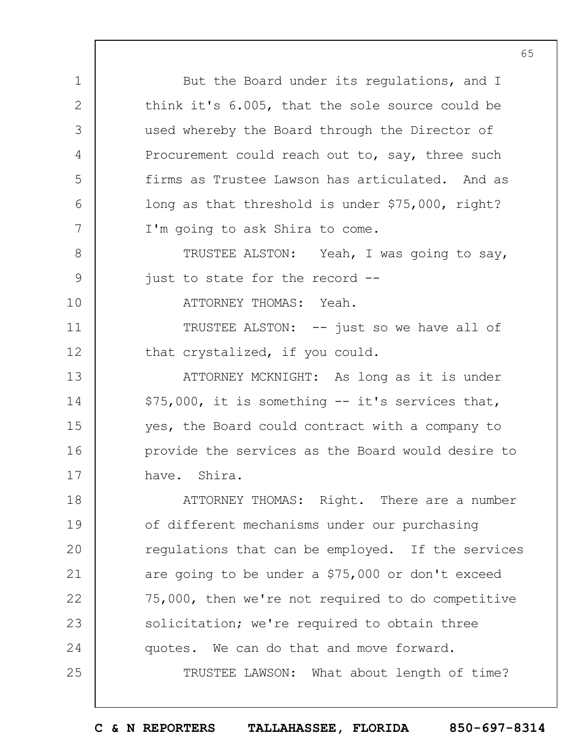But the Board under its regulations, and I think it's 6.005, that the sole source could be used whereby the Board through the Director of Procurement could reach out to, say, three such firms as Trustee Lawson has articulated. And as long as that threshold is under $75,000, right? I'm going to ask Shira to come.

TRUSTEE ALSTON: Yeah, I was going to say, just to state for the record --

ATTORNEY THOMAS: Yeah.

TRUSTEE ALSTON: -- just so we have all of that crystalized, if you could.

ATTORNEY MCKNIGHT: As long as it is under $75,000, it is something -- it's services that, yes, the Board could contract with a company to provide the services as the Board would desire to have. Shira.

ATTORNEY THOMAS: Right. There are a number of different mechanisms under our purchasing regulations that can be employed. If the services are going to be under a $75,000 or don't exceed 75,000, then we're not required to do competitive solicitation; we're required to obtain three quotes. We can do that and move forward.

TRUSTEE LAWSON: What about length of time?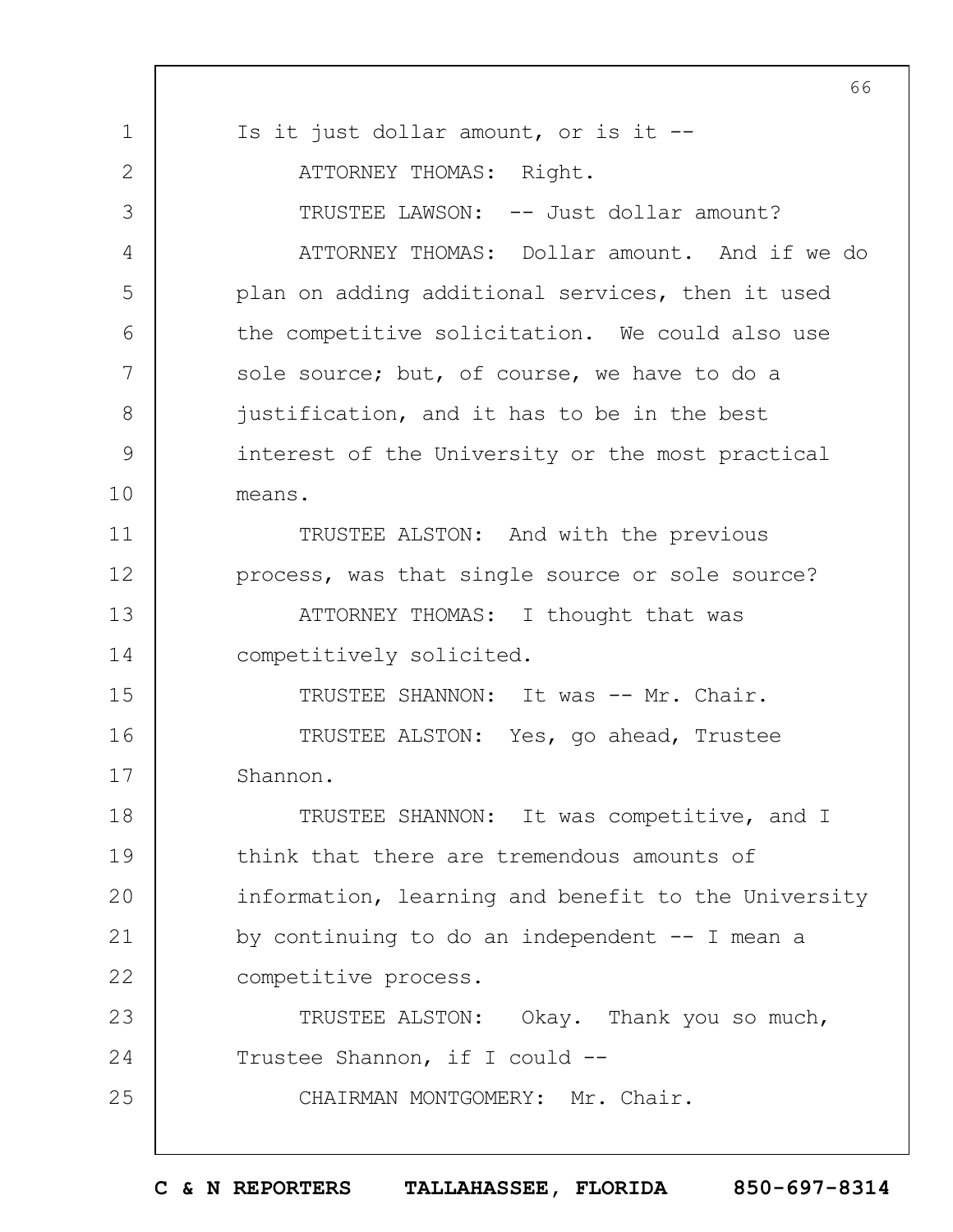Is it just dollar amount, or is it --

ATTORNEY THOMAS: Right.

TRUSTEE LAWSON: -- Just dollar amount?

ATTORNEY THOMAS: Dollar amount. And if we do plan on adding additional services, then it used the competitive solicitation. We could also use sole source; but, of course, we have to do a justification, and it has to be in the best interest of the University or the most practical means.

TRUSTEE ALSTON: And with the previous process, was that single source or sole source?

ATTORNEY THOMAS: I thought that was competitively solicited.

TRUSTEE SHANNON: It was -- Mr. Chair.

TRUSTEE ALSTON: Yes, go ahead, Trustee Shannon.

TRUSTEE SHANNON: It was competitive, and I think that there are tremendous amounts of information, learning and benefit to the University by continuing to do an independent -- I mean a competitive process.

TRUSTEE ALSTON: Okay. Thank you so much, Trustee Shannon, if I could --

CHAIRMAN MONTGOMERY: Mr. Chair.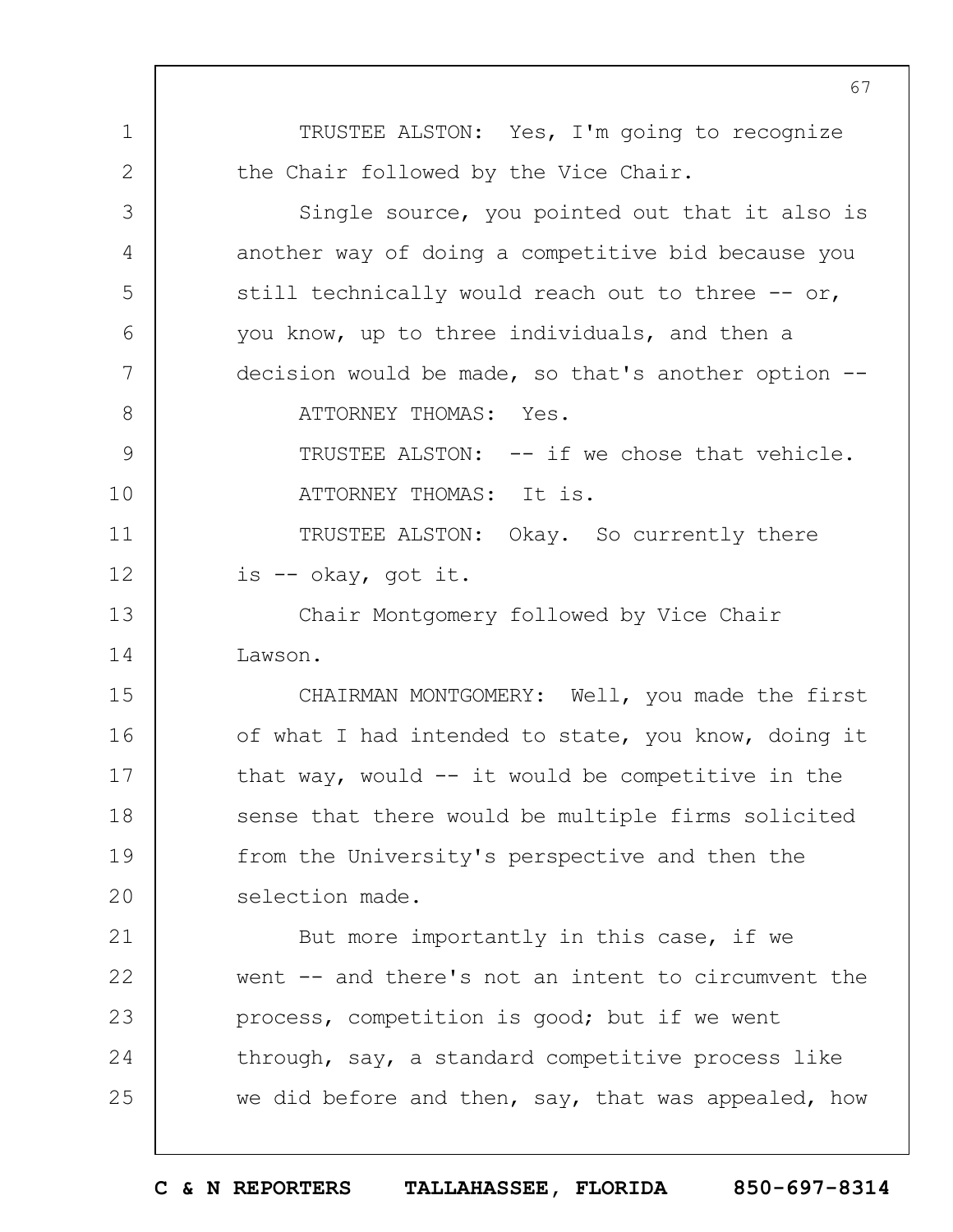TRUSTEE ALSTON: Yes, I'm going to recognize the Chair followed by the Vice Chair.

Single source, you pointed out that it also is another way of doing a competitive bid because you still technically would reach out to three -- or, you know, up to three individuals, and then a decision would be made, so that's another option --

ATTORNEY THOMAS: Yes.

TRUSTEE ALSTON: -- if we chose that vehicle.

ATTORNEY THOMAS: It is.

TRUSTEE ALSTON: Okay. So currently there is -- okay, got it.

Chair Montgomery followed by Vice Chair Lawson.

CHAIRMAN MONTGOMERY: Well, you made the first of what I had intended to state, you know, doing it that way, would -- it would be competitive in the sense that there would be multiple firms solicited from the University's perspective and then the selection made.

But more importantly in this case, if we went -- and there's not an intent to circumvent the process, competition is good; but if we went through, say, a standard competitive process like we did before and then, say, that was appealed, how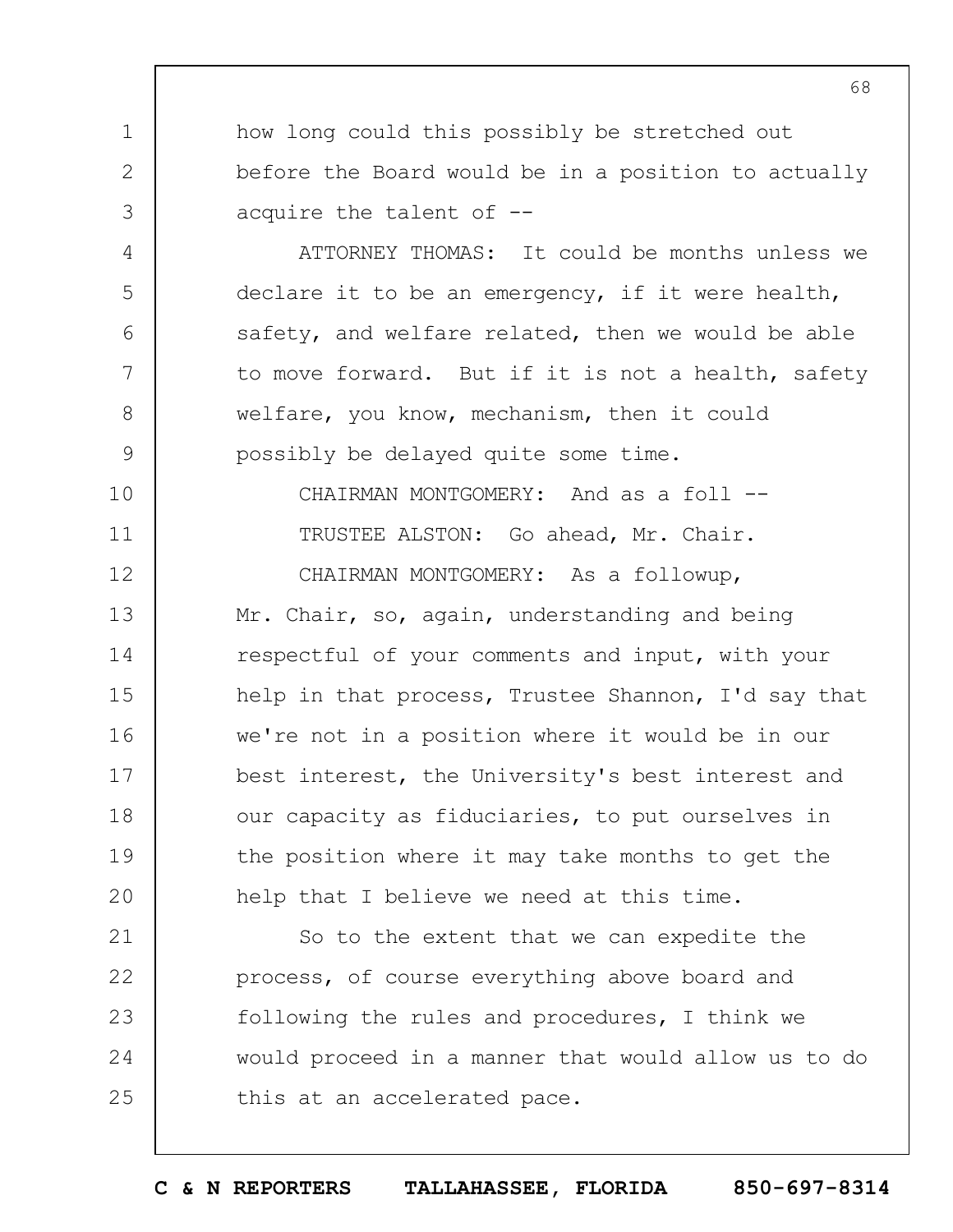how long could this possibly be stretched out before the Board would be in a position to actually acquire the talent of --

ATTORNEY THOMAS: It could be months unless we declare it to be an emergency, if it were health, safety, and welfare related, then we would be able to move forward. But if it is not a health, safety welfare, you know, mechanism, then it could possibly be delayed quite some time.

CHAIRMAN MONTGOMERY: And as a foll --

TRUSTEE ALSTON: Go ahead, Mr. Chair.

CHAIRMAN MONTGOMERY: As a followup, Mr. Chair, so, again, understanding and being respectful of your comments and input, with your help in that process, Trustee Shannon, I'd say that we're not in a position where it would be in our best interest, the University's best interest and our capacity as fiduciaries, to put ourselves in the position where it may take months to get the help that I believe we need at this time.

So to the extent that we can expedite the process, of course everything above board and following the rules and procedures, I think we would proceed in a manner that would allow us to do this at an accelerated pace.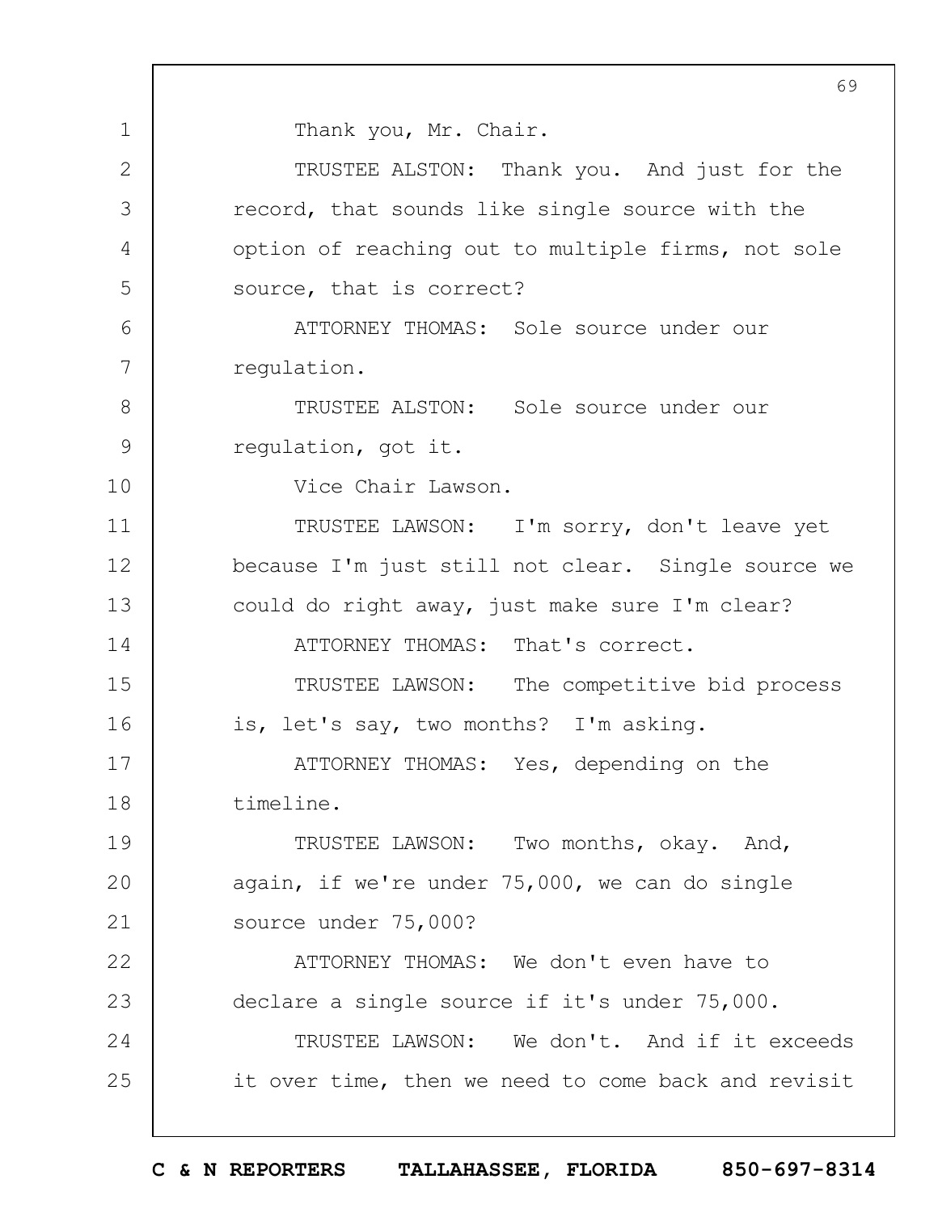Thank you, Mr. Chair.

TRUSTEE ALSTON: Thank you. And just for the record, that sounds like single source with the option of reaching out to multiple firms, not sole source, that is correct?

ATTORNEY THOMAS: Sole source under our regulation.

TRUSTEE ALSTON: Sole source under our regulation, got it.

Vice Chair Lawson.

TRUSTEE LAWSON: I'm sorry, don't leave yet because I'm just still not clear. Single source we could do right away, just make sure I'm clear?

ATTORNEY THOMAS: That's correct.

TRUSTEE LAWSON: The competitive bid process is, let's say, two months? I'm asking.

ATTORNEY THOMAS: Yes, depending on the timeline.

TRUSTEE LAWSON: Two months, okay. And, again, if we're under 75,000, we can do single source under 75,000?

ATTORNEY THOMAS: We don't even have to declare a single source if it's under 75,000.

TRUSTEE LAWSON: We don't. And if it exceeds it over time, then we need to come back and revisit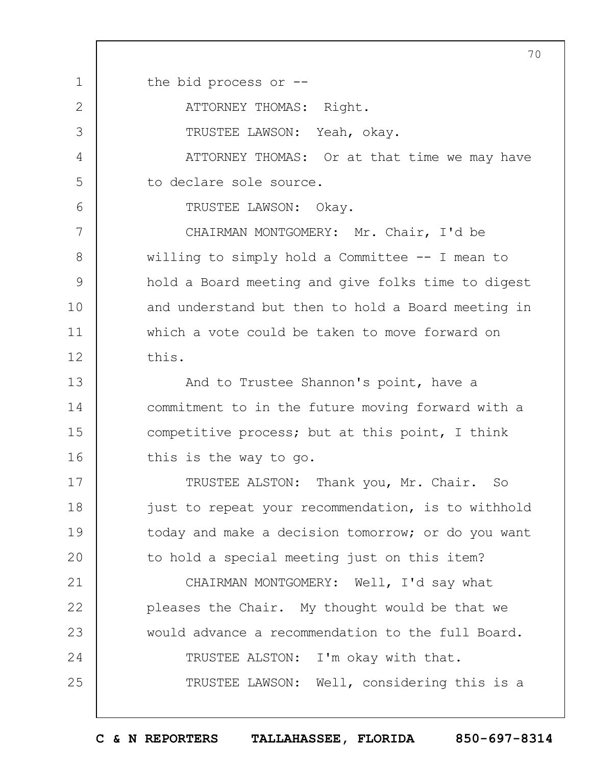the bid process or --

ATTORNEY THOMAS: Right.

TRUSTEE LAWSON: Yeah, okay.

ATTORNEY THOMAS: Or at that time we may have to declare sole source.

TRUSTEE LAWSON: Okay.

CHAIRMAN MONTGOMERY: Mr. Chair, I'd be willing to simply hold a Committee -- I mean to hold a Board meeting and give folks time to digest and understand but then to hold a Board meeting in which a vote could be taken to move forward on this.

And to Trustee Shannon's point, have a commitment to in the future moving forward with a competitive process; but at this point, I think this is the way to go.

TRUSTEE ALSTON: Thank you, Mr. Chair. So just to repeat your recommendation, is to withhold today and make a decision tomorrow; or do you want to hold a special meeting just on this item?

CHAIRMAN MONTGOMERY: Well, I'd say what pleases the Chair. My thought would be that we would advance a recommendation to the full Board.

TRUSTEE ALSTON: I'm okay with that.

TRUSTEE LAWSON: Well, considering this is a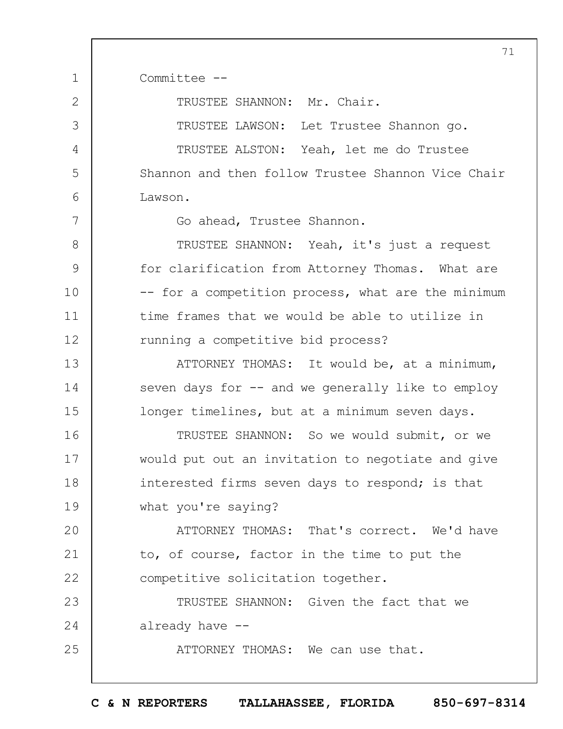Committee --

TRUSTEE SHANNON: Mr. Chair.

TRUSTEE LAWSON: Let Trustee Shannon go.

TRUSTEE ALSTON: Yeah, let me do Trustee Shannon and then follow Trustee Shannon Vice Chair Lawson.

Go ahead, Trustee Shannon.

TRUSTEE SHANNON: Yeah, it's just a request for clarification from Attorney Thomas. What are -- for a competition process, what are the minimum time frames that we would be able to utilize in running a competitive bid process?

ATTORNEY THOMAS: It would be, at a minimum, seven days for -- and we generally like to employ longer timelines, but at a minimum seven days.

TRUSTEE SHANNON: So we would submit, or we would put out an invitation to negotiate and give interested firms seven days to respond; is that what you're saying?

ATTORNEY THOMAS: That's correct. We'd have to, of course, factor in the time to put the competitive solicitation together.

TRUSTEE SHANNON: Given the fact that we already have --

ATTORNEY THOMAS: We can use that.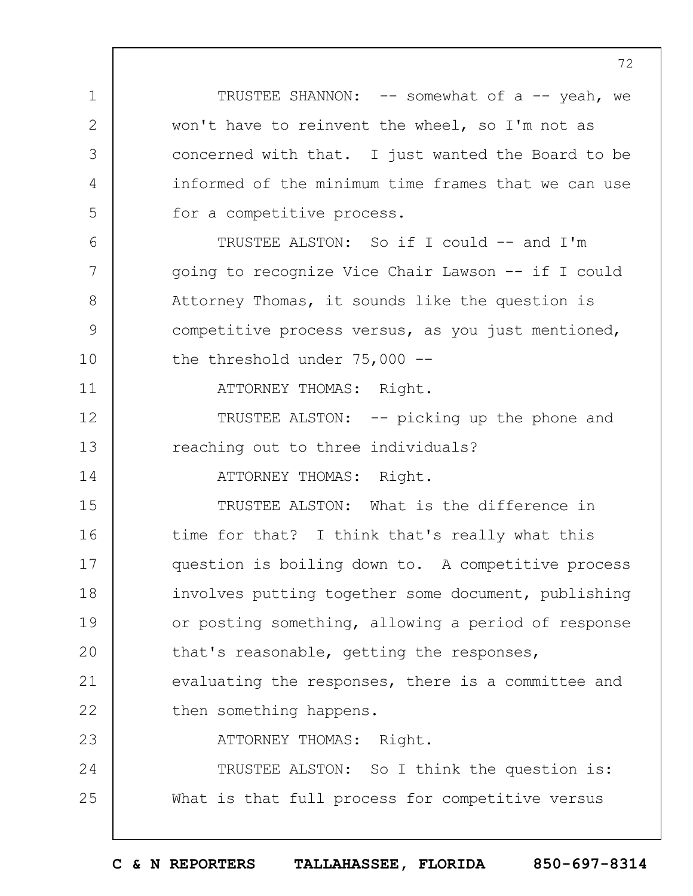TRUSTEE SHANNON: -- somewhat of a -- yeah, we won't have to reinvent the wheel, so I'm not as concerned with that. I just wanted the Board to be informed of the minimum time frames that we can use for a competitive process.

TRUSTEE ALSTON: So if I could -- and I'm going to recognize Vice Chair Lawson -- if I could Attorney Thomas, it sounds like the question is competitive process versus, as you just mentioned, the threshold under 75,000 --

ATTORNEY THOMAS: Right.

TRUSTEE ALSTON: -- picking up the phone and reaching out to three individuals?

ATTORNEY THOMAS: Right.

TRUSTEE ALSTON: What is the difference in time for that? I think that's really what this question is boiling down to. A competitive process involves putting together some document, publishing or posting something, allowing a period of response that's reasonable, getting the responses, evaluating the responses, there is a committee and then something happens.

ATTORNEY THOMAS: Right.

TRUSTEE ALSTON: So I think the question is: What is that full process for competitive versus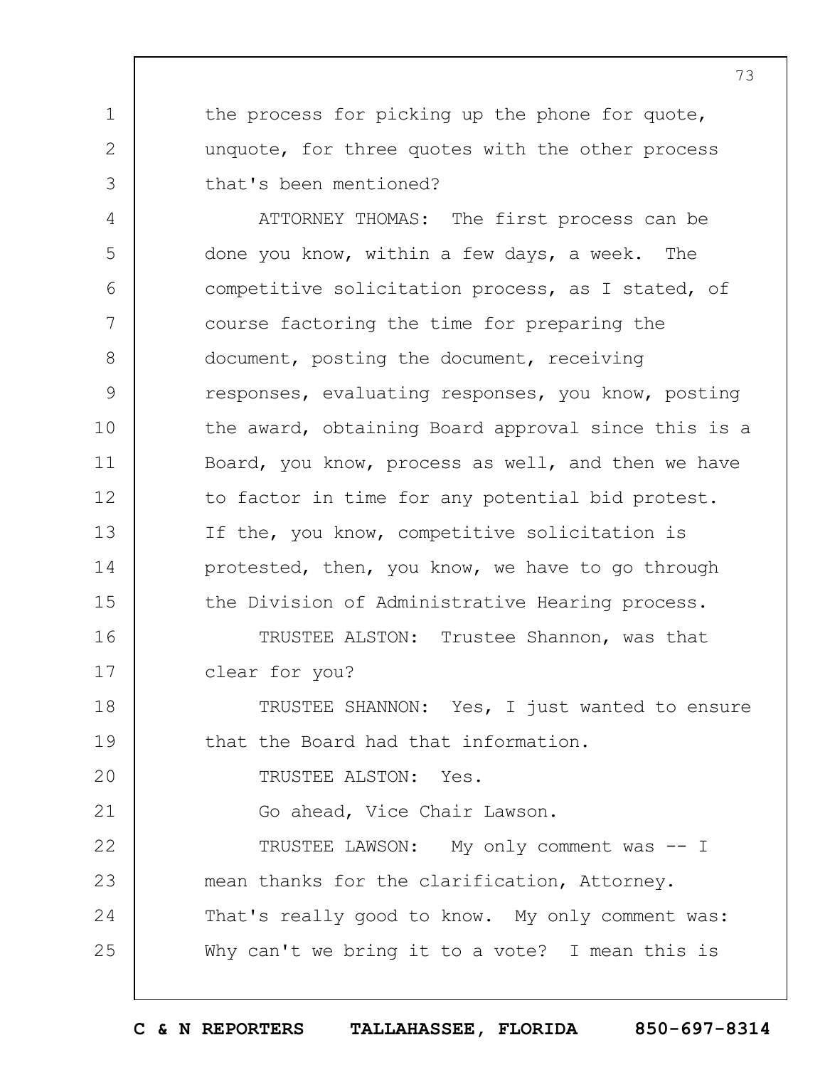the process for picking up the phone for quote, unquote, for three quotes with the other process that's been mentioned?

ATTORNEY THOMAS: The first process can be done you know, within a few days, a week. The competitive solicitation process, as I stated, of course factoring the time for preparing the document, posting the document, receiving responses, evaluating responses, you know, posting the award, obtaining Board approval since this is a Board, you know, process as well, and then we have to factor in time for any potential bid protest. If the, you know, competitive solicitation is protested, then, you know, we have to go through the Division of Administrative Hearing process.

TRUSTEE ALSTON: Trustee Shannon, was that clear for you?

TRUSTEE SHANNON: Yes, I just wanted to ensure that the Board had that information.

TRUSTEE ALSTON: Yes.

Go ahead, Vice Chair Lawson.

TRUSTEE LAWSON: My only comment was -- I mean thanks for the clarification, Attorney. That's really good to know. My only comment was: Why can't we bring it to a vote? I mean this is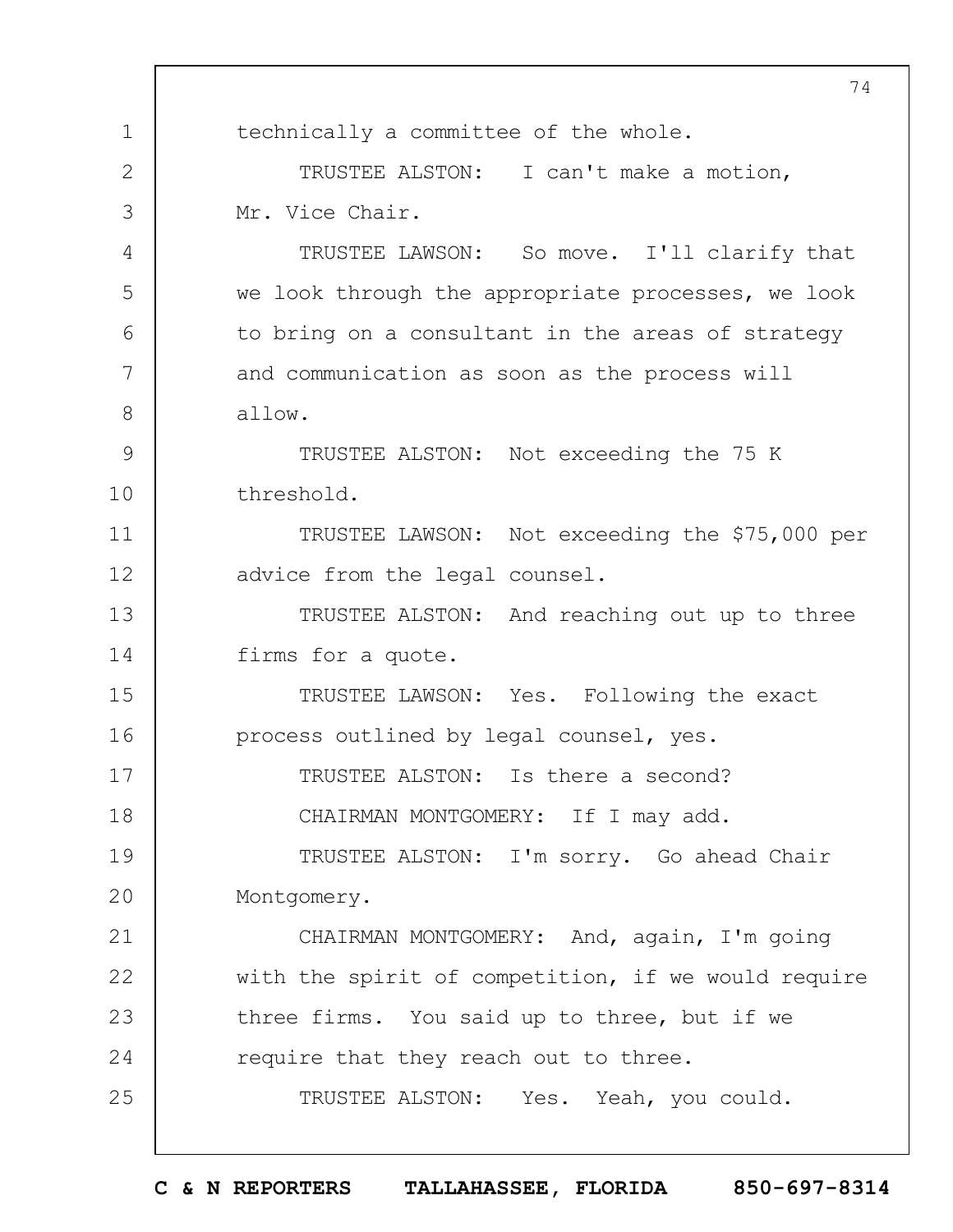technically a committee of the whole.

TRUSTEE ALSTON: I can't make a motion, Mr. Vice Chair.

TRUSTEE LAWSON: So move. I'll clarify that we look through the appropriate processes, we look to bring on a consultant in the areas of strategy and communication as soon as the process will allow.

TRUSTEE ALSTON: Not exceeding the 75 K threshold.

TRUSTEE LAWSON: Not exceeding the $75,000 per advice from the legal counsel.

TRUSTEE ALSTON: And reaching out up to three firms for a quote.

TRUSTEE LAWSON: Yes. Following the exact process outlined by legal counsel, yes.

TRUSTEE ALSTON: Is there a second?

CHAIRMAN MONTGOMERY: If I may add.

TRUSTEE ALSTON: I'm sorry. Go ahead Chair Montgomery.

CHAIRMAN MONTGOMERY: And, again, I'm going with the spirit of competition, if we would require three firms. You said up to three, but if we require that they reach out to three.

TRUSTEE ALSTON: Yes. Yeah, you could.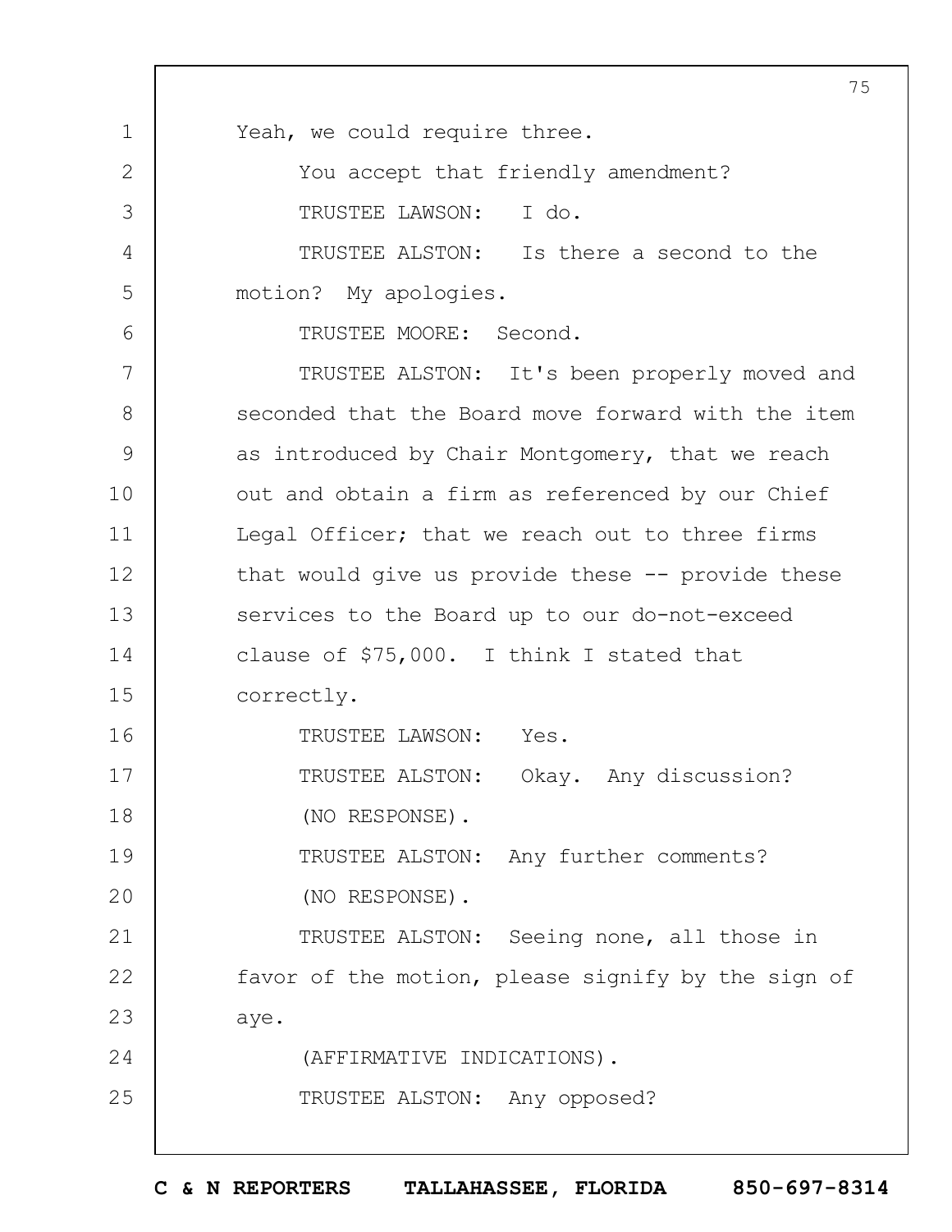Yeah, we could require three.

You accept that friendly amendment?

TRUSTEE LAWSON: I do.

TRUSTEE ALSTON: Is there a second to the motion? My apologies.

TRUSTEE MOORE: Second.

TRUSTEE ALSTON: It's been properly moved and seconded that the Board move forward with the item as introduced by Chair Montgomery, that we reach out and obtain a firm as referenced by our Chief Legal Officer; that we reach out to three firms that would give us provide these -- provide these services to the Board up to our do-not-exceed clause of $75,000. I think I stated that correctly.

TRUSTEE LAWSON: Yes.

TRUSTEE ALSTON: Okay. Any discussion?

(NO RESPONSE).

TRUSTEE ALSTON: Any further comments?

(NO RESPONSE).

TRUSTEE ALSTON: Seeing none, all those in favor of the motion, please signify by the sign of aye.

(AFFIRMATIVE INDICATIONS).

TRUSTEE ALSTON: Any opposed?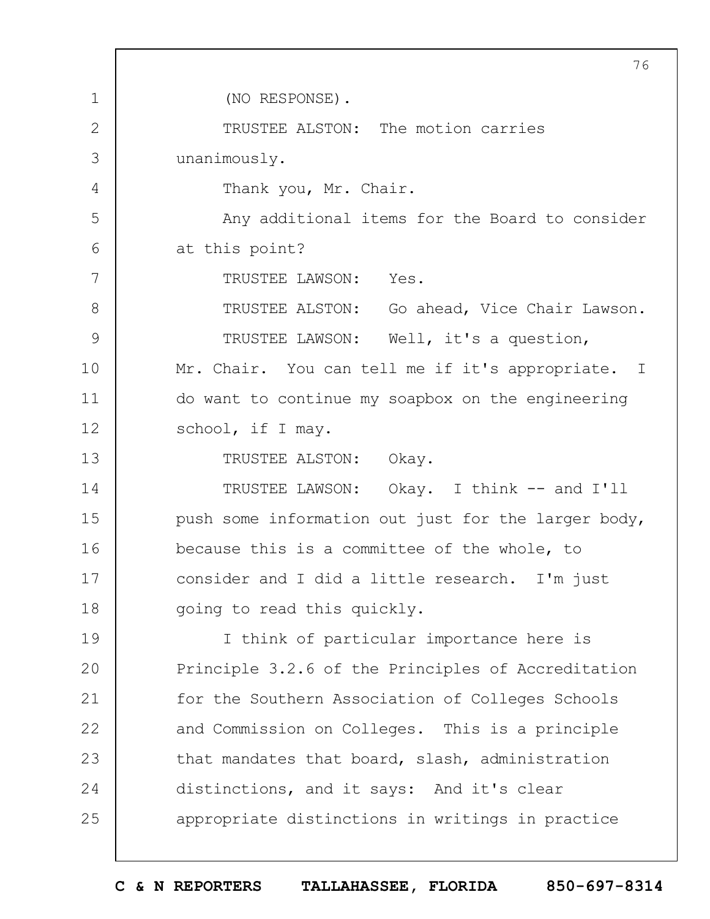(NO RESPONSE).

TRUSTEE ALSTON: The motion carries unanimously.

Thank you, Mr. Chair.

Any additional items for the Board to consider at this point?

TRUSTEE LAWSON: Yes.

TRUSTEE ALSTON: Go ahead, Vice Chair Lawson.

TRUSTEE LAWSON: Well, it's a question, Mr. Chair. You can tell me if it's appropriate. I do want to continue my soapbox on the engineering school, if I may.

TRUSTEE ALSTON: Okay.

TRUSTEE LAWSON: Okay. I think -- and I'll push some information out just for the larger body, because this is a committee of the whole, to consider and I did a little research. I'm just going to read this quickly.

I think of particular importance here is Principle 3.2.6 of the Principles of Accreditation for the Southern Association of Colleges Schools and Commission on Colleges. This is a principle that mandates that board, slash, administration distinctions, and it says: And it's clear appropriate distinctions in writings in practice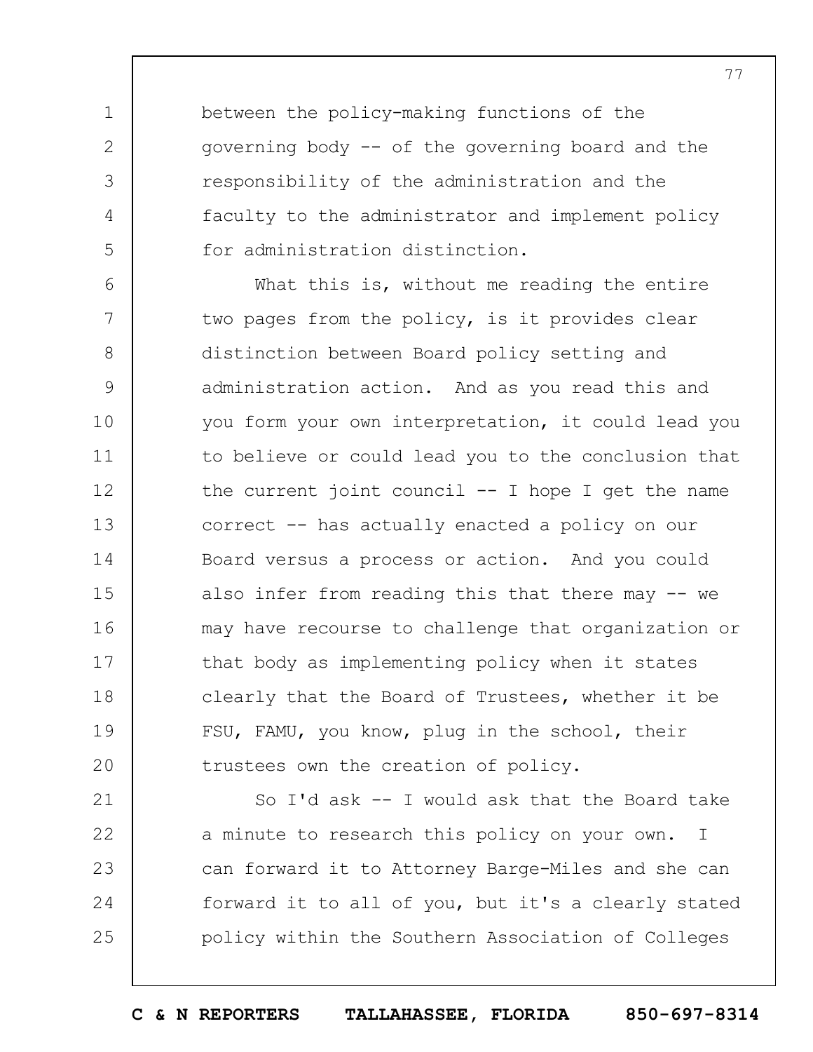between the policy-making functions of the governing body -- of the governing board and the responsibility of the administration and the faculty to the administrator and implement policy for administration distinction.

What this is, without me reading the entire two pages from the policy, is it provides clear distinction between Board policy setting and administration action. And as you read this and you form your own interpretation, it could lead you to believe or could lead you to the conclusion that the current joint council -- I hope I get the name correct -- has actually enacted a policy on our Board versus a process or action. And you could also infer from reading this that there may -- we may have recourse to challenge that organization or that body as implementing policy when it states clearly that the Board of Trustees, whether it be FSU, FAMU, you know, plug in the school, their trustees own the creation of policy.

So I'd ask -- I would ask that the Board take a minute to research this policy on your own. I can forward it to Attorney Barge-Miles and she can forward it to all of you, but it's a clearly stated policy within the Southern Association of Colleges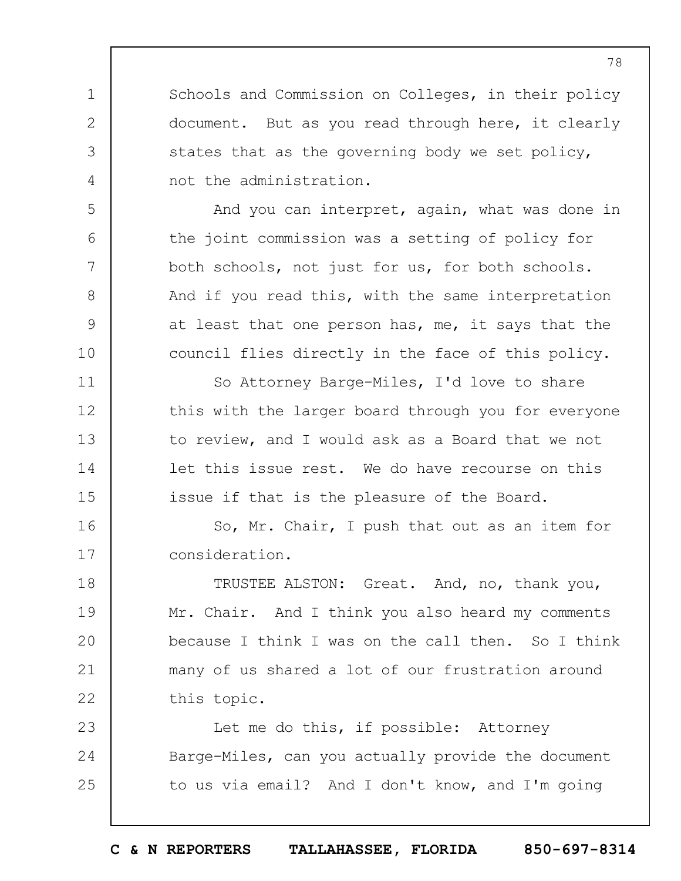Schools and Commission on Colleges, in their policy document. But as you read through here, it clearly states that as the governing body we set policy, not the administration.

And you can interpret, again, what was done in the joint commission was a setting of policy for both schools, not just for us, for both schools. And if you read this, with the same interpretation at least that one person has, me, it says that the council flies directly in the face of this policy.

So Attorney Barge-Miles, I'd love to share this with the larger board through you for everyone to review, and I would ask as a Board that we not let this issue rest. We do have recourse on this issue if that is the pleasure of the Board.

So, Mr. Chair, I push that out as an item for consideration.

TRUSTEE ALSTON: Great. And, no, thank you, Mr. Chair. And I think you also heard my comments because I think I was on the call then. So I think many of us shared a lot of our frustration around this topic.

Let me do this, if possible: Attorney Barge-Miles, can you actually provide the document to us via email? And I don't know, and I'm going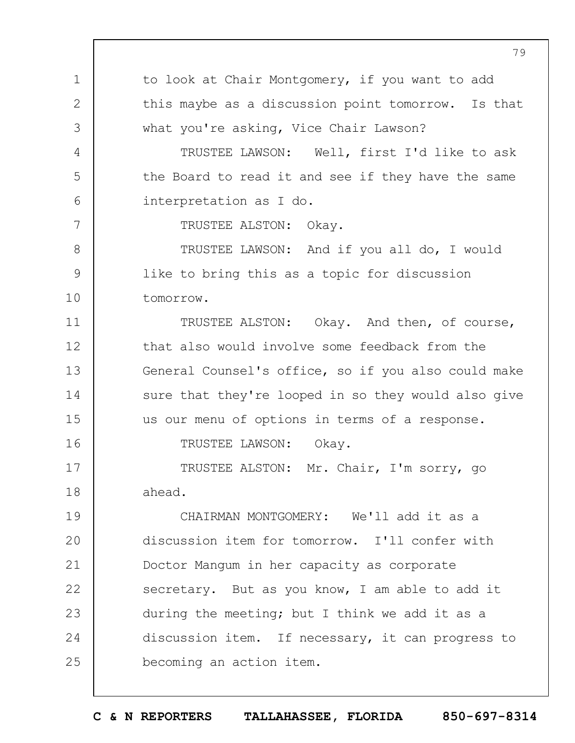to look at Chair Montgomery, if you want to add this maybe as a discussion point tomorrow. Is that what you're asking, Vice Chair Lawson?

TRUSTEE LAWSON: Well, first I'd like to ask the Board to read it and see if they have the same interpretation as I do.

TRUSTEE ALSTON: Okay.

TRUSTEE LAWSON: And if you all do, I would like to bring this as a topic for discussion tomorrow.

TRUSTEE ALSTON: Okay. And then, of course, that also would involve some feedback from the General Counsel's office, so if you also could make sure that they're looped in so they would also give us our menu of options in terms of a response.

TRUSTEE LAWSON: Okay.

TRUSTEE ALSTON: Mr. Chair, I'm sorry, go ahead.

CHAIRMAN MONTGOMERY: We'll add it as a discussion item for tomorrow. I'll confer with Doctor Mangum in her capacity as corporate secretary. But as you know, I am able to add it during the meeting; but I think we add it as a discussion item. If necessary, it can progress to becoming an action item.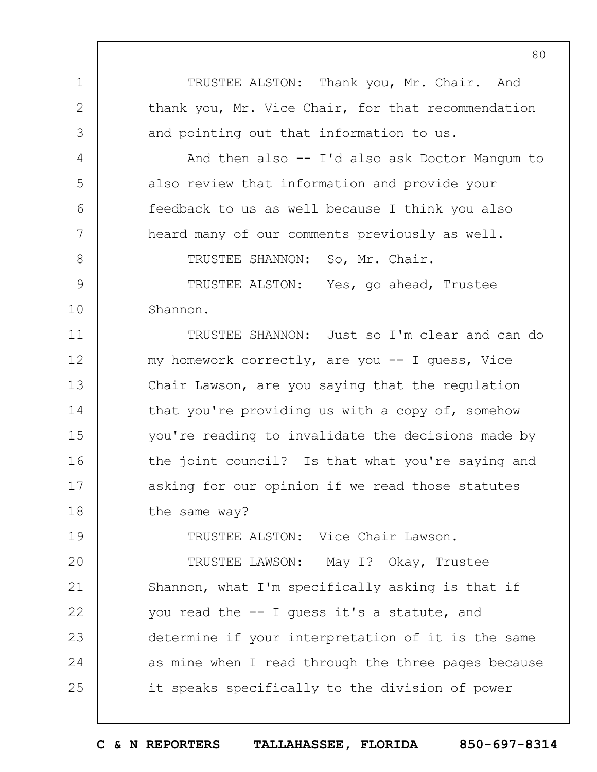TRUSTEE ALSTON: Thank you, Mr. Chair. And thank you, Mr. Vice Chair, for that recommendation and pointing out that information to us.

And then also -- I'd also ask Doctor Mangum to also review that information and provide your feedback to us as well because I think you also heard many of our comments previously as well.

TRUSTEE SHANNON: So, Mr. Chair.

TRUSTEE ALSTON: Yes, go ahead, Trustee Shannon.

TRUSTEE SHANNON: Just so I'm clear and can do my homework correctly, are you -- I guess, Vice Chair Lawson, are you saying that the regulation that you're providing us with a copy of, somehow you're reading to invalidate the decisions made by the joint council? Is that what you're saying and asking for our opinion if we read those statutes the same way?

TRUSTEE ALSTON: Vice Chair Lawson.

TRUSTEE LAWSON: May I? Okay, Trustee Shannon, what I'm specifically asking is that if you read the -- I guess it's a statute, and determine if your interpretation of it is the same as mine when I read through the three pages because it speaks specifically to the division of power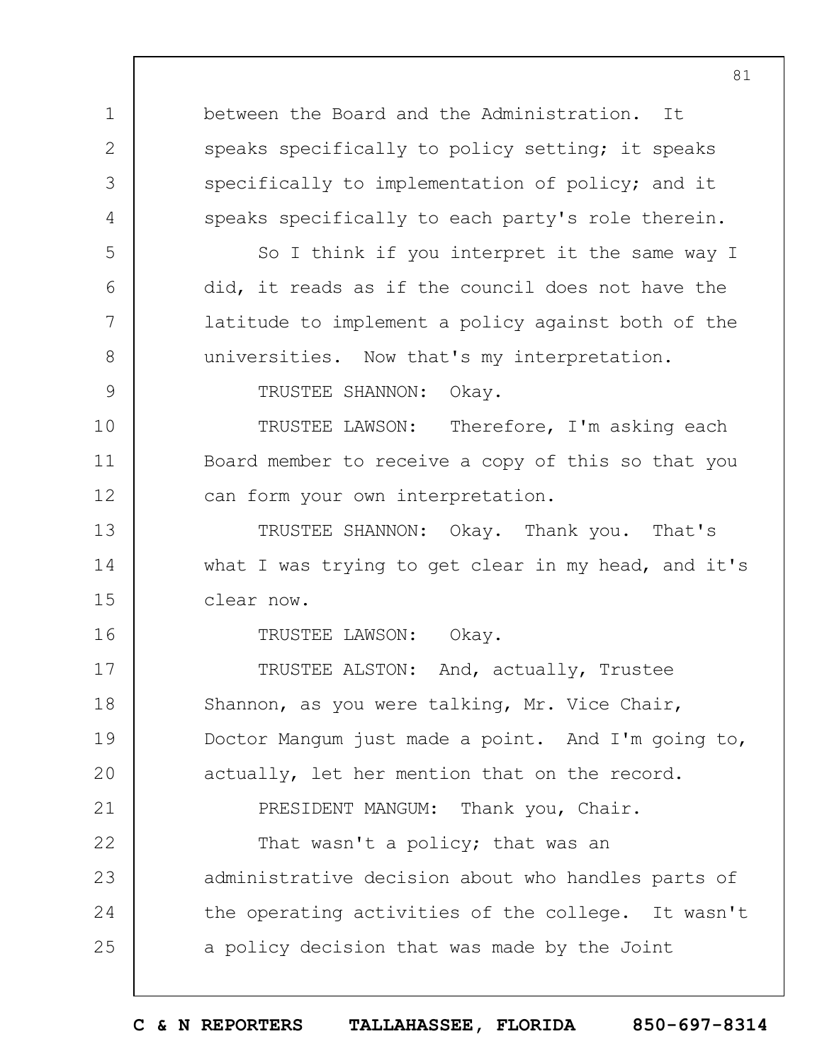between the Board and the Administration. It speaks specifically to policy setting; it speaks specifically to implementation of policy; and it speaks specifically to each party's role therein.

So I think if you interpret it the same way I did, it reads as if the council does not have the latitude to implement a policy against both of the universities. Now that's my interpretation.

TRUSTEE SHANNON: Okay.

TRUSTEE LAWSON: Therefore, I'm asking each Board member to receive a copy of this so that you can form your own interpretation.

TRUSTEE SHANNON: Okay. Thank you. That's what I was trying to get clear in my head, and it's clear now.

TRUSTEE LAWSON: Okay.

TRUSTEE ALSTON: And, actually, Trustee Shannon, as you were talking, Mr. Vice Chair, Doctor Mangum just made a point. And I'm going to, actually, let her mention that on the record.

PRESIDENT MANGUM: Thank you, Chair.

That wasn't a policy; that was an administrative decision about who handles parts of the operating activities of the college. It wasn't a policy decision that was made by the Joint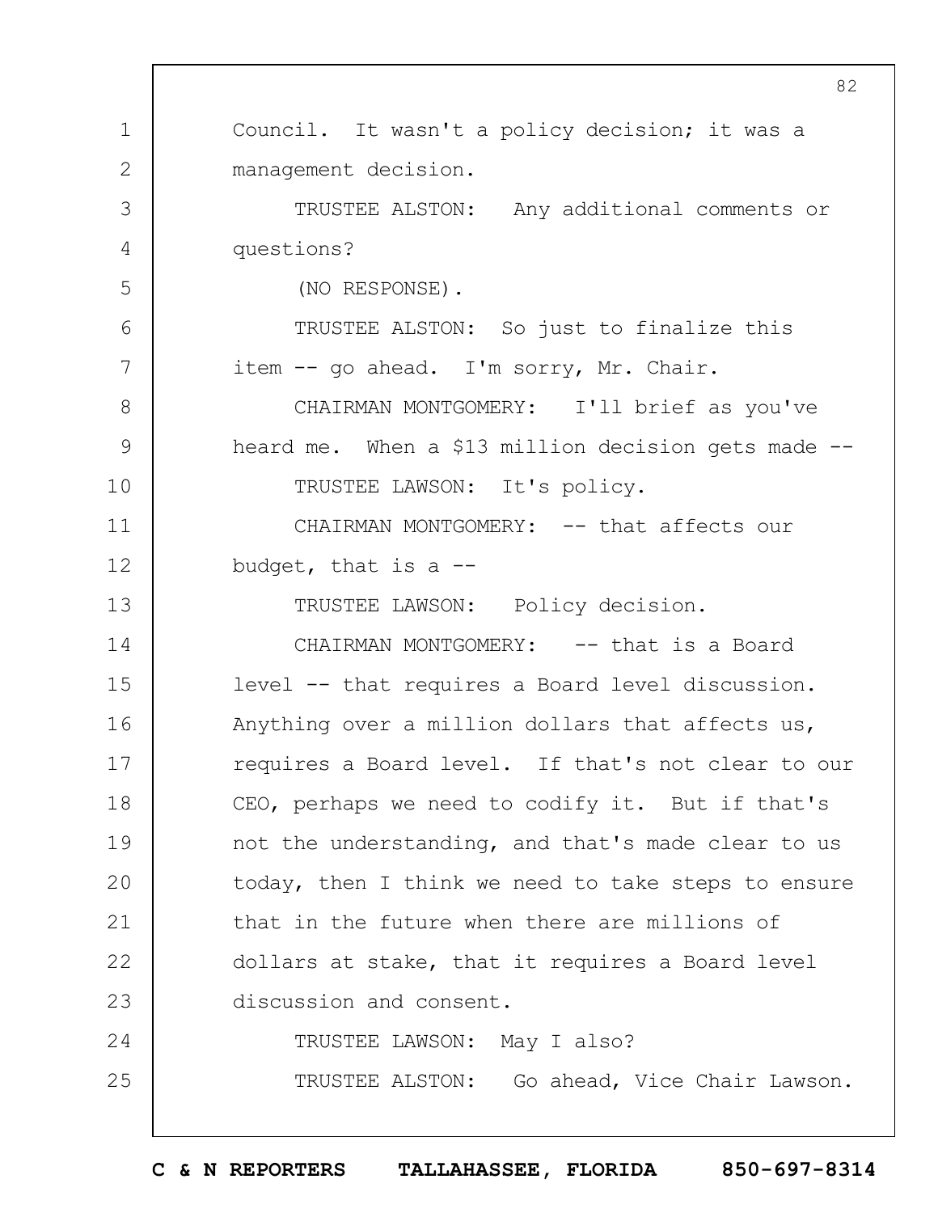Council. It wasn't a policy decision; it was a management decision.

TRUSTEE ALSTON: Any additional comments or questions?

(NO RESPONSE).

TRUSTEE ALSTON: So just to finalize this item -- go ahead. I'm sorry, Mr. Chair.

CHAIRMAN MONTGOMERY: I'll brief as you've heard me. When a $13 million decision gets made --

TRUSTEE LAWSON: It's policy.

CHAIRMAN MONTGOMERY: -- that affects our budget, that is a --

TRUSTEE LAWSON: Policy decision.

CHAIRMAN MONTGOMERY: -- that is a Board level -- that requires a Board level discussion. Anything over a million dollars that affects us, requires a Board level. If that's not clear to our CEO, perhaps we need to codify it. But if that's not the understanding, and that's made clear to us today, then I think we need to take steps to ensure that in the future when there are millions of dollars at stake, that it requires a Board level discussion and consent.

TRUSTEE LAWSON: May I also?

TRUSTEE ALSTON: Go ahead, Vice Chair Lawson.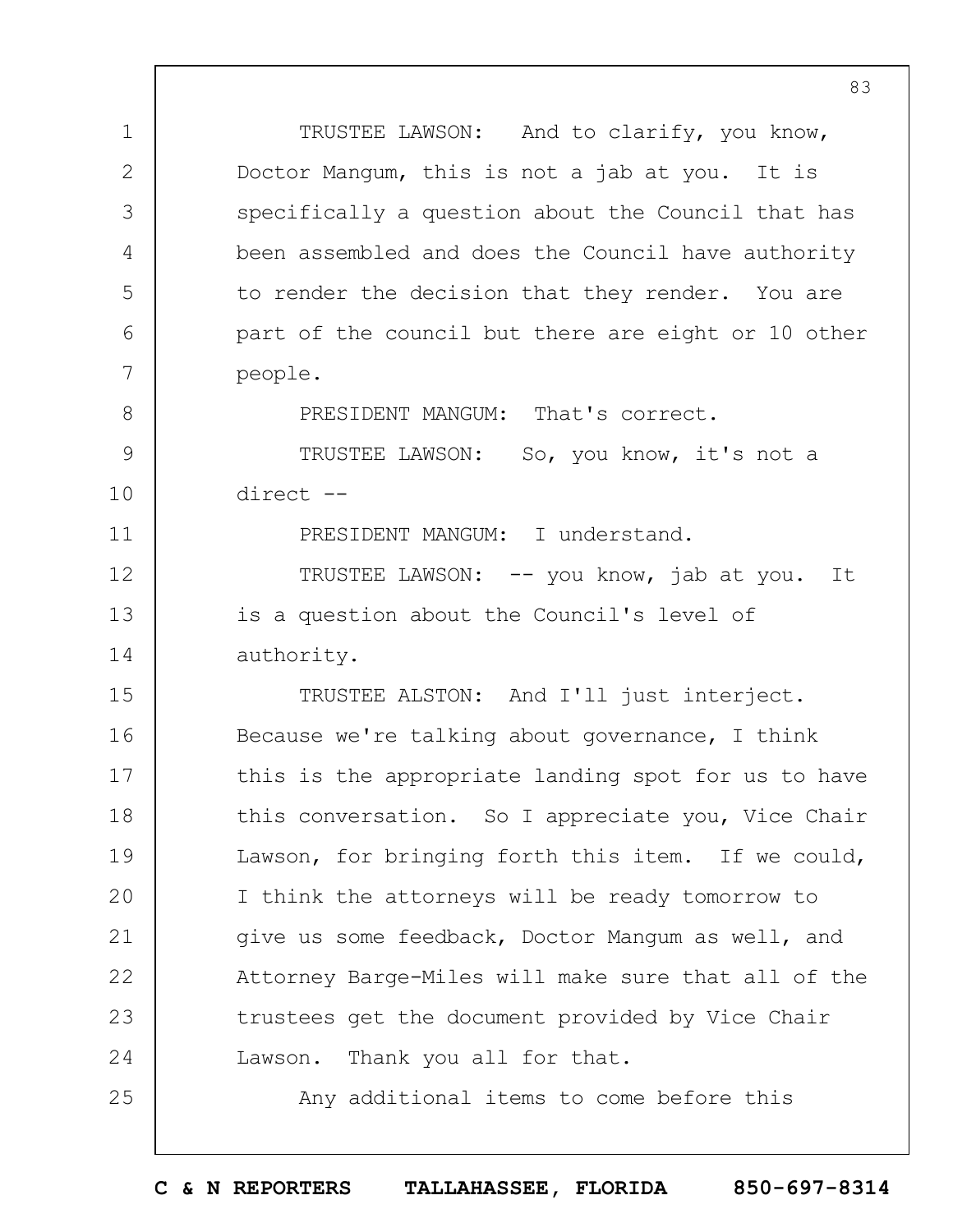TRUSTEE LAWSON: And to clarify, you know, Doctor Mangum, this is not a jab at you. It is specifically a question about the Council that has been assembled and does the Council have authority to render the decision that they render. You are part of the council but there are eight or 10 other people.

PRESIDENT MANGUM: That's correct.

TRUSTEE LAWSON: So, you know, it's not a direct --

PRESIDENT MANGUM: I understand.

TRUSTEE LAWSON: -- you know, jab at you. It is a question about the Council's level of authority.

TRUSTEE ALSTON: And I'll just interject. Because we're talking about governance, I think this is the appropriate landing spot for us to have this conversation. So I appreciate you, Vice Chair Lawson, for bringing forth this item. If we could, I think the attorneys will be ready tomorrow to give us some feedback, Doctor Mangum as well, and Attorney Barge-Miles will make sure that all of the trustees get the document provided by Vice Chair Lawson. Thank you all for that.

Any additional items to come before this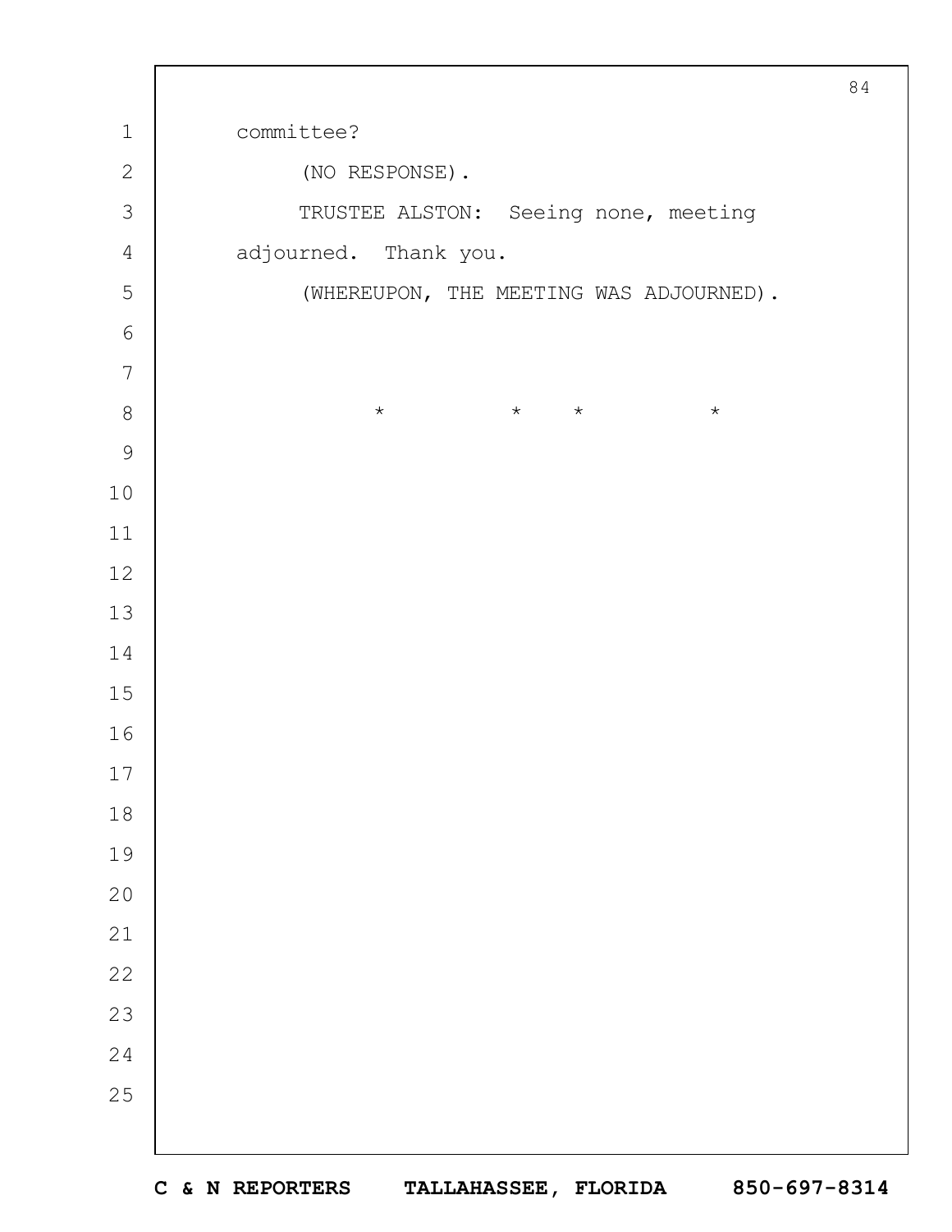committee?

(NO RESPONSE).

TRUSTEE ALSTON: Seeing none, meeting adjourned. Thank you.

(WHEREUPON, THE MEETING WAS ADJOURNED).

\* \* \* \*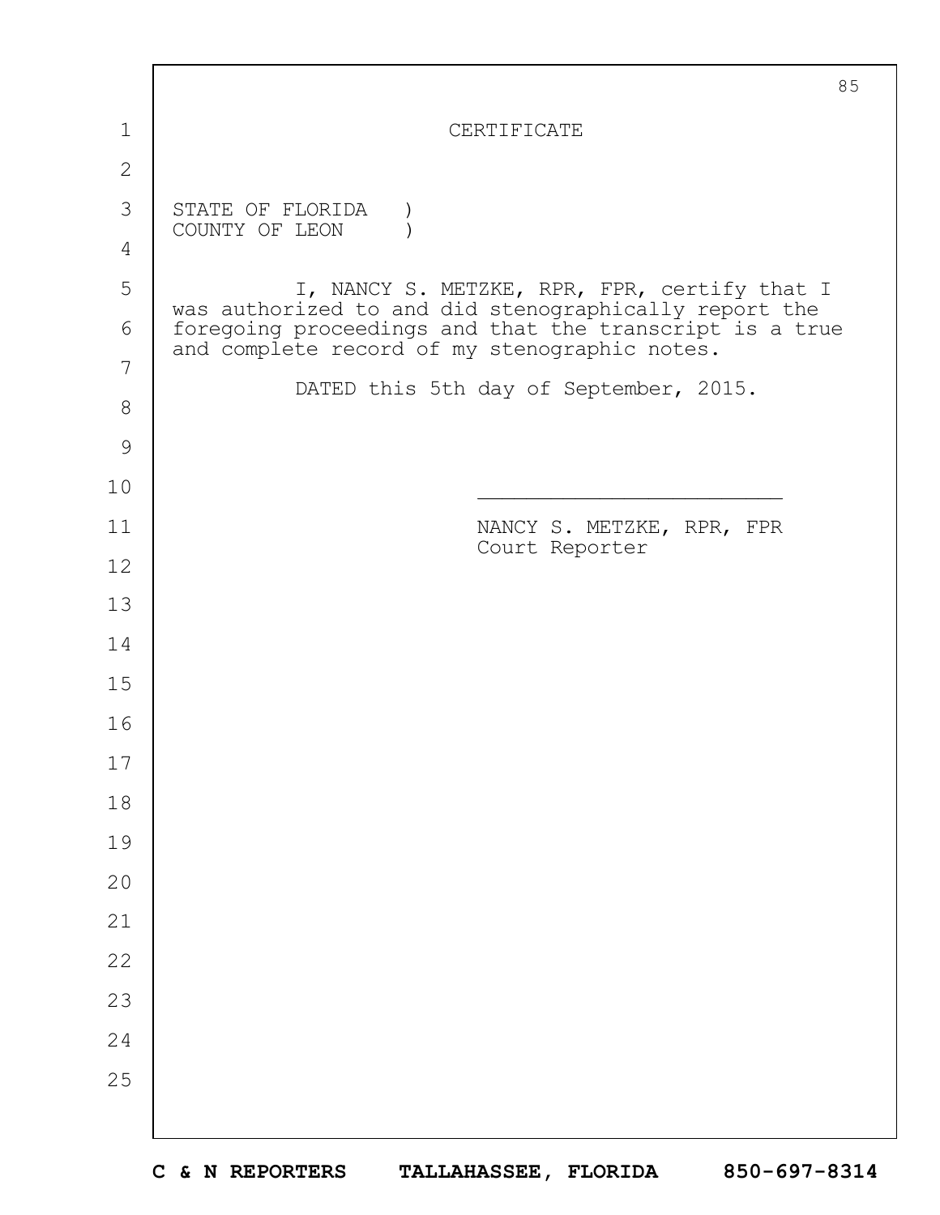# CERTIFICATE

STATE OF FLORIDA )
COUNTY OF LEON )

I, NANCY S. METZKE, RPR, FPR, certify that I was authorized to and did stenographically report the foregoing proceedings and that the transcript is a true and complete record of my stenographic notes.

DATED this 5th day of September, 2015.

\_\_\_\_\_\_\_\_\_\_\_\_\_\_\_\_\_\_\_\_\_\_\_\_\_

NANCY S. METZKE, RPR, FPR
Court Reporter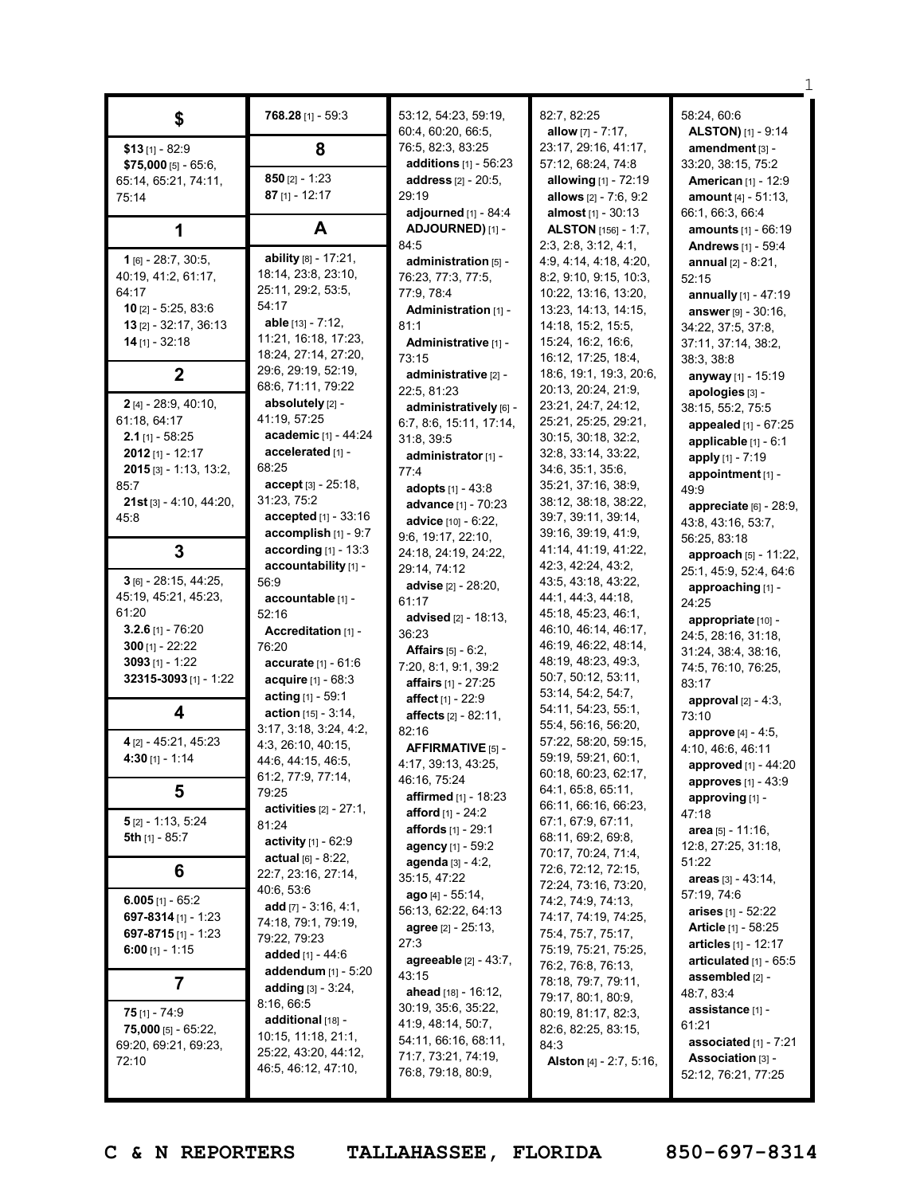## $

**$13** [1] - 82:9
**$75,000** [5] - 65:6, 65:14, 65:21, 74:11, 75:14

## 1

**1** [6] - 28:7, 30:5, 40:19, 41:2, 61:17, 64:17
**10** [2] - 5:25, 83:6
**13** [2] - 32:17, 36:13
**14** [1] - 32:18

## 2

**2** [4] - 28:9, 40:10, 61:18, 64:17
**2.1** [1] - 58:25
**2012** [1] - 12:17
**2015** [3] - 1:13, 13:2, 85:7
**21st** [3] - 4:10, 44:20, 45:8

## 3

**3** [6] - 28:15, 44:25, 45:19, 45:21, 45:23, 61:20
**3.2.6** [1] - 76:20
**300** [1] - 22:22
**3093** [1] - 1:22
**32315-3093** [1] - 1:22

## 4

**4** [2] - 45:21, 45:23
**4:30** [1] - 1:14

## 5

**5** [2] - 1:13, 5:24
**5th** [1] - 85:7

## 6

**6.005** [1] - 65:2
**697-8314** [1] - 1:23
**697-8715** [1] - 1:23
**6:00** [1] - 1:15

## 7

**75** [1] - 74:9
**75,000** [5] - 65:22, 69:20, 69:21, 69:23, 72:10
**768.28** [1] - 59:3

## 8

**850** [2] - 1:23
**87** [1] - 12:17

## A

**ability** [8] - 17:21, 18:14, 23:8, 23:10, 25:11, 29:2, 53:5, 54:17
**able** [13] - 7:12, 11:21, 16:18, 17:23, 18:24, 27:14, 27:20, 29:6, 29:19, 52:19, 68:6, 71:11, 79:22
**absolutely** [2] - 41:19, 57:25
**academic** [1] - 44:24
**accelerated** [1] - 68:25
**accept** [3] - 25:18, 31:23, 75:2
**accepted** [1] - 33:16
**accomplish** [1] - 9:7
**according** [1] - 13:3
**accountability** [1] - 56:9
**accountable** [1] - 52:16
**Accreditation** [1] - 76:20
**accurate** [1] - 61:6
**acquire** [1] - 68:3
**acting** [1] - 59:1
**action** [15] - 3:14, 3:17, 3:18, 3:24, 4:2, 4:3, 26:10, 40:15, 44:6, 44:15, 46:5, 61:2, 77:9, 77:14, 79:25
**activities** [2] - 27:1, 81:24
**activity** [1] - 62:9
**actual** [6] - 8:22, 22:7, 23:16, 27:14, 40:6, 53:6
**add** [7] - 3:16, 4:1, 74:18, 79:1, 79:19, 79:22, 79:23
**added** [1] - 44:6
**addendum** [1] - 5:20
**adding** [3] - 3:24, 8:16, 66:5
**additional** [18] - 10:15, 11:18, 21:1, 25:22, 43:20, 44:12, 46:5, 46:12, 47:10, 53:12, 54:23, 59:19, 60:4, 60:20, 66:5, 76:5, 82:3, 83:25
**additions** [1] - 56:23
**address** [2] - 20:5, 29:19
**adjourned** [1] - 84:4
**ADJOURNED)** [1] - 84:5
**administration** [5] - 76:23, 77:3, 77:5, 77:9, 78:4
**Administration** [1] - 81:1
**Administrative** [1] - 73:15
**administrative** [2] - 22:5, 81:23
**administratively** [6] - 6:7, 8:6, 15:11, 17:14, 31:8, 39:5
**administrator** [1] - 77:4
**adopts** [1] - 43:8
**advance** [1] - 70:23
**advice** [10] - 6:22, 9:6, 19:17, 22:10, 24:18, 24:19, 24:22, 29:14, 74:12
**advise** [2] - 28:20, 61:17
**advised** [2] - 18:13, 36:23
**Affairs** [5] - 6:2, 7:20, 8:1, 9:1, 39:2
**affairs** [1] - 27:25
**affect** [1] - 22:9
**affects** [2] - 82:11, 82:16
**AFFIRMATIVE** [5] - 4:17, 39:13, 43:25, 46:16, 75:24
**affirmed** [1] - 18:23
**afford** [1] - 24:2
**affords** [1] - 29:1
**agency** [1] - 59:2
**agenda** [3] - 4:2, 35:15, 47:22
**ago** [4] - 55:14, 56:13, 62:22, 64:13
**agree** [2] - 25:13, 27:3
**agreeable** [2] - 43:7, 43:15
**ahead** [18] - 16:12, 30:19, 35:6, 35:22, 41:9, 48:14, 50:7, 54:11, 66:16, 68:11, 71:7, 73:21, 74:19, 76:8, 79:18, 80:9, 82:7, 82:25
**allow** [7] - 7:17, 23:17, 29:16, 41:17, 57:12, 68:24, 74:8
**allowing** [1] - 72:19
**allows** [2] - 7:6, 9:2
**almost** [1] - 30:13
**ALSTON** [156] - 1:7, 2:3, 2:8, 3:12, 4:1, 4:9, 4:14, 4:18, 4:20, 8:2, 9:10, 9:15, 10:3, 10:22, 13:16, 13:20, 13:23, 14:13, 14:15, 14:18, 15:2, 15:5, 15:24, 16:2, 16:6, 16:12, 17:25, 18:4, 18:6, 19:1, 19:3, 20:6, 20:13, 20:24, 21:9, 23:21, 24:7, 24:12, 25:21, 25:25, 29:21, 30:15, 30:18, 32:2, 32:8, 33:14, 33:22, 34:6, 35:1, 35:6, 35:21, 37:16, 38:9, 38:12, 38:18, 38:22, 39:7, 39:11, 39:14, 39:16, 39:19, 41:9, 41:14, 41:19, 41:22, 42:3, 42:24, 43:2, 43:5, 43:18, 43:22, 44:1, 44:3, 44:18, 45:18, 45:23, 46:1, 46:10, 46:14, 46:17, 46:19, 46:22, 48:14, 48:19, 48:23, 49:3, 50:7, 50:12, 53:11, 53:14, 54:2, 54:7, 54:11, 54:23, 55:1, 55:4, 56:16, 56:20, 57:22, 58:20, 59:15, 59:19, 59:21, 60:1, 60:18, 60:23, 62:17, 64:1, 65:8, 65:11, 66:11, 66:16, 66:23, 67:1, 67:9, 67:11, 68:11, 69:2, 69:8, 70:17, 70:24, 71:4, 72:6, 72:12, 72:15, 72:24, 73:16, 73:20, 74:2, 74:9, 74:13, 74:17, 74:19, 74:25, 75:4, 75:7, 75:17, 75:19, 75:21, 75:25, 76:2, 76:8, 76:13, 78:18, 79:7, 79:11, 79:17, 80:1, 80:9, 80:19, 81:17, 82:3, 82:6, 82:25, 83:15, 84:3
**Alston** [4] - 2:7, 5:16, 58:24, 60:6
**ALSTON)** [1] - 9:14
**amendment** [3] - 33:20, 38:15, 75:2
**American** [1] - 12:9
**amount** [4] - 51:13, 66:1, 66:3, 66:4
**amounts** [1] - 66:19
**Andrews** [1] - 59:4
**annual** [2] - 8:21, 52:15
**annually** [1] - 47:19
**answer** [9] - 30:16, 34:22, 37:5, 37:8, 37:11, 37:14, 38:2, 38:3, 38:8
**anyway** [1] - 15:19
**apologies** [3] - 38:15, 55:2, 75:5
**appealed** [1] - 67:25
**applicable** [1] - 6:1
**apply** [1] - 7:19
**appointment** [1] - 49:9
**appreciate** [6] - 28:9, 43:8, 43:16, 53:7, 56:25, 83:18
**approach** [5] - 11:22, 25:1, 45:9, 52:4, 64:6
**approaching** [1] - 24:25
**appropriate** [10] - 24:5, 28:16, 31:18, 31:24, 38:4, 38:16, 74:5, 76:10, 76:25, 83:17
**approval** [2] - 4:3, 73:10
**approve** [4] - 4:5, 4:10, 46:6, 46:11
**approved** [1] - 44:20
**approves** [1] - 43:9
**approving** [1] - 47:18
**area** [5] - 11:16, 12:8, 27:25, 31:18, 51:22
**areas** [3] - 43:14, 57:19, 74:6
**arises** [1] - 52:22
**Article** [1] - 58:25
**articles** [1] - 12:17
**articulated** [1] - 65:5
**assembled** [2] - 48:7, 83:4
**assistance** [1] - 61:21
**associated** [1] - 7:21
**Association** [3] - 52:12, 76:21, 77:25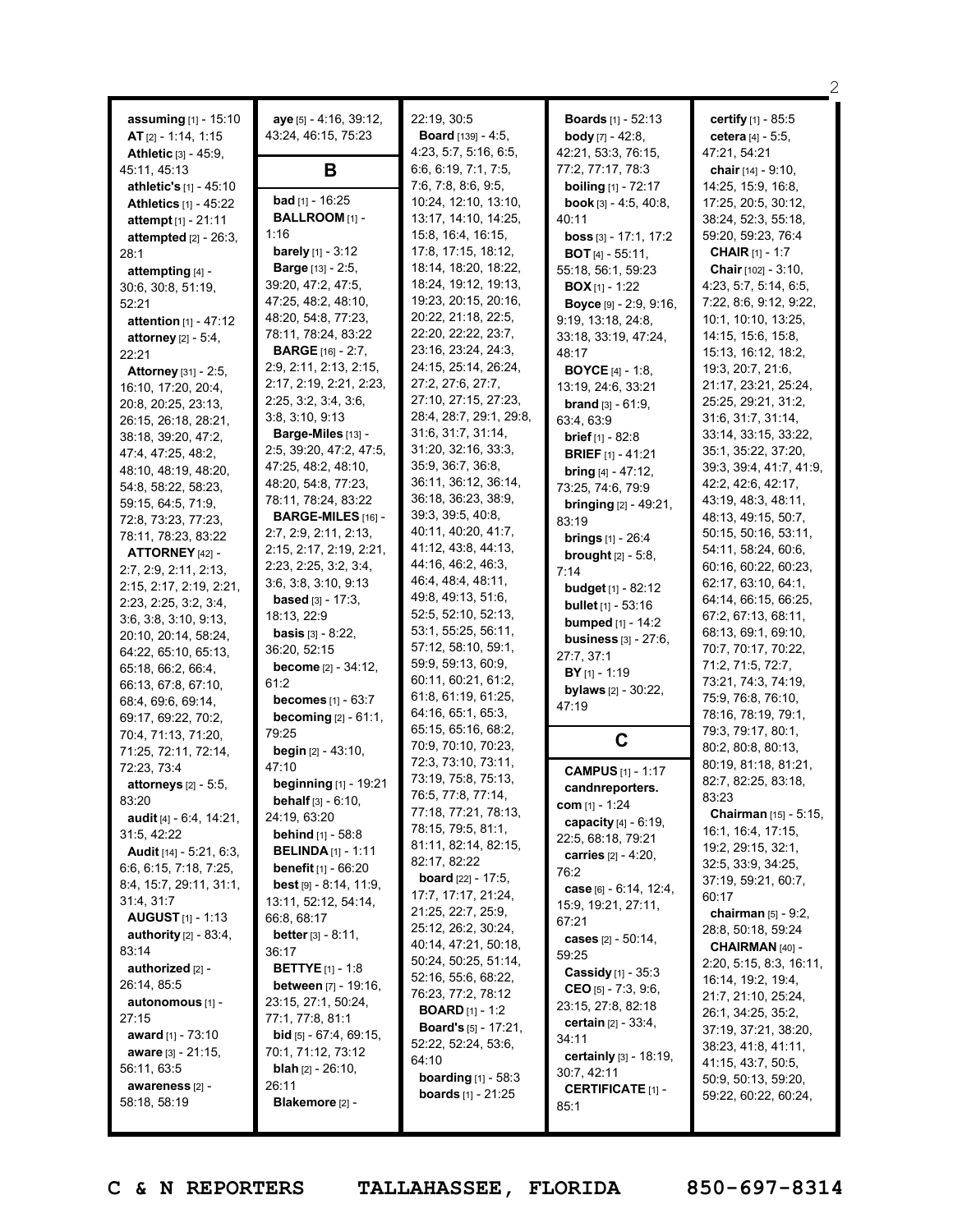**assuming** [1] - 15:10
**AT** [2] - 1:14, 1:15
**Athletic** [3] - 45:9, 45:11, 45:13
**athletic's** [1] - 45:10
**Athletics** [1] - 45:22
**attempt** [1] - 21:11
**attempted** [2] - 26:3, 28:1
**attempting** [4] - 30:6, 30:8, 51:19, 52:21
**attention** [1] - 47:12
**attorney** [2] - 5:4, 22:21
**Attorney** [31] - 2:5, 16:10, 17:20, 20:4, 20:8, 20:25, 23:13, 26:15, 26:18, 28:21, 38:18, 39:20, 47:2, 47:4, 47:25, 48:2, 48:10, 48:19, 48:20, 54:8, 58:22, 58:23, 59:15, 64:5, 71:9, 72:8, 73:23, 77:23, 78:11, 78:23, 83:22
**ATTORNEY** [42] - 2:7, 2:9, 2:11, 2:13, 2:15, 2:17, 2:19, 2:21, 2:23, 2:25, 3:2, 3:4, 3:6, 3:8, 3:10, 9:13, 20:10, 20:14, 58:24, 64:22, 65:10, 65:13, 65:18, 66:2, 66:4, 66:13, 67:8, 67:10, 68:4, 69:6, 69:14, 69:17, 69:22, 70:2, 70:4, 71:13, 71:20, 71:25, 72:11, 72:14, 72:23, 73:4
**attorneys** [2] - 5:5, 83:20
**audit** [4] - 6:4, 14:21, 31:5, 42:22
**Audit** [14] - 5:21, 6:3, 6:6, 6:15, 7:18, 7:25, 8:4, 15:7, 29:11, 31:1, 31:4, 31:7
**AUGUST** [1] - 1:13
**authority** [2] - 83:4, 83:14
**authorized** [2] - 26:14, 85:5
**autonomous** [1] - 27:15
**award** [1] - 73:10
**aware** [3] - 21:15, 56:11, 63:5
**awareness** [2] - 58:18, 58:19
**aye** [5] - 4:16, 39:12, 43:24, 46:15, 75:23

## B

**bad** [1] - 16:25
**BALLROOM** [1] - 1:16
**barely** [1] - 3:12
**Barge** [13] - 2:5, 39:20, 47:2, 47:5, 47:25, 48:2, 48:10, 48:20, 54:8, 77:23, 78:11, 78:24, 83:22
**BARGE** [16] - 2:7, 2:9, 2:11, 2:13, 2:15, 2:17, 2:19, 2:21, 2:23, 2:25, 3:2, 3:4, 3:6, 3:8, 3:10, 9:13
**Barge-Miles** [13] - 2:5, 39:20, 47:2, 47:5, 47:25, 48:2, 48:10, 48:20, 54:8, 77:23, 78:11, 78:24, 83:22
**BARGE-MILES** [16] - 2:7, 2:9, 2:11, 2:13, 2:15, 2:17, 2:19, 2:21, 2:23, 2:25, 3:2, 3:4, 3:6, 3:8, 3:10, 9:13
**based** [3] - 17:3, 18:13, 22:9
**basis** [3] - 8:22, 36:20, 52:15
**become** [2] - 34:12, 61:2
**becomes** [1] - 63:7
**becoming** [2] - 61:1, 79:25
**begin** [2] - 43:10, 47:10
**beginning** [1] - 19:21
**behalf** [3] - 6:10, 24:19, 63:20
**behind** [1] - 58:8
**BELINDA** [1] - 1:11
**benefit** [1] - 66:20
**best** [9] - 8:14, 11:9, 13:11, 52:12, 54:14, 66:8, 68:17
**better** [3] - 8:11, 36:17
**BETTYE** [1] - 1:8
**between** [7] - 19:16, 23:15, 27:1, 50:24, 77:1, 77:8, 81:1
**bid** [5] - 67:4, 69:15, 70:1, 71:12, 73:12
**blah** [2] - 26:10, 26:11
**Blakemore** [2] - 22:19, 30:5
**Board** [139] - 4:5, 4:23, 5:7, 5:16, 6:5, 6:6, 6:19, 7:1, 7:5, 7:6, 7:8, 8:6, 9:5, 10:24, 12:10, 13:10, 13:17, 14:10, 14:25, 15:8, 16:4, 16:15, 17:8, 17:15, 18:12, 18:14, 18:20, 18:22, 18:24, 19:12, 19:13, 19:23, 20:15, 20:16, 20:22, 21:18, 22:5, 22:20, 22:22, 23:7, 23:16, 23:24, 24:3, 24:15, 25:14, 26:24, 27:2, 27:6, 27:7, 27:10, 27:15, 27:23, 28:4, 28:7, 29:1, 29:8, 31:6, 31:7, 31:14, 31:20, 32:16, 33:3, 35:9, 36:7, 36:8, 36:11, 36:12, 36:14, 36:18, 36:23, 38:9, 39:3, 39:5, 40:8, 40:11, 40:20, 41:7, 41:12, 43:8, 44:13, 44:16, 46:2, 46:3, 46:4, 48:4, 48:11, 49:8, 49:13, 51:6, 52:5, 52:10, 52:13, 53:1, 55:25, 56:11, 57:12, 58:10, 59:1, 59:9, 59:13, 60:9, 60:11, 60:21, 61:2, 61:8, 61:19, 61:25, 64:16, 65:1, 65:3, 65:15, 65:16, 68:2, 70:9, 70:10, 70:23, 72:3, 73:10, 73:11, 73:19, 75:8, 75:13, 76:5, 77:8, 77:14, 77:18, 77:21, 78:13, 78:15, 79:5, 81:1, 81:11, 82:14, 82:15, 82:17, 82:22
**board** [22] - 17:5, 17:7, 17:17, 21:24, 21:25, 22:7, 25:9, 25:12, 26:2, 30:24, 40:14, 47:21, 50:18, 50:24, 50:25, 51:14, 52:16, 55:6, 68:22, 76:23, 77:2, 78:12
**BOARD** [1] - 1:2
**Board's** [5] - 17:21, 52:22, 52:24, 53:6, 64:10
**boarding** [1] - 58:3
**boards** [1] - 21:25
**Boards** [1] - 52:13
**body** [7] - 42:8, 42:21, 53:3, 76:15, 77:2, 77:17, 78:3
**boiling** [1] - 72:17
**book** [3] - 4:5, 40:8, 40:11
**boss** [3] - 17:1, 17:2
**BOT** [4] - 55:11, 55:18, 56:1, 59:23
**BOX** [1] - 1:22
**Boyce** [9] - 2:9, 9:16, 9:19, 13:18, 24:8, 33:18, 33:19, 47:24, 48:17
**BOYCE** [4] - 1:8, 13:19, 24:6, 33:21
**brand** [3] - 61:9, 63:4, 63:9
**brief** [1] - 82:8
**BRIEF** [1] - 41:21
**bring** [4] - 47:12, 73:25, 74:6, 79:9
**bringing** [2] - 49:21, 83:19
**brings** [1] - 26:4
**brought** [2] - 5:8, 7:14
**budget** [1] - 82:12
**bullet** [1] - 53:16
**bumped** [1] - 14:2
**business** [3] - 27:6, 27:7, 37:1
**BY** [1] - 1:19
**bylaws** [2] - 30:22, 47:19

## C

**CAMPUS** [1] - 1:17
**candnreporters.com** [1] - 1:24
**capacity** [4] - 6:19, 22:5, 68:18, 79:21
**carries** [2] - 4:20, 76:2
**case** [6] - 6:14, 12:4, 15:9, 19:21, 27:11, 67:21
**cases** [2] - 50:14, 59:25
**Cassidy** [1] - 35:3
**CEO** [5] - 7:3, 9:6, 23:15, 27:8, 82:18
**certain** [2] - 33:4, 34:11
**certainly** [3] - 18:19, 30:7, 42:11
**CERTIFICATE** [1] - 85:1
**certify** [1] - 85:5
**cetera** [4] - 5:5, 47:21, 54:21
**chair** [14] - 9:10, 14:25, 15:9, 16:8, 17:25, 20:5, 30:12, 38:24, 52:3, 55:18, 59:20, 59:23, 76:4
**CHAIR** [1] - 1:7
**Chair** [102] - 3:10, 4:23, 5:7, 5:14, 6:5, 7:22, 8:6, 9:12, 9:22, 10:1, 10:10, 13:25, 14:15, 15:6, 15:8, 15:13, 16:12, 18:2, 19:3, 20:7, 21:6, 21:17, 23:21, 25:24, 25:25, 29:21, 31:2, 31:6, 31:7, 31:14, 33:14, 33:15, 33:22, 35:1, 35:22, 37:20, 39:3, 39:4, 41:7, 41:9, 42:2, 42:6, 42:17, 43:19, 48:3, 48:11, 48:13, 49:15, 50:7, 50:15, 50:16, 53:11, 54:11, 58:24, 60:6, 60:16, 60:22, 60:23, 62:17, 63:10, 64:1, 64:14, 66:15, 66:25, 67:2, 67:13, 68:11, 68:13, 69:1, 69:10, 70:7, 70:17, 70:22, 71:2, 71:5, 72:7, 73:21, 74:3, 74:19, 75:9, 76:8, 76:10, 78:16, 78:19, 79:1, 79:3, 79:17, 80:1, 80:2, 80:8, 80:13, 80:19, 81:18, 81:21, 82:7, 82:25, 83:18, 83:23
**Chairman** [15] - 5:15, 16:1, 16:4, 17:15, 19:2, 29:15, 32:1, 32:5, 33:9, 34:25, 37:19, 59:21, 60:7, 60:17
**chairman** [5] - 9:2, 28:8, 50:18, 59:24
**CHAIRMAN** [40] - 2:20, 5:15, 8:3, 16:11, 16:14, 19:2, 19:4, 21:7, 21:10, 25:24, 26:1, 34:25, 35:2, 37:19, 37:21, 38:20, 38:23, 41:8, 41:11, 41:15, 43:7, 50:5, 50:9, 50:13, 59:20, 59:22, 60:22, 60:24,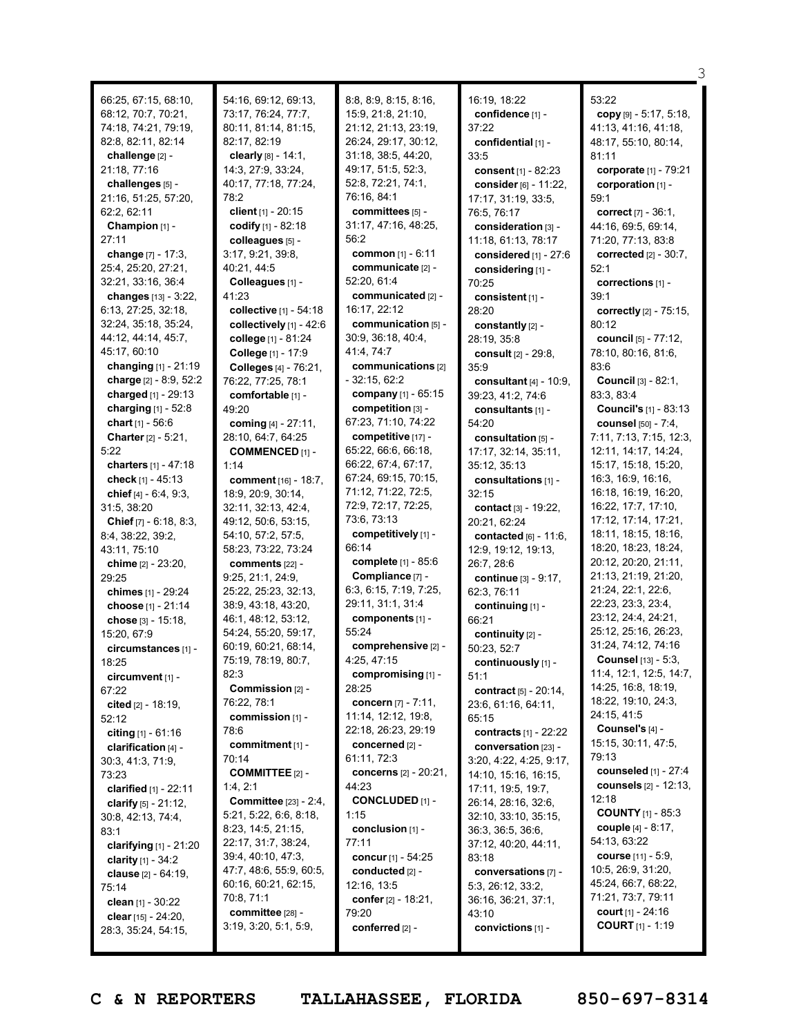66:25, 67:15, 68:10, 68:12, 70:7, 70:21, 74:18, 74:21, 79:19, 82:8, 82:11, 82:14
**challenge** [2] - 21:18, 77:16
**challenges** [5] - 21:16, 51:25, 57:20, 62:2, 62:11
**Champion** [1] - 27:11
**change** [7] - 17:3, 25:4, 25:20, 27:21, 32:21, 33:16, 36:4
**changes** [13] - 3:22, 6:13, 27:25, 32:18, 32:24, 35:18, 35:24, 44:12, 44:14, 45:7, 45:17, 60:10
**changing** [1] - 21:19
**charge** [2] - 8:9, 52:2
**charged** [1] - 29:13
**charging** [1] - 52:8
**chart** [1] - 56:6
**Charter** [2] - 5:21, 5:22
**charters** [1] - 47:18
**check** [1] - 45:13
**chief** [4] - 6:4, 9:3, 31:5, 38:20
**Chief** [7] - 6:18, 8:3, 8:4, 38:22, 39:2, 43:11, 75:10
**chime** [2] - 23:20, 29:25
**chimes** [1] - 29:24
**choose** [1] - 21:14
**chose** [3] - 15:18, 15:20, 67:9
**circumstances** [1] - 18:25
**circumvent** [1] - 67:22
**cited** [2] - 18:19, 52:12
**citing** [1] - 61:16
**clarification** [4] - 30:3, 41:3, 71:9, 73:23
**clarified** [1] - 22:11
**clarify** [5] - 21:12, 30:8, 42:13, 74:4, 83:1
**clarifying** [1] - 21:20
**clarity** [1] - 34:2
**clause** [2] - 64:19, 75:14
**clean** [1] - 30:22
**clear** [15] - 24:20, 28:3, 35:24, 54:15, 54:16, 69:12, 69:13, 73:17, 76:24, 77:7, 80:11, 81:14, 81:15, 82:17, 82:19
**clearly** [8] - 14:1, 14:3, 27:9, 33:24, 40:17, 77:18, 77:24, 78:2
**client** [1] - 20:15
**codify** [1] - 82:18
**colleagues** [5] - 3:17, 9:21, 39:8, 40:21, 44:5
**Colleagues** [1] - 41:23
**collective** [1] - 54:18
**collectively** [1] - 42:6
**college** [1] - 81:24
**College** [1] - 17:9
**Colleges** [4] - 76:21, 76:22, 77:25, 78:1
**comfortable** [1] - 49:20
**coming** [4] - 27:11, 28:10, 64:7, 64:25
**COMMENCED** [1] - 1:14
**comment** [16] - 18:7, 18:9, 20:9, 30:14, 32:11, 32:13, 42:4, 49:12, 50:6, 53:15, 54:10, 57:2, 57:5, 58:23, 73:22, 73:24
**comments** [22] - 9:25, 21:1, 24:9, 25:22, 25:23, 32:13, 38:9, 43:18, 43:20, 46:1, 48:12, 53:12, 54:24, 55:20, 59:17, 60:19, 60:21, 68:14, 75:19, 78:19, 80:7, 82:3
**Commission** [2] - 76:22, 78:1
**commission** [1] - 78:6
**commitment** [1] - 70:14
**COMMITTEE** [2] - 1:4, 2:1
**Committee** [23] - 2:4, 5:21, 5:22, 6:6, 8:18, 8:23, 14:5, 21:15, 22:17, 31:7, 38:24, 39:4, 40:10, 47:3, 47:7, 48:6, 55:9, 60:5, 60:16, 60:21, 62:15, 70:8, 71:1
**committee** [28] - 3:19, 3:20, 5:1, 5:9, 8:8, 8:9, 8:15, 8:16, 15:9, 21:8, 21:10, 21:12, 21:13, 23:19, 26:24, 29:17, 30:12, 31:18, 38:5, 44:20, 49:17, 51:5, 52:3, 52:8, 72:21, 74:1, 76:16, 84:1
**committees** [5] - 31:17, 47:16, 48:25, 56:2
**common** [1] - 6:11
**communicate** [2] - 52:20, 61:4
**communicated** [2] - 16:17, 22:12
**communication** [5] - 30:9, 36:18, 40:4, 41:4, 74:7
**communications** [2] - 32:15, 62:2
**company** [1] - 65:15
**competition** [3] - 67:23, 71:10, 74:22
**competitive** [17] - 65:22, 66:6, 66:18, 66:22, 67:4, 67:17, 67:24, 69:15, 70:15, 71:12, 71:22, 72:5, 72:9, 72:17, 72:25, 73:6, 73:13
**competitively** [1] - 66:14
**complete** [1] - 85:6
**Compliance** [7] - 6:3, 6:15, 7:19, 7:25, 29:11, 31:1, 31:4
**components** [1] - 55:24
**comprehensive** [2] - 4:25, 47:15
**compromising** [1] - 28:25
**concern** [7] - 7:11, 11:14, 12:12, 19:8, 22:18, 26:23, 29:19
**concerned** [2] - 61:11, 72:3
**concerns** [2] - 20:21, 44:23
**CONCLUDED** [1] - 1:15
**conclusion** [1] - 77:11
**concur** [1] - 54:25
**conducted** [2] - 12:16, 13:5
**confer** [2] - 18:21, 79:20
**conferred** [2] - 16:19, 18:22
**confidence** [1] - 37:22
**confidential** [1] - 33:5
**consent** [1] - 82:23
**consider** [6] - 11:22, 17:17, 31:19, 33:5, 76:5, 76:17
**consideration** [3] - 11:18, 61:13, 78:17
**considered** [1] - 27:6
**considering** [1] - 70:25
**consistent** [1] - 28:20
**constantly** [2] - 28:19, 35:8
**consult** [2] - 29:8, 35:9
**consultant** [4] - 10:9, 39:23, 41:2, 74:6
**consultants** [1] - 54:20
**consultation** [5] - 17:17, 32:14, 35:11, 35:12, 35:13
**consultations** [1] - 32:15
**contact** [3] - 19:22, 20:21, 62:24
**contacted** [6] - 11:6, 12:9, 19:12, 19:13, 26:7, 28:6
**continue** [3] - 9:17, 62:3, 76:11
**continuing** [1] - 66:21
**continuity** [2] - 50:23, 52:7
**continuously** [1] - 51:1
**contract** [5] - 20:14, 23:6, 61:16, 64:11, 65:15
**contracts** [1] - 22:22
**conversation** [23] - 3:20, 4:22, 4:25, 9:17, 14:10, 15:16, 16:15, 17:11, 19:5, 19:7, 26:14, 28:16, 32:6, 32:10, 33:10, 35:15, 36:3, 36:5, 36:6, 37:12, 40:20, 44:11, 83:18
**conversations** [7] - 5:3, 26:12, 33:2, 36:16, 36:21, 37:1, 43:10
**convictions** [1] - 53:22
**copy** [9] - 5:17, 5:18, 41:13, 41:16, 41:18, 48:17, 55:10, 80:14, 81:11
**corporate** [1] - 79:21
**corporation** [1] - 59:1
**correct** [7] - 36:1, 44:16, 69:5, 69:14, 71:20, 77:13, 83:8
**corrected** [2] - 30:7, 52:1
**corrections** [1] - 39:1
**correctly** [2] - 75:15, 80:12
**council** [5] - 77:12, 78:10, 80:16, 81:6, 83:6
**Council** [3] - 82:1, 83:3, 83:4
**Council's** [1] - 83:13
**counsel** [50] - 7:4, 7:11, 7:13, 7:15, 12:3, 12:11, 14:17, 14:24, 15:17, 15:18, 15:20, 16:3, 16:9, 16:16, 16:18, 16:19, 16:20, 16:22, 17:7, 17:10, 17:12, 17:14, 17:21, 18:11, 18:15, 18:16, 18:20, 18:23, 18:24, 20:12, 20:20, 21:11, 21:13, 21:19, 21:20, 21:24, 22:1, 22:6, 22:23, 23:3, 23:4, 23:12, 24:4, 24:21, 25:12, 25:16, 26:23, 31:24, 74:12, 74:16
**Counsel** [13] - 5:3, 11:4, 12:1, 12:5, 14:7, 14:25, 16:8, 18:19, 18:22, 19:10, 24:3, 24:15, 41:5
**Counsel's** [4] - 15:15, 30:11, 47:5, 79:13
**counseled** [1] - 27:4
**counsels** [2] - 12:13, 12:18
**COUNTY** [1] - 85:3
**couple** [4] - 8:17, 54:13, 63:22
**course** [11] - 5:9, 10:5, 26:9, 31:20, 45:24, 66:7, 68:22, 71:21, 73:7, 79:11
**court** [1] - 24:16
**COURT** [1] - 1:19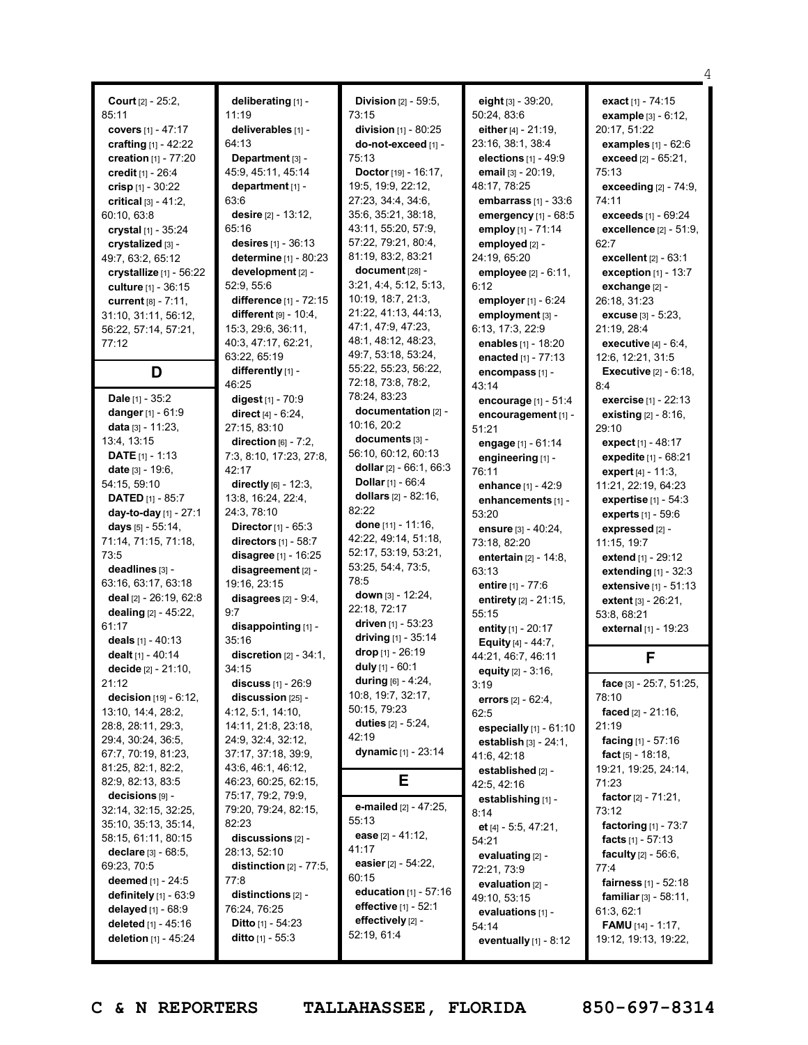**Court** [2] - 25:2, 85:11
**covers** [1] - 47:17
**crafting** [1] - 42:22
**creation** [1] - 77:20
**credit** [1] - 26:4
**crisp** [1] - 30:22
**critical** [3] - 41:2, 60:10, 63:8
**crystal** [1] - 35:24
**crystalized** [3] - 49:7, 63:2, 65:12
**crystallize** [1] - 56:22
**culture** [1] - 36:15
**current** [8] - 7:11, 31:10, 31:11, 56:12, 56:22, 57:14, 57:21, 77:12

## D

**Dale** [1] - 35:2
**danger** [1] - 61:9
**data** [3] - 11:23, 13:4, 13:15
**DATE** [1] - 1:13
**date** [3] - 19:6, 54:15, 59:10
**DATED** [1] - 85:7
**day-to-day** [1] - 27:1
**days** [5] - 55:14, 71:14, 71:15, 71:18, 73:5
**deadlines** [3] - 63:16, 63:17, 63:18
**deal** [2] - 26:19, 62:8
**dealing** [2] - 45:22, 61:17
**deals** [1] - 40:13
**dealt** [1] - 40:14
**decide** [2] - 21:10, 21:12
**decision** [19] - 6:12, 13:10, 14:4, 28:2, 28:8, 28:11, 29:3, 29:4, 30:24, 36:5, 67:7, 70:19, 81:23, 81:25, 82:1, 82:2, 82:9, 82:13, 83:5
**decisions** [9] - 32:14, 32:15, 32:25, 35:10, 35:13, 35:14, 58:15, 61:11, 80:15
**declare** [3] - 68:5, 69:23, 70:5
**deemed** [1] - 24:5
**definitely** [1] - 63:9
**delayed** [1] - 68:9
**deleted** [1] - 45:16
**deletion** [1] - 45:24
**deliberating** [1] - 11:19
**deliverables** [1] - 64:13
**Department** [3] - 45:9, 45:11, 45:14
**department** [1] - 63:6
**desire** [2] - 13:12, 65:16
**desires** [1] - 36:13
**determine** [1] - 80:23
**development** [2] - 52:9, 55:6
**difference** [1] - 72:15
**different** [9] - 10:4, 15:3, 29:6, 36:11, 40:3, 47:17, 62:21, 63:22, 65:19
**differently** [1] - 46:25
**digest** [1] - 70:9
**direct** [4] - 6:24, 27:15, 83:10
**direction** [6] - 7:2, 7:3, 8:10, 17:23, 27:8, 42:17
**directly** [6] - 12:3, 13:8, 16:24, 22:4, 24:3, 78:10
**Director** [1] - 65:3
**directors** [1] - 58:7
**disagree** [1] - 16:25
**disagreement** [2] - 19:16, 23:15
**disagrees** [2] - 9:4, 9:7
**disappointing** [1] - 35:16
**discretion** [2] - 34:1, 34:15
**discuss** [1] - 26:9
**discussion** [25] - 4:12, 5:1, 14:10, 14:11, 21:8, 23:18, 24:9, 32:4, 32:12, 37:17, 37:18, 39:9, 43:6, 46:1, 46:12, 46:23, 60:25, 62:15, 75:17, 79:2, 79:9, 79:20, 79:24, 82:15, 82:23
**discussions** [2] - 28:13, 52:10
**distinction** [2] - 77:5, 77:8
**distinctions** [2] - 76:24, 76:25
**Ditto** [1] - 54:23
**ditto** [1] - 55:3
**Division** [2] - 59:5, 73:15
**division** [1] - 80:25
**do-not-exceed** [1] - 75:13
**Doctor** [19] - 16:17, 19:5, 19:9, 22:12, 27:23, 34:4, 34:6, 35:6, 35:21, 38:18, 43:11, 55:20, 57:9, 57:22, 79:21, 80:4, 81:19, 83:2, 83:21
**document** [28] - 3:21, 4:4, 5:12, 5:13, 10:19, 18:7, 21:3, 21:22, 41:13, 44:13, 47:1, 47:9, 47:23, 48:1, 48:12, 48:23, 49:7, 53:18, 53:24, 55:22, 55:23, 56:22, 72:18, 73:8, 78:2, 78:24, 83:23
**documentation** [2] - 10:16, 20:2
**documents** [3] - 56:10, 60:12, 60:13
**dollar** [2] - 66:1, 66:3
**Dollar** [1] - 66:4
**dollars** [2] - 82:16, 82:22
**done** [11] - 11:16, 42:22, 49:14, 51:18, 52:17, 53:19, 53:21, 53:25, 54:4, 73:5, 78:5
**down** [3] - 12:24, 22:18, 72:17
**driven** [1] - 53:23
**driving** [1] - 35:14
**drop** [1] - 26:19
**duly** [1] - 60:1
**during** [6] - 4:24, 10:8, 19:7, 32:17, 50:15, 79:23
**duties** [2] - 5:24, 42:19
**dynamic** [1] - 23:14

## E

**e-mailed** [2] - 47:25, 55:13
**ease** [2] - 41:12, 41:17
**easier** [2] - 54:22, 60:15
**education** [1] - 57:16
**effective** [1] - 52:1
**effectively** [2] - 52:19, 61:4
**eight** [3] - 39:20, 50:24, 83:6
**either** [4] - 21:19, 23:16, 38:1, 38:4
**elections** [1] - 49:9
**email** [3] - 20:19, 48:17, 78:25
**embarrass** [1] - 33:6
**emergency** [1] - 68:5
**employ** [1] - 71:14
**employed** [2] - 24:19, 65:20
**employee** [2] - 6:11, 6:12
**employer** [1] - 6:24
**employment** [3] - 6:13, 17:3, 22:9
**enables** [1] - 18:20
**enacted** [1] - 77:13
**encompass** [1] - 43:14
**encourage** [1] - 51:4
**encouragement** [1] - 51:21
**engage** [1] - 61:14
**engineering** [1] - 76:11
**enhance** [1] - 42:9
**enhancements** [1] - 53:20
**ensure** [3] - 40:24, 73:18, 82:20
**entertain** [2] - 14:8, 63:13
**entire** [1] - 77:6
**entirety** [2] - 21:15, 55:15
**entity** [1] - 20:17
**Equity** [4] - 44:7, 44:21, 46:7, 46:11
**equity** [2] - 3:16, 3:19
**errors** [2] - 62:4, 62:5
**especially** [1] - 61:10
**establish** [3] - 24:1, 41:6, 42:18
**established** [2] - 42:5, 42:16
**establishing** [1] - 8:14
**et** [4] - 5:5, 47:21, 54:21
**evaluating** [2] - 72:21, 73:9
**evaluation** [2] - 49:10, 53:15
**evaluations** [1] - 54:14
**eventually** [1] - 8:12
**exact** [1] - 74:15
**example** [3] - 6:12, 20:17, 51:22
**examples** [1] - 62:6
**exceed** [2] - 65:21, 75:13
**exceeding** [2] - 74:9, 74:11
**exceeds** [1] - 69:24
**excellence** [2] - 51:9, 62:7
**excellent** [2] - 63:1
**exception** [1] - 13:7
**exchange** [2] - 26:18, 31:23
**excuse** [3] - 5:23, 21:19, 28:4
**executive** [4] - 6:4, 12:6, 12:21, 31:5
**Executive** [2] - 6:18, 8:4
**exercise** [1] - 22:13
**existing** [2] - 8:16, 29:10
**expect** [1] - 48:17
**expedite** [1] - 68:21
**expert** [4] - 11:3, 11:21, 22:19, 64:23
**expertise** [1] - 54:3
**experts** [1] - 59:6
**expressed** [2] - 11:15, 19:7
**extend** [1] - 29:12
**extending** [1] - 32:3
**extensive** [1] - 51:13
**extent** [3] - 26:21, 53:8, 68:21
**external** [1] - 19:23

## F

**face** [3] - 25:7, 51:25, 78:10
**faced** [2] - 21:16, 21:19
**facing** [1] - 57:16
**fact** [5] - 18:18, 19:21, 19:25, 24:14, 71:23
**factor** [2] - 71:21, 73:12
**factoring** [1] - 73:7
**facts** [1] - 57:13
**faculty** [2] - 56:6, 77:4
**fairness** [1] - 52:18
**familiar** [3] - 58:11, 61:3, 62:1
**FAMU** [14] - 1:17, 19:12, 19:13, 19:22,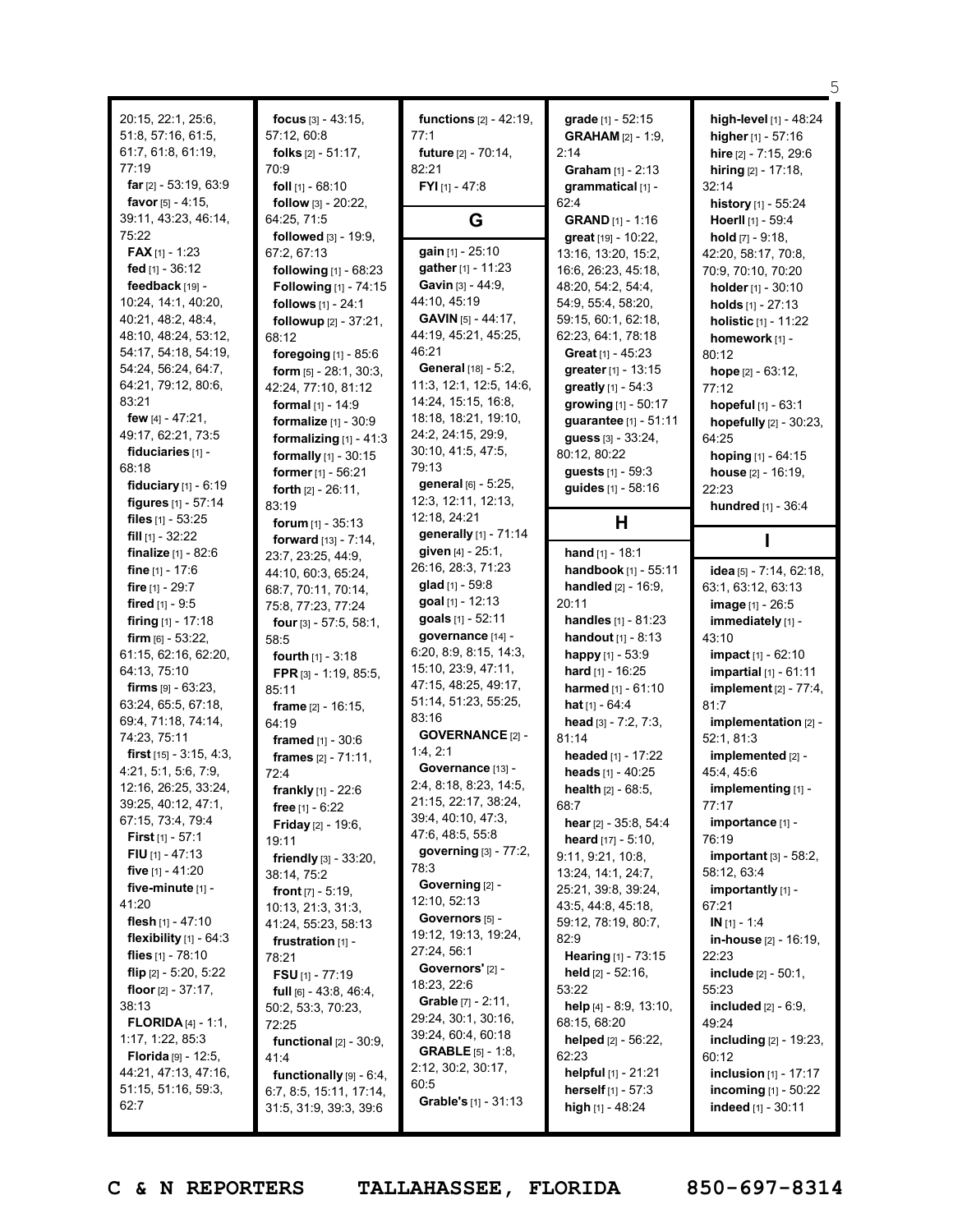20:15, 22:1, 25:6, 51:8, 57:16, 61:5, 61:7, 61:8, 61:19, 77:19

**far** [2] - 53:19, 63:9

**favor** [5] - 4:15, 39:11, 43:23, 46:14, 75:22

**FAX** [1] - 1:23

**fed** [1] - 36:12

**feedback** [19] - 10:24, 14:1, 40:20, 40:21, 48:2, 48:4, 48:10, 48:24, 53:12, 54:17, 54:18, 54:19, 54:24, 56:24, 64:7, 64:21, 79:12, 80:6, 83:21

**few** [4] - 47:21, 49:17, 62:21, 73:5

**fiduciaries** [1] - 68:18

**fiduciary** [1] - 6:19

**figures** [1] - 57:14

**files** [1] - 53:25

**fill** [1] - 32:22

**finalize** [1] - 82:6

**fine** [1] - 17:6

**fire** [1] - 29:7

**fired** [1] - 9:5

**firing** [1] - 17:18

**firm** [6] - 53:22, 61:15, 62:16, 62:20, 64:13, 75:10

**firms** [9] - 63:23, 63:24, 65:5, 67:18, 69:4, 71:18, 74:14, 74:23, 75:11

**first** [15] - 3:15, 4:3, 4:21, 5:1, 5:6, 7:9, 12:16, 26:25, 33:24, 39:25, 40:12, 47:1, 67:15, 73:4, 79:4

**First** [1] - 57:1

**FIU** [1] - 47:13

**five** [1] - 41:20

**five-minute** [1] - 41:20

**flesh** [1] - 47:10

**flexibility** [1] - 64:3

**flies** [1] - 78:10

**flip** [2] - 5:20, 5:22

**floor** [2] - 37:17, 38:13

**FLORIDA** [4] - 1:1, 1:17, 1:22, 85:3

**Florida** [9] - 12:5, 44:21, 47:13, 47:16, 51:15, 51:16, 59:3, 62:7

**focus** [3] - 43:15, 57:12, 60:8

**folks** [2] - 51:17, 70:9

**foll** [1] - 68:10

**follow** [3] - 20:22, 64:25, 71:5

**followed** [3] - 19:9, 67:2, 67:13

**following** [1] - 68:23

**Following** [1] - 74:15

**follows** [1] - 24:1

**followup** [2] - 37:21, 68:12

**foregoing** [1] - 85:6

**form** [5] - 28:1, 30:3, 42:24, 77:10, 81:12

**formal** [1] - 14:9

**formalize** [1] - 30:9

**formalizing** [1] - 41:3

**formally** [1] - 30:15

**former** [1] - 56:21

**forth** [2] - 26:11, 83:19

**forum** [1] - 35:13

**forward** [13] - 7:14, 23:7, 23:25, 44:9, 44:10, 60:3, 65:24, 68:7, 70:11, 70:14, 75:8, 77:23, 77:24

**four** [3] - 57:5, 58:1, 58:5

**fourth** [1] - 3:18

**FPR** [3] - 1:19, 85:5, 85:11

**frame** [2] - 16:15, 64:19

**framed** [1] - 30:6

**frames** [2] - 71:11, 72:4

**frankly** [1] - 22:6

**free** [1] - 6:22

**Friday** [2] - 19:6, 19:11

**friendly** [3] - 33:20, 38:14, 75:2

**front** [7] - 5:19, 10:13, 21:3, 31:3, 41:24, 55:23, 58:13

**frustration** [1] - 78:21

**FSU** [1] - 77:19

**full** [6] - 43:8, 46:4, 50:2, 53:3, 70:23, 72:25

**functional** [2] - 30:9, 41:4

**functionally** [9] - 6:4, 6:7, 8:5, 15:11, 17:14, 31:5, 31:9, 39:3, 39:6

**functions** [2] - 42:19, 77:1

**future** [2] - 70:14, 82:21

**FYI** [1] - 47:8

## G

**gain** [1] - 25:10

**gather** [1] - 11:23

**Gavin** [3] - 44:9, 44:10, 45:19

**GAVIN** [5] - 44:17, 44:19, 45:21, 45:25, 46:21

**General** [18] - 5:2, 11:3, 12:1, 12:5, 14:6, 14:24, 15:15, 16:8, 18:18, 18:21, 19:10, 24:2, 24:15, 29:9, 30:10, 41:5, 47:5, 79:13

**general** [6] - 5:25, 12:3, 12:11, 12:13, 12:18, 24:21

**generally** [1] - 71:14

**given** [4] - 25:1, 26:16, 28:3, 71:23

**glad** [1] - 59:8

**goal** [1] - 12:13

**goals** [1] - 52:11

**governance** [14] - 6:20, 8:9, 8:15, 14:3, 15:10, 23:9, 47:11, 47:15, 48:25, 49:17, 51:14, 51:23, 55:25, 83:16

**GOVERNANCE** [2] - 1:4, 2:1

**Governance** [13] - 2:4, 8:18, 8:23, 14:5, 21:15, 22:17, 38:24, 39:4, 40:10, 47:3, 47:6, 48:5, 55:8

**governing** [3] - 77:2, 78:3

**Governing** [2] - 12:10, 52:13

**Governors** [5] - 19:12, 19:13, 19:24, 27:24, 56:1

**Governors'** [2] - 18:23, 22:6

**Grable** [7] - 2:11, 29:24, 30:1, 30:16, 39:24, 60:4, 60:18

**GRABLE** [5] - 1:8, 2:12, 30:2, 30:17, 60:5

**Grable's** [1] - 31:13

**grade** [1] - 52:15

**GRAHAM** [2] - 1:9, 2:14

**Graham** [1] - 2:13

**grammatical** [1] - 62:4

**GRAND** [1] - 1:16

**great** [19] - 10:22, 13:16, 13:20, 15:2, 16:6, 26:23, 45:18, 48:20, 54:2, 54:4, 54:9, 55:4, 58:20, 59:15, 60:1, 62:18, 62:23, 64:1, 78:18

**Great** [1] - 45:23

**greater** [1] - 13:15

**greatly** [1] - 54:3

**growing** [1] - 50:17

**guarantee** [1] - 51:11

**guess** [3] - 33:24, 80:12, 80:22

**guests** [1] - 59:3

**guides** [1] - 58:16

## H

**hand** [1] - 18:1

**handbook** [1] - 55:11

**handled** [2] - 16:9, 20:11

**handles** [1] - 81:23

**handout** [1] - 8:13

**happy** [1] - 53:9

**hard** [1] - 16:25

**harmed** [1] - 61:10

**hat** [1] - 64:4

**head** [3] - 7:2, 7:3, 81:14

**headed** [1] - 17:22

**heads** [1] - 40:25

**health** [2] - 68:5, 68:7

**hear** [2] - 35:8, 54:4

**heard** [17] - 5:10, 9:11, 9:21, 10:8, 13:24, 14:1, 24:7, 25:21, 39:8, 39:24, 43:5, 44:8, 45:18, 59:12, 78:19, 80:7, 82:9

**Hearing** [1] - 73:15

**held** [2] - 52:16, 53:22

**help** [4] - 8:9, 13:10, 68:15, 68:20

**helped** [2] - 56:22, 62:23

**helpful** [1] - 21:21

**herself** [1] - 57:3

**high** [1] - 48:24

**high-level** [1] - 48:24

**higher** [1] - 57:16

**hire** [2] - 7:15, 29:6

**hiring** [2] - 17:18, 32:14

**history** [1] - 55:24

**Hoerll** [1] - 59:4

**hold** [7] - 9:18, 42:20, 58:17, 70:8, 70:9, 70:10, 70:20

**holder** [1] - 30:10

**holds** [1] - 27:13

**holistic** [1] - 11:22

**homework** [1] - 80:12

**hope** [2] - 63:12, 77:12

**hopeful** [1] - 63:1

**hopefully** [2] - 30:23, 64:25

**hoping** [1] - 64:15

**house** [2] - 16:19, 22:23

**hundred** [1] - 36:4

## I

**idea** [5] - 7:14, 62:18, 63:1, 63:12, 63:13

**image** [1] - 26:5

**immediately** [1] - 43:10

**impact** [1] - 62:10

**impartial** [1] - 61:11

**implement** [2] - 77:4, 81:7

**implementation** [2] - 52:1, 81:3

**implemented** [2] - 45:4, 45:6

**implementing** [1] - 77:17

**importance** [1] - 76:19

**important** [3] - 58:2, 58:12, 63:4

**importantly** [1] - 67:21

**IN** [1] - 1:4

**in-house** [2] - 16:19, 22:23

**include** [2] - 50:1, 55:23

**included** [2] - 6:9, 49:24

**including** [2] - 19:23, 60:12

**inclusion** [1] - 17:17

**incoming** [1] - 50:22

**indeed** [1] - 30:11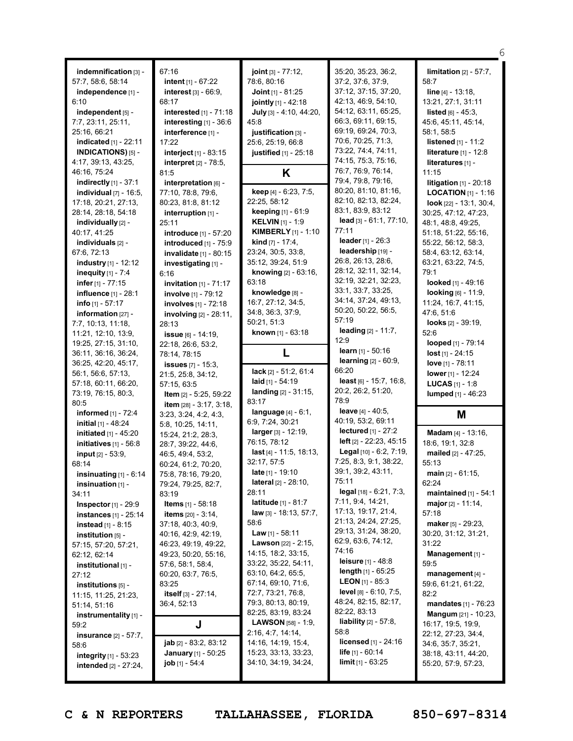**indemnification** [3] - 57:7, 58:6, 58:14
**independence** [1] - 6:10
**independent** [5] - 7:7, 23:11, 25:11, 25:16, 66:21
**indicated** [1] - 22:11
**INDICATIONS)** [5] - 4:17, 39:13, 43:25, 46:16, 75:24
**indirectly** [1] - 37:1
**individual** [7] - 16:5, 17:18, 20:21, 27:13, 28:14, 28:18, 54:18
**individually** [2] - 40:17, 41:25
**individuals** [2] - 67:6, 72:13
**industry** [1] - 12:12
**inequity** [1] - 7:4
**infer** [1] - 77:15
**influence** [1] - 28:1
**info** [1] - 57:17
**information** [27] - 7:7, 10:13, 11:18, 11:21, 12:10, 13:9, 19:25, 27:15, 31:10, 36:11, 36:16, 36:24, 36:25, 42:20, 45:17, 56:1, 56:6, 57:13, 57:18, 60:11, 66:20, 73:19, 76:15, 80:3, 80:5
**informed** [1] - 72:4
**initial** [1] - 48:24
**initiated** [1] - 45:20
**initiatives** [1] - 56:8
**input** [2] - 53:9, 68:14
**insinuating** [1] - 6:14
**insinuation** [1] - 34:11
**Inspector** [1] - 29:9
**instances** [1] - 25:14
**instead** [1] - 8:15
**institution** [5] - 57:15, 57:20, 57:21, 62:12, 62:14
**institutional** [1] - 27:12
**institutions** [5] - 11:15, 11:25, 21:23, 51:14, 51:16
**instrumentality** [1] - 59:2
**insurance** [2] - 57:7, 58:6
**integrity** [1] - 53:23
**intended** [2] - 27:24, 67:16
**intent** [1] - 67:22
**interest** [3] - 66:9, 68:17
**interested** [1] - 71:18
**interesting** [1] - 36:6
**interference** [1] - 17:22
**interject** [1] - 83:15
**interpret** [2] - 78:5, 81:5
**interpretation** [6] - 77:10, 78:8, 79:6, 80:23, 81:8, 81:12
**interruption** [1] - 25:11
**introduce** [1] - 57:20
**introduced** [1] - 75:9
**invalidate** [1] - 80:15
**investigating** [1] - 6:16
**invitation** [1] - 71:17
**involve** [1] - 79:12
**involves** [1] - 72:18
**involving** [2] - 28:11, 28:13
**issue** [6] - 14:19, 22:18, 26:6, 53:2, 78:14, 78:15
**issues** [7] - 15:3, 21:5, 25:8, 34:12, 57:15, 63:5
**Item** [2] - 5:25, 59:22
**item** [28] - 3:17, 3:18, 3:23, 3:24, 4:2, 4:3, 5:8, 10:25, 14:11, 15:24, 21:2, 28:3, 28:7, 39:22, 44:6, 46:5, 49:4, 53:2, 60:24, 61:2, 70:20, 75:8, 78:16, 79:20, 79:24, 79:25, 82:7, 83:19
**Items** [1] - 58:18
**items** [20] - 3:14, 37:18, 40:3, 40:9, 40:16, 42:9, 42:19, 46:23, 49:19, 49:22, 49:23, 50:20, 55:16, 57:6, 58:1, 58:4, 60:20, 63:7, 76:5, 83:25
**itself** [3] - 27:14, 36:4, 52:13

## J

**jab** [2] - 83:2, 83:12
**January** [1] - 50:25
**job** [1] - 54:4
**joint** [3] - 77:12, 78:6, 80:16
**Joint** [1] - 81:25
**jointly** [1] - 42:18
**July** [3] - 4:10, 44:20, 45:8
**justification** [3] - 25:6, 25:19, 66:8
**justified** [1] - 25:18

## K

**keep** [4] - 6:23, 7:5, 22:25, 58:12
**keeping** [1] - 61:9
**KELVIN** [1] - 1:9
**KIMBERLY** [1] - 1:10
**kind** [7] - 17:4, 23:24, 30:5, 33:8, 35:12, 39:24, 51:9
**knowing** [2] - 63:16, 63:18
**knowledge** [8] - 16:7, 27:12, 34:5, 34:8, 36:3, 37:9, 50:21, 51:3
**known** [1] - 63:18

## L

**lack** [2] - 51:2, 61:4
**laid** [1] - 54:19
**landing** [2] - 31:15, 83:17
**language** [4] - 6:1, 6:9, 7:24, 30:21
**larger** [3] - 12:19, 76:15, 78:12
**last** [4] - 11:5, 18:13, 32:17, 57:5
**late** [1] - 19:10
**lateral** [2] - 28:10, 28:11
**latitude** [1] - 81:7
**law** [3] - 18:13, 57:7, 58:6
**Law** [1] - 58:11
**Lawson** [22] - 2:15, 14:15, 18:2, 33:15, 33:22, 35:22, 54:11, 63:10, 64:2, 65:5, 67:14, 69:10, 71:6, 72:7, 73:21, 76:8, 79:3, 80:13, 80:19, 82:25, 83:19, 83:24
**LAWSON** [58] - 1:9, 2:16, 4:7, 14:14, 14:16, 14:19, 15:4, 15:23, 33:13, 33:23, 34:10, 34:19, 34:24, 35:20, 35:23, 36:2, 37:2, 37:6, 37:9, 37:12, 37:15, 37:20, 42:13, 46:9, 54:10, 54:12, 63:11, 65:25, 66:3, 69:11, 69:15, 69:19, 69:24, 70:3, 70:6, 70:25, 71:3, 73:22, 74:4, 74:11, 74:15, 75:3, 75:16, 76:7, 76:9, 76:14, 79:4, 79:8, 79:16, 80:20, 81:10, 81:16, 82:10, 82:13, 82:24, 83:1, 83:9, 83:12
**lead** [3] - 61:1, 77:10, 77:11
**leader** [1] - 26:3
**leadership** [19] - 26:8, 26:13, 28:6, 28:12, 32:11, 32:14, 32:19, 32:21, 32:23, 33:1, 33:7, 33:25, 34:14, 37:24, 49:13, 50:20, 50:22, 56:5, 57:19
**leading** [2] - 11:7, 12:9
**learn** [1] - 50:16
**learning** [2] - 60:9, 66:20
**least** [6] - 15:7, 16:8, 20:2, 26:2, 51:20, 78:9
**leave** [4] - 40:5, 40:19, 53:2, 69:11
**lectured** [1] - 27:2
**left** [2] - 22:23, 45:15
**Legal** [10] - 6:2, 7:19, 7:25, 8:3, 9:1, 38:22, 39:1, 39:2, 43:11, 75:11
**legal** [18] - 6:21, 7:3, 7:11, 9:4, 14:21, 17:13, 19:17, 21:4, 21:13, 24:24, 27:25, 29:13, 31:24, 38:20, 62:9, 63:6, 74:12, 74:16
**leisure** [1] - 48:8
**length** [1] - 65:25
**LEON** [1] - 85:3
**level** [8] - 6:10, 7:5, 48:24, 82:15, 82:17, 82:22, 83:13
**liability** [2] - 57:8, 58:8
**licensed** [1] - 24:16
**life** [1] - 60:14
**limit** [1] - 63:25
**limitation** [2] - 57:7, 58:7
**line** [4] - 13:18, 13:21, 27:1, 31:11
**listed** [6] - 45:3, 45:6, 45:11, 45:14, 58:1, 58:5
**listened** [1] - 11:2
**literature** [1] - 12:8
**literatures** [1] - 11:15
**litigation** [1] - 20:18
**LOCATION** [1] - 1:16
**look** [22] - 13:1, 30:4, 30:25, 47:12, 47:23, 48:1, 48:8, 49:25, 51:18, 51:22, 55:16, 55:22, 56:12, 58:3, 58:4, 63:12, 63:14, 63:21, 63:22, 74:5, 79:1
**looked** [1] - 49:16
**looking** [6] - 11:9, 11:24, 16:7, 41:15, 47:6, 51:6
**looks** [2] - 39:19, 52:6
**looped** [1] - 79:14
**lost** [1] - 24:15
**love** [1] - 78:11
**lower** [1] - 12:24
**LUCAS** [1] - 1:8
**lumped** [1] - 46:23

## M

**Madam** [4] - 13:16, 18:6, 19:1, 32:8
**mailed** [2] - 47:25, 55:13
**main** [2] - 61:15, 62:24
**maintained** [1] - 54:1
**major** [2] - 11:14, 57:18
**maker** [5] - 29:23, 30:20, 31:12, 31:21, 31:22
**Management** [1] - 59:5
**management** [4] - 59:6, 61:21, 61:22, 82:2
**mandates** [1] - 76:23
**Mangum** [21] - 10:23, 16:17, 19:5, 19:9, 22:12, 27:23, 34:4, 34:6, 35:7, 35:21, 38:18, 43:11, 44:20, 55:20, 57:9, 57:23,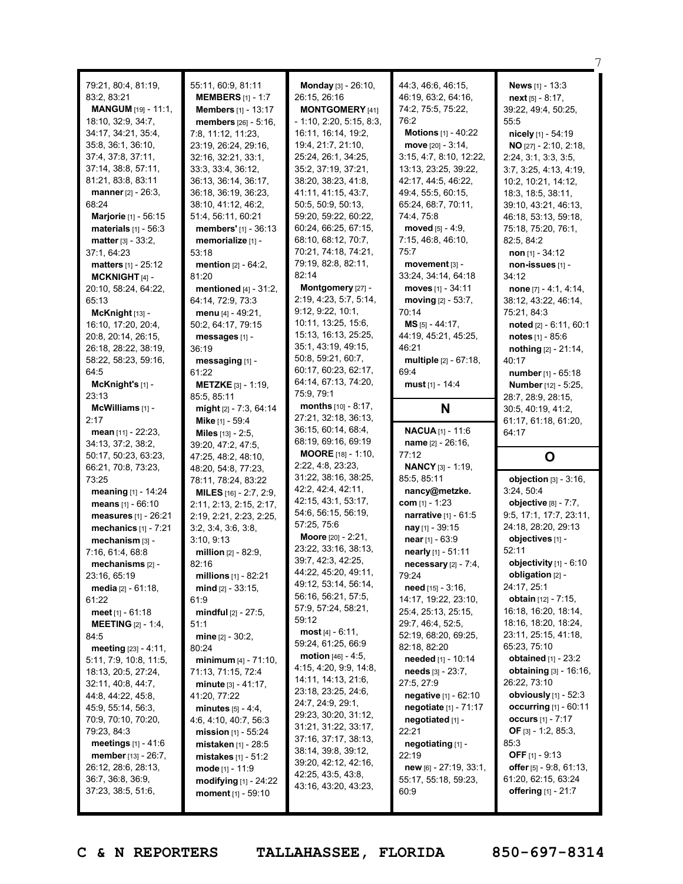79:21, 80:4, 81:19, 83:2, 83:21
**MANGUM** [19] - 11:1, 18:10, 32:9, 34:7, 34:17, 34:21, 35:4, 35:8, 36:1, 36:10, 37:4, 37:8, 37:11, 37:14, 38:8, 57:11, 81:21, 83:8, 83:11
**manner** [2] - 26:3, 68:24
**Marjorie** [1] - 56:15
**materials** [1] - 56:3
**matter** [3] - 33:2, 37:1, 64:23
**matters** [1] - 25:12
**MCKNIGHT** [4] - 20:10, 58:24, 64:22, 65:13
**McKnight** [13] - 16:10, 17:20, 20:4, 20:8, 20:14, 26:15, 26:18, 28:22, 38:19, 58:22, 58:23, 59:16, 64:5
**McKnight's** [1] - 23:13
**McWilliams** [1] - 2:17
**mean** [11] - 22:23, 34:13, 37:2, 38:2, 50:17, 50:23, 63:23, 66:21, 70:8, 73:23, 73:25
**meaning** [1] - 14:24
**means** [1] - 66:10
**measures** [1] - 26:21
**mechanics** [1] - 7:21
**mechanism** [3] - 7:16, 61:4, 68:8
**mechanisms** [2] - 23:16, 65:19
**media** [2] - 61:18, 61:22
**meet** [1] - 61:18
**MEETING** [2] - 1:4, 84:5
**meeting** [23] - 4:11, 5:11, 7:9, 10:8, 11:5, 18:13, 20:5, 27:24, 32:11, 40:8, 44:7, 44:8, 44:22, 45:8, 45:9, 55:14, 56:3, 70:9, 70:10, 70:20, 79:23, 84:3
**meetings** [1] - 41:6
**member** [13] - 26:7, 26:12, 28:6, 28:13, 36:7, 36:8, 36:9, 37:23, 38:5, 51:6, 55:11, 60:9, 81:11
**MEMBERS** [1] - 1:7
**Members** [1] - 13:17
**members** [26] - 5:16, 7:8, 11:12, 11:23, 23:19, 26:24, 29:16, 32:16, 32:21, 33:1, 33:3, 33:4, 36:12, 36:13, 36:14, 36:17, 36:18, 36:19, 36:23, 38:10, 41:12, 46:2, 51:4, 56:11, 60:21
**members'** [1] - 36:13
**memorialize** [1] - 53:18
**mention** [2] - 64:2, 81:20
**mentioned** [4] - 31:2, 64:14, 72:9, 73:3
**menu** [4] - 49:21, 50:2, 64:17, 79:15
**messages** [1] - 36:19
**messaging** [1] - 61:22
**METZKE** [3] - 1:19, 85:5, 85:11
**might** [2] - 7:3, 64:14
**Mike** [1] - 59:4
**Miles** [13] - 2:5, 39:20, 47:2, 47:5, 47:25, 48:2, 48:10, 48:20, 54:8, 77:23, 78:11, 78:24, 83:22
**MILES** [16] - 2:7, 2:9, 2:11, 2:13, 2:15, 2:17, 2:19, 2:21, 2:23, 2:25, 3:2, 3:4, 3:6, 3:8, 3:10, 9:13
**million** [2] - 82:9, 82:16
**millions** [1] - 82:21
**mind** [2] - 33:15, 61:9
**mindful** [2] - 27:5, 51:1
**mine** [2] - 30:2, 80:24
**minimum** [4] - 71:10, 71:13, 71:15, 72:4
**minute** [3] - 41:17, 41:20, 77:22
**minutes** [5] - 4:4, 4:6, 4:10, 40:7, 56:3
**mission** [1] - 55:24
**mistaken** [1] - 28:5
**mistakes** [1] - 51:2
**mode** [1] - 11:9
**modifying** [1] - 24:22
**moment** [1] - 59:10
**Monday** [3] - 26:10, 26:15, 26:16
**MONTGOMERY** [41] - 1:10, 2:20, 5:15, 8:3, 16:11, 16:14, 19:2, 19:4, 21:7, 21:10, 25:24, 26:1, 34:25, 35:2, 37:19, 37:21, 38:20, 38:23, 41:8, 41:11, 41:15, 43:7, 50:5, 50:9, 50:13, 59:20, 59:22, 60:22, 60:24, 66:25, 67:15, 68:10, 68:12, 70:7, 70:21, 74:18, 74:21, 79:19, 82:8, 82:11, 82:14
**Montgomery** [27] - 2:19, 4:23, 5:7, 5:14, 9:12, 9:22, 10:1, 10:11, 13:25, 15:6, 15:13, 16:13, 25:25, 35:1, 43:19, 49:15, 50:8, 59:21, 60:7, 60:17, 60:23, 62:17, 64:14, 67:13, 74:20, 75:9, 79:1
**months** [10] - 8:17, 27:21, 32:18, 36:13, 36:15, 60:14, 68:4, 68:19, 69:16, 69:19
**MOORE** [18] - 1:10, 2:22, 4:8, 23:23, 31:22, 38:16, 38:25, 42:2, 42:4, 42:11, 42:15, 43:1, 53:17, 54:6, 56:15, 56:19, 57:25, 75:6
**Moore** [20] - 2:21, 23:22, 33:16, 38:13, 39:7, 42:3, 42:25, 44:22, 45:20, 49:11, 49:12, 53:14, 56:14, 56:16, 56:21, 57:5, 57:9, 57:24, 58:21, 59:12
**most** [4] - 6:11, 59:24, 61:25, 66:9
**motion** [46] - 4:5, 4:15, 4:20, 9:9, 14:8, 14:11, 14:13, 21:6, 23:18, 23:25, 24:6, 24:7, 24:9, 29:1, 29:23, 30:20, 31:12, 31:21, 31:22, 33:17, 37:16, 37:17, 38:13, 38:14, 39:8, 39:12, 39:20, 42:12, 42:16, 42:25, 43:5, 43:8, 43:16, 43:20, 43:23, 44:3, 46:6, 46:15, 46:19, 63:2, 64:16, 74:2, 75:5, 75:22, 76:2
**Motions** [1] - 40:22
**move** [20] - 3:14, 3:15, 4:7, 8:10, 12:22, 13:13, 23:25, 39:22, 42:17, 44:5, 46:22, 49:4, 55:5, 60:15, 65:24, 68:7, 70:11, 74:4, 75:8
**moved** [5] - 4:9, 7:15, 46:8, 46:10, 75:7
**movement** [3] - 33:24, 34:14, 64:18
**moves** [1] - 34:11
**moving** [2] - 53:7, 70:14
**MS** [5] - 44:17, 44:19, 45:21, 45:25, 46:21
**multiple** [2] - 67:18, 69:4
**must** [1] - 14:4

## N

**NACUA** [1] - 11:6
**name** [2] - 26:16, 77:12
**NANCY** [3] - 1:19, 85:5, 85:11
**nancy@metzke.com** [1] - 1:23
**narrative** [1] - 61:5
**nay** [1] - 39:15
**near** [1] - 63:9
**nearly** [1] - 51:11
**necessary** [2] - 7:4, 79:24
**need** [15] - 3:16, 14:17, 19:22, 23:10, 25:4, 25:13, 25:15, 29:7, 46:4, 52:5, 52:19, 68:20, 69:25, 82:18, 82:20
**needed** [1] - 10:14
**needs** [3] - 23:7, 27:5, 27:9
**negative** [1] - 62:10
**negotiate** [1] - 71:17
**negotiated** [1] - 22:21
**negotiating** [1] - 22:19
**new** [6] - 27:19, 33:1, 55:17, 55:18, 59:23, 60:9
**News** [1] - 13:3
**next** [5] - 8:17, 39:22, 49:4, 50:25, 55:5
**nicely** [1] - 54:19
**NO** [27] - 2:10, 2:18, 2:24, 3:1, 3:3, 3:5, 3:7, 3:25, 4:13, 4:19, 10:2, 10:21, 14:12, 18:3, 18:5, 38:11, 39:10, 43:21, 46:13, 46:18, 53:13, 59:18, 75:18, 75:20, 76:1, 82:5, 84:2
**non** [1] - 34:12
**non-issues** [1] - 34:12
**none** [7] - 4:1, 4:14, 38:12, 43:22, 46:14, 75:21, 84:3
**noted** [2] - 6:11, 60:1
**notes** [1] - 85:6
**nothing** [2] - 21:14, 40:17
**number** [1] - 65:18
**Number** [12] - 5:25, 28:7, 28:9, 28:15, 30:5, 40:19, 41:2, 61:17, 61:18, 61:20, 64:17

## O

**objection** [3] - 3:16, 3:24, 50:4
**objective** [8] - 7:7, 9:5, 17:1, 17:7, 23:11, 24:18, 28:20, 29:13
**objectives** [1] - 52:11
**objectivity** [1] - 6:10
**obligation** [2] - 24:17, 25:1
**obtain** [12] - 7:15, 16:18, 16:20, 18:14, 18:16, 18:20, 18:24, 23:11, 25:15, 41:18, 65:23, 75:10
**obtained** [1] - 23:2
**obtaining** [3] - 16:16, 26:22, 73:10
**obviously** [1] - 52:3
**occurring** [1] - 60:11
**occurs** [1] - 7:17
**OF** [3] - 1:2, 85:3, 85:3
**OFF** [1] - 9:13
**offer** [5] - 9:8, 61:13, 61:20, 62:15, 63:24
**offering** [1] - 21:7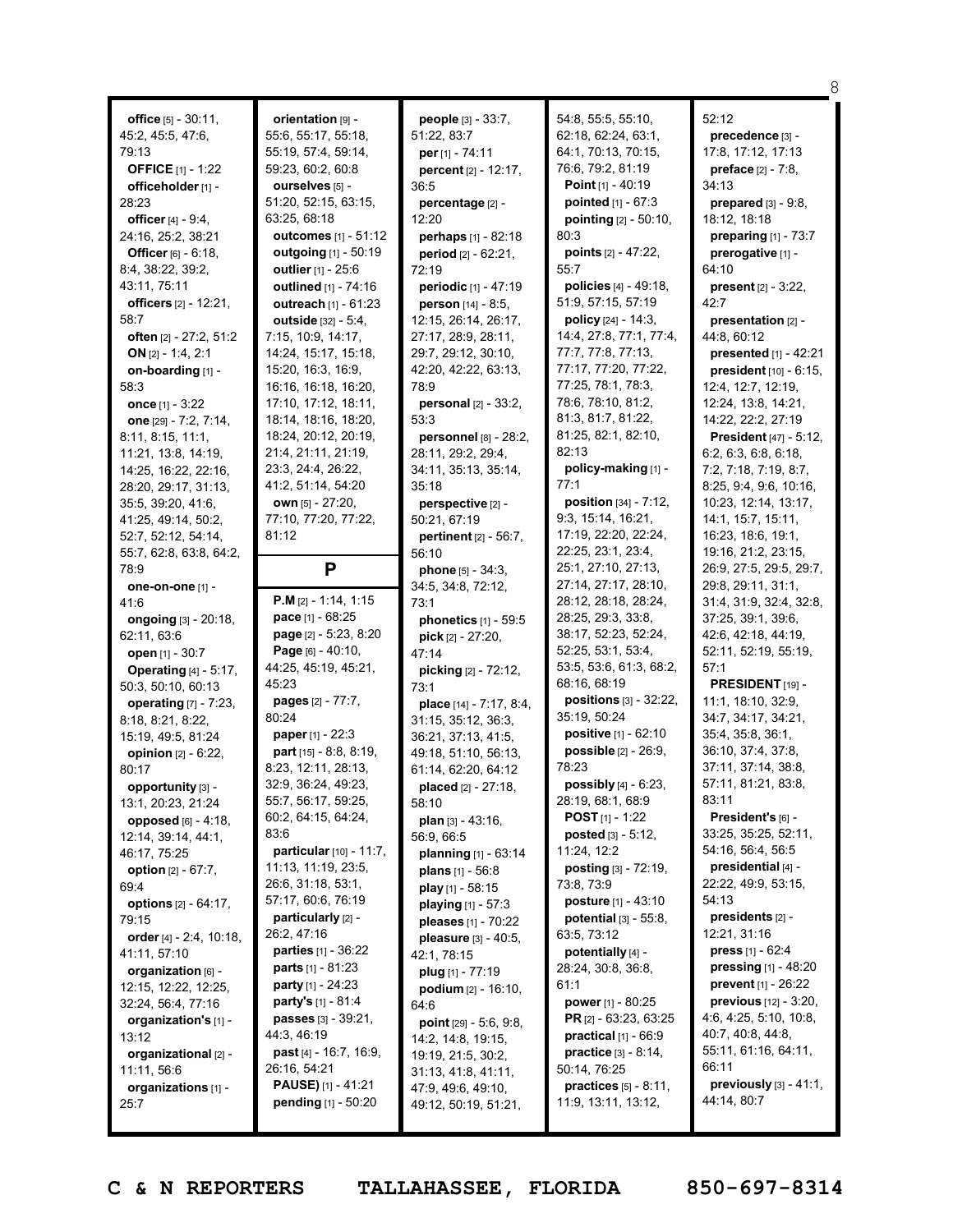**office** [5] - 30:11, 45:2, 45:5, 47:6, 79:13
**OFFICE** [1] - 1:22
**officeholder** [1] - 28:23
**officer** [4] - 9:4, 24:16, 25:2, 38:21
**Officer** [6] - 6:18, 8:4, 38:22, 39:2, 43:11, 75:11
**officers** [2] - 12:21, 58:7
**often** [2] - 27:2, 51:2
**ON** [2] - 1:4, 2:1
**on-boarding** [1] - 58:3
**once** [1] - 3:22
**one** [29] - 7:2, 7:14, 8:11, 8:15, 11:1, 11:21, 13:8, 14:19, 14:25, 16:22, 16:22, 28:20, 29:17, 31:13, 35:5, 39:20, 41:6, 41:25, 49:14, 50:2, 52:7, 52:12, 54:14, 55:7, 62:8, 63:8, 64:2, 78:9
**one-on-one** [1] - 41:6
**ongoing** [3] - 20:18, 62:11, 63:6
**open** [1] - 30:7
**Operating** [4] - 5:17, 50:3, 50:10, 60:13
**operating** [7] - 7:23, 8:18, 8:21, 8:22, 15:19, 49:5, 81:24
**opinion** [2] - 6:22, 80:17
**opportunity** [3] - 13:1, 20:23, 21:24
**opposed** [6] - 4:18, 12:14, 39:14, 44:1, 46:17, 75:25
**option** [2] - 67:7, 69:4
**options** [2] - 64:17, 79:15
**order** [4] - 2:4, 10:18, 41:11, 57:10
**organization** [6] - 12:15, 12:22, 12:25, 32:24, 56:4, 77:16
**organization's** [1] - 13:12
**organizational** [2] - 11:11, 56:6
**organizations** [1] - 25:7
**orientation** [9] - 55:6, 55:17, 55:18, 55:19, 57:4, 59:14, 59:23, 60:2, 60:8
**ourselves** [5] - 51:20, 52:15, 63:15, 63:25, 68:18
**outcomes** [1] - 51:12
**outgoing** [1] - 50:19
**outlier** [1] - 25:6
**outlined** [1] - 74:16
**outreach** [1] - 61:23
**outside** [32] - 5:4, 7:15, 10:9, 14:17, 14:24, 15:17, 15:18, 15:20, 16:3, 16:9, 16:16, 16:18, 16:20, 17:10, 17:12, 18:11, 18:14, 18:16, 18:20, 18:24, 20:12, 20:19, 21:4, 21:11, 21:19, 23:3, 24:4, 26:22, 41:2, 51:14, 54:20
**own** [5] - 27:20, 77:10, 77:20, 77:22, 81:12

## P

**P.M** [2] - 1:14, 1:15
**pace** [1] - 68:25
**page** [2] - 5:23, 8:20
**Page** [6] - 40:10, 44:25, 45:19, 45:21, 45:23
**pages** [2] - 77:7, 80:24
**paper** [1] - 22:3
**part** [15] - 8:8, 8:19, 8:23, 12:11, 28:13, 32:9, 36:24, 49:23, 55:7, 56:17, 59:25, 60:2, 64:15, 64:24, 83:6
**particular** [10] - 11:7, 11:13, 11:19, 23:5, 26:6, 31:18, 53:1, 57:17, 60:6, 76:19
**particularly** [2] - 26:2, 47:16
**parties** [1] - 36:22
**parts** [1] - 81:23
**party** [1] - 24:23
**party's** [1] - 81:4
**passes** [3] - 39:21, 44:3, 46:19
**past** [4] - 16:7, 16:9, 26:16, 54:21
**PAUSE)** [1] - 41:21
**pending** [1] - 50:20
**people** [3] - 33:7, 51:22, 83:7
**per** [1] - 74:11
**percent** [2] - 12:17, 36:5
**percentage** [2] - 12:20
**perhaps** [1] - 82:18
**period** [2] - 62:21, 72:19
**periodic** [1] - 47:19
**person** [14] - 8:5, 12:15, 26:14, 26:17, 27:17, 28:9, 28:11, 29:7, 29:12, 30:10, 42:20, 42:22, 63:13, 78:9
**personal** [2] - 33:2, 53:3
**personnel** [8] - 28:2, 28:11, 29:2, 29:4, 34:11, 35:13, 35:14, 35:18
**perspective** [2] - 50:21, 67:19
**pertinent** [2] - 56:7, 56:10
**phone** [5] - 34:3, 34:5, 34:8, 72:12, 73:1
**phonetics** [1] - 59:5
**pick** [2] - 27:20, 47:14
**picking** [2] - 72:12, 73:1
**place** [14] - 7:17, 8:4, 31:15, 35:12, 36:3, 36:21, 37:13, 41:5, 49:18, 51:10, 56:13, 61:14, 62:20, 64:12
**placed** [2] - 27:18, 58:10
**plan** [3] - 43:16, 56:9, 66:5
**planning** [1] - 63:14
**plans** [1] - 56:8
**play** [1] - 58:15
**playing** [1] - 57:3
**pleases** [1] - 70:22
**pleasure** [3] - 40:5, 42:1, 78:15
**plug** [1] - 77:19
**podium** [2] - 16:10, 64:6
**point** [29] - 5:6, 9:8, 14:2, 14:8, 19:15, 19:19, 21:5, 30:2, 31:13, 41:8, 41:11, 47:9, 49:6, 49:10, 49:12, 50:19, 51:21, 54:8, 55:5, 55:10, 62:18, 62:24, 63:1, 64:1, 70:13, 70:15, 76:6, 79:2, 81:19
**Point** [1] - 40:19
**pointed** [1] - 67:3
**pointing** [2] - 50:10, 80:3
**points** [2] - 47:22, 55:7
**policies** [4] - 49:18, 51:9, 57:15, 57:19
**policy** [24] - 14:3, 14:4, 27:8, 77:1, 77:4, 77:7, 77:8, 77:13, 77:17, 77:20, 77:22, 77:25, 78:1, 78:3, 78:6, 78:10, 81:2, 81:3, 81:7, 81:22, 81:25, 82:1, 82:10, 82:13
**policy-making** [1] - 77:1
**position** [34] - 7:12, 9:3, 15:14, 16:21, 17:19, 22:20, 22:24, 22:25, 23:1, 23:4, 25:1, 27:10, 27:13, 27:14, 27:17, 28:10, 28:12, 28:18, 28:24, 28:25, 29:3, 33:8, 38:17, 52:23, 52:24, 52:25, 53:1, 53:4, 53:5, 53:6, 61:3, 68:2, 68:16, 68:19
**positions** [3] - 32:22, 35:19, 50:24
**positive** [1] - 62:10
**possible** [2] - 26:9, 78:23
**possibly** [4] - 6:23, 28:19, 68:1, 68:9
**POST** [1] - 1:22
**posted** [3] - 5:12, 11:24, 12:2
**posting** [3] - 72:19, 73:8, 73:9
**posture** [1] - 43:10
**potential** [3] - 55:8, 63:5, 73:12
**potentially** [4] - 28:24, 30:8, 36:8, 61:1
**power** [1] - 80:25
**PR** [2] - 63:23, 63:25
**practical** [1] - 66:9
**practice** [3] - 8:14, 50:14, 76:25
**practices** [5] - 8:11, 11:9, 13:11, 13:12, 52:12
**precedence** [3] - 17:8, 17:12, 17:13
**preface** [2] - 7:8, 34:13
**prepared** [3] - 9:8, 18:12, 18:18
**preparing** [1] - 73:7
**prerogative** [1] - 64:10
**present** [2] - 3:22, 42:7
**presentation** [2] - 44:8, 60:12
**presented** [1] - 42:21
**president** [10] - 6:15, 12:4, 12:7, 12:19, 12:24, 13:8, 14:21, 14:22, 22:2, 27:19
**President** [47] - 5:12, 6:2, 6:3, 6:8, 6:18, 7:2, 7:18, 7:19, 8:7, 8:25, 9:4, 9:6, 10:16, 10:23, 12:14, 13:17, 14:1, 15:7, 15:11, 16:23, 18:6, 19:1, 19:16, 21:2, 23:15, 26:9, 27:5, 29:5, 29:7, 29:8, 29:11, 31:1, 31:4, 31:9, 32:4, 32:8, 37:25, 39:1, 39:6, 42:6, 42:18, 44:19, 52:11, 52:19, 55:19, 57:1
**PRESIDENT** [19] - 11:1, 18:10, 32:9, 34:7, 34:17, 34:21, 35:4, 35:8, 36:1, 36:10, 37:4, 37:8, 37:11, 37:14, 38:8, 57:11, 81:21, 83:8, 83:11
**President's** [6] - 33:25, 35:25, 52:11, 54:16, 56:4, 56:5
**presidential** [4] - 22:22, 49:9, 53:15, 54:13
**presidents** [2] - 12:21, 31:16
**press** [1] - 62:4
**pressing** [1] - 48:20
**prevent** [1] - 26:22
**previous** [12] - 3:20, 4:6, 4:25, 5:10, 10:8, 40:7, 40:8, 44:8, 55:11, 61:16, 64:11, 66:11
**previously** [3] - 41:1, 44:14, 80:7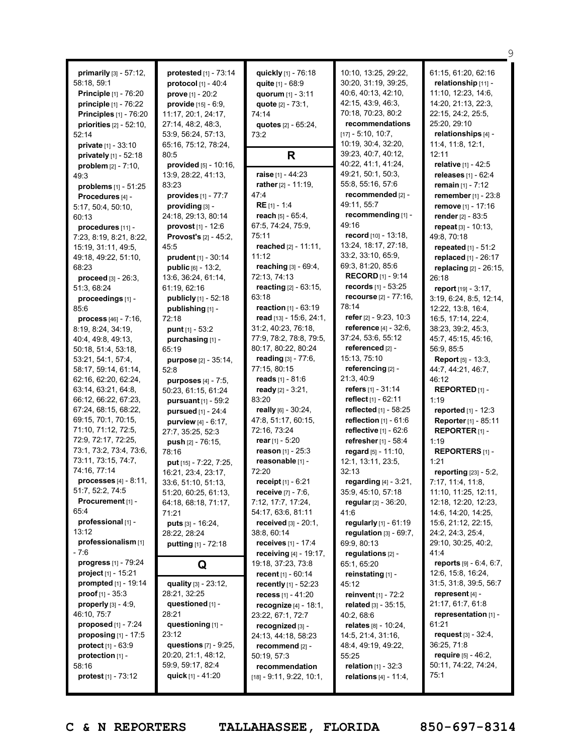**primarily** [3] - 57:12, 58:18, 59:1
**Principle** [1] - 76:20
**principle** [1] - 76:22
**Principles** [1] - 76:20
**priorities** [2] - 52:10, 52:14
**private** [1] - 33:10
**privately** [1] - 52:18
**problem** [2] - 7:10, 49:3
**problems** [1] - 51:25
**Procedures** [4] - 5:17, 50:4, 50:10, 60:13
**procedures** [11] - 7:23, 8:19, 8:21, 8:22, 15:19, 31:11, 49:5, 49:18, 49:22, 51:10, 68:23
**proceed** [3] - 26:3, 51:3, 68:24
**proceedings** [1] - 85:6
**process** [46] - 7:16, 8:19, 8:24, 34:19, 40:4, 49:8, 49:13, 50:18, 51:4, 53:18, 53:21, 54:1, 57:4, 58:17, 59:14, 61:14, 62:16, 62:20, 62:24, 63:14, 63:21, 64:8, 66:12, 66:22, 67:23, 67:24, 68:15, 68:22, 69:15, 70:1, 70:15, 71:10, 71:12, 72:5, 72:9, 72:17, 72:25, 73:1, 73:2, 73:4, 73:6, 73:11, 73:15, 74:7, 74:16, 77:14
**processes** [4] - 8:11, 51:7, 52:2, 74:5
**Procurement** [1] - 65:4
**professional** [1] - 13:12
**professionalism** [1] - 7:6
**progress** [1] - 79:24
**project** [1] - 15:21
**prompted** [1] - 19:14
**proof** [1] - 35:3
**properly** [3] - 4:9, 46:10, 75:7
**proposed** [1] - 7:24
**proposing** [1] - 17:5
**protect** [1] - 63:9
**protection** [1] - 58:16
**protest** [1] - 73:12
**protested** [1] - 73:14
**protocol** [1] - 40:4
**prove** [1] - 20:2
**provide** [15] - 6:9, 11:17, 20:1, 24:17, 27:14, 48:2, 48:3, 53:9, 56:24, 57:13, 65:16, 75:12, 78:24, 80:5
**provided** [5] - 10:16, 13:9, 28:22, 41:13, 83:23
**provides** [1] - 77:7
**providing** [3] - 24:18, 29:13, 80:14
**provost** [1] - 12:6
**Provost's** [2] - 45:2, 45:5
**prudent** [1] - 30:14
**public** [6] - 13:2, 13:6, 36:24, 61:14, 61:19, 62:16
**publicly** [1] - 52:18
**publishing** [1] - 72:18
**punt** [1] - 53:2
**purchasing** [1] - 65:19
**purpose** [2] - 35:14, 52:8
**purposes** [4] - 7:5, 50:23, 61:15, 61:24
**pursuant** [1] - 59:2
**pursued** [1] - 24:4
**purview** [4] - 6:17, 27:7, 35:25, 52:3
**push** [2] - 76:15, 78:16
**put** [15] - 7:22, 7:25, 16:21, 23:4, 23:17, 33:6, 51:10, 51:13, 51:20, 60:25, 61:13, 64:18, 68:18, 71:17, 71:21
**puts** [3] - 16:24, 28:22, 28:24
**putting** [1] - 72:18

## Q

**quality** [3] - 23:12, 28:21, 32:25
**questioned** [1] - 28:21
**questioning** [1] - 23:12
**questions** [7] - 9:25, 20:20, 21:1, 48:12, 59:9, 59:17, 82:4
**quick** [1] - 41:20
**quickly** [1] - 76:18
**quite** [1] - 68:9
**quorum** [1] - 3:11
**quote** [2] - 73:1, 74:14
**quotes** [2] - 65:24, 73:2

## R

**raise** [1] - 44:23
**rather** [2] - 11:19, 47:4
**RE** [1] - 1:4
**reach** [5] - 65:4, 67:5, 74:24, 75:9, 75:11
**reached** [2] - 11:11, 11:12
**reaching** [3] - 69:4, 72:13, 74:13
**reacting** [2] - 63:15, 63:18
**reaction** [1] - 63:19
**read** [13] - 15:6, 24:1, 31:2, 40:23, 76:18, 77:9, 78:2, 78:8, 79:5, 80:17, 80:22, 80:24
**reading** [3] - 77:6, 77:15, 80:15
**reads** [1] - 81:6
**ready** [2] - 3:21, 83:20
**really** [6] - 30:24, 47:8, 51:17, 60:15, 72:16, 73:24
**rear** [1] - 5:20
**reason** [1] - 25:3
**reasonable** [1] - 72:20
**receipt** [1] - 6:21
**receive** [7] - 7:6, 7:12, 17:7, 17:24, 54:17, 63:6, 81:11
**received** [3] - 20:1, 38:8, 60:14
**receives** [1] - 17:4
**receiving** [4] - 19:17, 19:18, 37:23, 73:8
**recent** [1] - 60:14
**recently** [1] - 52:23
**recess** [1] - 41:20
**recognize** [4] - 18:1, 23:22, 67:1, 72:7
**recognized** [3] - 24:13, 44:18, 58:23
**recommend** [2] - 50:19, 57:3
**recommendation** [18] - 9:11, 9:22, 10:1, 10:10, 13:25, 29:22, 30:20, 31:19, 39:25, 40:6, 40:13, 42:10, 42:15, 43:9, 46:3, 70:18, 70:23, 80:2
**recommendations** [17] - 5:10, 10:7, 10:19, 30:4, 32:20, 39:23, 40:7, 40:12, 40:22, 41:1, 41:24, 49:21, 50:1, 50:3, 55:8, 55:16, 57:6
**recommended** [2] - 49:11, 55:7
**recommending** [1] - 49:16
**record** [10] - 13:18, 13:24, 18:17, 27:18, 33:2, 33:10, 65:9, 69:3, 81:20, 85:6
**RECORD** [1] - 9:14
**records** [1] - 53:25
**recourse** [2] - 77:16, 78:14
**refer** [2] - 9:23, 10:3
**reference** [4] - 32:6, 37:24, 53:6, 55:12
**referenced** [2] - 15:13, 75:10
**referencing** [2] - 21:3, 40:9
**refers** [1] - 31:14
**reflect** [1] - 62:11
**reflected** [1] - 58:25
**reflection** [1] - 61:6
**reflective** [1] - 62:6
**refresher** [1] - 58:4
**regard** [5] - 11:10, 12:1, 13:11, 23:5, 32:13
**regarding** [4] - 3:21, 35:9, 45:10, 57:18
**regular** [2] - 36:20, 41:6
**regularly** [1] - 61:19
**regulation** [3] - 69:7, 69:9, 80:13
**regulations** [2] - 65:1, 65:20
**reinstating** [1] - 45:12
**reinvent** [1] - 72:2
**related** [3] - 35:15, 40:2, 68:6
**relates** [8] - 10:24, 14:5, 21:4, 31:16, 48:4, 49:19, 49:22, 55:25
**relation** [1] - 32:3
**relations** [4] - 11:4, 61:15, 61:20, 62:16
**relationship** [11] - 11:10, 12:23, 14:6, 14:20, 21:13, 22:3, 22:15, 24:2, 25:5, 25:20, 29:10
**relationships** [4] - 11:4, 11:8, 12:1, 12:11
**relative** [1] - 42:5
**releases** [1] - 62:4
**remain** [1] - 7:12
**remember** [1] - 23:8
**remove** [1] - 17:16
**render** [2] - 83:5
**repeat** [3] - 10:13, 49:8, 70:18
**repeated** [1] - 51:2
**replaced** [1] - 26:17
**replacing** [2] - 26:15, 26:18
**report** [19] - 3:17, 3:19, 6:24, 8:5, 12:14, 12:22, 13:8, 16:4, 16:5, 17:14, 22:4, 38:23, 39:2, 45:3, 45:7, 45:15, 45:16, 56:9, 85:5
**Report** [5] - 13:3, 44:7, 44:21, 46:7, 46:12
**REPORTED** [1] - 1:19
**reported** [1] - 12:3
**Reporter** [1] - 85:11
**REPORTER** [1] - 1:19
**REPORTERS** [1] - 1:21
**reporting** [23] - 5:2, 7:17, 11:4, 11:8, 11:10, 11:25, 12:11, 12:18, 12:20, 12:23, 14:6, 14:20, 14:25, 15:6, 21:12, 22:15, 24:2, 24:3, 25:4, 29:10, 30:25, 40:2, 41:4
**reports** [9] - 6:4, 6:7, 12:6, 15:8, 16:24, 31:5, 31:8, 39:5, 56:7
**represent** [4] - 21:17, 61:7, 61:8
**representation** [1] - 61:21
**request** [3] - 32:4, 36:25, 71:8
**require** [5] - 46:2, 50:11, 74:22, 74:24, 75:1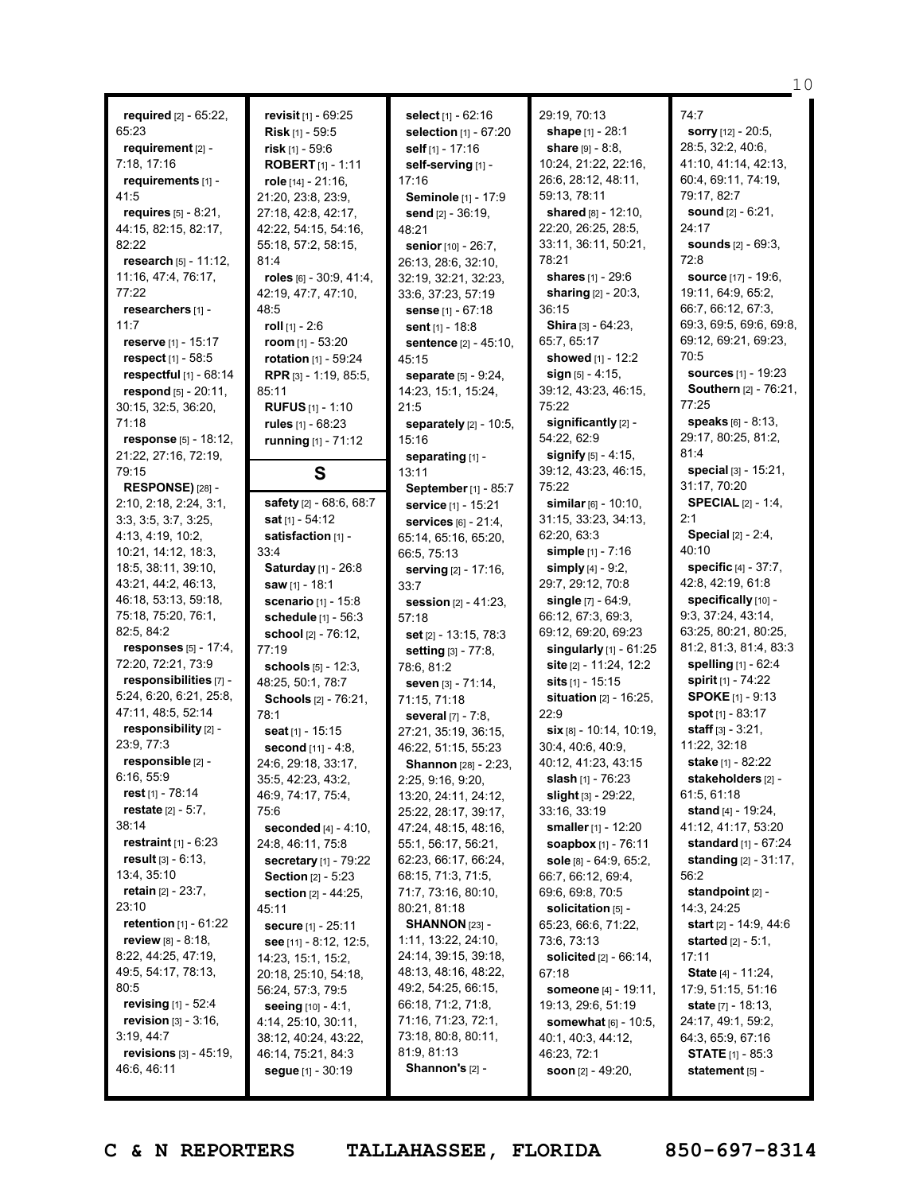**required** [2] - 65:22, 65:23
**requirement** [2] - 7:18, 17:16
**requirements** [1] - 41:5
**requires** [5] - 8:21, 44:15, 82:15, 82:17, 82:22
**research** [5] - 11:12, 11:16, 47:4, 76:17, 77:22
**researchers** [1] - 11:7
**reserve** [1] - 15:17
**respect** [1] - 58:5
**respectful** [1] - 68:14
**respond** [5] - 20:11, 30:15, 32:5, 36:20, 71:18
**response** [5] - 18:12, 21:22, 27:16, 72:19, 79:15
**RESPONSE)** [28] - 2:10, 2:18, 2:24, 3:1, 3:3, 3:5, 3:7, 3:25, 4:13, 4:19, 10:2, 10:21, 14:12, 18:3, 18:5, 38:11, 39:10, 43:21, 44:2, 46:13, 46:18, 53:13, 59:18, 75:18, 75:20, 76:1, 82:5, 84:2
**responses** [5] - 17:4, 72:20, 72:21, 73:9
**responsibilities** [7] - 5:24, 6:20, 6:21, 25:8, 47:11, 48:5, 52:14
**responsibility** [2] - 23:9, 77:3
**responsible** [2] - 6:16, 55:9
**rest** [1] - 78:14
**restate** [2] - 5:7, 38:14
**restraint** [1] - 6:23
**result** [3] - 6:13, 13:4, 35:10
**retain** [2] - 23:7, 23:10
**retention** [1] - 61:22
**review** [8] - 8:18, 8:22, 44:25, 47:19, 49:5, 54:17, 78:13, 80:5
**revising** [1] - 52:4
**revision** [3] - 3:16, 3:19, 44:7
**revisions** [3] - 45:19, 46:6, 46:11
**revisit** [1] - 69:25
**Risk** [1] - 59:5
**risk** [1] - 59:6
**ROBERT** [1] - 1:11
**role** [14] - 21:16, 21:20, 23:8, 23:9, 27:18, 42:8, 42:17, 42:22, 54:15, 54:16, 55:18, 57:2, 58:15, 81:4
**roles** [6] - 30:9, 41:4, 42:19, 47:7, 47:10, 48:5
**roll** [1] - 2:6
**room** [1] - 53:20
**rotation** [1] - 59:24
**RPR** [3] - 1:19, 85:5, 85:11
**RUFUS** [1] - 1:10
**rules** [1] - 68:23
**running** [1] - 71:12

## S

**safety** [2] - 68:6, 68:7
**sat** [1] - 54:12
**satisfaction** [1] - 33:4
**Saturday** [1] - 26:8
**saw** [1] - 18:1
**scenario** [1] - 15:8
**schedule** [1] - 56:3
**school** [2] - 76:12, 77:19
**schools** [5] - 12:3, 48:25, 50:1, 78:7
**Schools** [2] - 76:21, 78:1
**seat** [1] - 15:15
**second** [11] - 4:8, 24:6, 29:18, 33:17, 35:5, 42:23, 43:2, 46:9, 74:17, 75:4, 75:6
**seconded** [4] - 4:10, 24:8, 46:11, 75:8
**secretary** [1] - 79:22
**Section** [2] - 5:23
**section** [2] - 44:25, 45:11
**secure** [1] - 25:11
**see** [11] - 8:12, 12:5, 14:23, 15:1, 15:2, 20:18, 25:10, 54:18, 56:24, 57:3, 79:5
**seeing** [10] - 4:1, 4:14, 25:10, 30:11, 38:12, 40:24, 43:22, 46:14, 75:21, 84:3
**segue** [1] - 30:19
**select** [1] - 62:16
**selection** [1] - 67:20
**self** [1] - 17:16
**self-serving** [1] - 17:16
**Seminole** [1] - 17:9
**send** [2] - 36:19, 48:21
**senior** [10] - 26:7, 26:13, 28:6, 32:10, 32:19, 32:21, 32:23, 33:6, 37:23, 57:19
**sense** [1] - 67:18
**sent** [1] - 18:8
**sentence** [2] - 45:10, 45:15
**separate** [5] - 9:24, 14:23, 15:1, 15:24, 21:5
**separately** [2] - 10:5, 15:16
**separating** [1] - 13:11
**September** [1] - 85:7
**service** [1] - 15:21
**services** [6] - 21:4, 65:14, 65:16, 65:20, 66:5, 75:13
**serving** [2] - 17:16, 33:7
**session** [2] - 41:23, 57:18
**set** [2] - 13:15, 78:3
**setting** [3] - 77:8, 78:6, 81:2
**seven** [3] - 71:14, 71:15, 71:18
**several** [7] - 7:8, 27:21, 35:19, 36:15, 46:22, 51:15, 55:23
**Shannon** [28] - 2:23, 2:25, 9:16, 9:20, 13:20, 24:11, 24:12, 25:22, 28:17, 39:17, 47:24, 48:15, 48:16, 55:1, 56:17, 56:21, 62:23, 66:17, 66:24, 68:15, 71:3, 71:5, 71:7, 73:16, 80:10, 80:21, 81:18
**SHANNON** [23] - 1:11, 13:22, 24:10, 24:14, 39:15, 39:18, 48:13, 48:16, 48:22, 49:2, 54:25, 66:15, 66:18, 71:2, 71:8, 71:16, 71:23, 72:1, 73:18, 80:8, 80:11, 81:9, 81:13
**Shannon's** [2] - 29:19, 70:13
**shape** [1] - 28:1
**share** [9] - 8:8, 10:24, 21:22, 22:16, 26:6, 28:12, 48:11, 59:13, 78:11
**shared** [8] - 12:10, 22:20, 26:25, 28:5, 33:11, 36:11, 50:21, 78:21
**shares** [1] - 29:6
**sharing** [2] - 20:3, 36:15
**Shira** [3] - 64:23, 65:7, 65:17
**showed** [1] - 12:2
**sign** [5] - 4:15, 39:12, 43:23, 46:15, 75:22
**significantly** [2] - 54:22, 62:9
**signify** [5] - 4:15, 39:12, 43:23, 46:15, 75:22
**similar** [6] - 10:10, 31:15, 33:23, 34:13, 62:20, 63:3
**simple** [1] - 7:16
**simply** [4] - 9:2, 29:7, 29:12, 70:8
**single** [7] - 64:9, 66:12, 67:3, 69:3, 69:12, 69:20, 69:23
**singularly** [1] - 61:25
**site** [2] - 11:24, 12:2
**sits** [1] - 15:15
**situation** [2] - 16:25, 22:9
**six** [8] - 10:14, 10:19, 30:4, 40:6, 40:9, 40:12, 41:23, 43:15
**slash** [1] - 76:23
**slight** [3] - 29:22, 33:16, 33:19
**smaller** [1] - 12:20
**soapbox** [1] - 76:11
**sole** [8] - 64:9, 65:2, 66:7, 66:12, 69:4, 69:6, 69:8, 70:5
**solicitation** [5] - 65:23, 66:6, 71:22, 73:6, 73:13
**solicited** [2] - 66:14, 67:18
**someone** [4] - 19:11, 19:13, 29:6, 51:19
**somewhat** [6] - 10:5, 40:1, 40:3, 44:12, 46:23, 72:1
**soon** [2] - 49:20, 74:7
**sorry** [12] - 20:5, 28:5, 32:2, 40:6, 41:10, 41:14, 42:13, 60:4, 69:11, 74:19, 79:17, 82:7
**sound** [2] - 6:21, 24:17
**sounds** [2] - 69:3, 72:8
**source** [17] - 19:6, 19:11, 64:9, 65:2, 66:7, 66:12, 67:3, 69:3, 69:5, 69:6, 69:8, 69:12, 69:21, 69:23, 70:5
**sources** [1] - 19:23
**Southern** [2] - 76:21, 77:25
**speaks** [6] - 8:13, 29:17, 80:25, 81:2, 81:4
**special** [3] - 15:21, 31:17, 70:20
**SPECIAL** [2] - 1:4, 2:1
**Special** [2] - 2:4, 40:10
**specific** [4] - 37:7, 42:8, 42:19, 61:8
**specifically** [10] - 9:3, 37:24, 43:14, 63:25, 80:21, 80:25, 81:2, 81:3, 81:4, 83:3
**spelling** [1] - 62:4
**spirit** [1] - 74:22
**SPOKE** [1] - 9:13
**spot** [1] - 83:17
**staff** [3] - 3:21, 11:22, 32:18
**stake** [1] - 82:22
**stakeholders** [2] - 61:5, 61:18
**stand** [4] - 19:24, 41:12, 41:17, 53:20
**standard** [1] - 67:24
**standing** [2] - 31:17, 56:2
**standpoint** [2] - 14:3, 24:25
**start** [2] - 14:9, 44:6
**started** [2] - 5:1, 17:11
**State** [4] - 11:24, 17:9, 51:15, 51:16
**state** [7] - 18:13, 24:17, 49:1, 59:2, 64:3, 65:9, 67:16
**STATE** [1] - 85:3
**statement** [5] -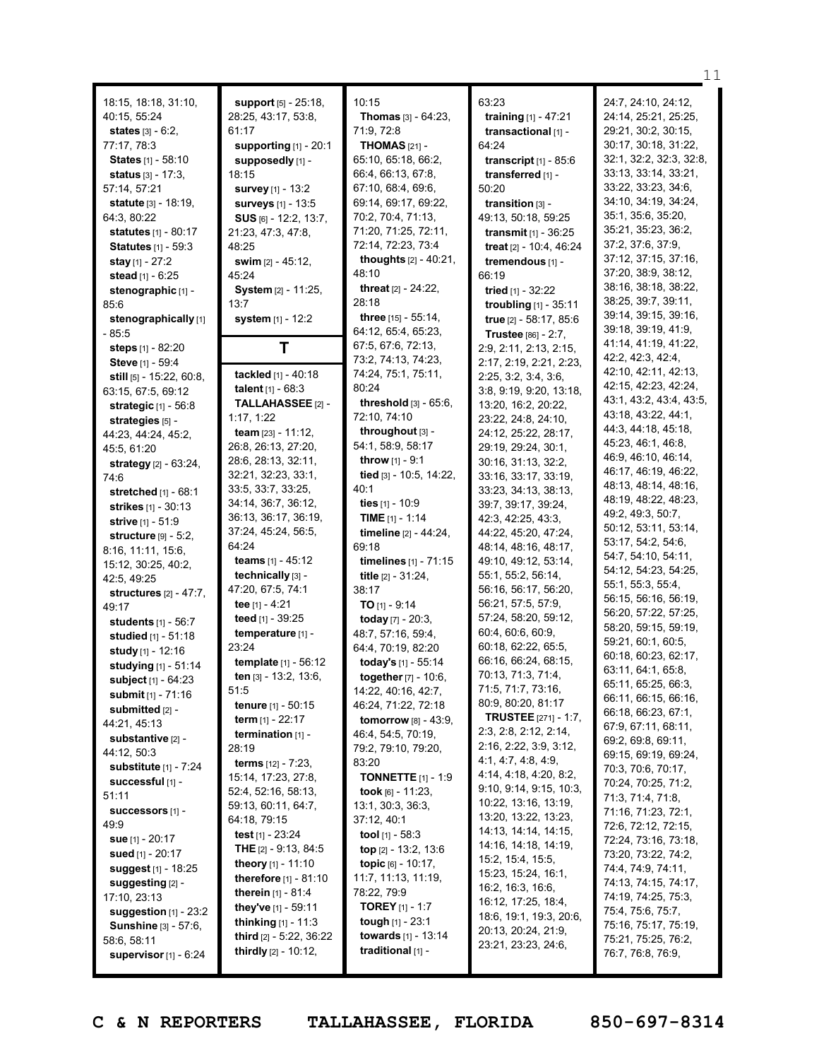18:15, 18:18, 31:10, 40:15, 55:24
**states** [3] - 6:2, 77:17, 78:3
**States** [1] - 58:10
**status** [3] - 17:3, 57:14, 57:21
**statute** [3] - 18:19, 64:3, 80:22
**statutes** [1] - 80:17
**Statutes** [1] - 59:3
**stay** [1] - 27:2
**stead** [1] - 6:25
**stenographic** [1] - 85:6
**stenographically** [1] - 85:5
**steps** [1] - 82:20
**Steve** [1] - 59:4
**still** [5] - 15:22, 60:8, 63:15, 67:5, 69:12
**strategic** [1] - 56:8
**strategies** [5] - 44:23, 44:24, 45:2, 45:5, 61:20
**strategy** [2] - 63:24, 74:6
**stretched** [1] - 68:1
**strikes** [1] - 30:13
**strive** [1] - 51:9
**structure** [9] - 5:2, 8:16, 11:11, 15:6, 15:12, 30:25, 40:2, 42:5, 49:25
**structures** [2] - 47:7, 49:17
**students** [1] - 56:7
**studied** [1] - 51:18
**study** [1] - 12:16
**studying** [1] - 51:14
**subject** [1] - 64:23
**submit** [1] - 71:16
**submitted** [2] - 44:21, 45:13
**substantive** [2] - 44:12, 50:3
**substitute** [1] - 7:24
**successful** [1] - 51:11
**successors** [1] - 49:9
**sue** [1] - 20:17
**sued** [1] - 20:17
**suggest** [1] - 18:25
**suggesting** [2] - 17:10, 23:13
**suggestion** [1] - 23:2
**Sunshine** [3] - 57:6, 58:6, 58:11
**supervisor** [1] - 6:24
**support** [5] - 25:18, 28:25, 43:17, 53:8, 61:17
**supporting** [1] - 20:1
**supposedly** [1] - 18:15
**survey** [1] - 13:2
**surveys** [1] - 13:5
**SUS** [6] - 12:2, 13:7, 21:23, 47:3, 47:8, 48:25
**swim** [2] - 45:12, 45:24
**System** [2] - 11:25, 13:7
**system** [1] - 12:2

## T

**tackled** [1] - 40:18
**talent** [1] - 68:3
**TALLAHASSEE** [2] - 1:17, 1:22
**team** [23] - 11:12, 26:8, 26:13, 27:20, 28:6, 28:13, 32:11, 32:21, 32:23, 33:1, 33:5, 33:7, 33:25, 34:14, 36:7, 36:12, 36:13, 36:17, 36:19, 37:24, 45:24, 56:5, 64:24
**teams** [1] - 45:12
**technically** [3] - 47:20, 67:5, 74:1
**tee** [1] - 4:21
**teed** [1] - 39:25
**temperature** [1] - 23:24
**template** [1] - 56:12
**ten** [3] - 13:2, 13:6, 51:5
**tenure** [1] - 50:15
**term** [1] - 22:17
**termination** [1] - 28:19
**terms** [12] - 7:23, 15:14, 17:23, 27:8, 52:4, 52:16, 58:13, 59:13, 60:11, 64:7, 64:18, 79:15
**test** [1] - 23:24
**THE** [2] - 9:13, 84:5
**theory** [1] - 11:10
**therefore** [1] - 81:10
**therein** [1] - 81:4
**they've** [1] - 59:11
**thinking** [1] - 11:3
**third** [2] - 5:22, 36:22
**thirdly** [2] - 10:12, 10:15
**Thomas** [3] - 64:23, 71:9, 72:8
**THOMAS** [21] - 65:10, 65:18, 66:2, 66:4, 66:13, 67:8, 67:10, 68:4, 69:6, 69:14, 69:17, 69:22, 70:2, 70:4, 71:13, 71:20, 71:25, 72:11, 72:14, 72:23, 73:4
**thoughts** [2] - 40:21, 48:10
**threat** [2] - 24:22, 28:18
**three** [15] - 55:14, 64:12, 65:4, 65:23, 67:5, 67:6, 72:13, 73:2, 74:13, 74:23, 74:24, 75:1, 75:11, 80:24
**threshold** [3] - 65:6, 72:10, 74:10
**throughout** [3] - 54:1, 58:9, 58:17
**throw** [1] - 9:1
**tied** [3] - 10:5, 14:22, 40:1
**ties** [1] - 10:9
**TIME** [1] - 1:14
**timeline** [2] - 44:24, 69:18
**timelines** [1] - 71:15
**title** [2] - 31:24, 38:17
**TO** [1] - 9:14
**today** [7] - 20:3, 48:7, 57:16, 59:4, 64:4, 70:19, 82:20
**today's** [1] - 55:14
**together** [7] - 10:6, 14:22, 40:16, 42:7, 46:24, 71:22, 72:18
**tomorrow** [8] - 43:9, 46:4, 54:5, 70:19, 79:2, 79:10, 79:20, 83:20
**TONNETTE** [1] - 1:9
**took** [6] - 11:23, 13:1, 30:3, 36:3, 37:12, 40:1
**tool** [1] - 58:3
**top** [2] - 13:2, 13:6
**topic** [6] - 10:17, 11:7, 11:13, 11:19, 78:22, 79:9
**TOREY** [1] - 1:7
**tough** [1] - 23:1
**towards** [1] - 13:14
**traditional** [1] - 63:23
**training** [1] - 47:21
**transactional** [1] - 64:24
**transcript** [1] - 85:6
**transferred** [1] - 50:20
**transition** [3] - 49:13, 50:18, 59:25
**transmit** [1] - 36:25
**treat** [2] - 10:4, 46:24
**tremendous** [1] - 66:19
**tried** [1] - 32:22
**troubling** [1] - 35:11
**true** [2] - 58:17, 85:6
**Trustee** [86] - 2:7, 2:9, 2:11, 2:13, 2:15, 2:17, 2:19, 2:21, 2:23, 2:25, 3:2, 3:4, 3:6, 3:8, 9:19, 9:20, 13:18, 13:20, 16:2, 20:22, 23:22, 24:8, 24:10, 24:12, 25:22, 28:17, 29:19, 29:24, 30:1, 30:16, 31:13, 32:2, 33:16, 33:17, 33:19, 33:23, 34:13, 38:13, 39:7, 39:17, 39:24, 42:3, 42:25, 43:3, 44:22, 45:20, 47:24, 48:14, 48:16, 48:17, 49:10, 49:12, 53:14, 55:1, 55:2, 56:14, 56:16, 56:17, 56:20, 56:21, 57:5, 57:9, 57:24, 58:20, 59:12, 60:4, 60:6, 60:9, 60:18, 62:22, 65:5, 66:16, 66:24, 68:15, 70:13, 71:3, 71:4, 71:5, 71:7, 73:16, 80:9, 80:20, 81:17
**TRUSTEE** [271] - 1:7, 2:3, 2:8, 2:12, 2:14, 2:16, 2:22, 3:9, 3:12, 4:1, 4:7, 4:8, 4:9, 4:14, 4:18, 4:20, 8:2, 9:10, 9:14, 9:15, 10:3, 10:22, 13:16, 13:19, 13:20, 13:22, 13:23, 14:13, 14:14, 14:15, 14:16, 14:18, 14:19, 15:2, 15:4, 15:5, 15:23, 15:24, 16:1, 16:2, 16:3, 16:6, 16:12, 17:25, 18:4, 18:6, 19:1, 19:3, 20:6, 20:13, 20:24, 21:9, 23:21, 23:23, 24:6, 24:7, 24:10, 24:12, 24:14, 25:21, 25:25, 29:21, 30:2, 30:15, 30:17, 30:18, 31:22, 32:1, 32:2, 32:3, 32:8, 33:13, 33:14, 33:21, 33:22, 33:23, 34:6, 34:10, 34:19, 34:24, 35:1, 35:6, 35:20, 35:21, 35:23, 36:2, 37:2, 37:6, 37:9, 37:12, 37:15, 37:16, 37:20, 38:9, 38:12, 38:16, 38:18, 38:22, 38:25, 39:7, 39:11, 39:14, 39:15, 39:16, 39:18, 39:19, 41:9, 41:14, 41:19, 41:22, 42:2, 42:3, 42:4, 42:10, 42:11, 42:13, 42:15, 42:23, 42:24, 43:1, 43:2, 43:4, 43:5, 43:18, 43:22, 44:1, 44:3, 44:18, 45:18, 45:23, 46:1, 46:8, 46:9, 46:10, 46:14, 46:17, 46:19, 46:22, 48:13, 48:14, 48:16, 48:19, 48:22, 48:23, 49:2, 49:3, 50:7, 50:12, 53:11, 53:14, 53:17, 54:2, 54:6, 54:7, 54:10, 54:11, 54:12, 54:23, 54:25, 55:1, 55:3, 55:4, 56:15, 56:16, 56:19, 56:20, 57:22, 57:25, 58:20, 59:15, 59:19, 59:21, 60:1, 60:5, 60:18, 60:23, 62:17, 63:11, 64:1, 65:8, 65:11, 65:25, 66:3, 66:11, 66:15, 66:16, 66:18, 66:23, 67:1, 67:9, 67:11, 68:11, 69:2, 69:8, 69:11, 69:15, 69:19, 69:24, 70:3, 70:6, 70:17, 70:24, 70:25, 71:2, 71:3, 71:4, 71:8, 71:16, 71:23, 72:1, 72:6, 72:12, 72:15, 72:24, 73:16, 73:18, 73:20, 73:22, 74:2, 74:4, 74:9, 74:11, 74:13, 74:15, 74:17, 74:19, 74:25, 75:3, 75:4, 75:6, 75:7, 75:16, 75:17, 75:19, 75:21, 75:25, 76:2, 76:7, 76:8, 76:9,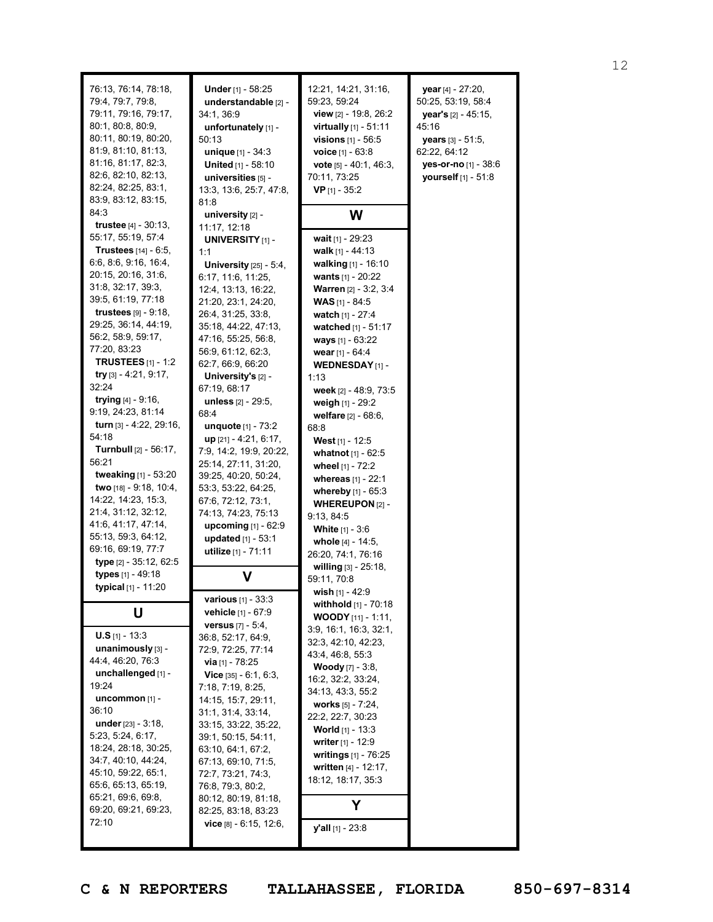76:13, 76:14, 78:18, 79:4, 79:7, 79:8, 79:11, 79:16, 79:17, 80:1, 80:8, 80:9, 80:11, 80:19, 80:20, 81:9, 81:10, 81:13, 81:16, 81:17, 82:3, 82:6, 82:10, 82:13, 82:24, 82:25, 83:1, 83:9, 83:12, 83:15, 84:3

**trustee** [4] - 30:13, 55:17, 55:19, 57:4
**Trustees** [14] - 6:5, 6:6, 8:6, 9:16, 16:4, 20:15, 20:16, 31:6, 31:8, 32:17, 39:3, 39:5, 61:19, 77:18
**trustees** [9] - 9:18, 29:25, 36:14, 44:19, 56:2, 58:9, 59:17, 77:20, 83:23
**TRUSTEES** [1] - 1:2
**try** [3] - 4:21, 9:17, 32:24
**trying** [4] - 9:16, 9:19, 24:23, 81:14
**turn** [3] - 4:22, 29:16, 54:18
**Turnbull** [2] - 56:17, 56:21
**tweaking** [1] - 53:20
**two** [18] - 9:18, 10:4, 14:22, 14:23, 15:3, 21:4, 31:12, 32:12, 41:6, 41:17, 47:14, 55:13, 59:3, 64:12, 69:16, 69:19, 77:7
**type** [2] - 35:12, 62:5
**types** [1] - 49:18
**typical** [1] - 11:20

## U

**U.S** [1] - 13:3
**unanimously** [3] - 44:4, 46:20, 76:3
**unchallenged** [1] - 19:24
**uncommon** [1] - 36:10
**under** [23] - 3:18, 5:23, 5:24, 6:17, 18:24, 28:18, 30:25, 34:7, 40:10, 44:24, 45:10, 59:22, 65:1, 65:6, 65:13, 65:19, 65:21, 69:6, 69:8, 69:20, 69:21, 69:23, 72:10
**Under** [1] - 58:25
**understandable** [2] - 34:1, 36:9
**unfortunately** [1] - 50:13
**unique** [1] - 34:3
**United** [1] - 58:10
**universities** [5] - 13:3, 13:6, 25:7, 47:8, 81:8
**university** [2] - 11:17, 12:18
**UNIVERSITY** [1] - 1:1
**University** [25] - 5:4, 6:17, 11:6, 11:25, 12:4, 13:13, 16:22, 21:20, 23:1, 24:20, 26:4, 31:25, 33:8, 35:18, 44:22, 47:13, 47:16, 55:25, 56:8, 56:9, 61:12, 62:3, 62:7, 66:9, 66:20
**University's** [2] - 67:19, 68:17
**unless** [2] - 29:5, 68:4
**unquote** [1] - 73:2
**up** [21] - 4:21, 6:17, 7:9, 14:2, 19:9, 20:22, 25:14, 27:11, 31:20, 39:25, 40:20, 50:24, 53:3, 53:22, 64:25, 67:6, 72:12, 73:1, 74:13, 74:23, 75:13
**upcoming** [1] - 62:9
**updated** [1] - 53:1
**utilize** [1] - 71:11

## V

**various** [1] - 33:3
**vehicle** [1] - 67:9
**versus** [7] - 5:4, 36:8, 52:17, 64:9, 72:9, 72:25, 77:14
**via** [1] - 78:25
**Vice** [35] - 6:1, 6:3, 7:18, 7:19, 8:25, 14:15, 15:7, 29:11, 31:1, 31:4, 33:14, 33:15, 33:22, 35:22, 39:1, 50:15, 54:11, 63:10, 64:1, 67:2, 67:13, 69:10, 71:5, 72:7, 73:21, 74:3, 76:8, 79:3, 80:2, 80:12, 80:19, 81:18, 82:25, 83:18, 83:23
**vice** [8] - 6:15, 12:6, 12:21, 14:21, 31:16, 59:23, 59:24
**view** [2] - 19:8, 26:2
**virtually** [1] - 51:11
**visions** [1] - 56:5
**voice** [1] - 63:8
**vote** [5] - 40:1, 46:3, 70:11, 73:25
**VP** [1] - 35:2

## W

**wait** [1] - 29:23
**walk** [1] - 44:13
**walking** [1] - 16:10
**wants** [1] - 20:22
**Warren** [2] - 3:2, 3:4
**WAS** [1] - 84:5
**watch** [1] - 27:4
**watched** [1] - 51:17
**ways** [1] - 63:22
**wear** [1] - 64:4
**WEDNESDAY** [1] - 1:13
**week** [2] - 48:9, 73:5
**weigh** [1] - 29:2
**welfare** [2] - 68:6, 68:8
**West** [1] - 12:5
**whatnot** [1] - 62:5
**wheel** [1] - 72:2
**whereas** [1] - 22:1
**whereby** [1] - 65:3
**WHEREUPON** [2] - 9:13, 84:5
**White** [1] - 3:6
**whole** [4] - 14:5, 26:20, 74:1, 76:16
**willing** [3] - 25:18, 59:11, 70:8
**wish** [1] - 42:9
**withhold** [1] - 70:18
**WOODY** [11] - 1:11, 3:9, 16:1, 16:3, 32:1, 32:3, 42:10, 42:23, 43:4, 46:8, 55:3
**Woody** [7] - 3:8, 16:2, 32:2, 33:24, 34:13, 43:3, 55:2
**works** [5] - 7:24, 22:2, 22:7, 30:23
**World** [1] - 13:3
**writer** [1] - 12:9
**writings** [1] - 76:25
**written** [4] - 12:17, 18:12, 18:17, 35:3

## Y

**y'all** [1] - 23:8
**year** [4] - 27:20, 50:25, 53:19, 58:4
**year's** [2] - 45:15, 45:16
**years** [3] - 51:5, 62:22, 64:12
**yes-or-no** [1] - 38:6
**yourself** [1] - 51:8